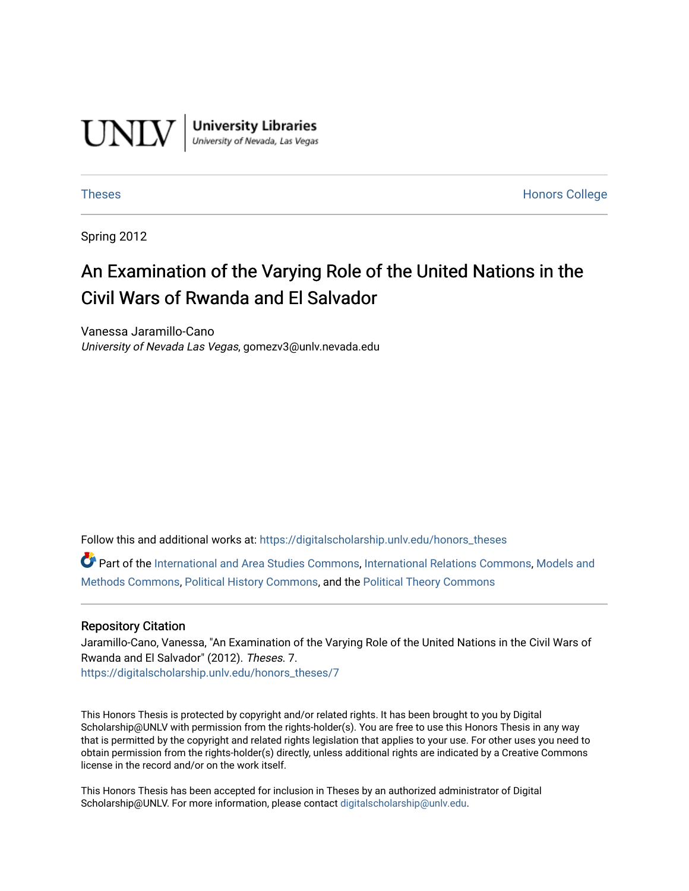UNLV | **University Libraries**
*University of Nevada, Las Vegas*

Theses | Honors College

Spring 2012

# An Examination of the Varying Role of the United Nations in the Civil Wars of Rwanda and El Salvador

Vanessa Jaramillo-Cano
*University of Nevada Las Vegas*, gomezv3@unlv.nevada.edu

Follow this and additional works at: https://digitalscholarship.unlv.edu/honors_theses

Part of the International and Area Studies Commons, International Relations Commons, Models and Methods Commons, Political History Commons, and the Political Theory Commons

## Repository Citation

Jaramillo-Cano, Vanessa, "An Examination of the Varying Role of the United Nations in the Civil Wars of Rwanda and El Salvador" (2012). *Theses*. 7.
https://digitalscholarship.unlv.edu/honors_theses/7

This Honors Thesis is protected by copyright and/or related rights. It has been brought to you by Digital Scholarship@UNLV with permission from the rights-holder(s). You are free to use this Honors Thesis in any way that is permitted by the copyright and related rights legislation that applies to your use. For other uses you need to obtain permission from the rights-holder(s) directly, unless additional rights are indicated by a Creative Commons license in the record and/or on the work itself.

This Honors Thesis has been accepted for inclusion in Theses by an authorized administrator of Digital Scholarship@UNLV. For more information, please contact digitalscholarship@unlv.edu.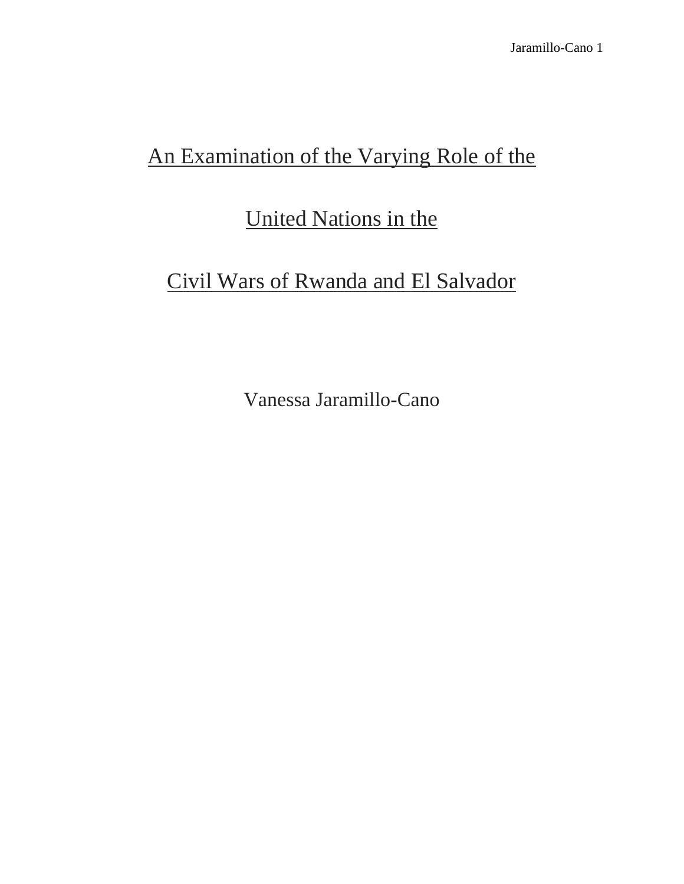# An Examination of the Varying Role of the United Nations in the Civil Wars of Rwanda and El Salvador

Vanessa Jaramillo-Cano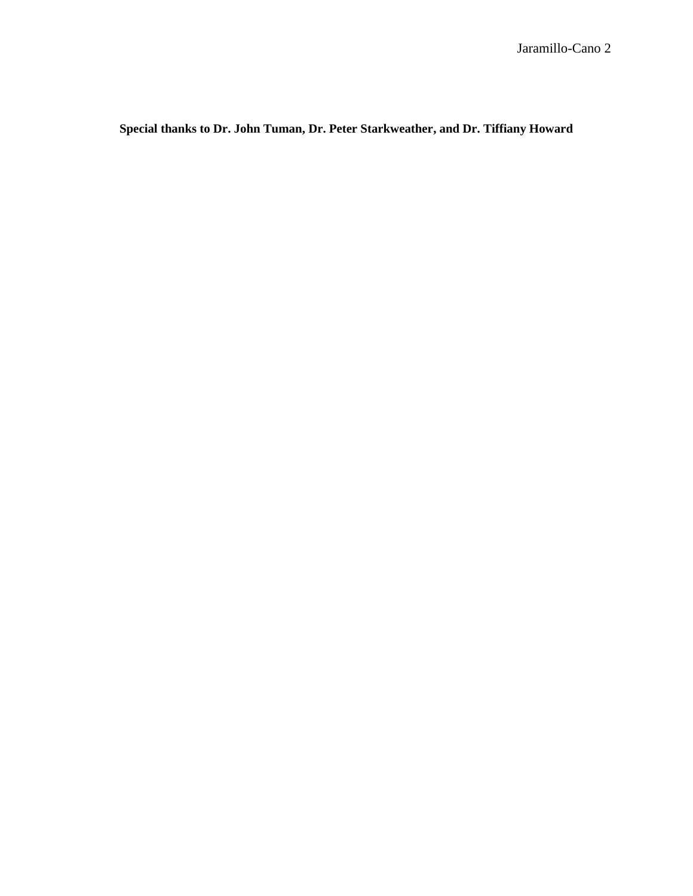**Special thanks to Dr. John Tuman, Dr. Peter Starkweather, and Dr. Tiffiany Howard**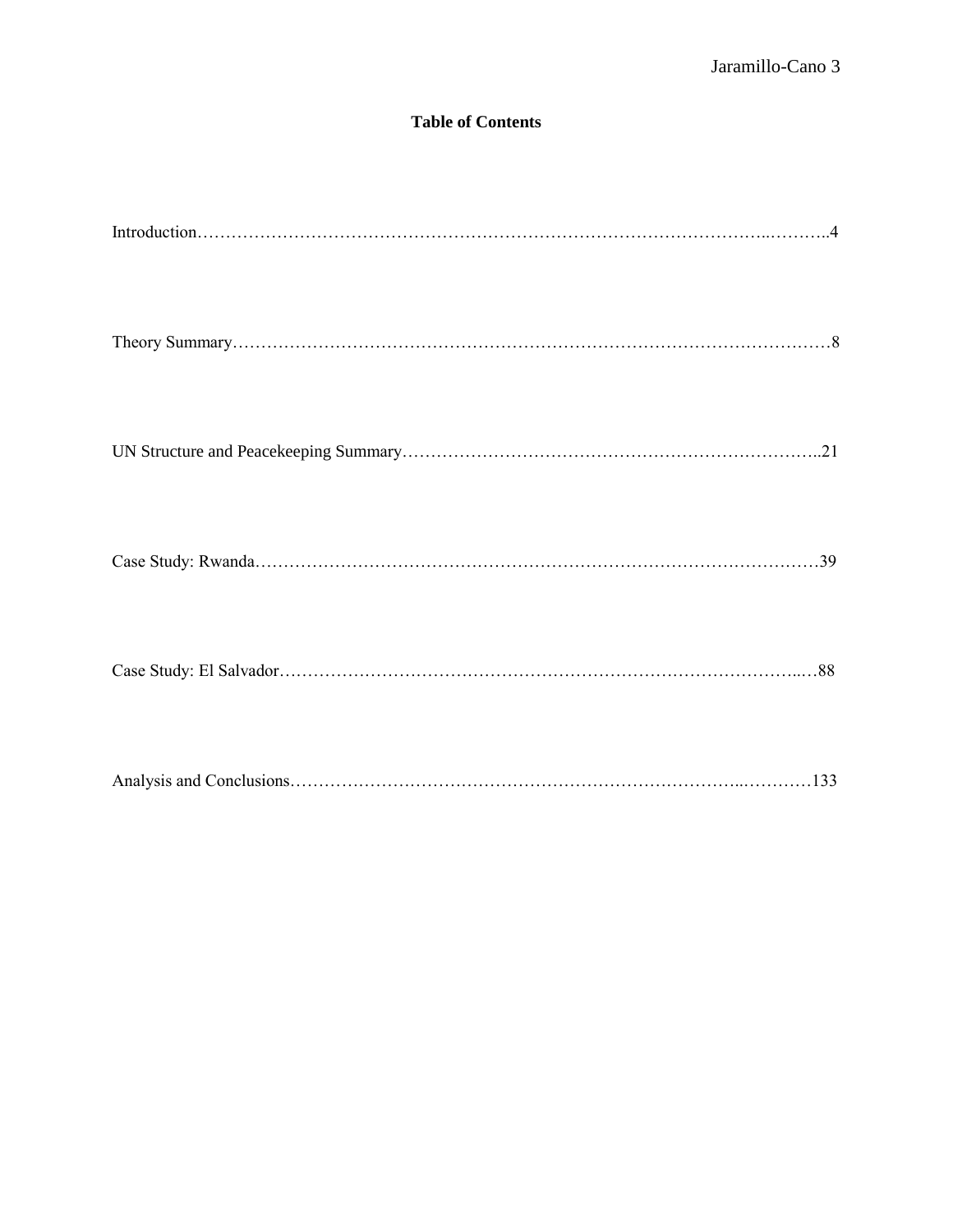## Table of Contents

Introduction……………………………………………………………………………………..………..4

Theory Summary………………………………………………………………………………………8

UN Structure and Peacekeeping Summary……………………………………………………………..21

Case Study: Rwanda………………………………………………………………………………39

Case Study: El Salvador……………………………………………………………………………..…88

Analysis and Conclusions…………………………………………………………………..…………133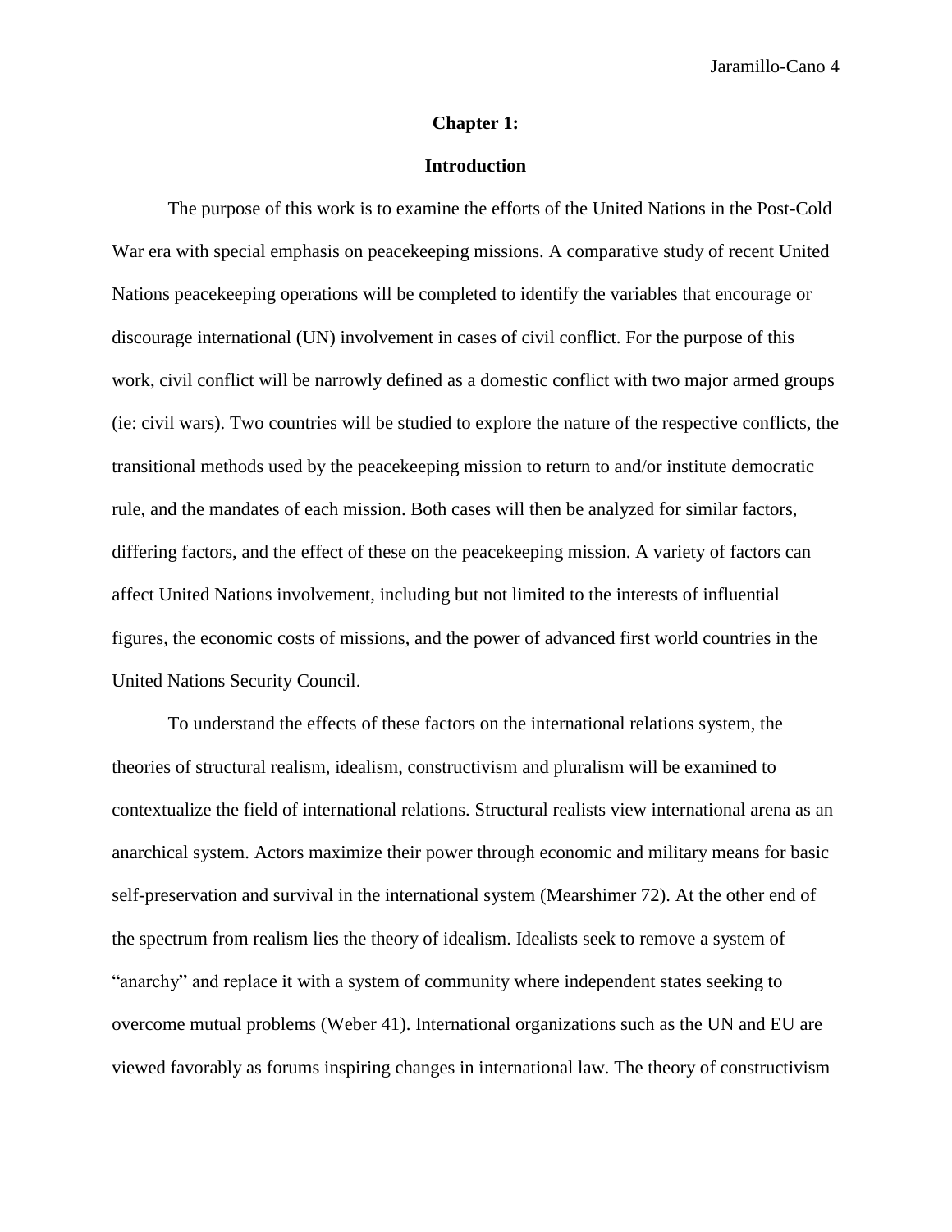# Chapter 1:

## Introduction

The purpose of this work is to examine the efforts of the United Nations in the Post-Cold War era with special emphasis on peacekeeping missions. A comparative study of recent United Nations peacekeeping operations will be completed to identify the variables that encourage or discourage international (UN) involvement in cases of civil conflict. For the purpose of this work, civil conflict will be narrowly defined as a domestic conflict with two major armed groups (ie: civil wars). Two countries will be studied to explore the nature of the respective conflicts, the transitional methods used by the peacekeeping mission to return to and/or institute democratic rule, and the mandates of each mission. Both cases will then be analyzed for similar factors, differing factors, and the effect of these on the peacekeeping mission. A variety of factors can affect United Nations involvement, including but not limited to the interests of influential figures, the economic costs of missions, and the power of advanced first world countries in the United Nations Security Council.

To understand the effects of these factors on the international relations system, the theories of structural realism, idealism, constructivism and pluralism will be examined to contextualize the field of international relations. Structural realists view international arena as an anarchical system. Actors maximize their power through economic and military means for basic self-preservation and survival in the international system (Mearshimer 72). At the other end of the spectrum from realism lies the theory of idealism. Idealists seek to remove a system of "anarchy" and replace it with a system of community where independent states seeking to overcome mutual problems (Weber 41). International organizations such as the UN and EU are viewed favorably as forums inspiring changes in international law. The theory of constructivism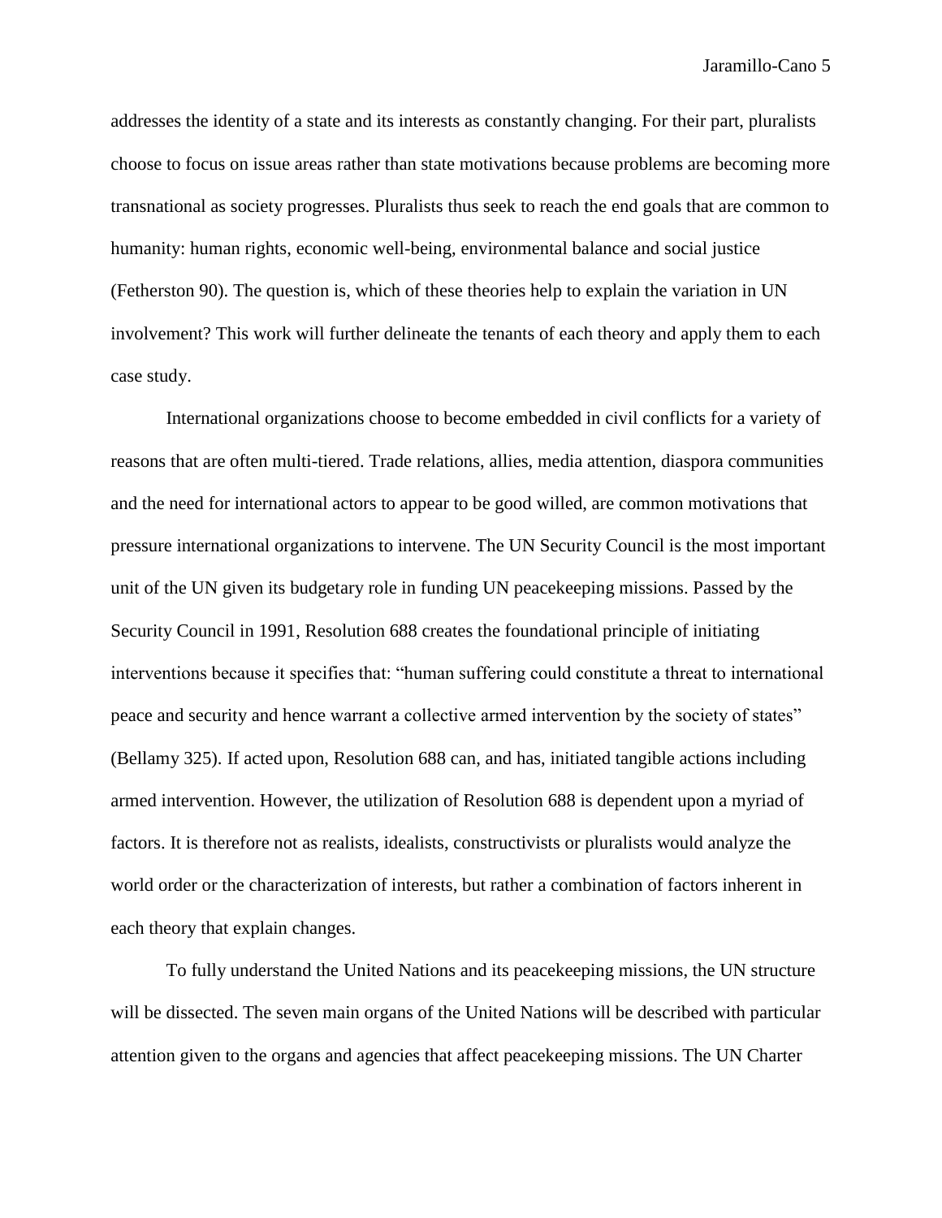addresses the identity of a state and its interests as constantly changing. For their part, pluralists choose to focus on issue areas rather than state motivations because problems are becoming more transnational as society progresses. Pluralists thus seek to reach the end goals that are common to humanity: human rights, economic well-being, environmental balance and social justice (Fetherston 90). The question is, which of these theories help to explain the variation in UN involvement? This work will further delineate the tenants of each theory and apply them to each case study.

International organizations choose to become embedded in civil conflicts for a variety of reasons that are often multi-tiered. Trade relations, allies, media attention, diaspora communities and the need for international actors to appear to be good willed, are common motivations that pressure international organizations to intervene. The UN Security Council is the most important unit of the UN given its budgetary role in funding UN peacekeeping missions. Passed by the Security Council in 1991, Resolution 688 creates the foundational principle of initiating interventions because it specifies that: "human suffering could constitute a threat to international peace and security and hence warrant a collective armed intervention by the society of states" (Bellamy 325). If acted upon, Resolution 688 can, and has, initiated tangible actions including armed intervention. However, the utilization of Resolution 688 is dependent upon a myriad of factors. It is therefore not as realists, idealists, constructivists or pluralists would analyze the world order or the characterization of interests, but rather a combination of factors inherent in each theory that explain changes.

To fully understand the United Nations and its peacekeeping missions, the UN structure will be dissected. The seven main organs of the United Nations will be described with particular attention given to the organs and agencies that affect peacekeeping missions. The UN Charter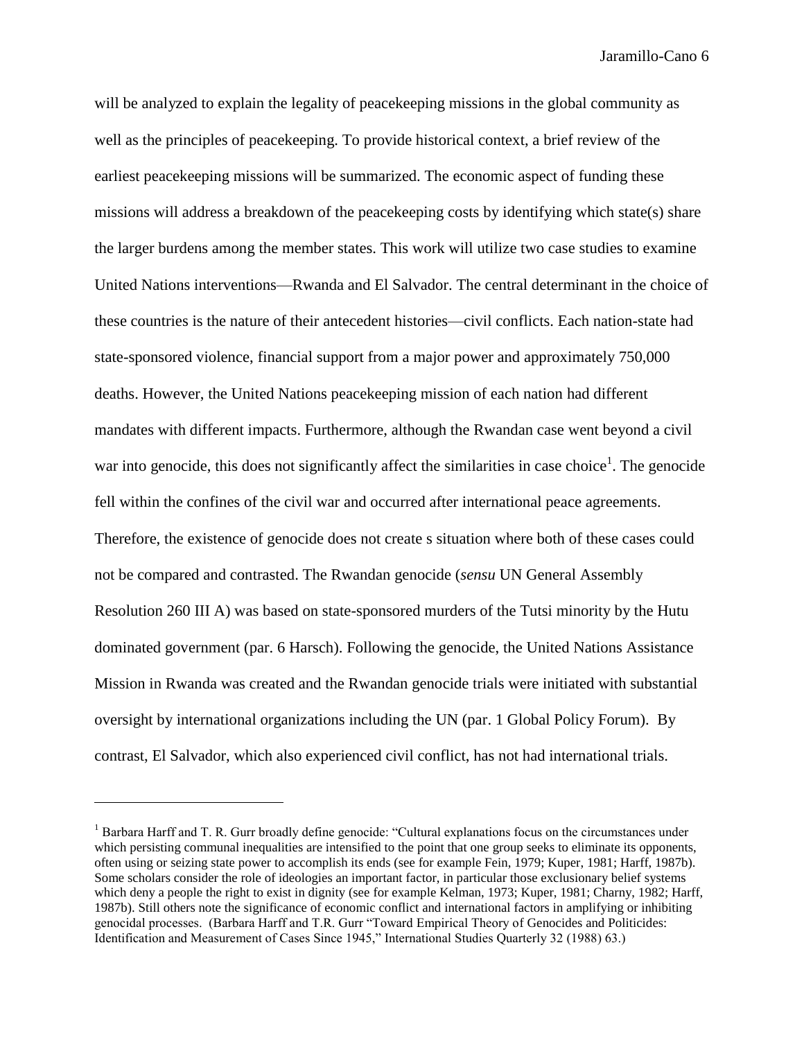will be analyzed to explain the legality of peacekeeping missions in the global community as well as the principles of peacekeeping. To provide historical context, a brief review of the earliest peacekeeping missions will be summarized. The economic aspect of funding these missions will address a breakdown of the peacekeeping costs by identifying which state(s) share the larger burdens among the member states. This work will utilize two case studies to examine United Nations interventions—Rwanda and El Salvador. The central determinant in the choice of these countries is the nature of their antecedent histories—civil conflicts. Each nation-state had state-sponsored violence, financial support from a major power and approximately 750,000 deaths. However, the United Nations peacekeeping mission of each nation had different mandates with different impacts. Furthermore, although the Rwandan case went beyond a civil war into genocide, this does not significantly affect the similarities in case choice[1]. The genocide fell within the confines of the civil war and occurred after international peace agreements. Therefore, the existence of genocide does not create s situation where both of these cases could not be compared and contrasted. The Rwandan genocide (*sensu* UN General Assembly Resolution 260 III A) was based on state-sponsored murders of the Tutsi minority by the Hutu dominated government (par. 6 Harsch). Following the genocide, the United Nations Assistance Mission in Rwanda was created and the Rwandan genocide trials were initiated with substantial oversight by international organizations including the UN (par. 1 Global Policy Forum). By contrast, El Salvador, which also experienced civil conflict, has not had international trials.

---

[1] Barbara Harff and T. R. Gurr broadly define genocide: "Cultural explanations focus on the circumstances under which persisting communal inequalities are intensified to the point that one group seeks to eliminate its opponents, often using or seizing state power to accomplish its ends (see for example Fein, 1979; Kuper, 1981; Harff, 1987b). Some scholars consider the role of ideologies an important factor, in particular those exclusionary belief systems which deny a people the right to exist in dignity (see for example Kelman, 1973; Kuper, 1981; Charny, 1982; Harff, 1987b). Still others note the significance of economic conflict and international factors in amplifying or inhibiting genocidal processes. (Barbara Harff and T.R. Gurr "Toward Empirical Theory of Genocides and Politicides: Identification and Measurement of Cases Since 1945," International Studies Quarterly 32 (1988) 63.)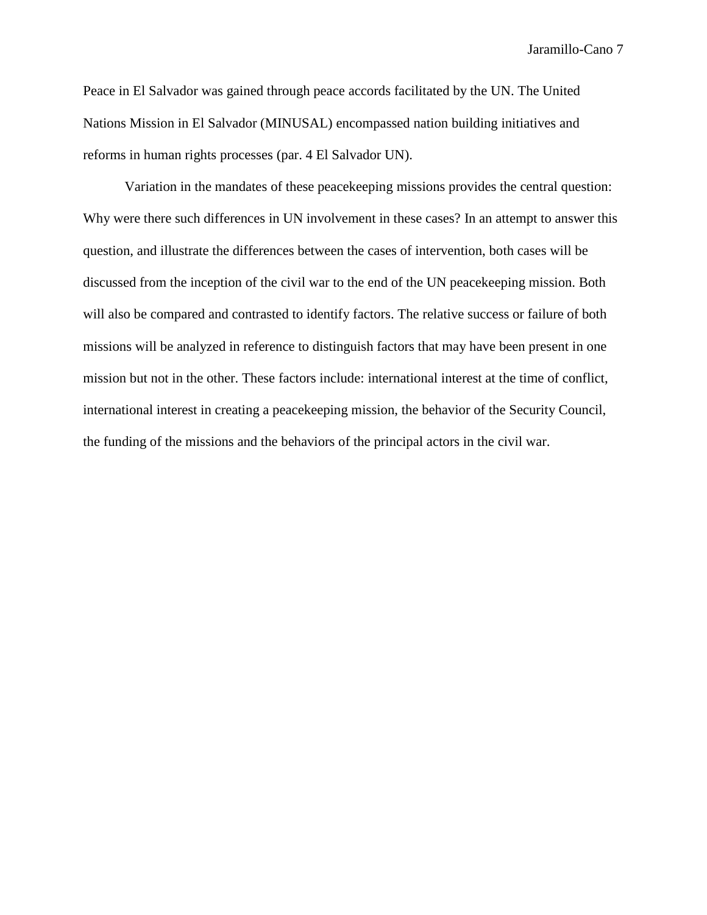Peace in El Salvador was gained through peace accords facilitated by the UN. The United Nations Mission in El Salvador (MINUSAL) encompassed nation building initiatives and reforms in human rights processes (par. 4 El Salvador UN).

Variation in the mandates of these peacekeeping missions provides the central question: Why were there such differences in UN involvement in these cases? In an attempt to answer this question, and illustrate the differences between the cases of intervention, both cases will be discussed from the inception of the civil war to the end of the UN peacekeeping mission. Both will also be compared and contrasted to identify factors. The relative success or failure of both missions will be analyzed in reference to distinguish factors that may have been present in one mission but not in the other. These factors include: international interest at the time of conflict, international interest in creating a peacekeeping mission, the behavior of the Security Council, the funding of the missions and the behaviors of the principal actors in the civil war.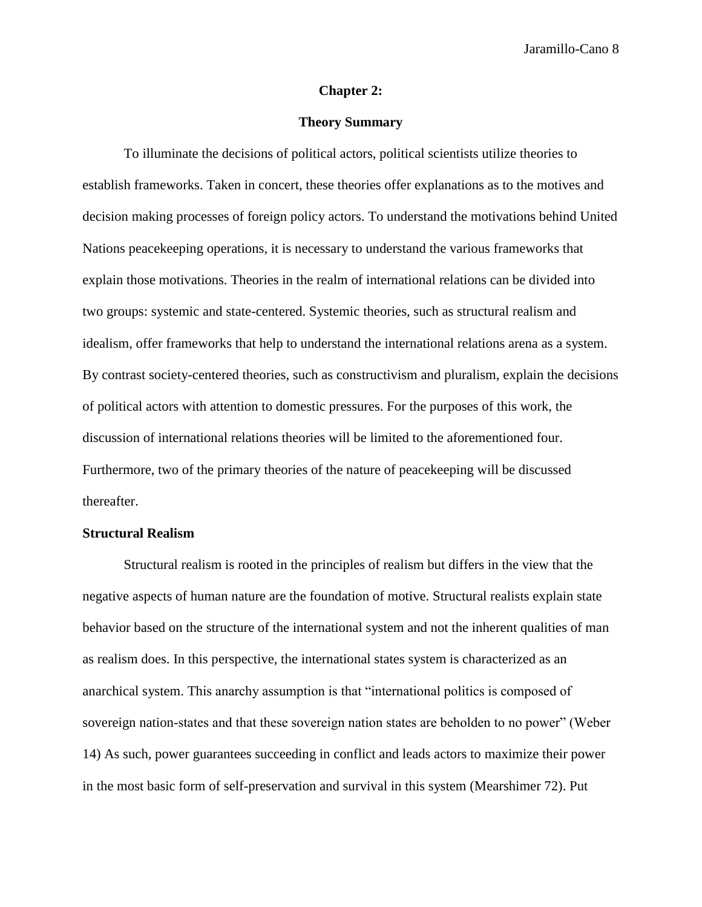# Chapter 2:

## Theory Summary

To illuminate the decisions of political actors, political scientists utilize theories to establish frameworks. Taken in concert, these theories offer explanations as to the motives and decision making processes of foreign policy actors. To understand the motivations behind United Nations peacekeeping operations, it is necessary to understand the various frameworks that explain those motivations. Theories in the realm of international relations can be divided into two groups: systemic and state-centered. Systemic theories, such as structural realism and idealism, offer frameworks that help to understand the international relations arena as a system. By contrast society-centered theories, such as constructivism and pluralism, explain the decisions of political actors with attention to domestic pressures. For the purposes of this work, the discussion of international relations theories will be limited to the aforementioned four. Furthermore, two of the primary theories of the nature of peacekeeping will be discussed thereafter.

### Structural Realism

Structural realism is rooted in the principles of realism but differs in the view that the negative aspects of human nature are the foundation of motive. Structural realists explain state behavior based on the structure of the international system and not the inherent qualities of man as realism does. In this perspective, the international states system is characterized as an anarchical system. This anarchy assumption is that "international politics is composed of sovereign nation-states and that these sovereign nation states are beholden to no power" (Weber 14) As such, power guarantees succeeding in conflict and leads actors to maximize their power in the most basic form of self-preservation and survival in this system (Mearshimer 72). Put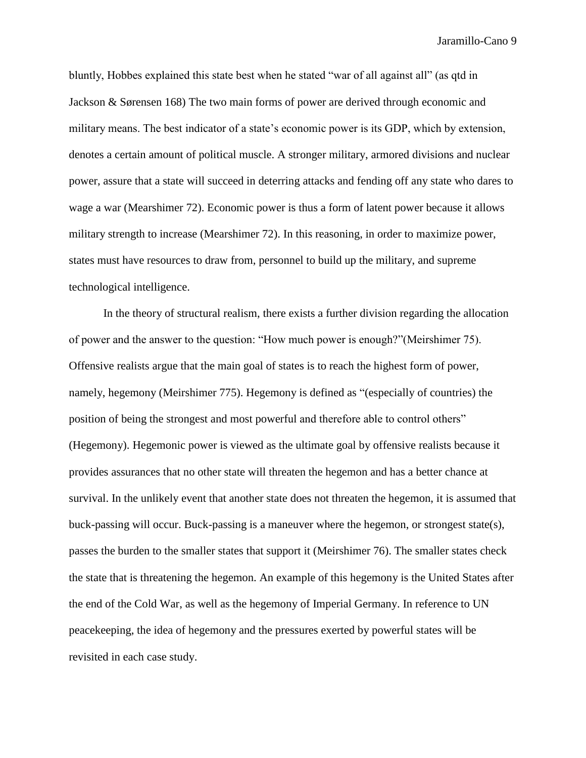bluntly, Hobbes explained this state best when he stated "war of all against all" (as qtd in Jackson & Sørensen 168) The two main forms of power are derived through economic and military means. The best indicator of a state's economic power is its GDP, which by extension, denotes a certain amount of political muscle. A stronger military, armored divisions and nuclear power, assure that a state will succeed in deterring attacks and fending off any state who dares to wage a war (Mearshimer 72). Economic power is thus a form of latent power because it allows military strength to increase (Mearshimer 72). In this reasoning, in order to maximize power, states must have resources to draw from, personnel to build up the military, and supreme technological intelligence.

In the theory of structural realism, there exists a further division regarding the allocation of power and the answer to the question: "How much power is enough?"(Meirshimer 75). Offensive realists argue that the main goal of states is to reach the highest form of power, namely, hegemony (Meirshimer 775). Hegemony is defined as "(especially of countries) the position of being the strongest and most powerful and therefore able to control others" (Hegemony). Hegemonic power is viewed as the ultimate goal by offensive realists because it provides assurances that no other state will threaten the hegemon and has a better chance at survival. In the unlikely event that another state does not threaten the hegemon, it is assumed that buck-passing will occur. Buck-passing is a maneuver where the hegemon, or strongest state(s), passes the burden to the smaller states that support it (Meirshimer 76). The smaller states check the state that is threatening the hegemon. An example of this hegemony is the United States after the end of the Cold War, as well as the hegemony of Imperial Germany. In reference to UN peacekeeping, the idea of hegemony and the pressures exerted by powerful states will be revisited in each case study.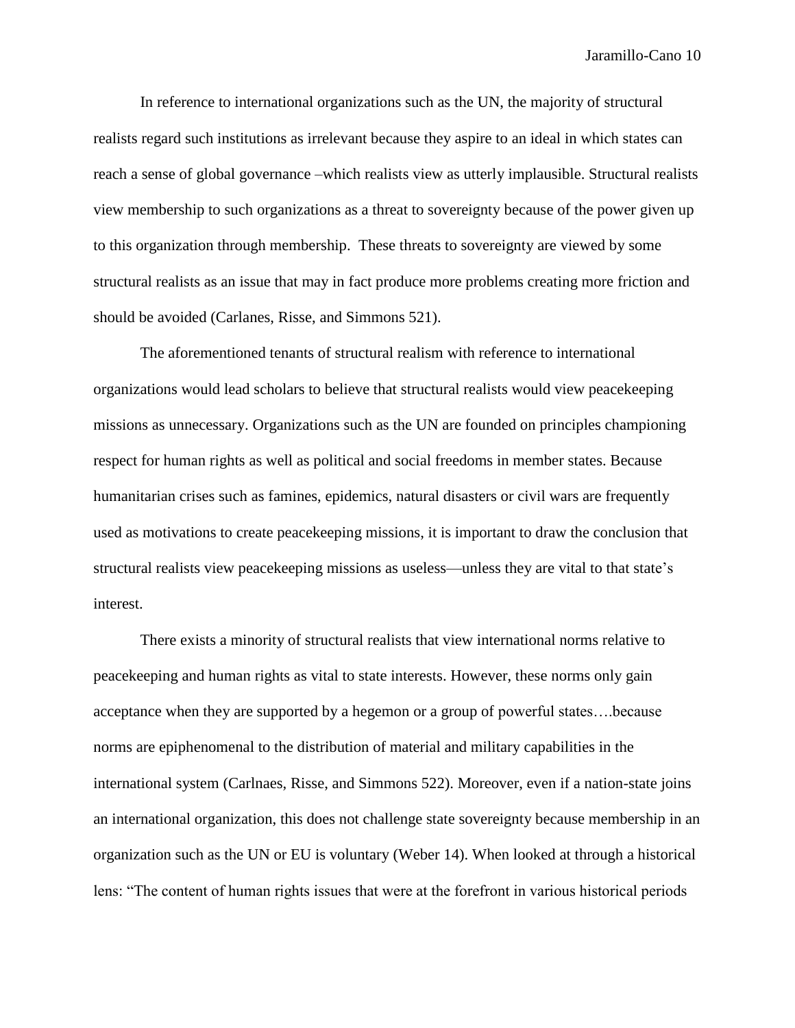In reference to international organizations such as the UN, the majority of structural realists regard such institutions as irrelevant because they aspire to an ideal in which states can reach a sense of global governance –which realists view as utterly implausible. Structural realists view membership to such organizations as a threat to sovereignty because of the power given up to this organization through membership.  These threats to sovereignty are viewed by some structural realists as an issue that may in fact produce more problems creating more friction and should be avoided (Carlanes, Risse, and Simmons 521).

The aforementioned tenants of structural realism with reference to international organizations would lead scholars to believe that structural realists would view peacekeeping missions as unnecessary. Organizations such as the UN are founded on principles championing respect for human rights as well as political and social freedoms in member states. Because humanitarian crises such as famines, epidemics, natural disasters or civil wars are frequently used as motivations to create peacekeeping missions, it is important to draw the conclusion that structural realists view peacekeeping missions as useless—unless they are vital to that state's interest.

There exists a minority of structural realists that view international norms relative to peacekeeping and human rights as vital to state interests. However, these norms only gain acceptance when they are supported by a hegemon or a group of powerful states….because norms are epiphenomenal to the distribution of material and military capabilities in the international system (Carlnaes, Risse, and Simmons 522). Moreover, even if a nation-state joins an international organization, this does not challenge state sovereignty because membership in an organization such as the UN or EU is voluntary (Weber 14). When looked at through a historical lens: "The content of human rights issues that were at the forefront in various historical periods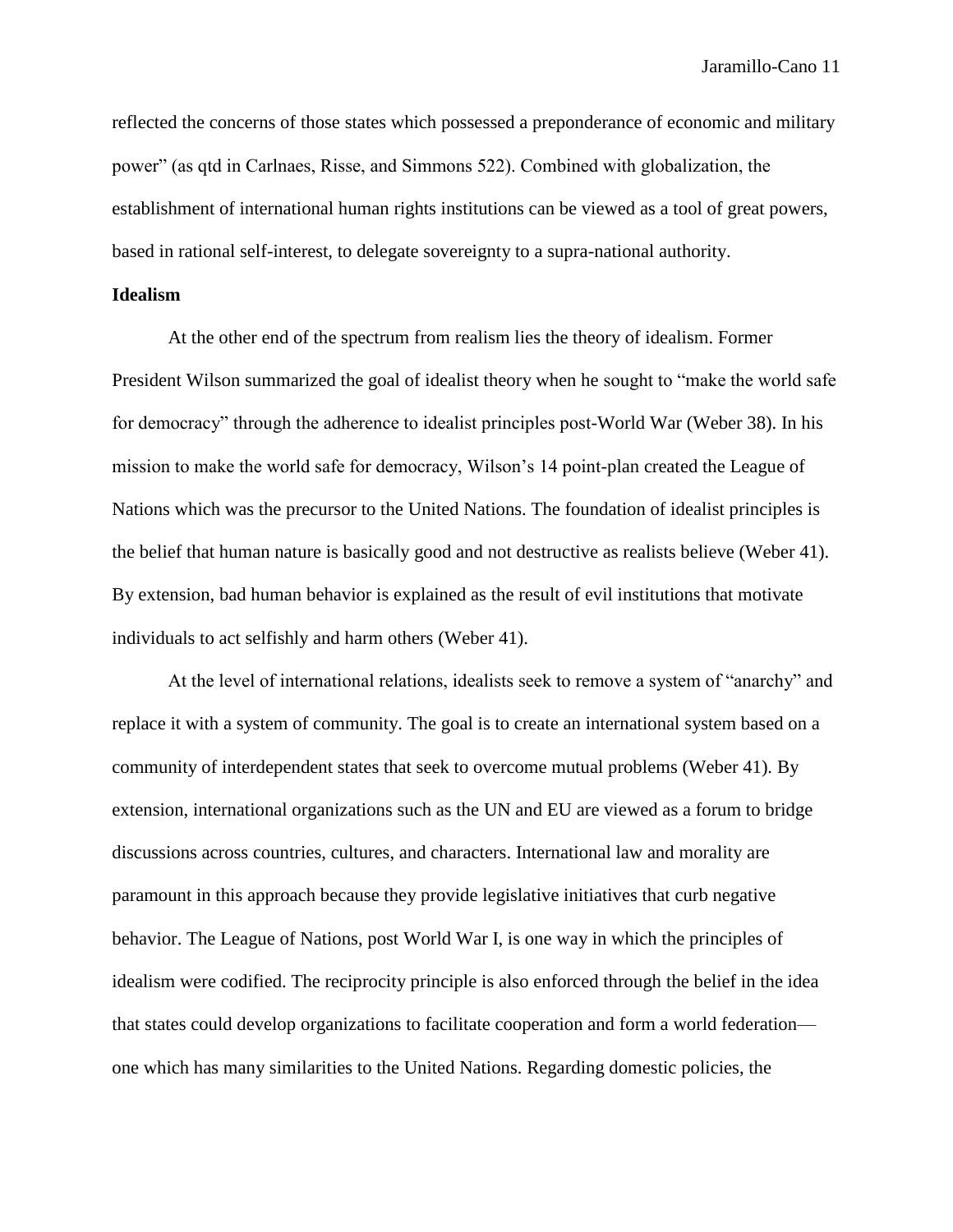reflected the concerns of those states which possessed a preponderance of economic and military power" (as qtd in Carlnaes, Risse, and Simmons 522). Combined with globalization, the establishment of international human rights institutions can be viewed as a tool of great powers, based in rational self-interest, to delegate sovereignty to a supra-national authority.

**Idealism**

At the other end of the spectrum from realism lies the theory of idealism. Former President Wilson summarized the goal of idealist theory when he sought to "make the world safe for democracy" through the adherence to idealist principles post-World War (Weber 38). In his mission to make the world safe for democracy, Wilson's 14 point-plan created the League of Nations which was the precursor to the United Nations. The foundation of idealist principles is the belief that human nature is basically good and not destructive as realists believe (Weber 41). By extension, bad human behavior is explained as the result of evil institutions that motivate individuals to act selfishly and harm others (Weber 41).

At the level of international relations, idealists seek to remove a system of "anarchy" and replace it with a system of community. The goal is to create an international system based on a community of interdependent states that seek to overcome mutual problems (Weber 41). By extension, international organizations such as the UN and EU are viewed as a forum to bridge discussions across countries, cultures, and characters. International law and morality are paramount in this approach because they provide legislative initiatives that curb negative behavior. The League of Nations, post World War I, is one way in which the principles of idealism were codified. The reciprocity principle is also enforced through the belief in the idea that states could develop organizations to facilitate cooperation and form a world federation—one which has many similarities to the United Nations. Regarding domestic policies, the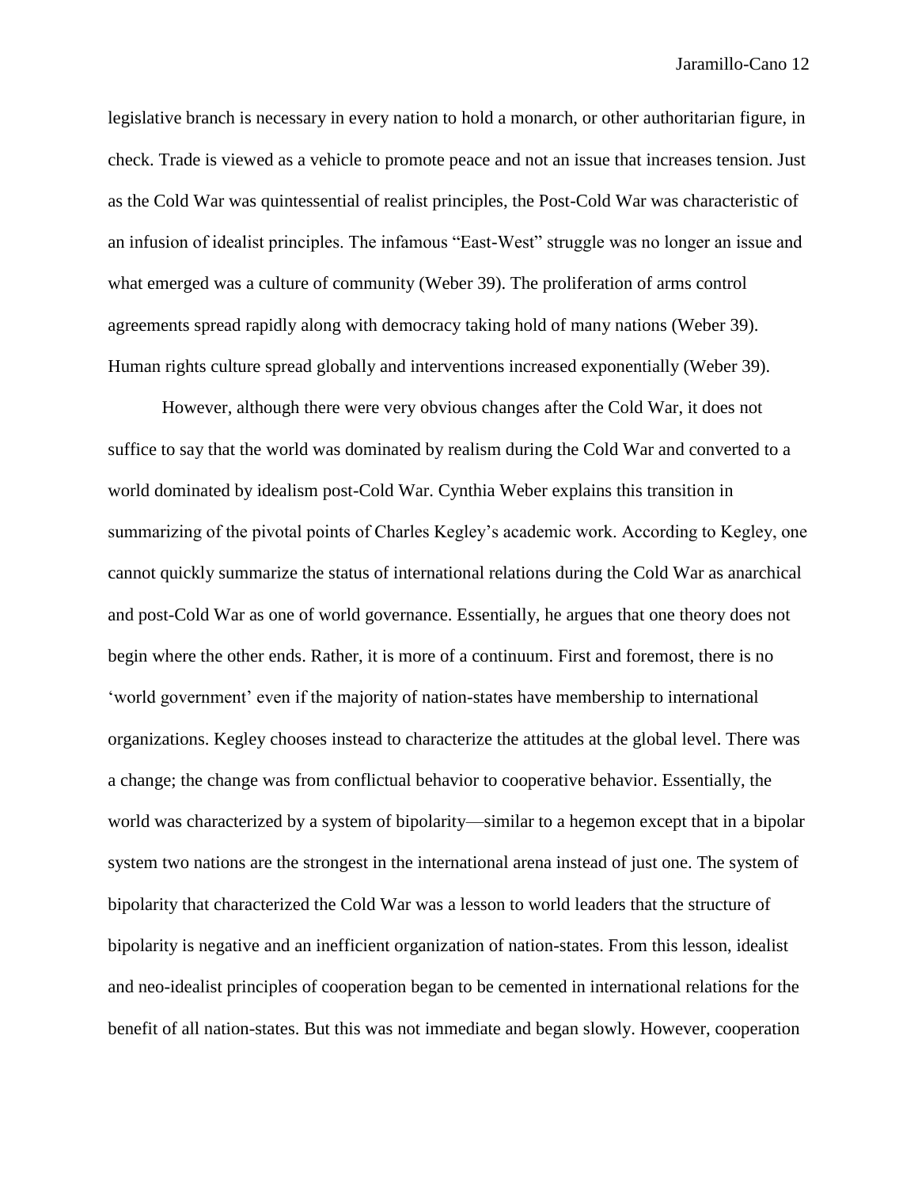legislative branch is necessary in every nation to hold a monarch, or other authoritarian figure, in check. Trade is viewed as a vehicle to promote peace and not an issue that increases tension. Just as the Cold War was quintessential of realist principles, the Post-Cold War was characteristic of an infusion of idealist principles. The infamous "East-West" struggle was no longer an issue and what emerged was a culture of community (Weber 39). The proliferation of arms control agreements spread rapidly along with democracy taking hold of many nations (Weber 39). Human rights culture spread globally and interventions increased exponentially (Weber 39).

However, although there were very obvious changes after the Cold War, it does not suffice to say that the world was dominated by realism during the Cold War and converted to a world dominated by idealism post-Cold War. Cynthia Weber explains this transition in summarizing of the pivotal points of Charles Kegley's academic work. According to Kegley, one cannot quickly summarize the status of international relations during the Cold War as anarchical and post-Cold War as one of world governance. Essentially, he argues that one theory does not begin where the other ends. Rather, it is more of a continuum. First and foremost, there is no 'world government' even if the majority of nation-states have membership to international organizations. Kegley chooses instead to characterize the attitudes at the global level. There was a change; the change was from conflictual behavior to cooperative behavior. Essentially, the world was characterized by a system of bipolarity—similar to a hegemon except that in a bipolar system two nations are the strongest in the international arena instead of just one. The system of bipolarity that characterized the Cold War was a lesson to world leaders that the structure of bipolarity is negative and an inefficient organization of nation-states. From this lesson, idealist and neo-idealist principles of cooperation began to be cemented in international relations for the benefit of all nation-states. But this was not immediate and began slowly. However, cooperation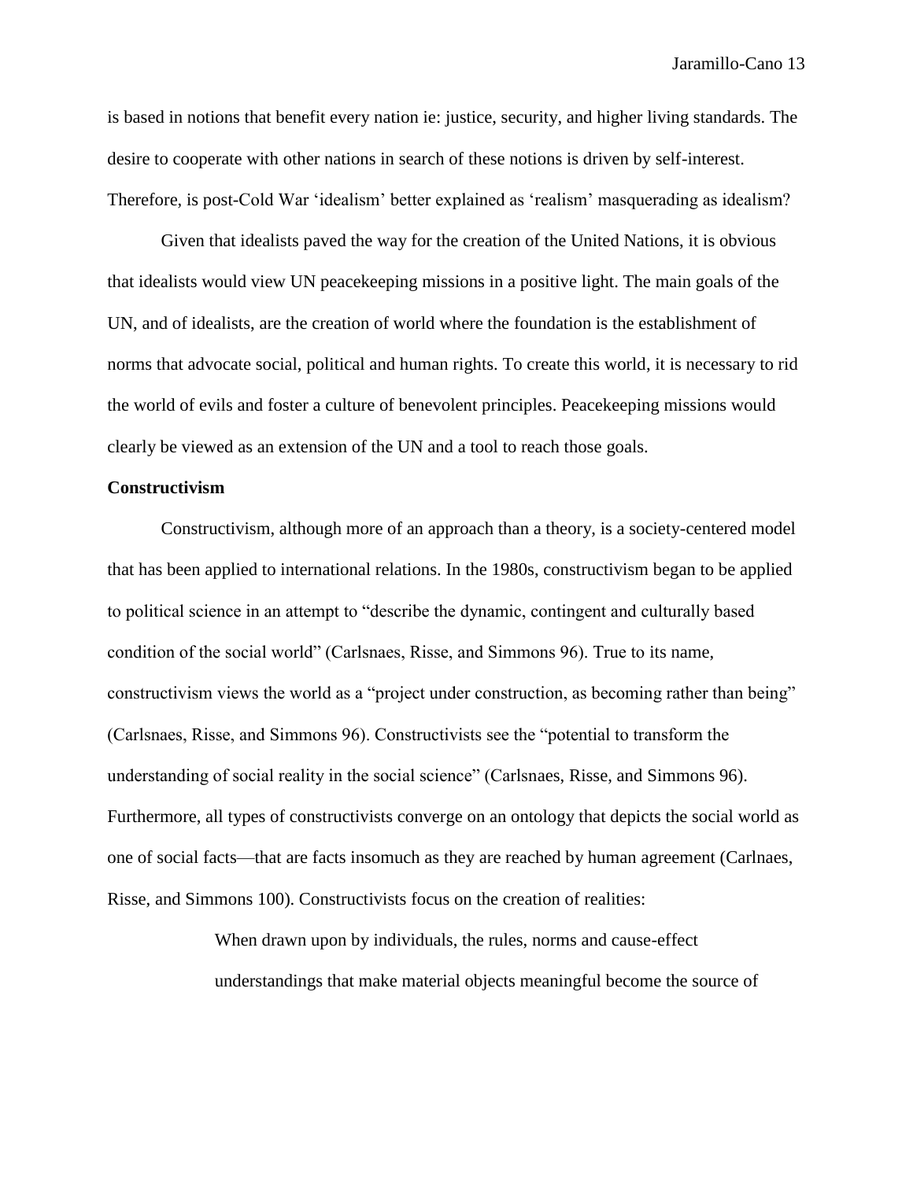is based in notions that benefit every nation ie: justice, security, and higher living standards. The desire to cooperate with other nations in search of these notions is driven by self-interest. Therefore, is post-Cold War 'idealism' better explained as 'realism' masquerading as idealism?

Given that idealists paved the way for the creation of the United Nations, it is obvious that idealists would view UN peacekeeping missions in a positive light. The main goals of the UN, and of idealists, are the creation of world where the foundation is the establishment of norms that advocate social, political and human rights. To create this world, it is necessary to rid the world of evils and foster a culture of benevolent principles. Peacekeeping missions would clearly be viewed as an extension of the UN and a tool to reach those goals.

**Constructivism**

Constructivism, although more of an approach than a theory, is a society-centered model that has been applied to international relations. In the 1980s, constructivism began to be applied to political science in an attempt to "describe the dynamic, contingent and culturally based condition of the social world" (Carlsnaes, Risse, and Simmons 96). True to its name, constructivism views the world as a "project under construction, as becoming rather than being" (Carlsnaes, Risse, and Simmons 96). Constructivists see the "potential to transform the understanding of social reality in the social science" (Carlsnaes, Risse, and Simmons 96). Furthermore, all types of constructivists converge on an ontology that depicts the social world as one of social facts—that are facts insomuch as they are reached by human agreement (Carlnaes, Risse, and Simmons 100). Constructivists focus on the creation of realities:

> When drawn upon by individuals, the rules, norms and cause-effect understandings that make material objects meaningful become the source of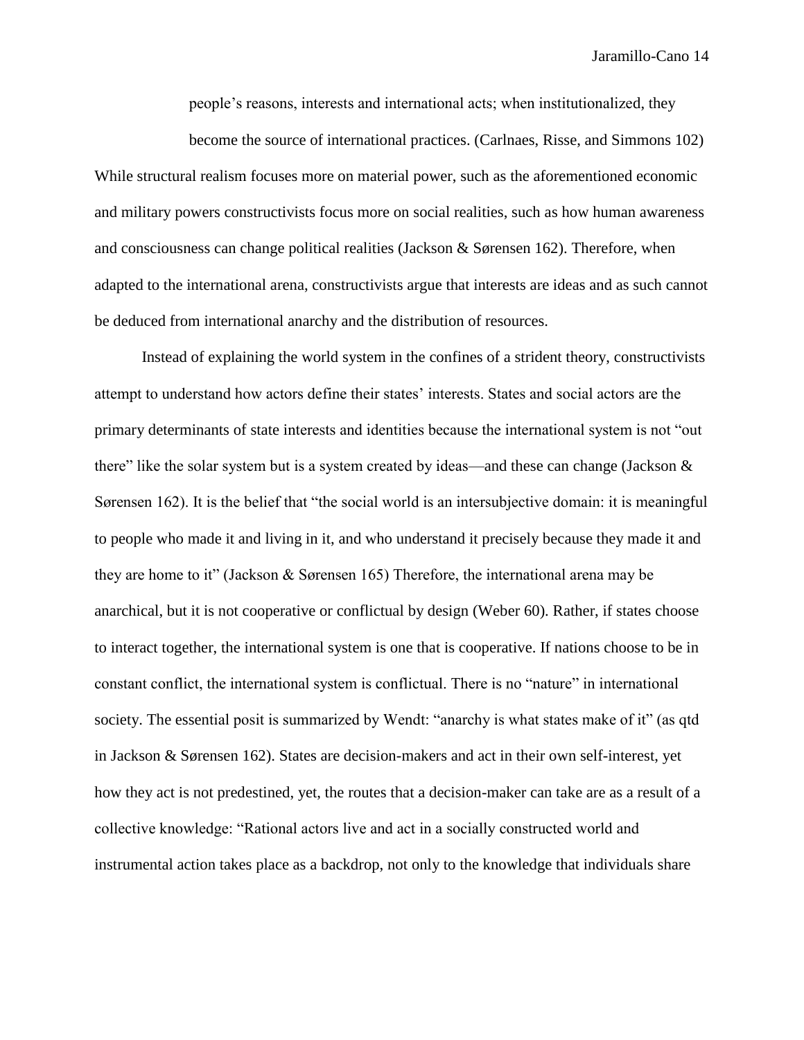> people's reasons, interests and international acts; when institutionalized, they become the source of international practices. (Carlnaes, Risse, and Simmons 102)

While structural realism focuses more on material power, such as the aforementioned economic and military powers constructivists focus more on social realities, such as how human awareness and consciousness can change political realities (Jackson & Sørensen 162). Therefore, when adapted to the international arena, constructivists argue that interests are ideas and as such cannot be deduced from international anarchy and the distribution of resources.

Instead of explaining the world system in the confines of a strident theory, constructivists attempt to understand how actors define their states' interests. States and social actors are the primary determinants of state interests and identities because the international system is not "out there" like the solar system but is a system created by ideas—and these can change (Jackson & Sørensen 162). It is the belief that "the social world is an intersubjective domain: it is meaningful to people who made it and living in it, and who understand it precisely because they made it and they are home to it" (Jackson & Sørensen 165) Therefore, the international arena may be anarchical, but it is not cooperative or conflictual by design (Weber 60). Rather, if states choose to interact together, the international system is one that is cooperative. If nations choose to be in constant conflict, the international system is conflictual. There is no "nature" in international society. The essential posit is summarized by Wendt: "anarchy is what states make of it" (as qtd in Jackson & Sørensen 162). States are decision-makers and act in their own self-interest, yet how they act is not predestined, yet, the routes that a decision-maker can take are as a result of a collective knowledge: "Rational actors live and act in a socially constructed world and instrumental action takes place as a backdrop, not only to the knowledge that individuals share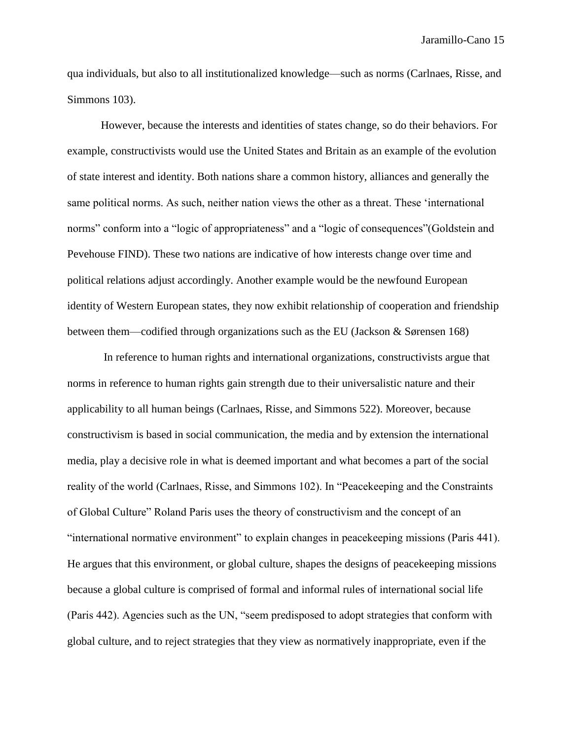qua individuals, but also to all institutionalized knowledge—such as norms (Carlnaes, Risse, and Simmons 103).

However, because the interests and identities of states change, so do their behaviors. For example, constructivists would use the United States and Britain as an example of the evolution of state interest and identity. Both nations share a common history, alliances and generally the same political norms. As such, neither nation views the other as a threat. These 'international norms" conform into a "logic of appropriateness" and a "logic of consequences"(Goldstein and Pevehouse FIND). These two nations are indicative of how interests change over time and political relations adjust accordingly. Another example would be the newfound European identity of Western European states, they now exhibit relationship of cooperation and friendship between them—codified through organizations such as the EU (Jackson & Sørensen 168)

In reference to human rights and international organizations, constructivists argue that norms in reference to human rights gain strength due to their universalistic nature and their applicability to all human beings (Carlnaes, Risse, and Simmons 522). Moreover, because constructivism is based in social communication, the media and by extension the international media, play a decisive role in what is deemed important and what becomes a part of the social reality of the world (Carlnaes, Risse, and Simmons 102). In "Peacekeeping and the Constraints of Global Culture" Roland Paris uses the theory of constructivism and the concept of an "international normative environment" to explain changes in peacekeeping missions (Paris 441). He argues that this environment, or global culture, shapes the designs of peacekeeping missions because a global culture is comprised of formal and informal rules of international social life (Paris 442). Agencies such as the UN, "seem predisposed to adopt strategies that conform with global culture, and to reject strategies that they view as normatively inappropriate, even if the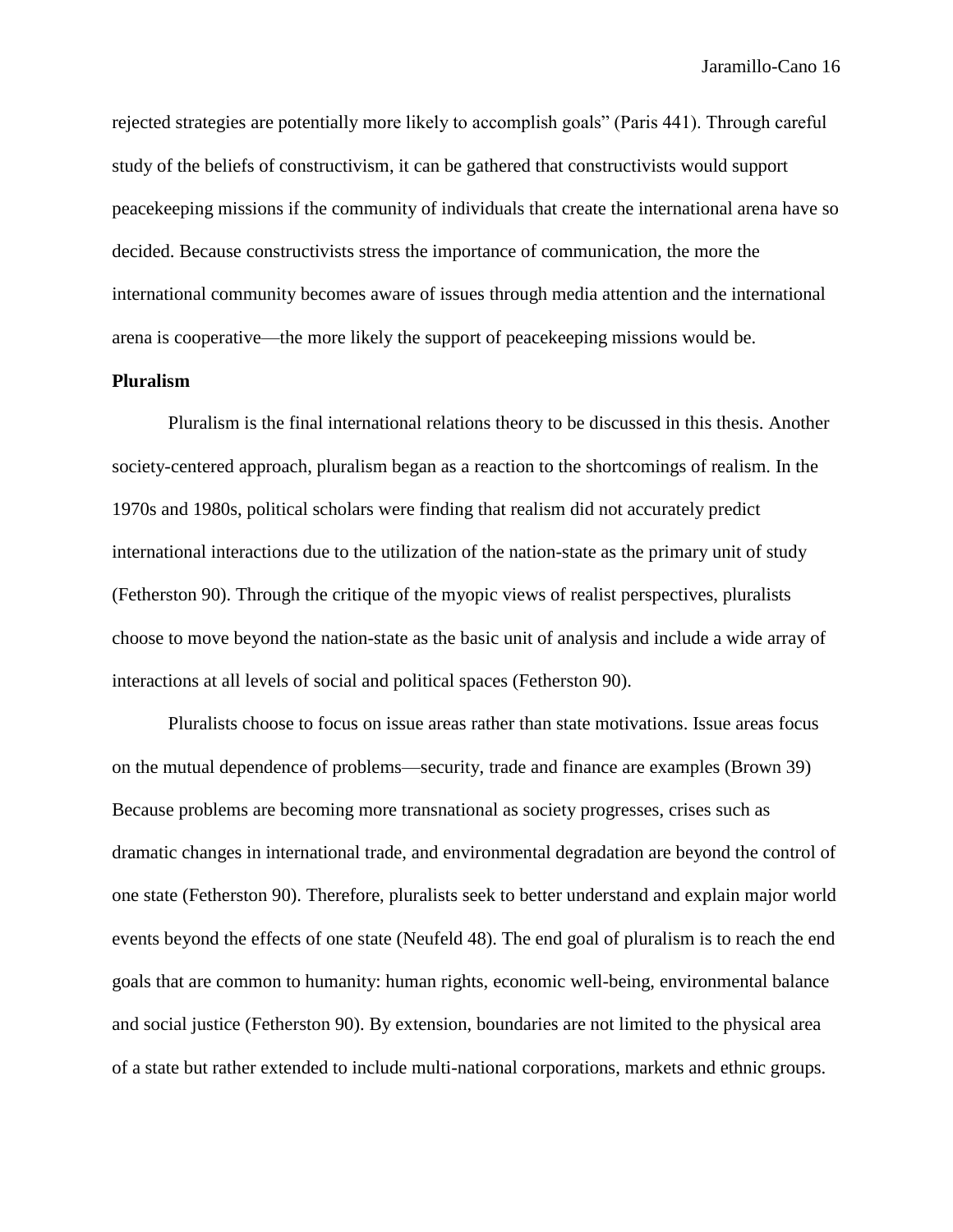rejected strategies are potentially more likely to accomplish goals" (Paris 441). Through careful study of the beliefs of constructivism, it can be gathered that constructivists would support peacekeeping missions if the community of individuals that create the international arena have so decided. Because constructivists stress the importance of communication, the more the international community becomes aware of issues through media attention and the international arena is cooperative—the more likely the support of peacekeeping missions would be.

**Pluralism**

Pluralism is the final international relations theory to be discussed in this thesis. Another society-centered approach, pluralism began as a reaction to the shortcomings of realism. In the 1970s and 1980s, political scholars were finding that realism did not accurately predict international interactions due to the utilization of the nation-state as the primary unit of study (Fetherston 90). Through the critique of the myopic views of realist perspectives, pluralists choose to move beyond the nation-state as the basic unit of analysis and include a wide array of interactions at all levels of social and political spaces (Fetherston 90).

Pluralists choose to focus on issue areas rather than state motivations. Issue areas focus on the mutual dependence of problems—security, trade and finance are examples (Brown 39) Because problems are becoming more transnational as society progresses, crises such as dramatic changes in international trade, and environmental degradation are beyond the control of one state (Fetherston 90). Therefore, pluralists seek to better understand and explain major world events beyond the effects of one state (Neufeld 48). The end goal of pluralism is to reach the end goals that are common to humanity: human rights, economic well-being, environmental balance and social justice (Fetherston 90). By extension, boundaries are not limited to the physical area of a state but rather extended to include multi-national corporations, markets and ethnic groups.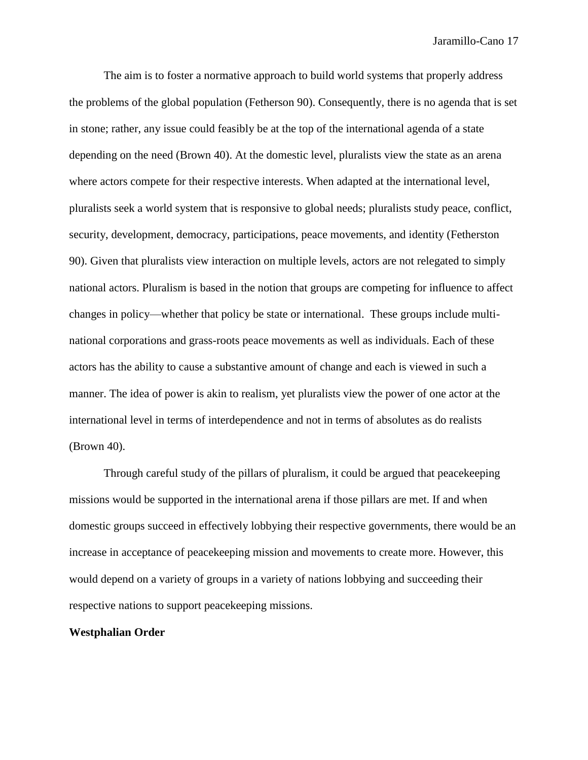The aim is to foster a normative approach to build world systems that properly address the problems of the global population (Fetherson 90). Consequently, there is no agenda that is set in stone; rather, any issue could feasibly be at the top of the international agenda of a state depending on the need (Brown 40). At the domestic level, pluralists view the state as an arena where actors compete for their respective interests. When adapted at the international level, pluralists seek a world system that is responsive to global needs; pluralists study peace, conflict, security, development, democracy, participations, peace movements, and identity (Fetherston 90). Given that pluralists view interaction on multiple levels, actors are not relegated to simply national actors. Pluralism is based in the notion that groups are competing for influence to affect changes in policy—whether that policy be state or international. These groups include multi-national corporations and grass-roots peace movements as well as individuals. Each of these actors has the ability to cause a substantive amount of change and each is viewed in such a manner. The idea of power is akin to realism, yet pluralists view the power of one actor at the international level in terms of interdependence and not in terms of absolutes as do realists (Brown 40).

Through careful study of the pillars of pluralism, it could be argued that peacekeeping missions would be supported in the international arena if those pillars are met. If and when domestic groups succeed in effectively lobbying their respective governments, there would be an increase in acceptance of peacekeeping mission and movements to create more. However, this would depend on a variety of groups in a variety of nations lobbying and succeeding their respective nations to support peacekeeping missions.

**Westphalian Order**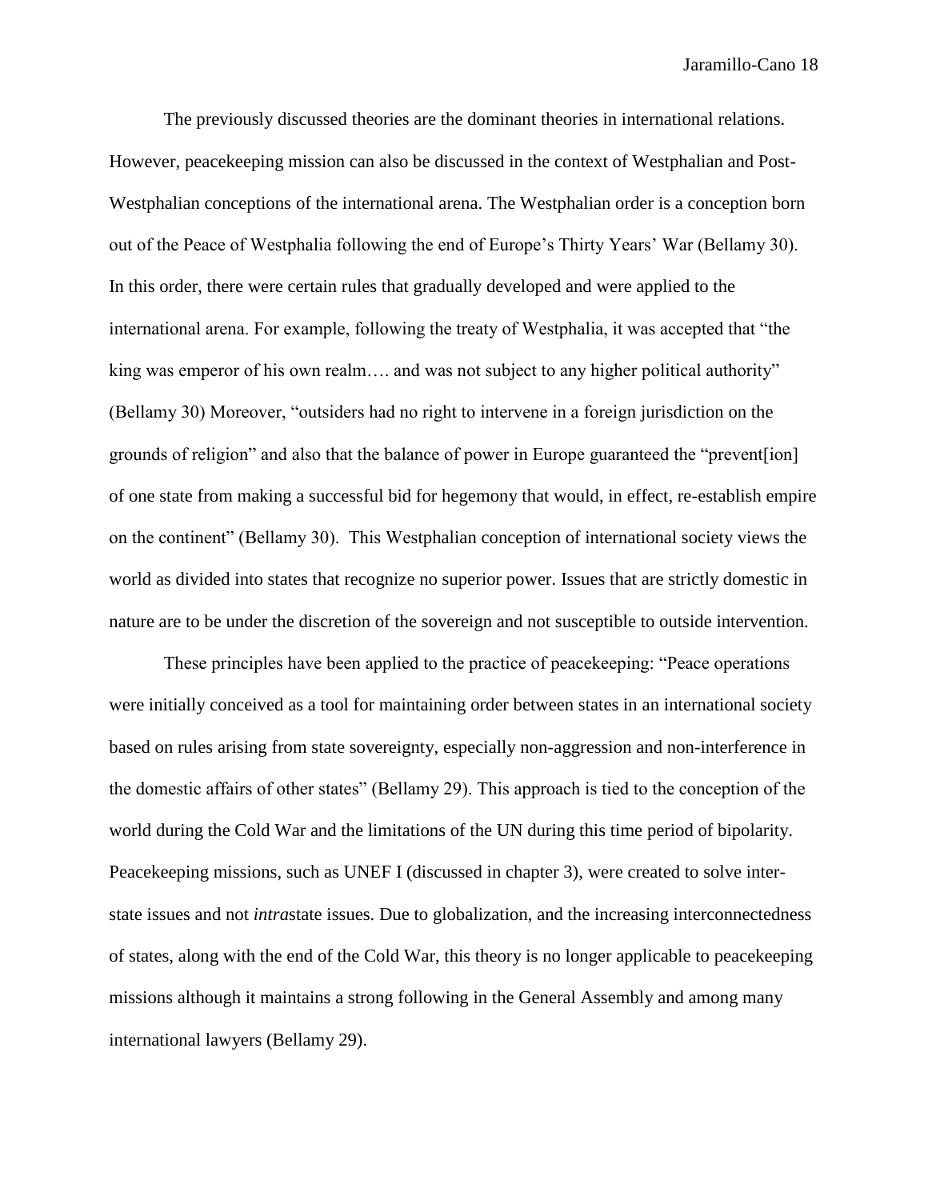The previously discussed theories are the dominant theories in international relations. However, peacekeeping mission can also be discussed in the context of Westphalian and Post-Westphalian conceptions of the international arena. The Westphalian order is a conception born out of the Peace of Westphalia following the end of Europe's Thirty Years' War (Bellamy 30). In this order, there were certain rules that gradually developed and were applied to the international arena. For example, following the treaty of Westphalia, it was accepted that "the king was emperor of his own realm…. and was not subject to any higher political authority" (Bellamy 30) Moreover, "outsiders had no right to intervene in a foreign jurisdiction on the grounds of religion" and also that the balance of power in Europe guaranteed the "prevent[ion] of one state from making a successful bid for hegemony that would, in effect, re-establish empire on the continent" (Bellamy 30). This Westphalian conception of international society views the world as divided into states that recognize no superior power. Issues that are strictly domestic in nature are to be under the discretion of the sovereign and not susceptible to outside intervention.

These principles have been applied to the practice of peacekeeping: "Peace operations were initially conceived as a tool for maintaining order between states in an international society based on rules arising from state sovereignty, especially non-aggression and non-interference in the domestic affairs of other states" (Bellamy 29). This approach is tied to the conception of the world during the Cold War and the limitations of the UN during this time period of bipolarity. Peacekeeping missions, such as UNEF I (discussed in chapter 3), were created to solve inter-state issues and not *intra*state issues. Due to globalization, and the increasing interconnectedness of states, along with the end of the Cold War, this theory is no longer applicable to peacekeeping missions although it maintains a strong following in the General Assembly and among many international lawyers (Bellamy 29).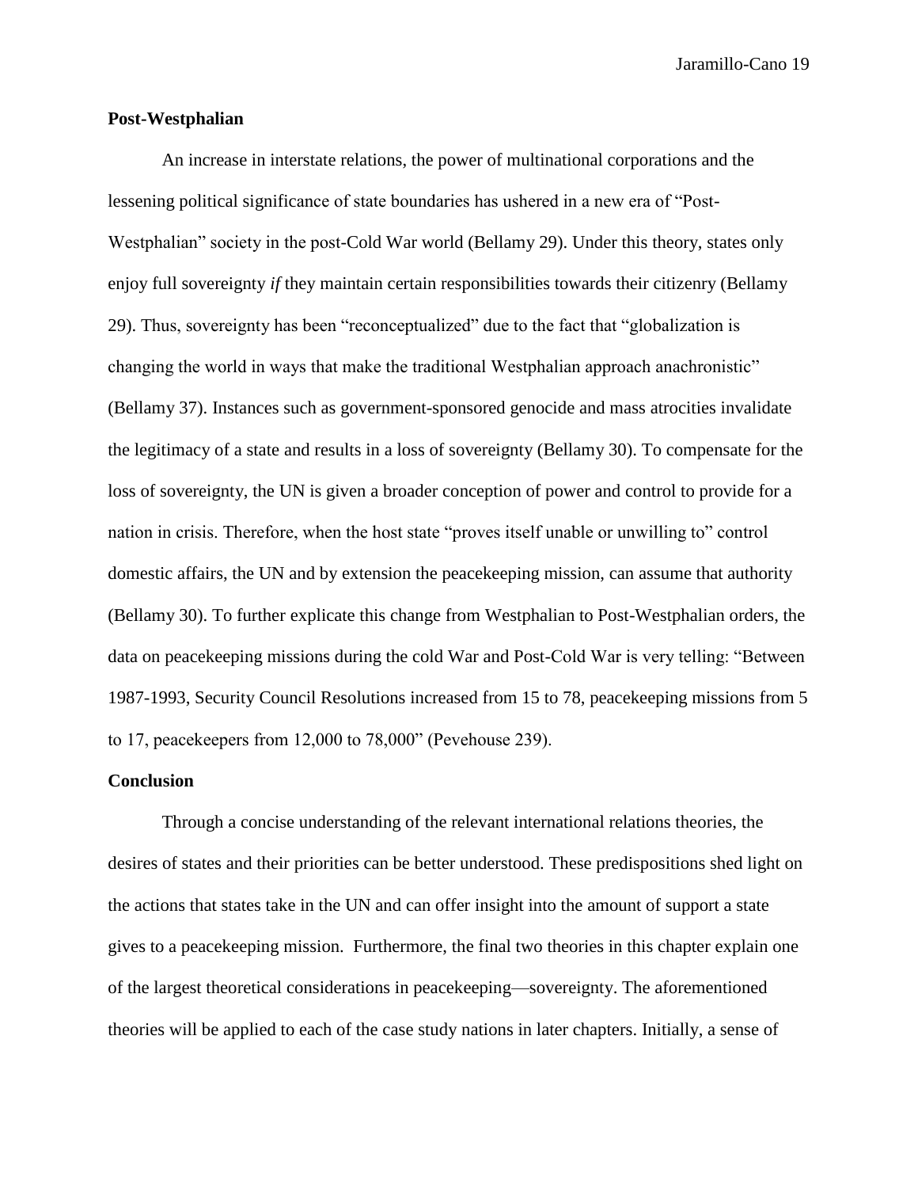**Post-Westphalian**

An increase in interstate relations, the power of multinational corporations and the lessening political significance of state boundaries has ushered in a new era of "Post-Westphalian" society in the post-Cold War world (Bellamy 29). Under this theory, states only enjoy full sovereignty *if* they maintain certain responsibilities towards their citizenry (Bellamy 29). Thus, sovereignty has been "reconceptualized" due to the fact that "globalization is changing the world in ways that make the traditional Westphalian approach anachronistic" (Bellamy 37). Instances such as government-sponsored genocide and mass atrocities invalidate the legitimacy of a state and results in a loss of sovereignty (Bellamy 30). To compensate for the loss of sovereignty, the UN is given a broader conception of power and control to provide for a nation in crisis. Therefore, when the host state "proves itself unable or unwilling to" control domestic affairs, the UN and by extension the peacekeeping mission, can assume that authority (Bellamy 30). To further explicate this change from Westphalian to Post-Westphalian orders, the data on peacekeeping missions during the cold War and Post-Cold War is very telling: "Between 1987-1993, Security Council Resolutions increased from 15 to 78, peacekeeping missions from 5 to 17, peacekeepers from 12,000 to 78,000" (Pevehouse 239).

**Conclusion**

Through a concise understanding of the relevant international relations theories, the desires of states and their priorities can be better understood. These predispositions shed light on the actions that states take in the UN and can offer insight into the amount of support a state gives to a peacekeeping mission. Furthermore, the final two theories in this chapter explain one of the largest theoretical considerations in peacekeeping—sovereignty. The aforementioned theories will be applied to each of the case study nations in later chapters. Initially, a sense of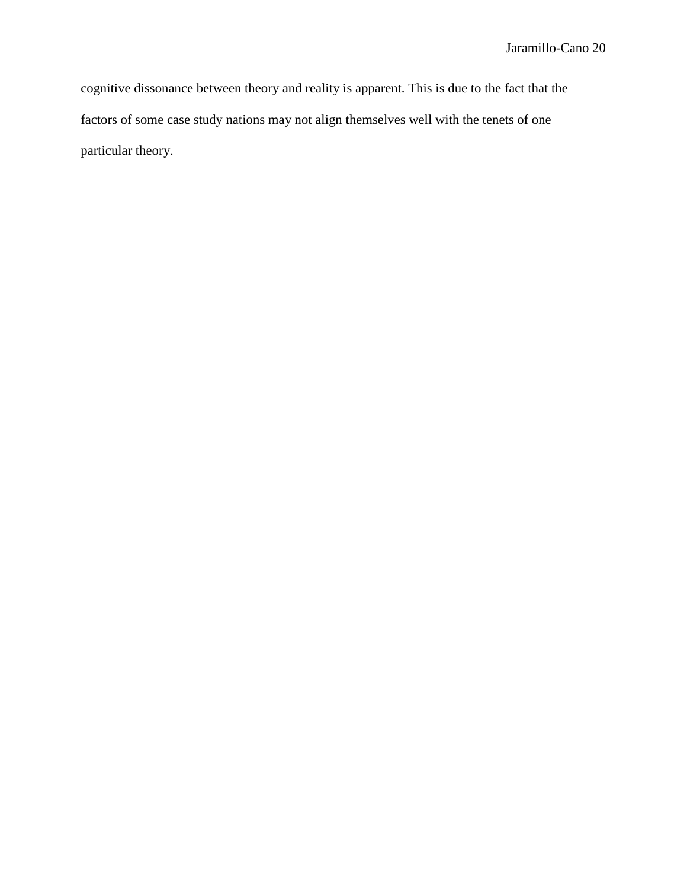cognitive dissonance between theory and reality is apparent. This is due to the fact that the factors of some case study nations may not align themselves well with the tenets of one particular theory.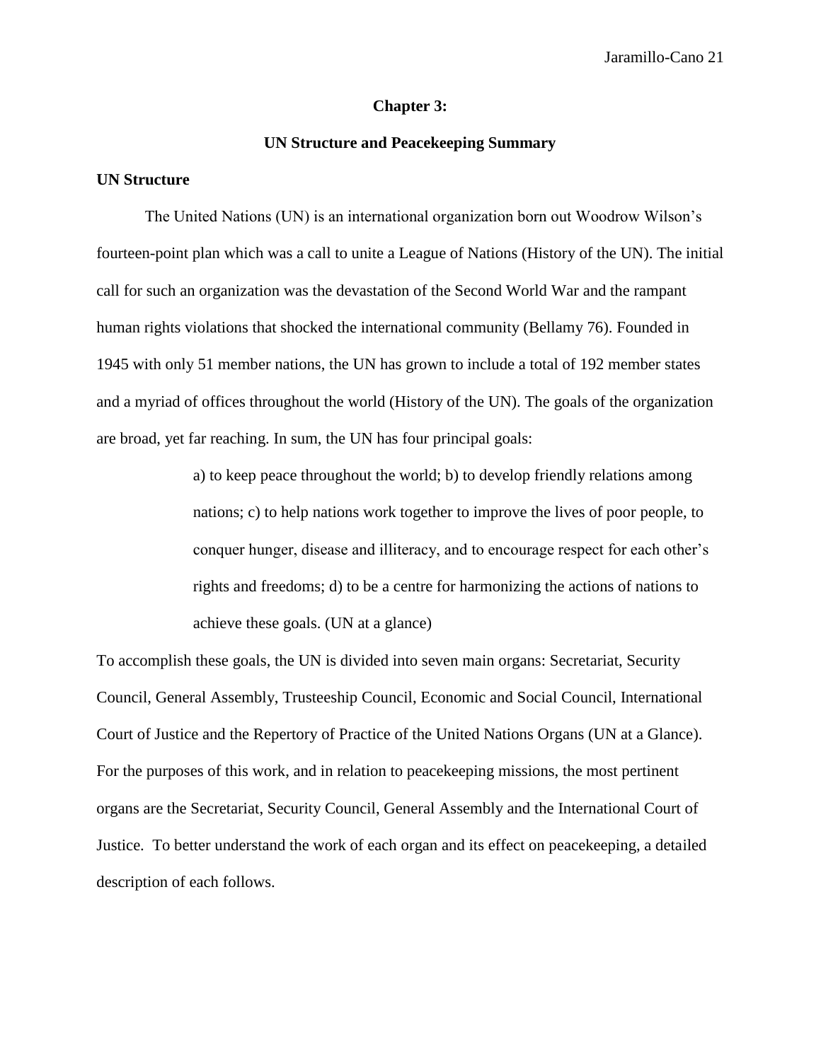# Chapter 3:

## UN Structure and Peacekeeping Summary

### UN Structure

The United Nations (UN) is an international organization born out Woodrow Wilson's fourteen-point plan which was a call to unite a League of Nations (History of the UN). The initial call for such an organization was the devastation of the Second World War and the rampant human rights violations that shocked the international community (Bellamy 76). Founded in 1945 with only 51 member nations, the UN has grown to include a total of 192 member states and a myriad of offices throughout the world (History of the UN). The goals of the organization are broad, yet far reaching. In sum, the UN has four principal goals:

> a) to keep peace throughout the world; b) to develop friendly relations among nations; c) to help nations work together to improve the lives of poor people, to conquer hunger, disease and illiteracy, and to encourage respect for each other's rights and freedoms; d) to be a centre for harmonizing the actions of nations to achieve these goals. (UN at a glance)

To accomplish these goals, the UN is divided into seven main organs: Secretariat, Security Council, General Assembly, Trusteeship Council, Economic and Social Council, International Court of Justice and the Repertory of Practice of the United Nations Organs (UN at a Glance). For the purposes of this work, and in relation to peacekeeping missions, the most pertinent organs are the Secretariat, Security Council, General Assembly and the International Court of Justice. To better understand the work of each organ and its effect on peacekeeping, a detailed description of each follows.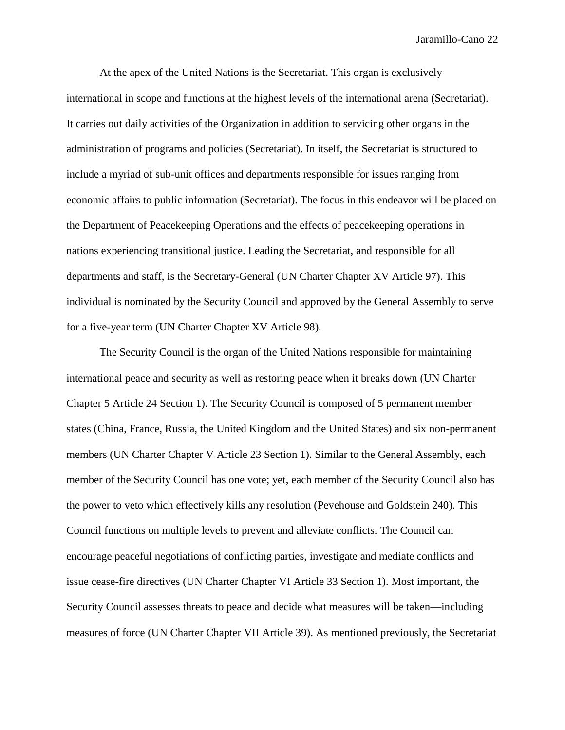At the apex of the United Nations is the Secretariat. This organ is exclusively international in scope and functions at the highest levels of the international arena (Secretariat). It carries out daily activities of the Organization in addition to servicing other organs in the administration of programs and policies (Secretariat). In itself, the Secretariat is structured to include a myriad of sub-unit offices and departments responsible for issues ranging from economic affairs to public information (Secretariat). The focus in this endeavor will be placed on the Department of Peacekeeping Operations and the effects of peacekeeping operations in nations experiencing transitional justice. Leading the Secretariat, and responsible for all departments and staff, is the Secretary-General (UN Charter Chapter XV Article 97). This individual is nominated by the Security Council and approved by the General Assembly to serve for a five-year term (UN Charter Chapter XV Article 98).

The Security Council is the organ of the United Nations responsible for maintaining international peace and security as well as restoring peace when it breaks down (UN Charter Chapter 5 Article 24 Section 1). The Security Council is composed of 5 permanent member states (China, France, Russia, the United Kingdom and the United States) and six non-permanent members (UN Charter Chapter V Article 23 Section 1). Similar to the General Assembly, each member of the Security Council has one vote; yet, each member of the Security Council also has the power to veto which effectively kills any resolution (Pevehouse and Goldstein 240). This Council functions on multiple levels to prevent and alleviate conflicts. The Council can encourage peaceful negotiations of conflicting parties, investigate and mediate conflicts and issue cease-fire directives (UN Charter Chapter VI Article 33 Section 1). Most important, the Security Council assesses threats to peace and decide what measures will be taken—including measures of force (UN Charter Chapter VII Article 39). As mentioned previously, the Secretariat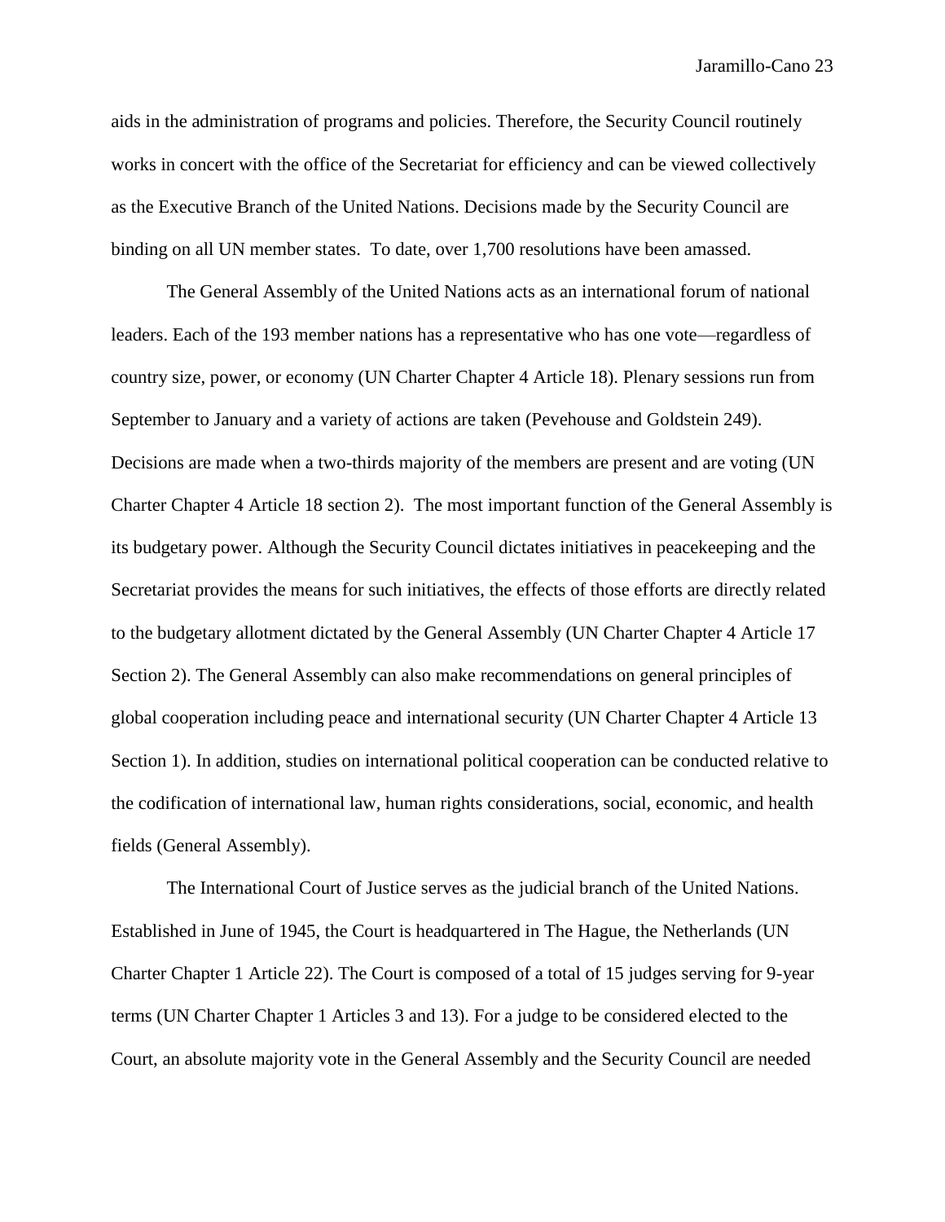aids in the administration of programs and policies. Therefore, the Security Council routinely works in concert with the office of the Secretariat for efficiency and can be viewed collectively as the Executive Branch of the United Nations. Decisions made by the Security Council are binding on all UN member states. To date, over 1,700 resolutions have been amassed.

The General Assembly of the United Nations acts as an international forum of national leaders. Each of the 193 member nations has a representative who has one vote—regardless of country size, power, or economy (UN Charter Chapter 4 Article 18). Plenary sessions run from September to January and a variety of actions are taken (Pevehouse and Goldstein 249). Decisions are made when a two-thirds majority of the members are present and are voting (UN Charter Chapter 4 Article 18 section 2). The most important function of the General Assembly is its budgetary power. Although the Security Council dictates initiatives in peacekeeping and the Secretariat provides the means for such initiatives, the effects of those efforts are directly related to the budgetary allotment dictated by the General Assembly (UN Charter Chapter 4 Article 17 Section 2). The General Assembly can also make recommendations on general principles of global cooperation including peace and international security (UN Charter Chapter 4 Article 13 Section 1). In addition, studies on international political cooperation can be conducted relative to the codification of international law, human rights considerations, social, economic, and health fields (General Assembly).

The International Court of Justice serves as the judicial branch of the United Nations. Established in June of 1945, the Court is headquartered in The Hague, the Netherlands (UN Charter Chapter 1 Article 22). The Court is composed of a total of 15 judges serving for 9-year terms (UN Charter Chapter 1 Articles 3 and 13). For a judge to be considered elected to the Court, an absolute majority vote in the General Assembly and the Security Council are needed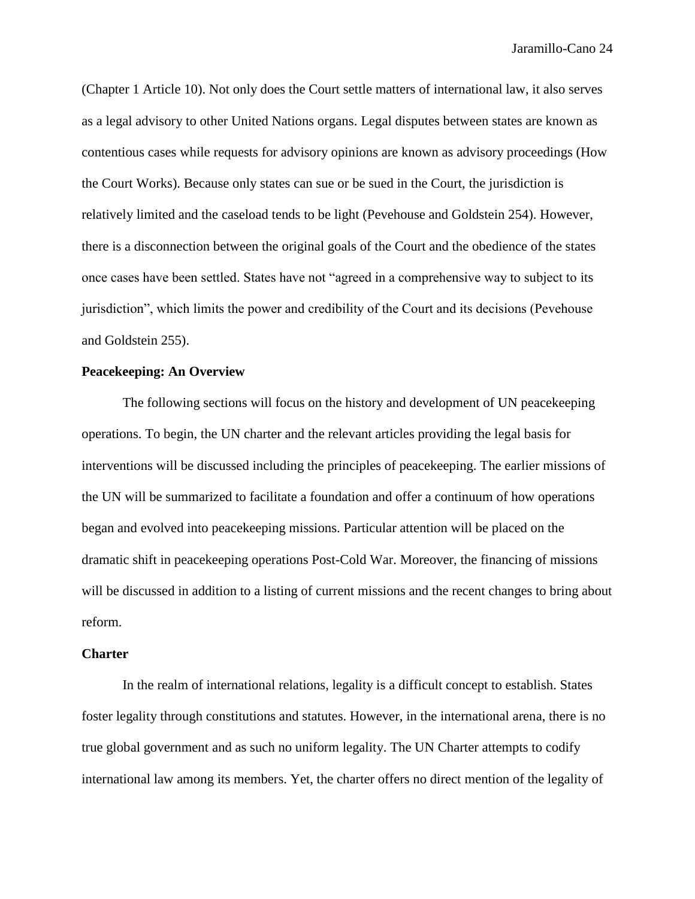(Chapter 1 Article 10). Not only does the Court settle matters of international law, it also serves as a legal advisory to other United Nations organs. Legal disputes between states are known as contentious cases while requests for advisory opinions are known as advisory proceedings (How the Court Works). Because only states can sue or be sued in the Court, the jurisdiction is relatively limited and the caseload tends to be light (Pevehouse and Goldstein 254). However, there is a disconnection between the original goals of the Court and the obedience of the states once cases have been settled. States have not "agreed in a comprehensive way to subject to its jurisdiction", which limits the power and credibility of the Court and its decisions (Pevehouse and Goldstein 255).

**Peacekeeping: An Overview**

The following sections will focus on the history and development of UN peacekeeping operations. To begin, the UN charter and the relevant articles providing the legal basis for interventions will be discussed including the principles of peacekeeping. The earlier missions of the UN will be summarized to facilitate a foundation and offer a continuum of how operations began and evolved into peacekeeping missions. Particular attention will be placed on the dramatic shift in peacekeeping operations Post-Cold War. Moreover, the financing of missions will be discussed in addition to a listing of current missions and the recent changes to bring about reform.

**Charter**

In the realm of international relations, legality is a difficult concept to establish. States foster legality through constitutions and statutes. However, in the international arena, there is no true global government and as such no uniform legality. The UN Charter attempts to codify international law among its members. Yet, the charter offers no direct mention of the legality of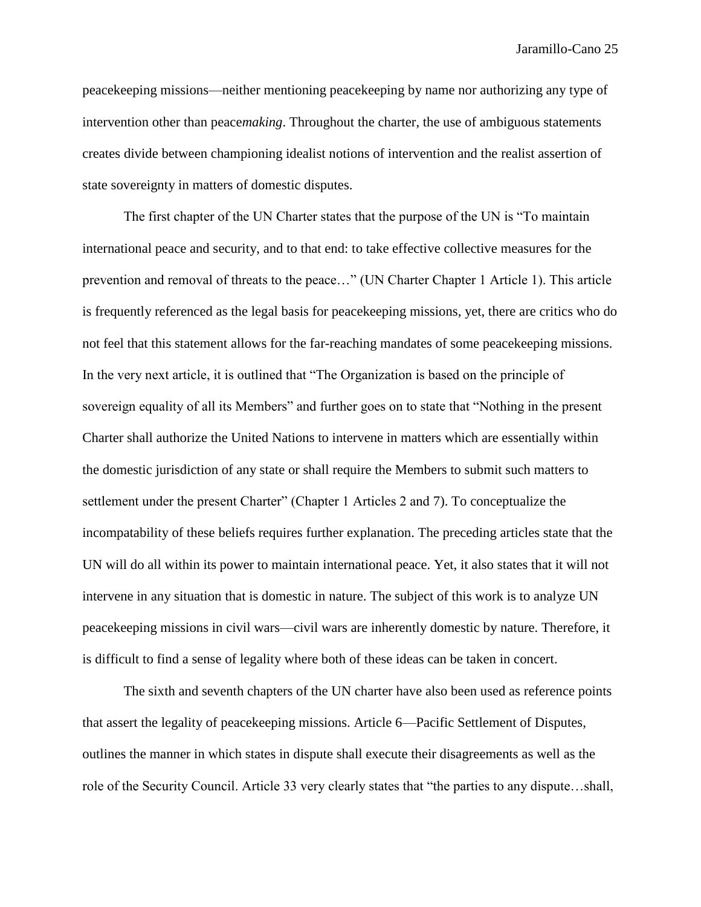peacekeeping missions—neither mentioning peacekeeping by name nor authorizing any type of intervention other than peace*making*. Throughout the charter, the use of ambiguous statements creates divide between championing idealist notions of intervention and the realist assertion of state sovereignty in matters of domestic disputes.

The first chapter of the UN Charter states that the purpose of the UN is "To maintain international peace and security, and to that end: to take effective collective measures for the prevention and removal of threats to the peace…" (UN Charter Chapter 1 Article 1). This article is frequently referenced as the legal basis for peacekeeping missions, yet, there are critics who do not feel that this statement allows for the far-reaching mandates of some peacekeeping missions. In the very next article, it is outlined that "The Organization is based on the principle of sovereign equality of all its Members" and further goes on to state that "Nothing in the present Charter shall authorize the United Nations to intervene in matters which are essentially within the domestic jurisdiction of any state or shall require the Members to submit such matters to settlement under the present Charter" (Chapter 1 Articles 2 and 7). To conceptualize the incompatability of these beliefs requires further explanation. The preceding articles state that the UN will do all within its power to maintain international peace. Yet, it also states that it will not intervene in any situation that is domestic in nature. The subject of this work is to analyze UN peacekeeping missions in civil wars—civil wars are inherently domestic by nature. Therefore, it is difficult to find a sense of legality where both of these ideas can be taken in concert.

The sixth and seventh chapters of the UN charter have also been used as reference points that assert the legality of peacekeeping missions. Article 6—Pacific Settlement of Disputes, outlines the manner in which states in dispute shall execute their disagreements as well as the role of the Security Council. Article 33 very clearly states that "the parties to any dispute…shall,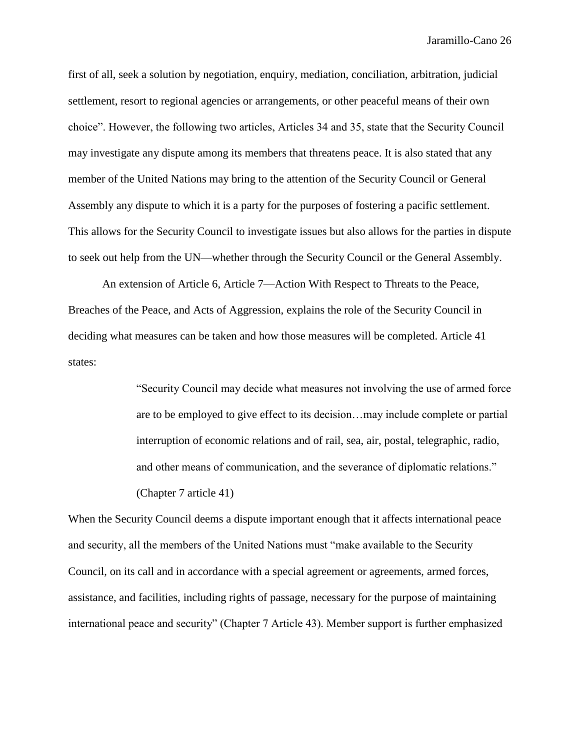first of all, seek a solution by negotiation, enquiry, mediation, conciliation, arbitration, judicial settlement, resort to regional agencies or arrangements, or other peaceful means of their own choice". However, the following two articles, Articles 34 and 35, state that the Security Council may investigate any dispute among its members that threatens peace. It is also stated that any member of the United Nations may bring to the attention of the Security Council or General Assembly any dispute to which it is a party for the purposes of fostering a pacific settlement. This allows for the Security Council to investigate issues but also allows for the parties in dispute to seek out help from the UN—whether through the Security Council or the General Assembly.

An extension of Article 6, Article 7—Action With Respect to Threats to the Peace, Breaches of the Peace, and Acts of Aggression, explains the role of the Security Council in deciding what measures can be taken and how those measures will be completed. Article 41 states:

> "Security Council may decide what measures not involving the use of armed force are to be employed to give effect to its decision…may include complete or partial interruption of economic relations and of rail, sea, air, postal, telegraphic, radio, and other means of communication, and the severance of diplomatic relations." (Chapter 7 article 41)

When the Security Council deems a dispute important enough that it affects international peace and security, all the members of the United Nations must "make available to the Security Council, on its call and in accordance with a special agreement or agreements, armed forces, assistance, and facilities, including rights of passage, necessary for the purpose of maintaining international peace and security" (Chapter 7 Article 43). Member support is further emphasized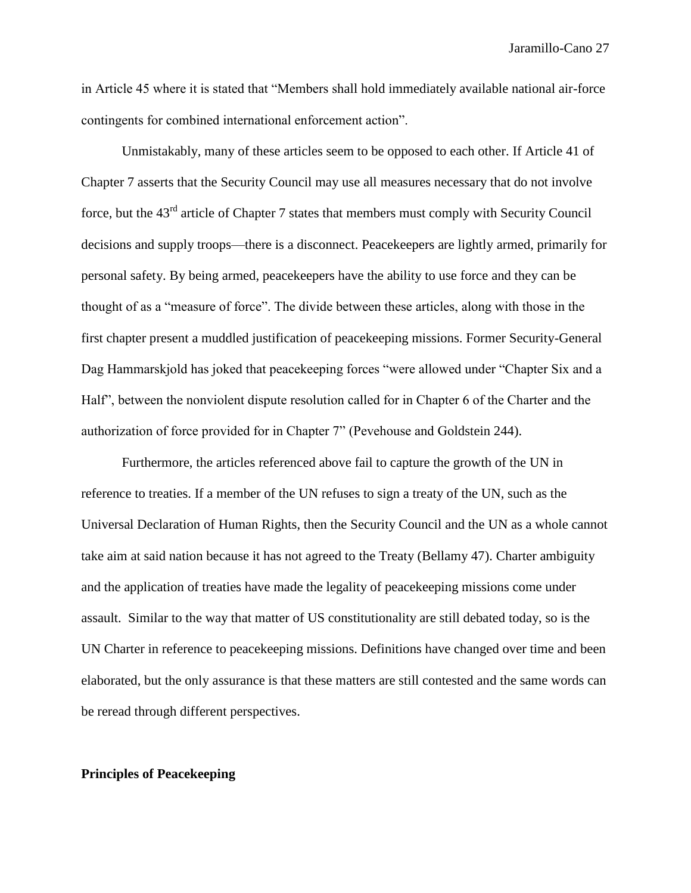in Article 45 where it is stated that "Members shall hold immediately available national air-force contingents for combined international enforcement action".

Unmistakably, many of these articles seem to be opposed to each other. If Article 41 of Chapter 7 asserts that the Security Council may use all measures necessary that do not involve force, but the 43rd article of Chapter 7 states that members must comply with Security Council decisions and supply troops—there is a disconnect. Peacekeepers are lightly armed, primarily for personal safety. By being armed, peacekeepers have the ability to use force and they can be thought of as a "measure of force". The divide between these articles, along with those in the first chapter present a muddled justification of peacekeeping missions. Former Security-General Dag Hammarskjold has joked that peacekeeping forces "were allowed under "Chapter Six and a Half", between the nonviolent dispute resolution called for in Chapter 6 of the Charter and the authorization of force provided for in Chapter 7" (Pevehouse and Goldstein 244).

Furthermore, the articles referenced above fail to capture the growth of the UN in reference to treaties. If a member of the UN refuses to sign a treaty of the UN, such as the Universal Declaration of Human Rights, then the Security Council and the UN as a whole cannot take aim at said nation because it has not agreed to the Treaty (Bellamy 47). Charter ambiguity and the application of treaties have made the legality of peacekeeping missions come under assault. Similar to the way that matter of US constitutionality are still debated today, so is the UN Charter in reference to peacekeeping missions. Definitions have changed over time and been elaborated, but the only assurance is that these matters are still contested and the same words can be reread through different perspectives.

**Principles of Peacekeeping**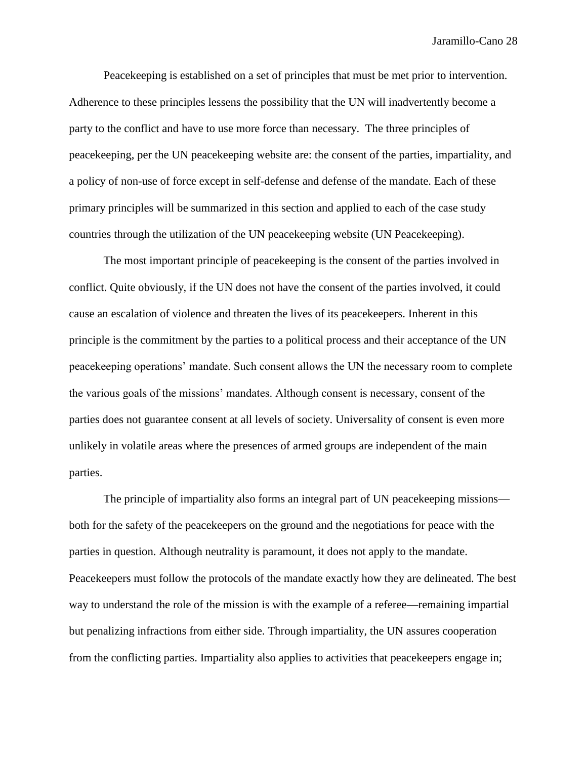Peacekeeping is established on a set of principles that must be met prior to intervention. Adherence to these principles lessens the possibility that the UN will inadvertently become a party to the conflict and have to use more force than necessary. The three principles of peacekeeping, per the UN peacekeeping website are: the consent of the parties, impartiality, and a policy of non-use of force except in self-defense and defense of the mandate. Each of these primary principles will be summarized in this section and applied to each of the case study countries through the utilization of the UN peacekeeping website (UN Peacekeeping).

The most important principle of peacekeeping is the consent of the parties involved in conflict. Quite obviously, if the UN does not have the consent of the parties involved, it could cause an escalation of violence and threaten the lives of its peacekeepers. Inherent in this principle is the commitment by the parties to a political process and their acceptance of the UN peacekeeping operations' mandate. Such consent allows the UN the necessary room to complete the various goals of the missions' mandates. Although consent is necessary, consent of the parties does not guarantee consent at all levels of society. Universality of consent is even more unlikely in volatile areas where the presences of armed groups are independent of the main parties.

The principle of impartiality also forms an integral part of UN peacekeeping missions—both for the safety of the peacekeepers on the ground and the negotiations for peace with the parties in question. Although neutrality is paramount, it does not apply to the mandate. Peacekeepers must follow the protocols of the mandate exactly how they are delineated. The best way to understand the role of the mission is with the example of a referee—remaining impartial but penalizing infractions from either side. Through impartiality, the UN assures cooperation from the conflicting parties. Impartiality also applies to activities that peacekeepers engage in;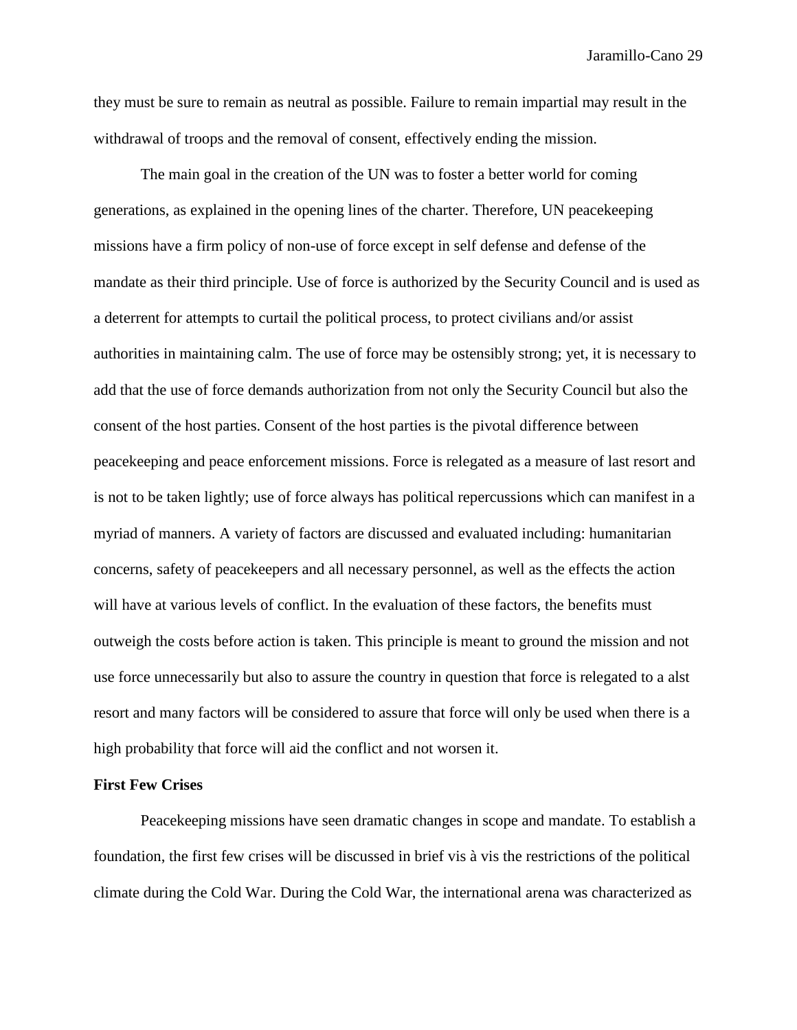they must be sure to remain as neutral as possible. Failure to remain impartial may result in the withdrawal of troops and the removal of consent, effectively ending the mission.

The main goal in the creation of the UN was to foster a better world for coming generations, as explained in the opening lines of the charter. Therefore, UN peacekeeping missions have a firm policy of non-use of force except in self defense and defense of the mandate as their third principle. Use of force is authorized by the Security Council and is used as a deterrent for attempts to curtail the political process, to protect civilians and/or assist authorities in maintaining calm. The use of force may be ostensibly strong; yet, it is necessary to add that the use of force demands authorization from not only the Security Council but also the consent of the host parties. Consent of the host parties is the pivotal difference between peacekeeping and peace enforcement missions. Force is relegated as a measure of last resort and is not to be taken lightly; use of force always has political repercussions which can manifest in a myriad of manners. A variety of factors are discussed and evaluated including: humanitarian concerns, safety of peacekeepers and all necessary personnel, as well as the effects the action will have at various levels of conflict. In the evaluation of these factors, the benefits must outweigh the costs before action is taken. This principle is meant to ground the mission and not use force unnecessarily but also to assure the country in question that force is relegated to a alst resort and many factors will be considered to assure that force will only be used when there is a high probability that force will aid the conflict and not worsen it.

**First Few Crises**

Peacekeeping missions have seen dramatic changes in scope and mandate. To establish a foundation, the first few crises will be discussed in brief vis à vis the restrictions of the political climate during the Cold War. During the Cold War, the international arena was characterized as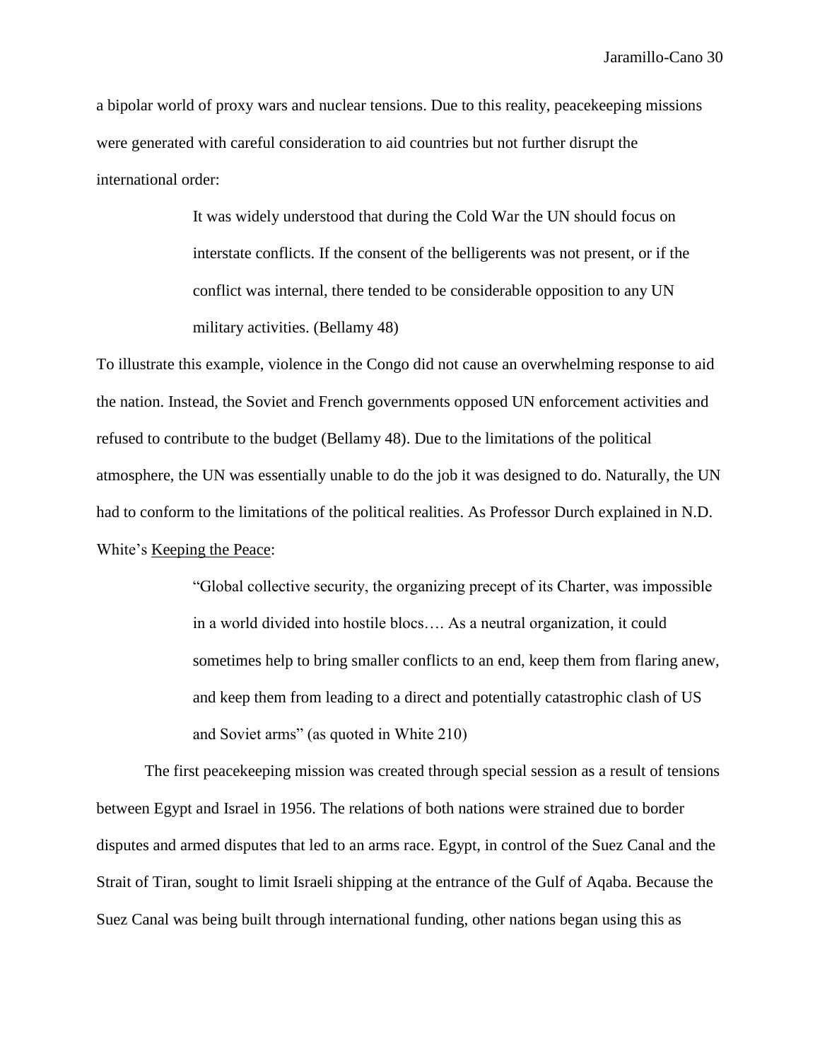a bipolar world of proxy wars and nuclear tensions. Due to this reality, peacekeeping missions were generated with careful consideration to aid countries but not further disrupt the international order:

> It was widely understood that during the Cold War the UN should focus on interstate conflicts. If the consent of the belligerents was not present, or if the conflict was internal, there tended to be considerable opposition to any UN military activities. (Bellamy 48)

To illustrate this example, violence in the Congo did not cause an overwhelming response to aid the nation. Instead, the Soviet and French governments opposed UN enforcement activities and refused to contribute to the budget (Bellamy 48). Due to the limitations of the political atmosphere, the UN was essentially unable to do the job it was designed to do. Naturally, the UN had to conform to the limitations of the political realities. As Professor Durch explained in N.D. White's Keeping the Peace:

> "Global collective security, the organizing precept of its Charter, was impossible in a world divided into hostile blocs…. As a neutral organization, it could sometimes help to bring smaller conflicts to an end, keep them from flaring anew, and keep them from leading to a direct and potentially catastrophic clash of US and Soviet arms" (as quoted in White 210)

The first peacekeeping mission was created through special session as a result of tensions between Egypt and Israel in 1956. The relations of both nations were strained due to border disputes and armed disputes that led to an arms race. Egypt, in control of the Suez Canal and the Strait of Tiran, sought to limit Israeli shipping at the entrance of the Gulf of Aqaba. Because the Suez Canal was being built through international funding, other nations began using this as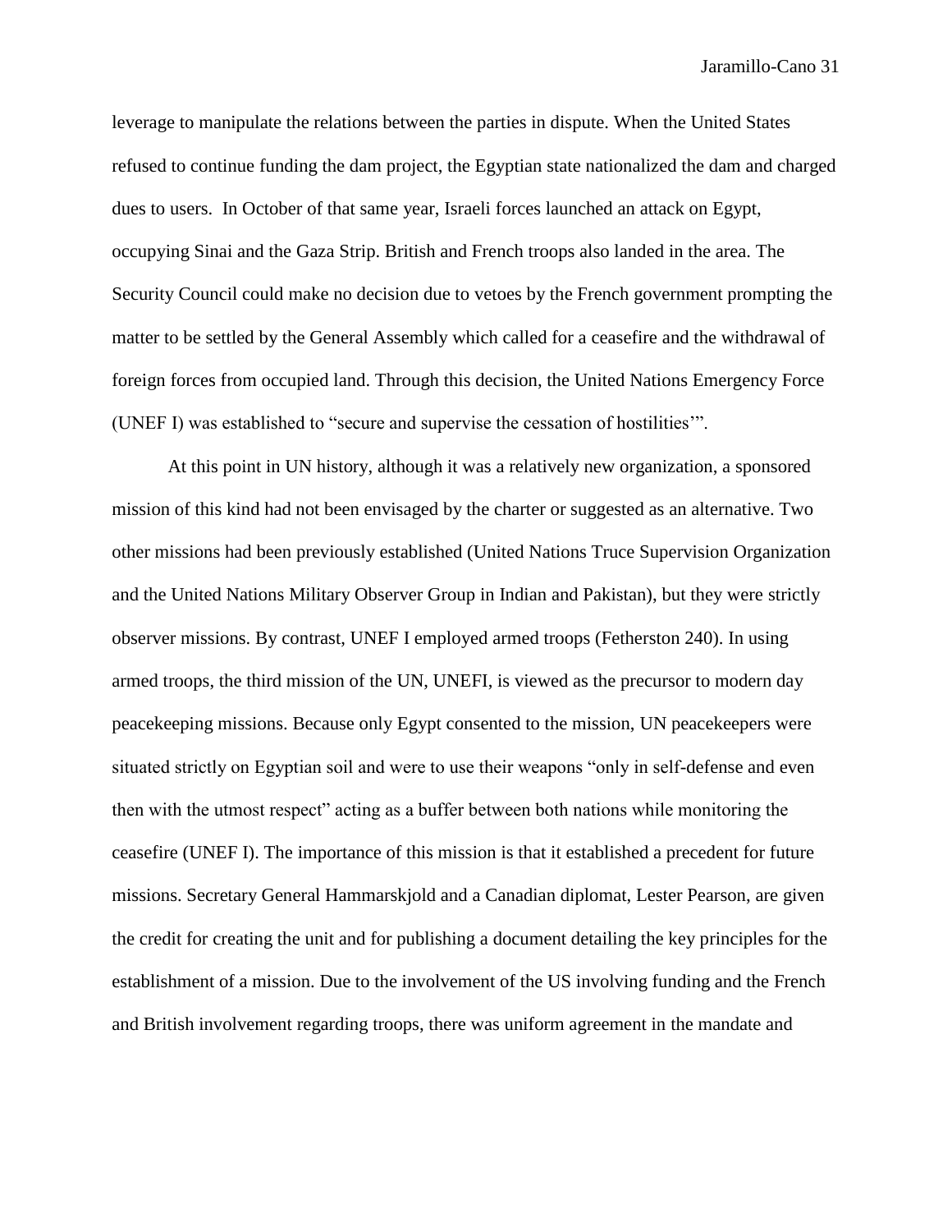leverage to manipulate the relations between the parties in dispute. When the United States refused to continue funding the dam project, the Egyptian state nationalized the dam and charged dues to users. In October of that same year, Israeli forces launched an attack on Egypt, occupying Sinai and the Gaza Strip. British and French troops also landed in the area. The Security Council could make no decision due to vetoes by the French government prompting the matter to be settled by the General Assembly which called for a ceasefire and the withdrawal of foreign forces from occupied land. Through this decision, the United Nations Emergency Force (UNEF I) was established to "secure and supervise the cessation of hostilities'".

At this point in UN history, although it was a relatively new organization, a sponsored mission of this kind had not been envisaged by the charter or suggested as an alternative. Two other missions had been previously established (United Nations Truce Supervision Organization and the United Nations Military Observer Group in Indian and Pakistan), but they were strictly observer missions. By contrast, UNEF I employed armed troops (Fetherston 240). In using armed troops, the third mission of the UN, UNEFI, is viewed as the precursor to modern day peacekeeping missions. Because only Egypt consented to the mission, UN peacekeepers were situated strictly on Egyptian soil and were to use their weapons "only in self-defense and even then with the utmost respect" acting as a buffer between both nations while monitoring the ceasefire (UNEF I). The importance of this mission is that it established a precedent for future missions. Secretary General Hammarskjold and a Canadian diplomat, Lester Pearson, are given the credit for creating the unit and for publishing a document detailing the key principles for the establishment of a mission. Due to the involvement of the US involving funding and the French and British involvement regarding troops, there was uniform agreement in the mandate and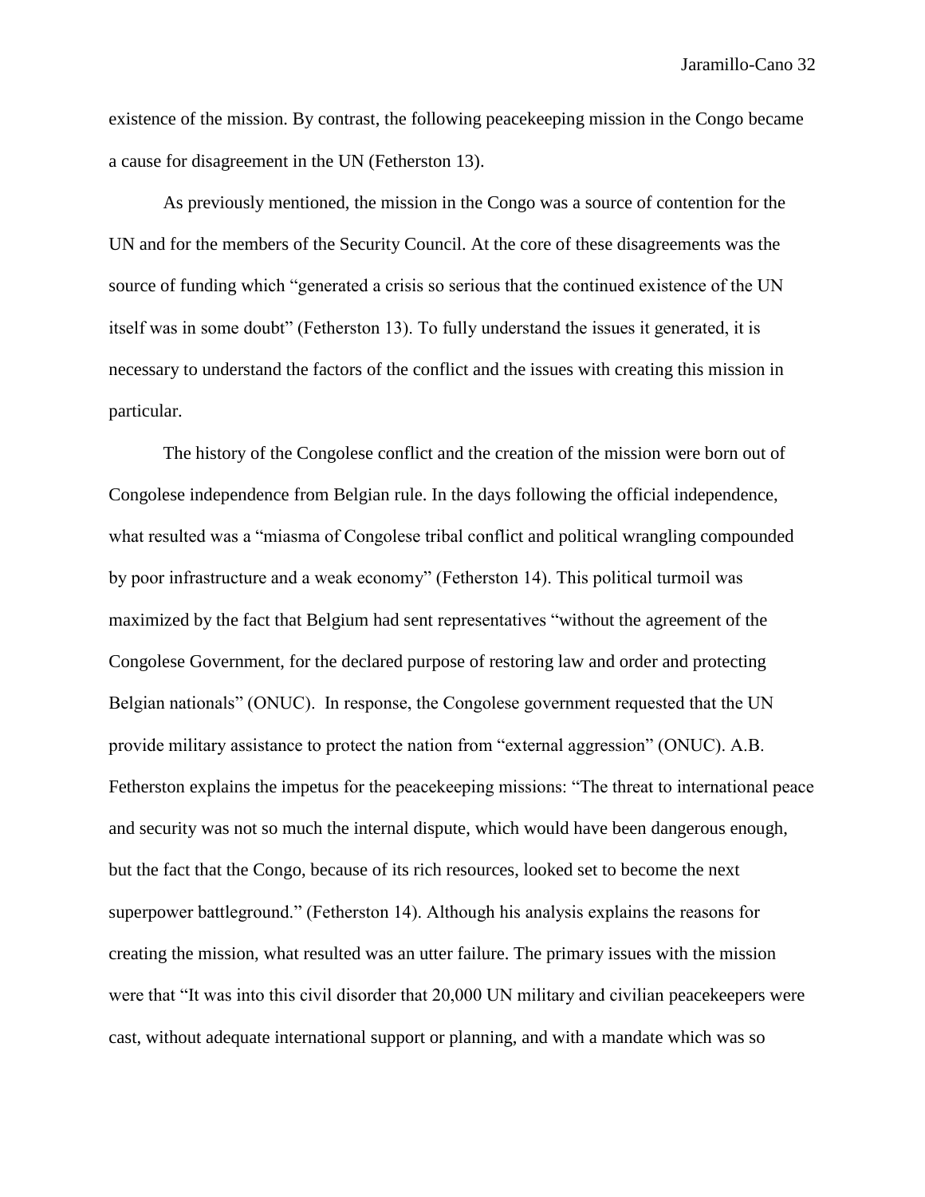existence of the mission. By contrast, the following peacekeeping mission in the Congo became a cause for disagreement in the UN (Fetherston 13).

As previously mentioned, the mission in the Congo was a source of contention for the UN and for the members of the Security Council. At the core of these disagreements was the source of funding which "generated a crisis so serious that the continued existence of the UN itself was in some doubt" (Fetherston 13). To fully understand the issues it generated, it is necessary to understand the factors of the conflict and the issues with creating this mission in particular.

The history of the Congolese conflict and the creation of the mission were born out of Congolese independence from Belgian rule. In the days following the official independence, what resulted was a "miasma of Congolese tribal conflict and political wrangling compounded by poor infrastructure and a weak economy" (Fetherston 14). This political turmoil was maximized by the fact that Belgium had sent representatives "without the agreement of the Congolese Government, for the declared purpose of restoring law and order and protecting Belgian nationals" (ONUC). In response, the Congolese government requested that the UN provide military assistance to protect the nation from "external aggression" (ONUC). A.B. Fetherston explains the impetus for the peacekeeping missions: "The threat to international peace and security was not so much the internal dispute, which would have been dangerous enough, but the fact that the Congo, because of its rich resources, looked set to become the next superpower battleground." (Fetherston 14). Although his analysis explains the reasons for creating the mission, what resulted was an utter failure. The primary issues with the mission were that "It was into this civil disorder that 20,000 UN military and civilian peacekeepers were cast, without adequate international support or planning, and with a mandate which was so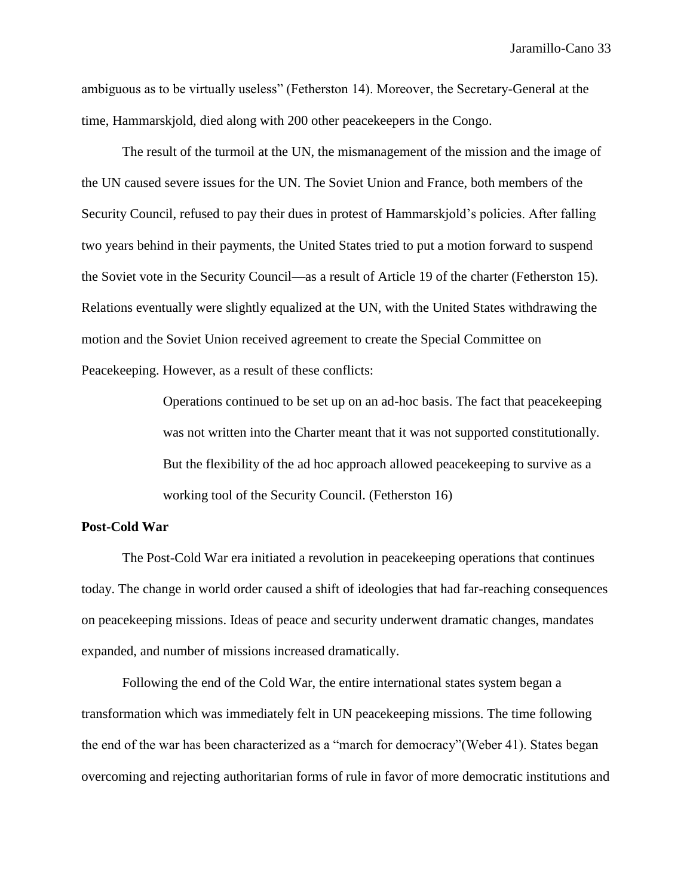ambiguous as to be virtually useless" (Fetherston 14). Moreover, the Secretary-General at the time, Hammarskjold, died along with 200 other peacekeepers in the Congo.

The result of the turmoil at the UN, the mismanagement of the mission and the image of the UN caused severe issues for the UN. The Soviet Union and France, both members of the Security Council, refused to pay their dues in protest of Hammarskjold's policies. After falling two years behind in their payments, the United States tried to put a motion forward to suspend the Soviet vote in the Security Council—as a result of Article 19 of the charter (Fetherston 15). Relations eventually were slightly equalized at the UN, with the United States withdrawing the motion and the Soviet Union received agreement to create the Special Committee on Peacekeeping. However, as a result of these conflicts:

> Operations continued to be set up on an ad-hoc basis. The fact that peacekeeping was not written into the Charter meant that it was not supported constitutionally. But the flexibility of the ad hoc approach allowed peacekeeping to survive as a working tool of the Security Council. (Fetherston 16)

**Post-Cold War**

The Post-Cold War era initiated a revolution in peacekeeping operations that continues today. The change in world order caused a shift of ideologies that had far-reaching consequences on peacekeeping missions. Ideas of peace and security underwent dramatic changes, mandates expanded, and number of missions increased dramatically.

Following the end of the Cold War, the entire international states system began a transformation which was immediately felt in UN peacekeeping missions. The time following the end of the war has been characterized as a "march for democracy"(Weber 41). States began overcoming and rejecting authoritarian forms of rule in favor of more democratic institutions and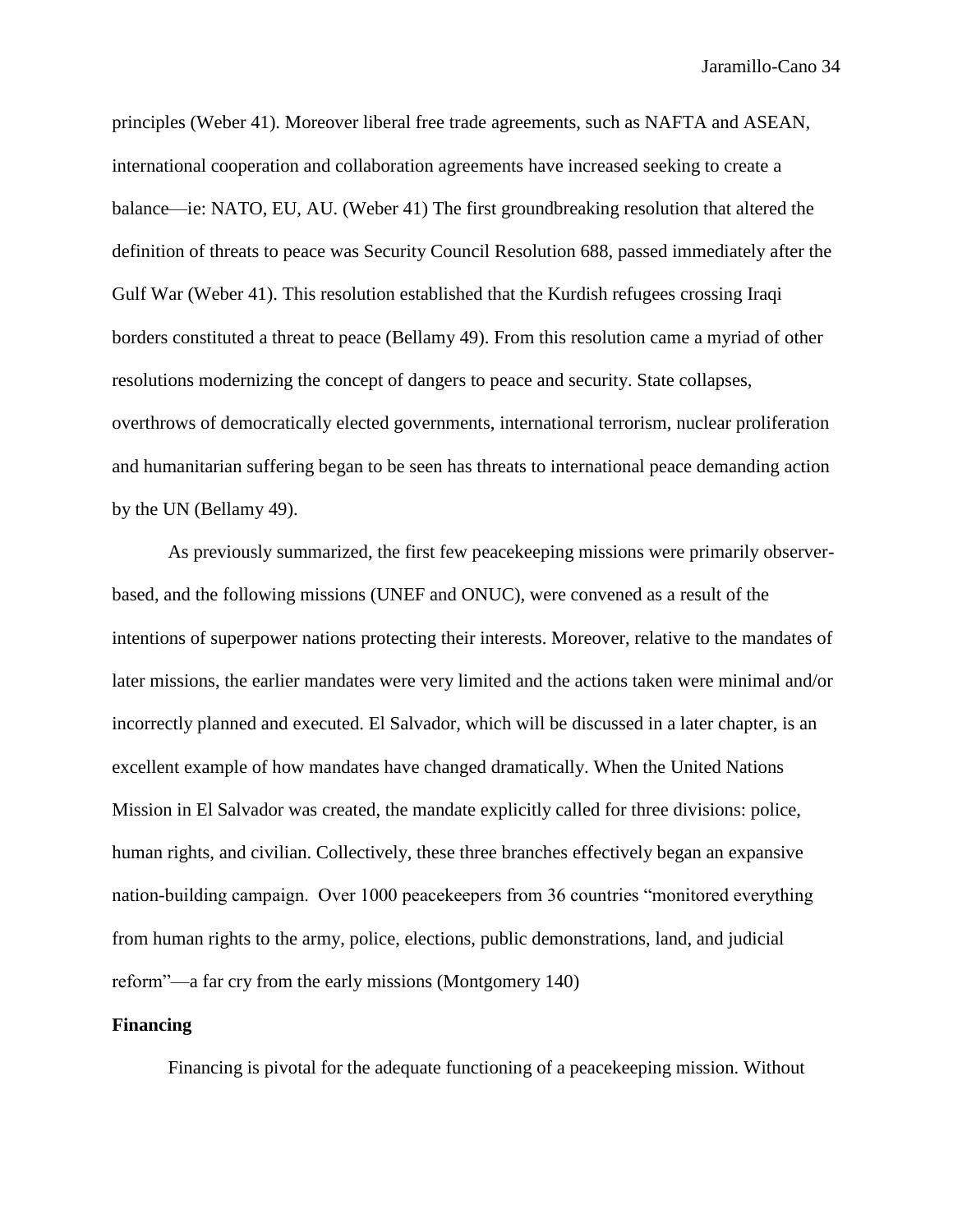principles (Weber 41). Moreover liberal free trade agreements, such as NAFTA and ASEAN, international cooperation and collaboration agreements have increased seeking to create a balance—ie: NATO, EU, AU. (Weber 41) The first groundbreaking resolution that altered the definition of threats to peace was Security Council Resolution 688, passed immediately after the Gulf War (Weber 41). This resolution established that the Kurdish refugees crossing Iraqi borders constituted a threat to peace (Bellamy 49). From this resolution came a myriad of other resolutions modernizing the concept of dangers to peace and security. State collapses, overthrows of democratically elected governments, international terrorism, nuclear proliferation and humanitarian suffering began to be seen has threats to international peace demanding action by the UN (Bellamy 49).

As previously summarized, the first few peacekeeping missions were primarily observer-based, and the following missions (UNEF and ONUC), were convened as a result of the intentions of superpower nations protecting their interests. Moreover, relative to the mandates of later missions, the earlier mandates were very limited and the actions taken were minimal and/or incorrectly planned and executed. El Salvador, which will be discussed in a later chapter, is an excellent example of how mandates have changed dramatically. When the United Nations Mission in El Salvador was created, the mandate explicitly called for three divisions: police, human rights, and civilian. Collectively, these three branches effectively began an expansive nation-building campaign. Over 1000 peacekeepers from 36 countries "monitored everything from human rights to the army, police, elections, public demonstrations, land, and judicial reform"—a far cry from the early missions (Montgomery 140)

**Financing**

Financing is pivotal for the adequate functioning of a peacekeeping mission. Without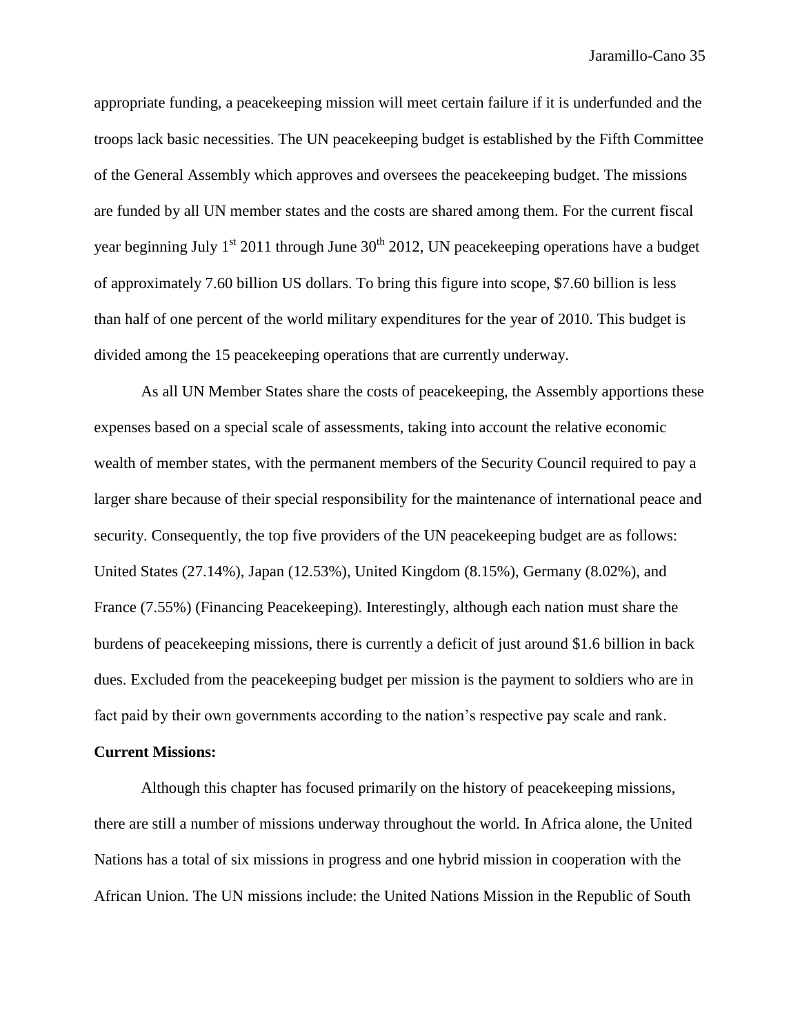appropriate funding, a peacekeeping mission will meet certain failure if it is underfunded and the troops lack basic necessities. The UN peacekeeping budget is established by the Fifth Committee of the General Assembly which approves and oversees the peacekeeping budget. The missions are funded by all UN member states and the costs are shared among them. For the current fiscal year beginning July 1st 2011 through June 30th 2012, UN peacekeeping operations have a budget of approximately 7.60 billion US dollars. To bring this figure into scope, $7.60 billion is less than half of one percent of the world military expenditures for the year of 2010. This budget is divided among the 15 peacekeeping operations that are currently underway.

As all UN Member States share the costs of peacekeeping, the Assembly apportions these expenses based on a special scale of assessments, taking into account the relative economic wealth of member states, with the permanent members of the Security Council required to pay a larger share because of their special responsibility for the maintenance of international peace and security. Consequently, the top five providers of the UN peacekeeping budget are as follows: United States (27.14%), Japan (12.53%), United Kingdom (8.15%), Germany (8.02%), and France (7.55%) (Financing Peacekeeping). Interestingly, although each nation must share the burdens of peacekeeping missions, there is currently a deficit of just around $1.6 billion in back dues. Excluded from the peacekeeping budget per mission is the payment to soldiers who are in fact paid by their own governments according to the nation's respective pay scale and rank.

**Current Missions:**

Although this chapter has focused primarily on the history of peacekeeping missions, there are still a number of missions underway throughout the world. In Africa alone, the United Nations has a total of six missions in progress and one hybrid mission in cooperation with the African Union. The UN missions include: the United Nations Mission in the Republic of South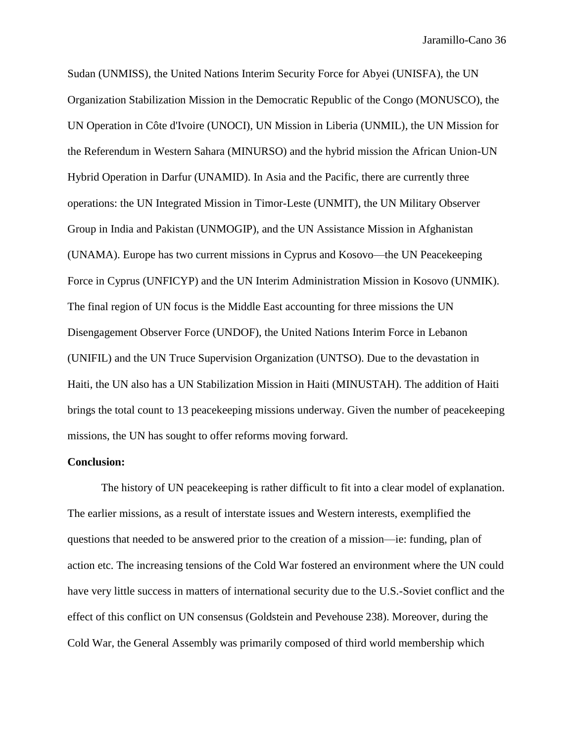Sudan (UNMISS), the United Nations Interim Security Force for Abyei (UNISFA), the UN Organization Stabilization Mission in the Democratic Republic of the Congo (MONUSCO), the UN Operation in Côte d'Ivoire (UNOCI), UN Mission in Liberia (UNMIL), the UN Mission for the Referendum in Western Sahara (MINURSO) and the hybrid mission the African Union-UN Hybrid Operation in Darfur (UNAMID). In Asia and the Pacific, there are currently three operations: the UN Integrated Mission in Timor-Leste (UNMIT), the UN Military Observer Group in India and Pakistan (UNMOGIP), and the UN Assistance Mission in Afghanistan (UNAMA). Europe has two current missions in Cyprus and Kosovo—the UN Peacekeeping Force in Cyprus (UNFICYP) and the UN Interim Administration Mission in Kosovo (UNMIK). The final region of UN focus is the Middle East accounting for three missions the UN Disengagement Observer Force (UNDOF), the United Nations Interim Force in Lebanon (UNIFIL) and the UN Truce Supervision Organization (UNTSO). Due to the devastation in Haiti, the UN also has a UN Stabilization Mission in Haiti (MINUSTAH). The addition of Haiti brings the total count to 13 peacekeeping missions underway. Given the number of peacekeeping missions, the UN has sought to offer reforms moving forward.

**Conclusion:**

The history of UN peacekeeping is rather difficult to fit into a clear model of explanation. The earlier missions, as a result of interstate issues and Western interests, exemplified the questions that needed to be answered prior to the creation of a mission—ie: funding, plan of action etc. The increasing tensions of the Cold War fostered an environment where the UN could have very little success in matters of international security due to the U.S.-Soviet conflict and the effect of this conflict on UN consensus (Goldstein and Pevehouse 238). Moreover, during the Cold War, the General Assembly was primarily composed of third world membership which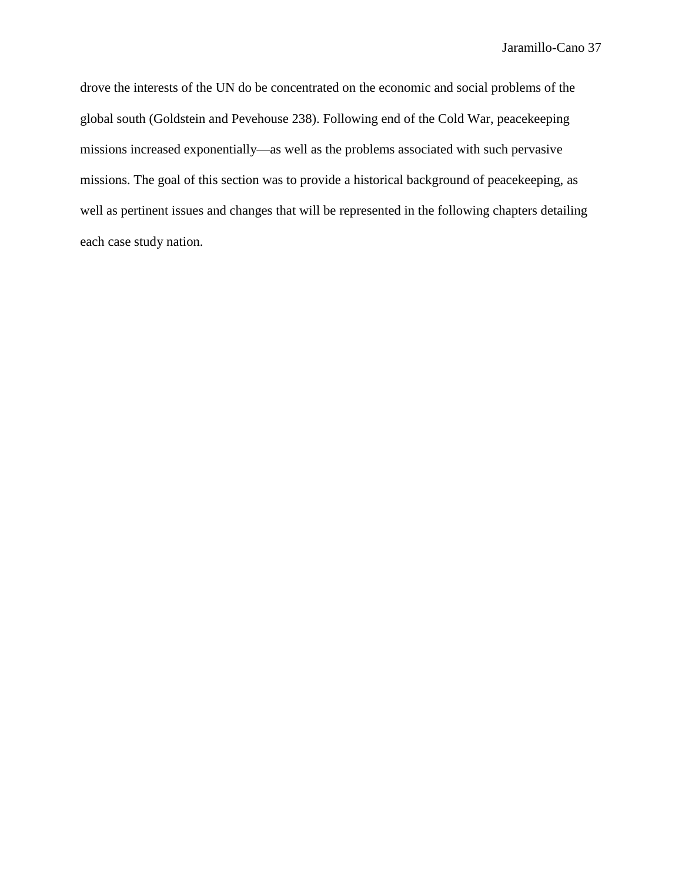drove the interests of the UN do be concentrated on the economic and social problems of the global south (Goldstein and Pevehouse 238). Following end of the Cold War, peacekeeping missions increased exponentially—as well as the problems associated with such pervasive missions. The goal of this section was to provide a historical background of peacekeeping, as well as pertinent issues and changes that will be represented in the following chapters detailing each case study nation.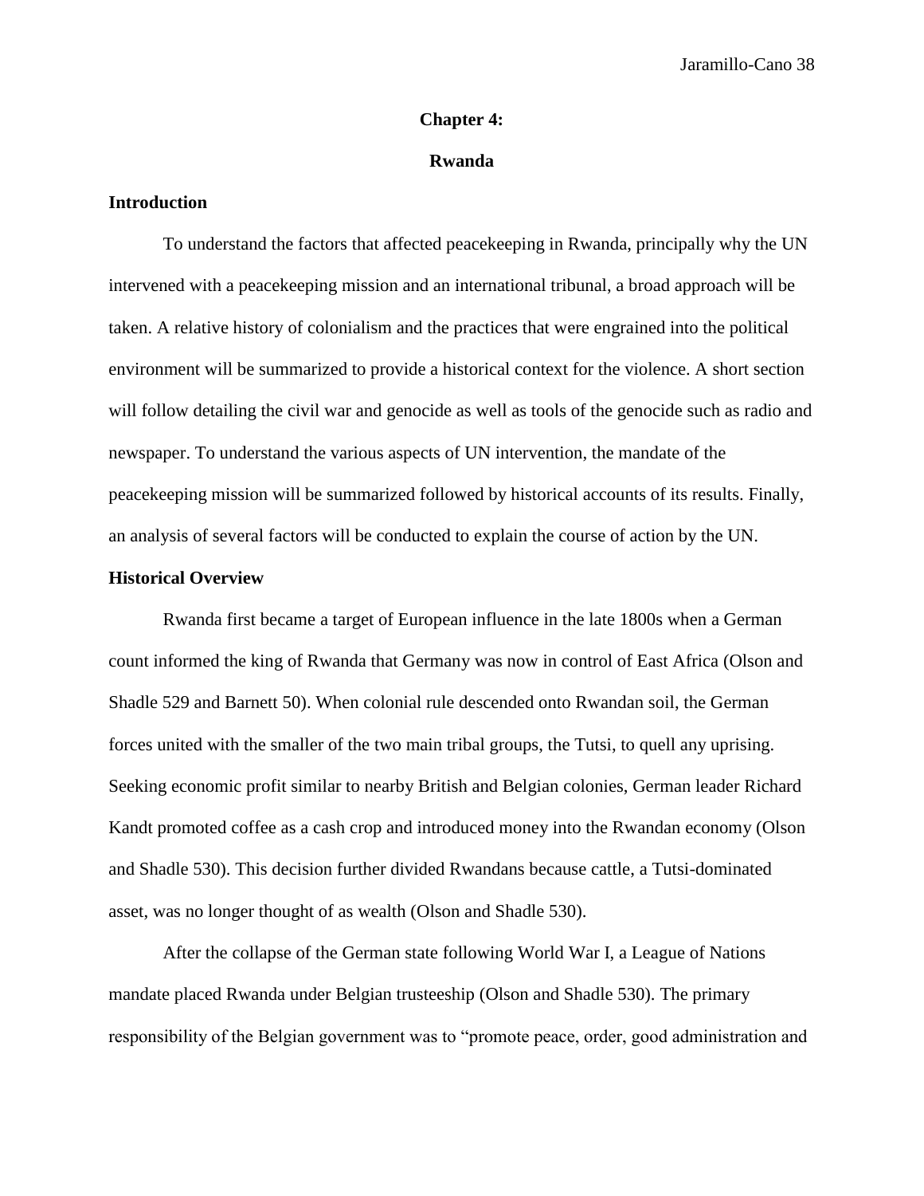## Chapter 4:

## Rwanda

### Introduction

To understand the factors that affected peacekeeping in Rwanda, principally why the UN intervened with a peacekeeping mission and an international tribunal, a broad approach will be taken. A relative history of colonialism and the practices that were engrained into the political environment will be summarized to provide a historical context for the violence. A short section will follow detailing the civil war and genocide as well as tools of the genocide such as radio and newspaper. To understand the various aspects of UN intervention, the mandate of the peacekeeping mission will be summarized followed by historical accounts of its results. Finally, an analysis of several factors will be conducted to explain the course of action by the UN.

### Historical Overview

Rwanda first became a target of European influence in the late 1800s when a German count informed the king of Rwanda that Germany was now in control of East Africa (Olson and Shadle 529 and Barnett 50). When colonial rule descended onto Rwandan soil, the German forces united with the smaller of the two main tribal groups, the Tutsi, to quell any uprising. Seeking economic profit similar to nearby British and Belgian colonies, German leader Richard Kandt promoted coffee as a cash crop and introduced money into the Rwandan economy (Olson and Shadle 530). This decision further divided Rwandans because cattle, a Tutsi-dominated asset, was no longer thought of as wealth (Olson and Shadle 530).

After the collapse of the German state following World War I, a League of Nations mandate placed Rwanda under Belgian trusteeship (Olson and Shadle 530). The primary responsibility of the Belgian government was to “promote peace, order, good administration and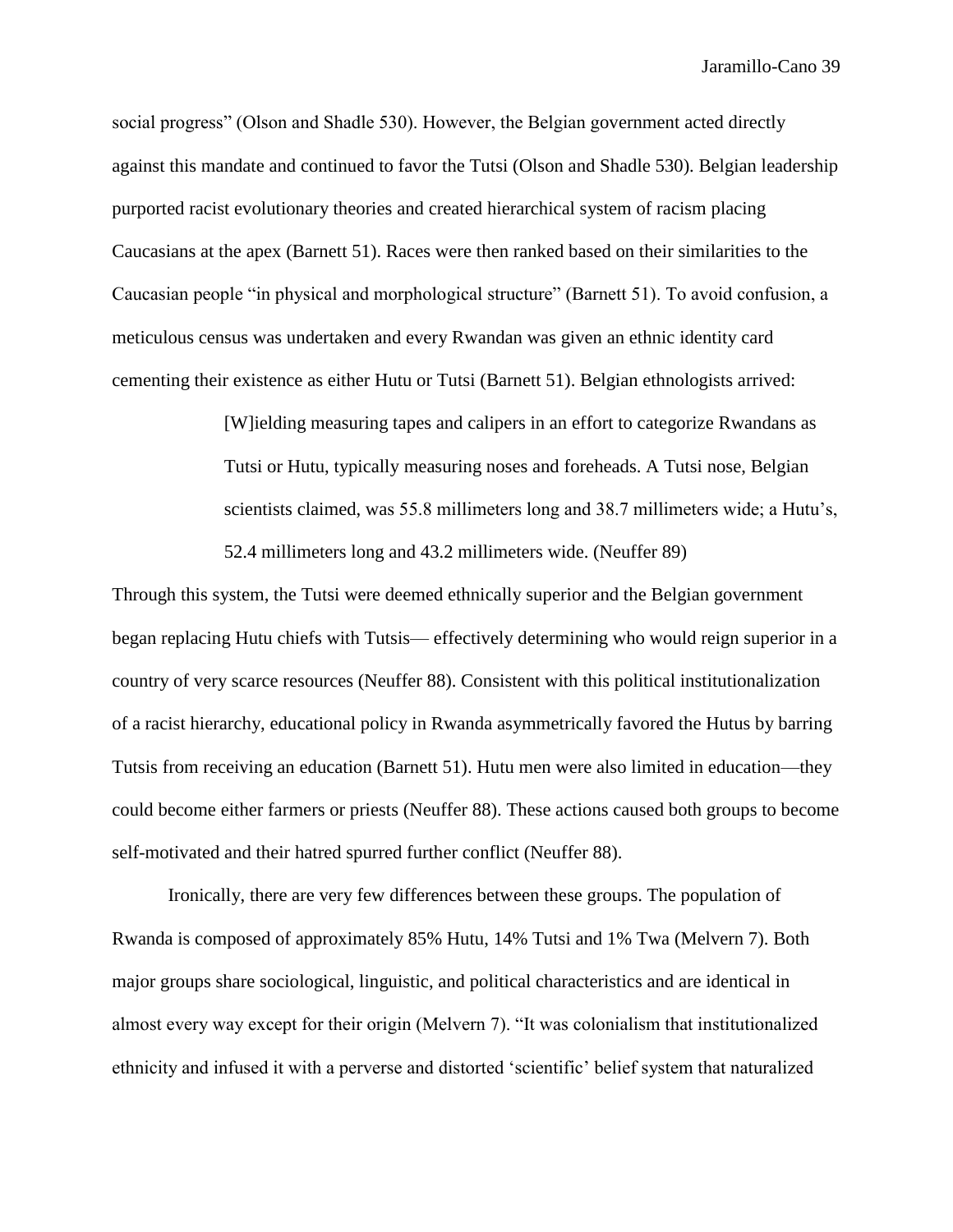social progress" (Olson and Shadle 530). However, the Belgian government acted directly against this mandate and continued to favor the Tutsi (Olson and Shadle 530). Belgian leadership purported racist evolutionary theories and created hierarchical system of racism placing Caucasians at the apex (Barnett 51). Races were then ranked based on their similarities to the Caucasian people "in physical and morphological structure" (Barnett 51). To avoid confusion, a meticulous census was undertaken and every Rwandan was given an ethnic identity card cementing their existence as either Hutu or Tutsi (Barnett 51). Belgian ethnologists arrived:

> [W]ielding measuring tapes and calipers in an effort to categorize Rwandans as Tutsi or Hutu, typically measuring noses and foreheads. A Tutsi nose, Belgian scientists claimed, was 55.8 millimeters long and 38.7 millimeters wide; a Hutu's, 52.4 millimeters long and 43.2 millimeters wide. (Neuffer 89)

Through this system, the Tutsi were deemed ethnically superior and the Belgian government began replacing Hutu chiefs with Tutsis— effectively determining who would reign superior in a country of very scarce resources (Neuffer 88). Consistent with this political institutionalization of a racist hierarchy, educational policy in Rwanda asymmetrically favored the Hutus by barring Tutsis from receiving an education (Barnett 51). Hutu men were also limited in education—they could become either farmers or priests (Neuffer 88). These actions caused both groups to become self-motivated and their hatred spurred further conflict (Neuffer 88).

Ironically, there are very few differences between these groups. The population of Rwanda is composed of approximately 85% Hutu, 14% Tutsi and 1% Twa (Melvern 7). Both major groups share sociological, linguistic, and political characteristics and are identical in almost every way except for their origin (Melvern 7). "It was colonialism that institutionalized ethnicity and infused it with a perverse and distorted 'scientific' belief system that naturalized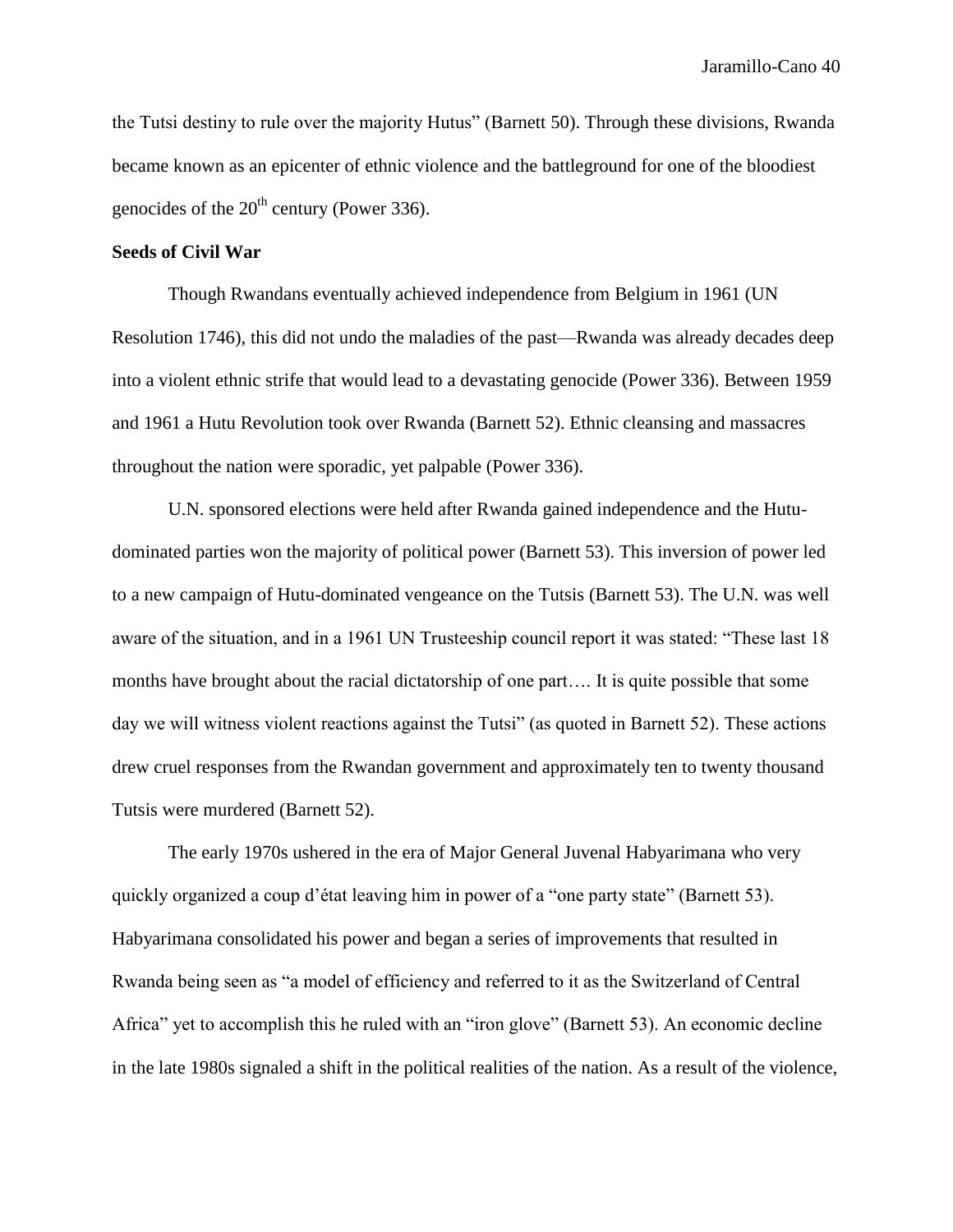the Tutsi destiny to rule over the majority Hutus" (Barnett 50). Through these divisions, Rwanda became known as an epicenter of ethnic violence and the battleground for one of the bloodiest genocides of the 20th century (Power 336).

**Seeds of Civil War**

Though Rwandans eventually achieved independence from Belgium in 1961 (UN Resolution 1746), this did not undo the maladies of the past—Rwanda was already decades deep into a violent ethnic strife that would lead to a devastating genocide (Power 336). Between 1959 and 1961 a Hutu Revolution took over Rwanda (Barnett 52). Ethnic cleansing and massacres throughout the nation were sporadic, yet palpable (Power 336).

U.N. sponsored elections were held after Rwanda gained independence and the Hutu-dominated parties won the majority of political power (Barnett 53). This inversion of power led to a new campaign of Hutu-dominated vengeance on the Tutsis (Barnett 53). The U.N. was well aware of the situation, and in a 1961 UN Trusteeship council report it was stated: "These last 18 months have brought about the racial dictatorship of one part…. It is quite possible that some day we will witness violent reactions against the Tutsi" (as quoted in Barnett 52). These actions drew cruel responses from the Rwandan government and approximately ten to twenty thousand Tutsis were murdered (Barnett 52).

The early 1970s ushered in the era of Major General Juvenal Habyarimana who very quickly organized a coup d'état leaving him in power of a "one party state" (Barnett 53). Habyarimana consolidated his power and began a series of improvements that resulted in Rwanda being seen as "a model of efficiency and referred to it as the Switzerland of Central Africa" yet to accomplish this he ruled with an "iron glove" (Barnett 53). An economic decline in the late 1980s signaled a shift in the political realities of the nation. As a result of the violence,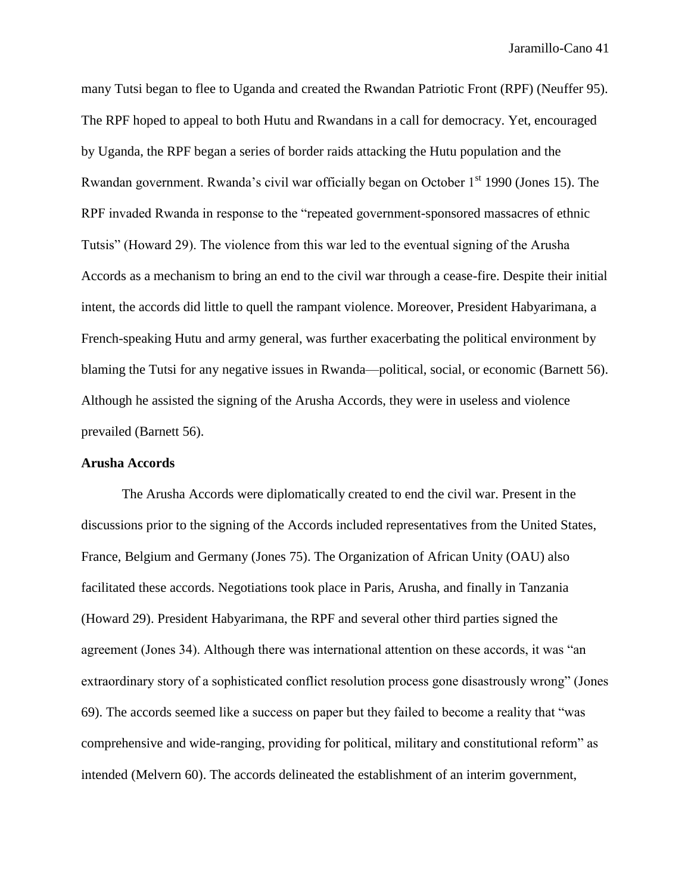many Tutsi began to flee to Uganda and created the Rwandan Patriotic Front (RPF) (Neuffer 95). The RPF hoped to appeal to both Hutu and Rwandans in a call for democracy. Yet, encouraged by Uganda, the RPF began a series of border raids attacking the Hutu population and the Rwandan government. Rwanda's civil war officially began on October 1st 1990 (Jones 15). The RPF invaded Rwanda in response to the "repeated government-sponsored massacres of ethnic Tutsis" (Howard 29). The violence from this war led to the eventual signing of the Arusha Accords as a mechanism to bring an end to the civil war through a cease-fire. Despite their initial intent, the accords did little to quell the rampant violence. Moreover, President Habyarimana, a French-speaking Hutu and army general, was further exacerbating the political environment by blaming the Tutsi for any negative issues in Rwanda—political, social, or economic (Barnett 56). Although he assisted the signing of the Arusha Accords, they were in useless and violence prevailed (Barnett 56).

**Arusha Accords**

The Arusha Accords were diplomatically created to end the civil war. Present in the discussions prior to the signing of the Accords included representatives from the United States, France, Belgium and Germany (Jones 75). The Organization of African Unity (OAU) also facilitated these accords. Negotiations took place in Paris, Arusha, and finally in Tanzania (Howard 29). President Habyarimana, the RPF and several other third parties signed the agreement (Jones 34). Although there was international attention on these accords, it was "an extraordinary story of a sophisticated conflict resolution process gone disastrously wrong" (Jones 69). The accords seemed like a success on paper but they failed to become a reality that "was comprehensive and wide-ranging, providing for political, military and constitutional reform" as intended (Melvern 60). The accords delineated the establishment of an interim government,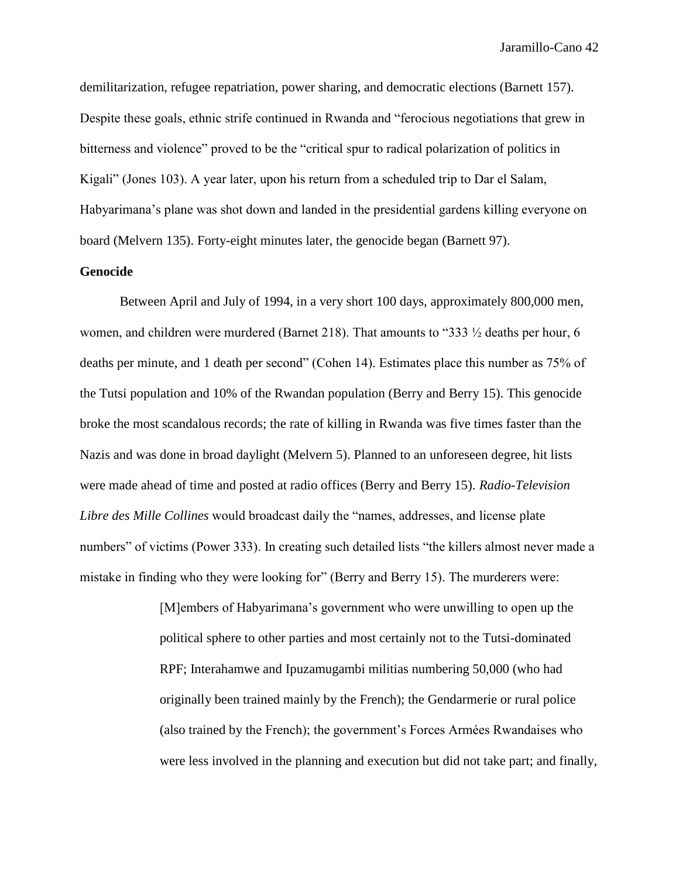demilitarization, refugee repatriation, power sharing, and democratic elections (Barnett 157). Despite these goals, ethnic strife continued in Rwanda and "ferocious negotiations that grew in bitterness and violence" proved to be the "critical spur to radical polarization of politics in Kigali" (Jones 103). A year later, upon his return from a scheduled trip to Dar el Salam, Habyarimana's plane was shot down and landed in the presidential gardens killing everyone on board (Melvern 135). Forty-eight minutes later, the genocide began (Barnett 97).

**Genocide**

Between April and July of 1994, in a very short 100 days, approximately 800,000 men, women, and children were murdered (Barnet 218). That amounts to "333 ½ deaths per hour, 6 deaths per minute, and 1 death per second" (Cohen 14). Estimates place this number as 75% of the Tutsi population and 10% of the Rwandan population (Berry and Berry 15). This genocide broke the most scandalous records; the rate of killing in Rwanda was five times faster than the Nazis and was done in broad daylight (Melvern 5). Planned to an unforeseen degree, hit lists were made ahead of time and posted at radio offices (Berry and Berry 15). *Radio-Television Libre des Mille Collines* would broadcast daily the "names, addresses, and license plate numbers" of victims (Power 333). In creating such detailed lists "the killers almost never made a mistake in finding who they were looking for" (Berry and Berry 15). The murderers were:

> [M]embers of Habyarimana's government who were unwilling to open up the political sphere to other parties and most certainly not to the Tutsi-dominated RPF; Interahamwe and Ipuzamugambi militias numbering 50,000 (who had originally been trained mainly by the French); the Gendarmerie or rural police (also trained by the French); the government's Forces Armées Rwandaises who were less involved in the planning and execution but did not take part; and finally,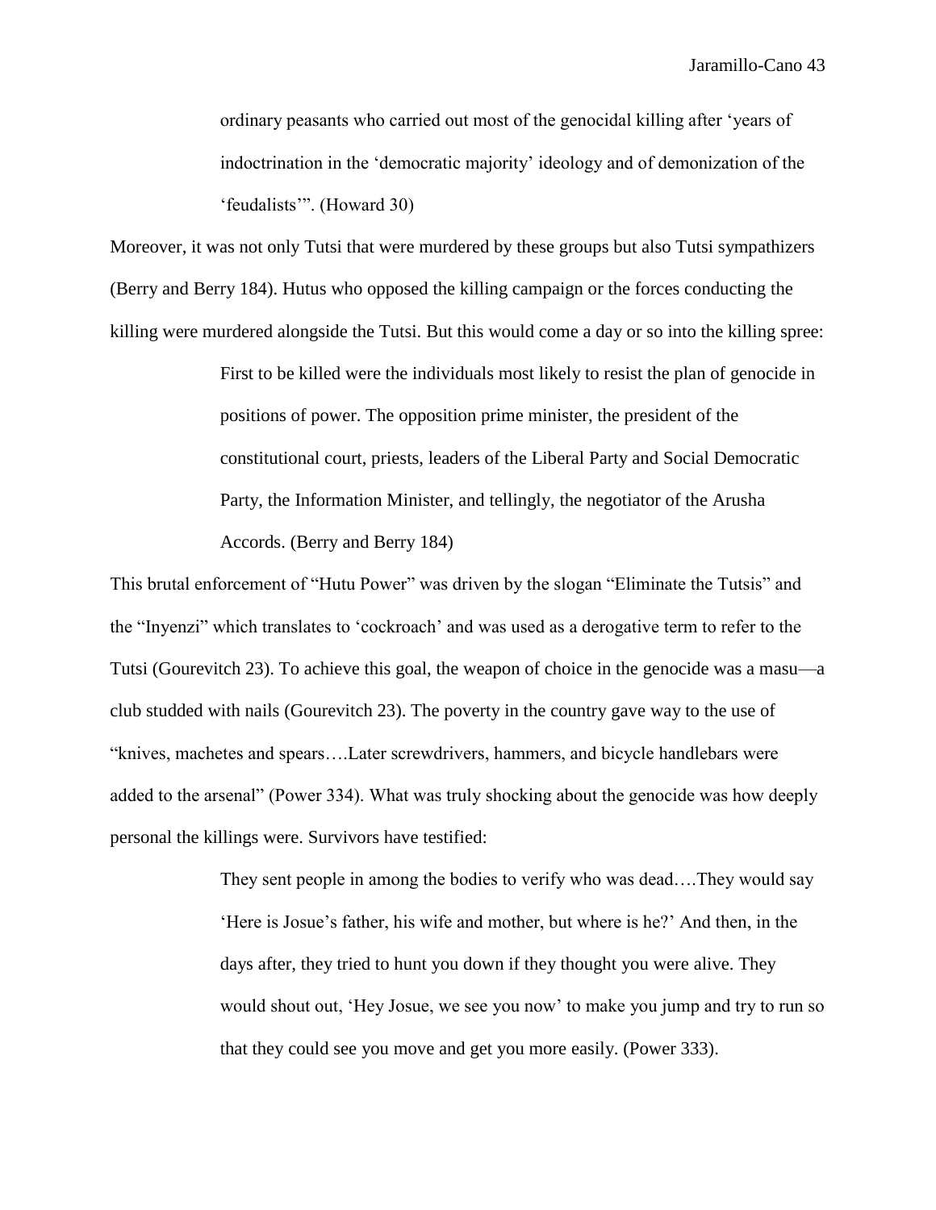> ordinary peasants who carried out most of the genocidal killing after 'years of indoctrination in the 'democratic majority' ideology and of demonization of the 'feudalists''. (Howard 30)

Moreover, it was not only Tutsi that were murdered by these groups but also Tutsi sympathizers (Berry and Berry 184). Hutus who opposed the killing campaign or the forces conducting the killing were murdered alongside the Tutsi. But this would come a day or so into the killing spree:

> First to be killed were the individuals most likely to resist the plan of genocide in positions of power. The opposition prime minister, the president of the constitutional court, priests, leaders of the Liberal Party and Social Democratic Party, the Information Minister, and tellingly, the negotiator of the Arusha Accords. (Berry and Berry 184)

This brutal enforcement of "Hutu Power" was driven by the slogan "Eliminate the Tutsis" and the "Inyenzi" which translates to 'cockroach' and was used as a derogative term to refer to the Tutsi (Gourevitch 23). To achieve this goal, the weapon of choice in the genocide was a masu—a club studded with nails (Gourevitch 23). The poverty in the country gave way to the use of "knives, machetes and spears….Later screwdrivers, hammers, and bicycle handlebars were added to the arsenal" (Power 334). What was truly shocking about the genocide was how deeply personal the killings were. Survivors have testified:

> They sent people in among the bodies to verify who was dead….They would say 'Here is Josue's father, his wife and mother, but where is he?' And then, in the days after, they tried to hunt you down if they thought you were alive. They would shout out, 'Hey Josue, we see you now' to make you jump and try to run so that they could see you move and get you more easily. (Power 333).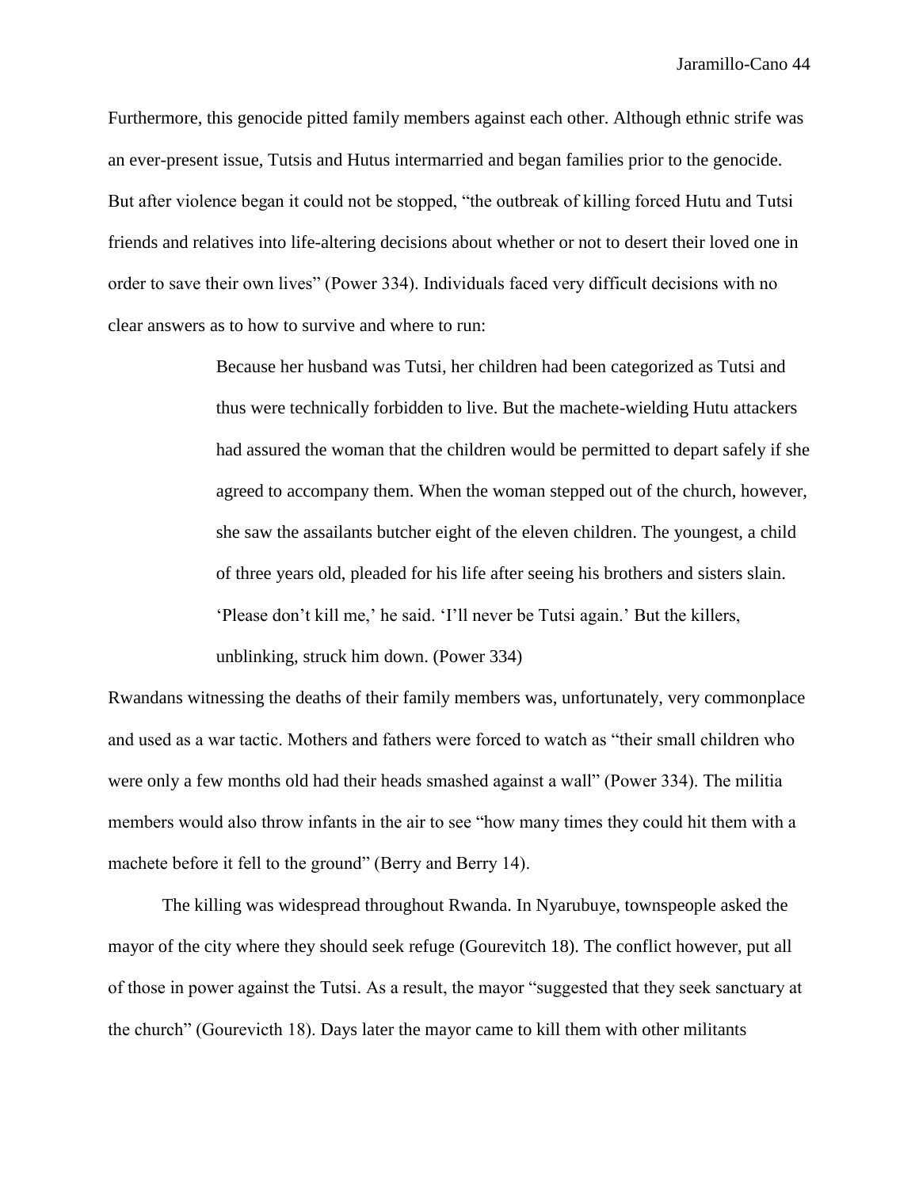Furthermore, this genocide pitted family members against each other. Although ethnic strife was an ever-present issue, Tutsis and Hutus intermarried and began families prior to the genocide. But after violence began it could not be stopped, "the outbreak of killing forced Hutu and Tutsi friends and relatives into life-altering decisions about whether or not to desert their loved one in order to save their own lives" (Power 334). Individuals faced very difficult decisions with no clear answers as to how to survive and where to run:

> Because her husband was Tutsi, her children had been categorized as Tutsi and thus were technically forbidden to live. But the machete-wielding Hutu attackers had assured the woman that the children would be permitted to depart safely if she agreed to accompany them. When the woman stepped out of the church, however, she saw the assailants butcher eight of the eleven children. The youngest, a child of three years old, pleaded for his life after seeing his brothers and sisters slain. 'Please don't kill me,' he said. 'I'll never be Tutsi again.' But the killers, unblinking, struck him down. (Power 334)

Rwandans witnessing the deaths of their family members was, unfortunately, very commonplace and used as a war tactic. Mothers and fathers were forced to watch as "their small children who were only a few months old had their heads smashed against a wall" (Power 334). The militia members would also throw infants in the air to see "how many times they could hit them with a machete before it fell to the ground" (Berry and Berry 14).

The killing was widespread throughout Rwanda. In Nyarubuye, townspeople asked the mayor of the city where they should seek refuge (Gourevitch 18). The conflict however, put all of those in power against the Tutsi. As a result, the mayor "suggested that they seek sanctuary at the church" (Gourevicth 18). Days later the mayor came to kill them with other militants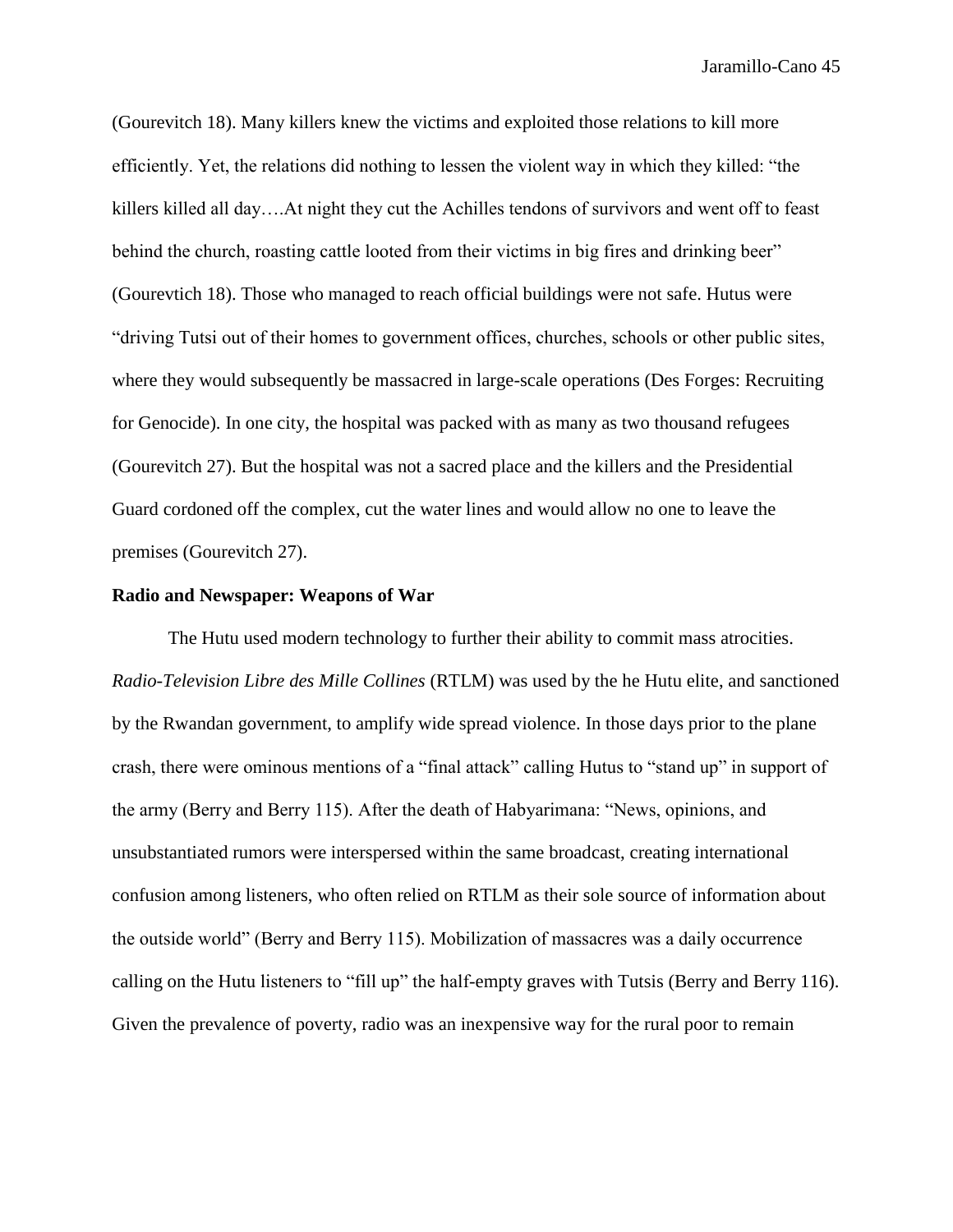(Gourevitch 18). Many killers knew the victims and exploited those relations to kill more efficiently. Yet, the relations did nothing to lessen the violent way in which they killed: "the killers killed all day….At night they cut the Achilles tendons of survivors and went off to feast behind the church, roasting cattle looted from their victims in big fires and drinking beer" (Gourevtich 18). Those who managed to reach official buildings were not safe. Hutus were "driving Tutsi out of their homes to government offices, churches, schools or other public sites, where they would subsequently be massacred in large-scale operations (Des Forges: Recruiting for Genocide). In one city, the hospital was packed with as many as two thousand refugees (Gourevitch 27). But the hospital was not a sacred place and the killers and the Presidential Guard cordoned off the complex, cut the water lines and would allow no one to leave the premises (Gourevitch 27).

**Radio and Newspaper: Weapons of War**

The Hutu used modern technology to further their ability to commit mass atrocities. *Radio-Television Libre des Mille Collines* (RTLM) was used by the he Hutu elite, and sanctioned by the Rwandan government, to amplify wide spread violence. In those days prior to the plane crash, there were ominous mentions of a "final attack" calling Hutus to "stand up" in support of the army (Berry and Berry 115). After the death of Habyarimana: "News, opinions, and unsubstantiated rumors were interspersed within the same broadcast, creating international confusion among listeners, who often relied on RTLM as their sole source of information about the outside world" (Berry and Berry 115). Mobilization of massacres was a daily occurrence calling on the Hutu listeners to "fill up" the half-empty graves with Tutsis (Berry and Berry 116). Given the prevalence of poverty, radio was an inexpensive way for the rural poor to remain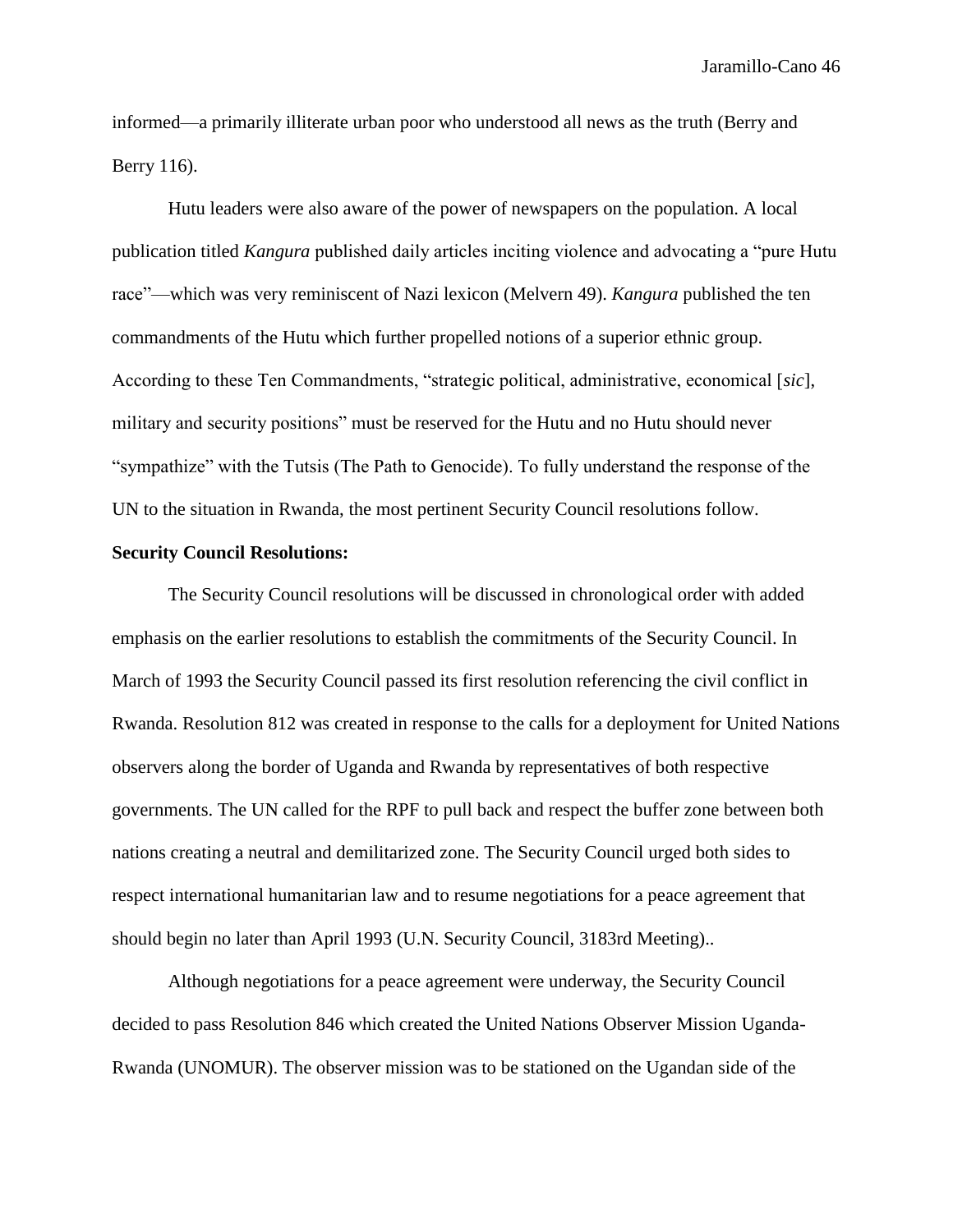informed—a primarily illiterate urban poor who understood all news as the truth (Berry and Berry 116).

Hutu leaders were also aware of the power of newspapers on the population. A local publication titled *Kangura* published daily articles inciting violence and advocating a "pure Hutu race"—which was very reminiscent of Nazi lexicon (Melvern 49). *Kangura* published the ten commandments of the Hutu which further propelled notions of a superior ethnic group. According to these Ten Commandments, "strategic political, administrative, economical [*sic*], military and security positions" must be reserved for the Hutu and no Hutu should never "sympathize" with the Tutsis (The Path to Genocide). To fully understand the response of the UN to the situation in Rwanda, the most pertinent Security Council resolutions follow.

**Security Council Resolutions:**

The Security Council resolutions will be discussed in chronological order with added emphasis on the earlier resolutions to establish the commitments of the Security Council. In March of 1993 the Security Council passed its first resolution referencing the civil conflict in Rwanda. Resolution 812 was created in response to the calls for a deployment for United Nations observers along the border of Uganda and Rwanda by representatives of both respective governments. The UN called for the RPF to pull back and respect the buffer zone between both nations creating a neutral and demilitarized zone. The Security Council urged both sides to respect international humanitarian law and to resume negotiations for a peace agreement that should begin no later than April 1993 (U.N. Security Council, 3183rd Meeting)..

Although negotiations for a peace agreement were underway, the Security Council decided to pass Resolution 846 which created the United Nations Observer Mission Uganda-Rwanda (UNOMUR). The observer mission was to be stationed on the Ugandan side of the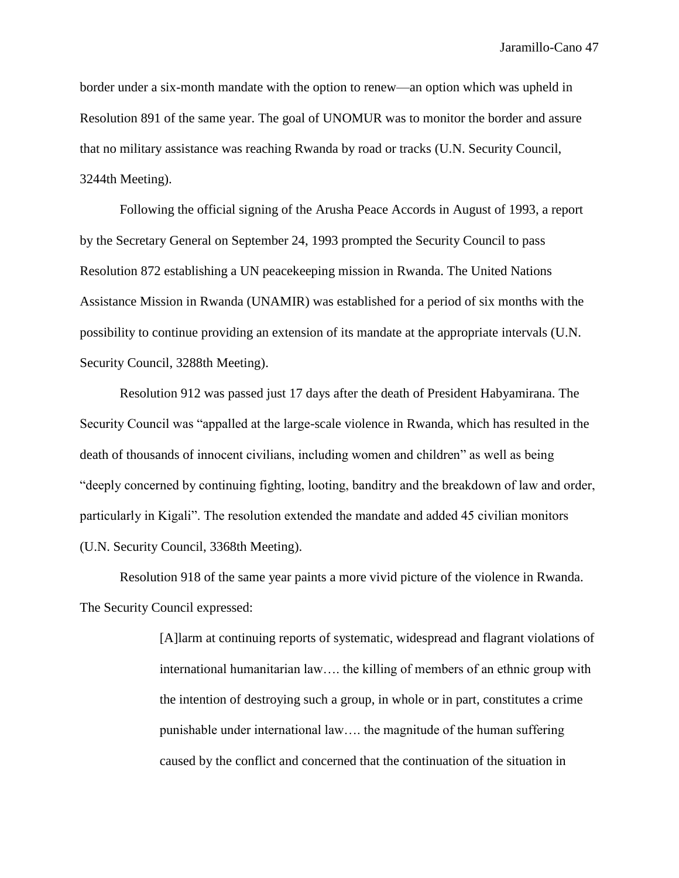border under a six-month mandate with the option to renew—an option which was upheld in Resolution 891 of the same year. The goal of UNOMUR was to monitor the border and assure that no military assistance was reaching Rwanda by road or tracks (U.N. Security Council, 3244th Meeting).

Following the official signing of the Arusha Peace Accords in August of 1993, a report by the Secretary General on September 24, 1993 prompted the Security Council to pass Resolution 872 establishing a UN peacekeeping mission in Rwanda. The United Nations Assistance Mission in Rwanda (UNAMIR) was established for a period of six months with the possibility to continue providing an extension of its mandate at the appropriate intervals (U.N. Security Council, 3288th Meeting).

Resolution 912 was passed just 17 days after the death of President Habyamirana. The Security Council was "appalled at the large-scale violence in Rwanda, which has resulted in the death of thousands of innocent civilians, including women and children" as well as being "deeply concerned by continuing fighting, looting, banditry and the breakdown of law and order, particularly in Kigali". The resolution extended the mandate and added 45 civilian monitors (U.N. Security Council, 3368th Meeting).

Resolution 918 of the same year paints a more vivid picture of the violence in Rwanda. The Security Council expressed:

> [A]larm at continuing reports of systematic, widespread and flagrant violations of international humanitarian law…. the killing of members of an ethnic group with the intention of destroying such a group, in whole or in part, constitutes a crime punishable under international law…. the magnitude of the human suffering caused by the conflict and concerned that the continuation of the situation in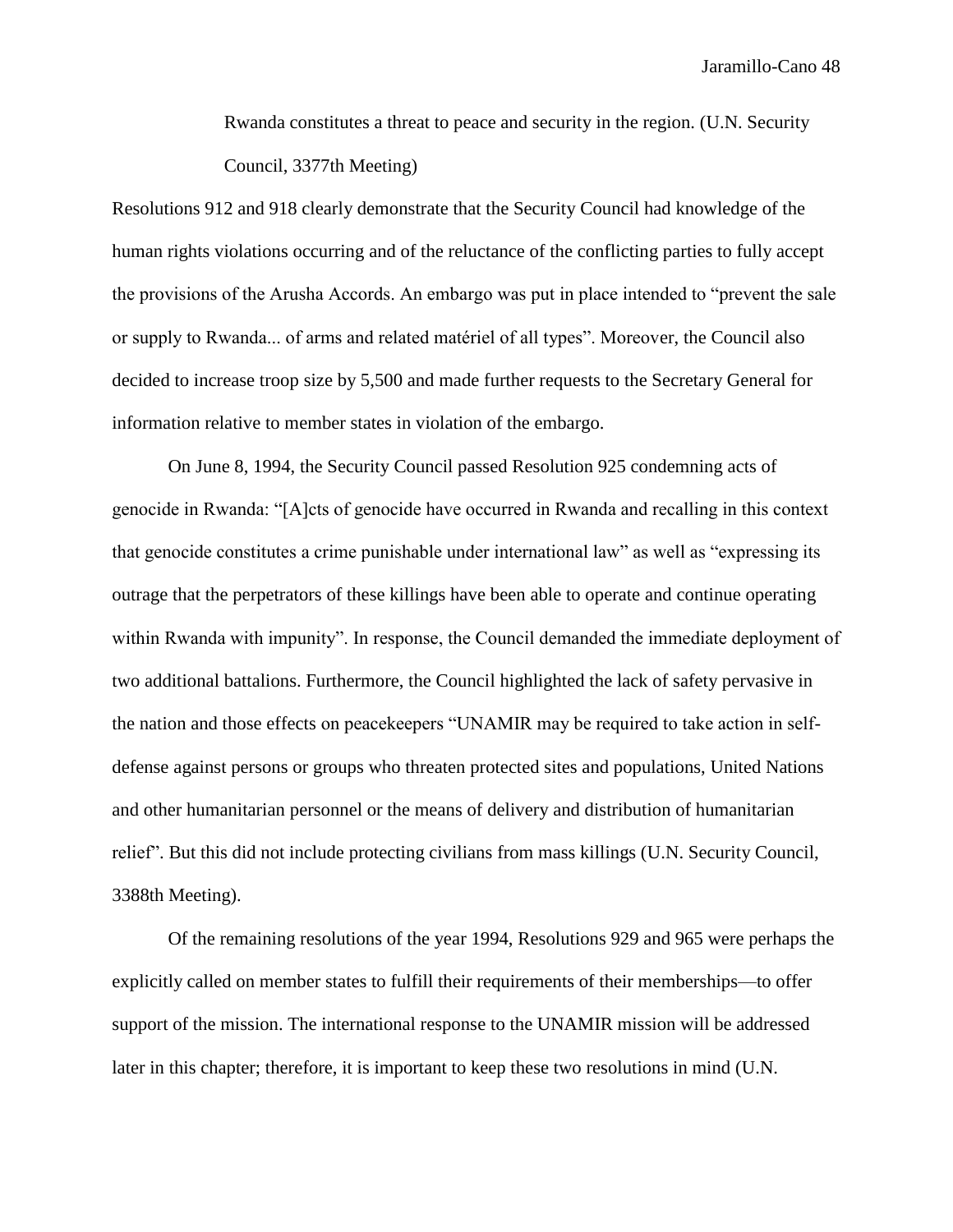> Rwanda constitutes a threat to peace and security in the region. (U.N. Security Council, 3377th Meeting)

Resolutions 912 and 918 clearly demonstrate that the Security Council had knowledge of the human rights violations occurring and of the reluctance of the conflicting parties to fully accept the provisions of the Arusha Accords. An embargo was put in place intended to "prevent the sale or supply to Rwanda... of arms and related matériel of all types". Moreover, the Council also decided to increase troop size by 5,500 and made further requests to the Secretary General for information relative to member states in violation of the embargo.

On June 8, 1994, the Security Council passed Resolution 925 condemning acts of genocide in Rwanda: "[A]cts of genocide have occurred in Rwanda and recalling in this context that genocide constitutes a crime punishable under international law" as well as "expressing its outrage that the perpetrators of these killings have been able to operate and continue operating within Rwanda with impunity". In response, the Council demanded the immediate deployment of two additional battalions. Furthermore, the Council highlighted the lack of safety pervasive in the nation and those effects on peacekeepers "UNAMIR may be required to take action in self-defense against persons or groups who threaten protected sites and populations, United Nations and other humanitarian personnel or the means of delivery and distribution of humanitarian relief". But this did not include protecting civilians from mass killings (U.N. Security Council, 3388th Meeting).

Of the remaining resolutions of the year 1994, Resolutions 929 and 965 were perhaps the explicitly called on member states to fulfill their requirements of their memberships—to offer support of the mission. The international response to the UNAMIR mission will be addressed later in this chapter; therefore, it is important to keep these two resolutions in mind (U.N.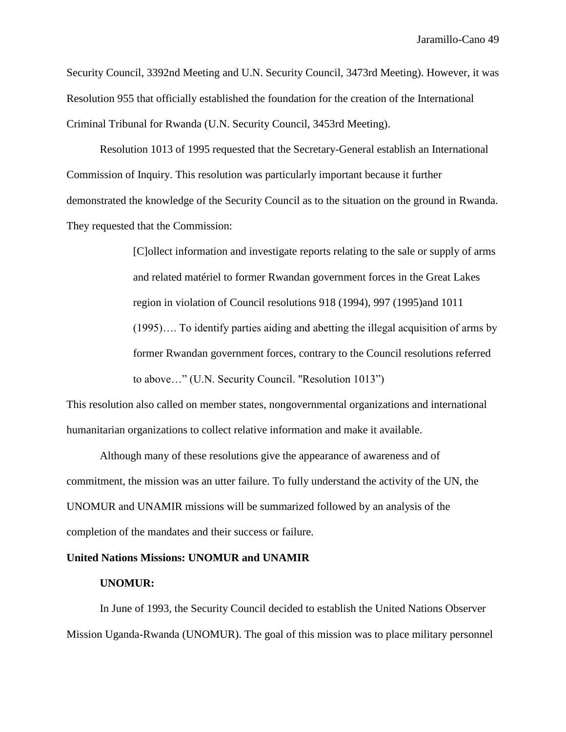Security Council, 3392nd Meeting and U.N. Security Council, 3473rd Meeting). However, it was Resolution 955 that officially established the foundation for the creation of the International Criminal Tribunal for Rwanda (U.N. Security Council, 3453rd Meeting).

Resolution 1013 of 1995 requested that the Secretary-General establish an International Commission of Inquiry. This resolution was particularly important because it further demonstrated the knowledge of the Security Council as to the situation on the ground in Rwanda. They requested that the Commission:

> [C]ollect information and investigate reports relating to the sale or supply of arms and related matériel to former Rwandan government forces in the Great Lakes region in violation of Council resolutions 918 (1994), 997 (1995)and 1011 (1995)…. To identify parties aiding and abetting the illegal acquisition of arms by former Rwandan government forces, contrary to the Council resolutions referred to above…" (U.N. Security Council. "Resolution 1013")

This resolution also called on member states, nongovernmental organizations and international humanitarian organizations to collect relative information and make it available.

Although many of these resolutions give the appearance of awareness and of commitment, the mission was an utter failure. To fully understand the activity of the UN, the UNOMUR and UNAMIR missions will be summarized followed by an analysis of the completion of the mandates and their success or failure.

## United Nations Missions: UNOMUR and UNAMIR

### UNOMUR:

In June of 1993, the Security Council decided to establish the United Nations Observer Mission Uganda-Rwanda (UNOMUR). The goal of this mission was to place military personnel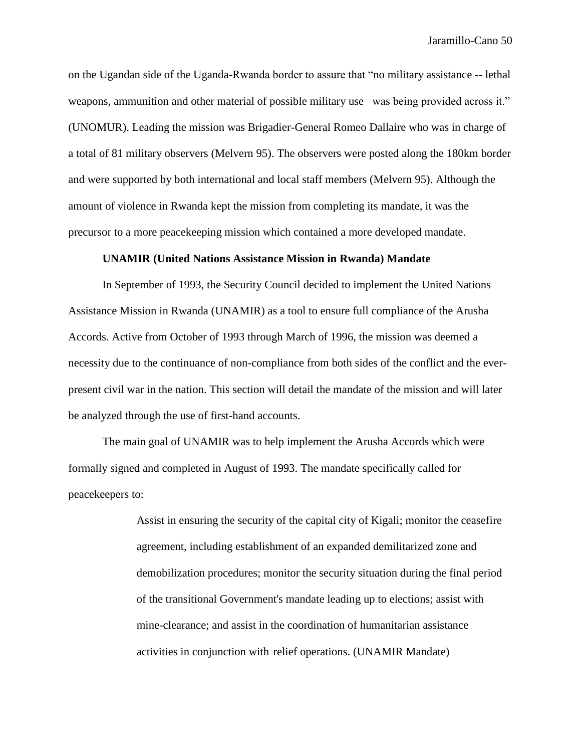on the Ugandan side of the Uganda-Rwanda border to assure that "no military assistance -- lethal weapons, ammunition and other material of possible military use –was being provided across it." (UNOMUR). Leading the mission was Brigadier-General Romeo Dallaire who was in charge of a total of 81 military observers (Melvern 95). The observers were posted along the 180km border and were supported by both international and local staff members (Melvern 95). Although the amount of violence in Rwanda kept the mission from completing its mandate, it was the precursor to a more peacekeeping mission which contained a more developed mandate.

### UNAMIR (United Nations Assistance Mission in Rwanda) Mandate

In September of 1993, the Security Council decided to implement the United Nations Assistance Mission in Rwanda (UNAMIR) as a tool to ensure full compliance of the Arusha Accords. Active from October of 1993 through March of 1996, the mission was deemed a necessity due to the continuance of non-compliance from both sides of the conflict and the ever-present civil war in the nation. This section will detail the mandate of the mission and will later be analyzed through the use of first-hand accounts.

The main goal of UNAMIR was to help implement the Arusha Accords which were formally signed and completed in August of 1993. The mandate specifically called for peacekeepers to:

> Assist in ensuring the security of the capital city of Kigali; monitor the ceasefire agreement, including establishment of an expanded demilitarized zone and demobilization procedures; monitor the security situation during the final period of the transitional Government's mandate leading up to elections; assist with mine-clearance; and assist in the coordination of humanitarian assistance activities in conjunction with relief operations. (UNAMIR Mandate)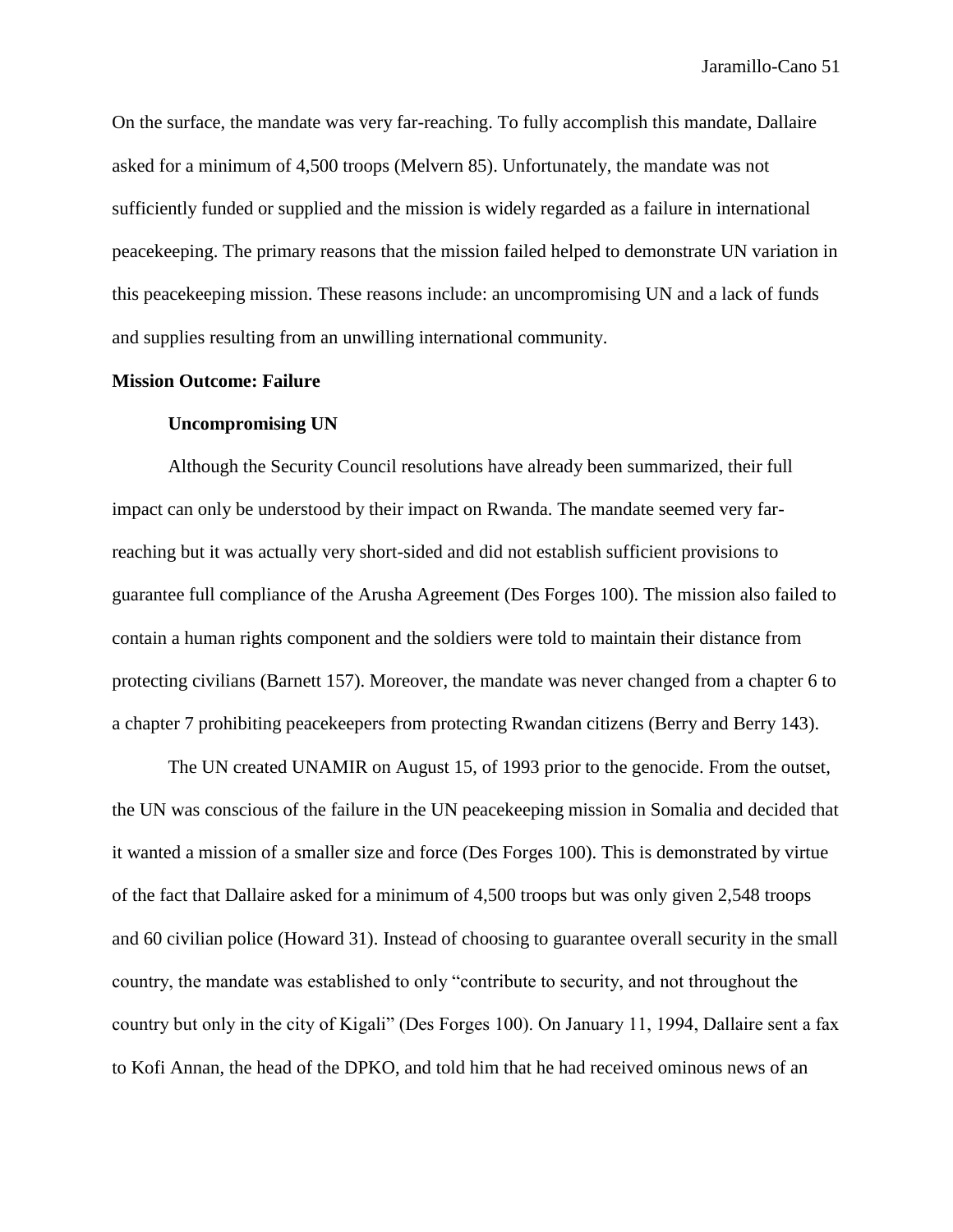On the surface, the mandate was very far-reaching. To fully accomplish this mandate, Dallaire asked for a minimum of 4,500 troops (Melvern 85). Unfortunately, the mandate was not sufficiently funded or supplied and the mission is widely regarded as a failure in international peacekeeping. The primary reasons that the mission failed helped to demonstrate UN variation in this peacekeeping mission. These reasons include: an uncompromising UN and a lack of funds and supplies resulting from an unwilling international community.

**Mission Outcome: Failure**

**Uncompromising UN**

Although the Security Council resolutions have already been summarized, their full impact can only be understood by their impact on Rwanda. The mandate seemed very far-reaching but it was actually very short-sided and did not establish sufficient provisions to guarantee full compliance of the Arusha Agreement (Des Forges 100). The mission also failed to contain a human rights component and the soldiers were told to maintain their distance from protecting civilians (Barnett 157). Moreover, the mandate was never changed from a chapter 6 to a chapter 7 prohibiting peacekeepers from protecting Rwandan citizens (Berry and Berry 143).

The UN created UNAMIR on August 15, of 1993 prior to the genocide. From the outset, the UN was conscious of the failure in the UN peacekeeping mission in Somalia and decided that it wanted a mission of a smaller size and force (Des Forges 100). This is demonstrated by virtue of the fact that Dallaire asked for a minimum of 4,500 troops but was only given 2,548 troops and 60 civilian police (Howard 31). Instead of choosing to guarantee overall security in the small country, the mandate was established to only "contribute to security, and not throughout the country but only in the city of Kigali" (Des Forges 100). On January 11, 1994, Dallaire sent a fax to Kofi Annan, the head of the DPKO, and told him that he had received ominous news of an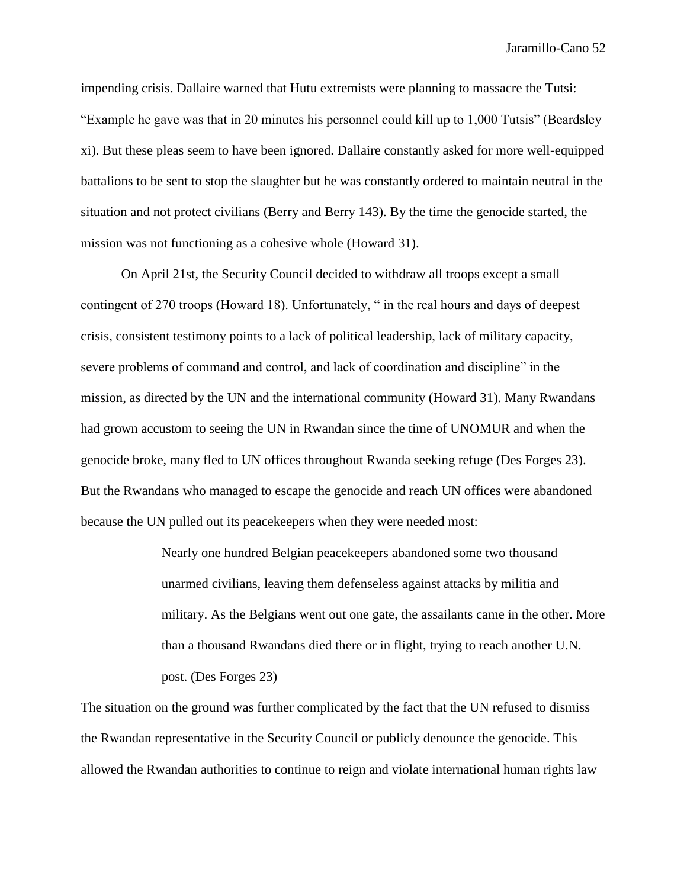impending crisis. Dallaire warned that Hutu extremists were planning to massacre the Tutsi: "Example he gave was that in 20 minutes his personnel could kill up to 1,000 Tutsis" (Beardsley xi). But these pleas seem to have been ignored. Dallaire constantly asked for more well-equipped battalions to be sent to stop the slaughter but he was constantly ordered to maintain neutral in the situation and not protect civilians (Berry and Berry 143). By the time the genocide started, the mission was not functioning as a cohesive whole (Howard 31).

On April 21st, the Security Council decided to withdraw all troops except a small contingent of 270 troops (Howard 18). Unfortunately, " in the real hours and days of deepest crisis, consistent testimony points to a lack of political leadership, lack of military capacity, severe problems of command and control, and lack of coordination and discipline" in the mission, as directed by the UN and the international community (Howard 31). Many Rwandans had grown accustom to seeing the UN in Rwandan since the time of UNOMUR and when the genocide broke, many fled to UN offices throughout Rwanda seeking refuge (Des Forges 23). But the Rwandans who managed to escape the genocide and reach UN offices were abandoned because the UN pulled out its peacekeepers when they were needed most:

> Nearly one hundred Belgian peacekeepers abandoned some two thousand unarmed civilians, leaving them defenseless against attacks by militia and military. As the Belgians went out one gate, the assailants came in the other. More than a thousand Rwandans died there or in flight, trying to reach another U.N. post. (Des Forges 23)

The situation on the ground was further complicated by the fact that the UN refused to dismiss the Rwandan representative in the Security Council or publicly denounce the genocide. This allowed the Rwandan authorities to continue to reign and violate international human rights law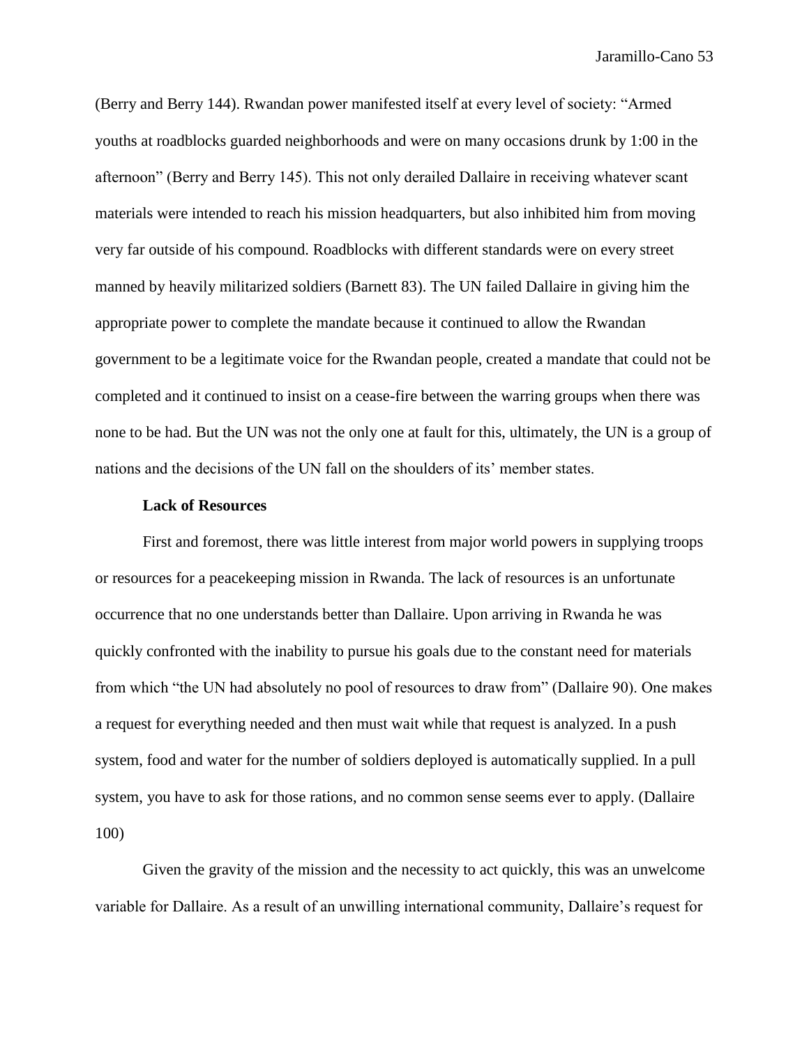(Berry and Berry 144). Rwandan power manifested itself at every level of society: "Armed youths at roadblocks guarded neighborhoods and were on many occasions drunk by 1:00 in the afternoon" (Berry and Berry 145). This not only derailed Dallaire in receiving whatever scant materials were intended to reach his mission headquarters, but also inhibited him from moving very far outside of his compound. Roadblocks with different standards were on every street manned by heavily militarized soldiers (Barnett 83). The UN failed Dallaire in giving him the appropriate power to complete the mandate because it continued to allow the Rwandan government to be a legitimate voice for the Rwandan people, created a mandate that could not be completed and it continued to insist on a cease-fire between the warring groups when there was none to be had. But the UN was not the only one at fault for this, ultimately, the UN is a group of nations and the decisions of the UN fall on the shoulders of its' member states.

**Lack of Resources**

First and foremost, there was little interest from major world powers in supplying troops or resources for a peacekeeping mission in Rwanda. The lack of resources is an unfortunate occurrence that no one understands better than Dallaire. Upon arriving in Rwanda he was quickly confronted with the inability to pursue his goals due to the constant need for materials from which "the UN had absolutely no pool of resources to draw from" (Dallaire 90). One makes a request for everything needed and then must wait while that request is analyzed. In a push system, food and water for the number of soldiers deployed is automatically supplied. In a pull system, you have to ask for those rations, and no common sense seems ever to apply. (Dallaire 100)

Given the gravity of the mission and the necessity to act quickly, this was an unwelcome variable for Dallaire. As a result of an unwilling international community, Dallaire's request for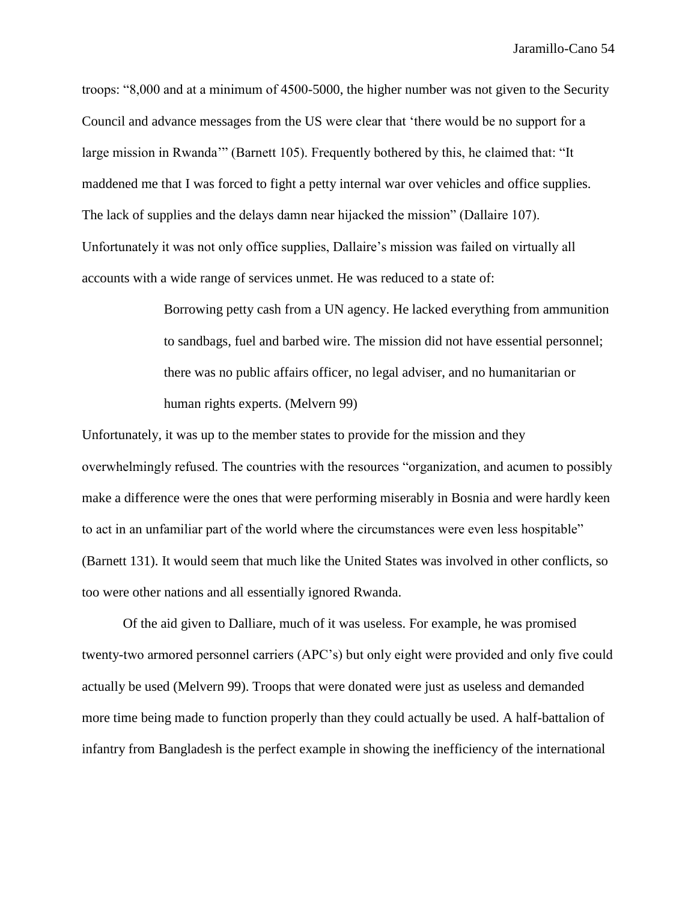troops: “8,000 and at a minimum of 4500-5000, the higher number was not given to the Security Council and advance messages from the US were clear that ‘there would be no support for a large mission in Rwanda’” (Barnett 105). Frequently bothered by this, he claimed that: “It maddened me that I was forced to fight a petty internal war over vehicles and office supplies. The lack of supplies and the delays damn near hijacked the mission” (Dallaire 107). Unfortunately it was not only office supplies, Dallaire’s mission was failed on virtually all accounts with a wide range of services unmet. He was reduced to a state of:

> Borrowing petty cash from a UN agency. He lacked everything from ammunition to sandbags, fuel and barbed wire. The mission did not have essential personnel; there was no public affairs officer, no legal adviser, and no humanitarian or human rights experts. (Melvern 99)

Unfortunately, it was up to the member states to provide for the mission and they overwhelmingly refused. The countries with the resources “organization, and acumen to possibly make a difference were the ones that were performing miserably in Bosnia and were hardly keen to act in an unfamiliar part of the world where the circumstances were even less hospitable” (Barnett 131). It would seem that much like the United States was involved in other conflicts, so too were other nations and all essentially ignored Rwanda.

Of the aid given to Dalliare, much of it was useless. For example, he was promised twenty-two armored personnel carriers (APC’s) but only eight were provided and only five could actually be used (Melvern 99). Troops that were donated were just as useless and demanded more time being made to function properly than they could actually be used. A half-battalion of infantry from Bangladesh is the perfect example in showing the inefficiency of the international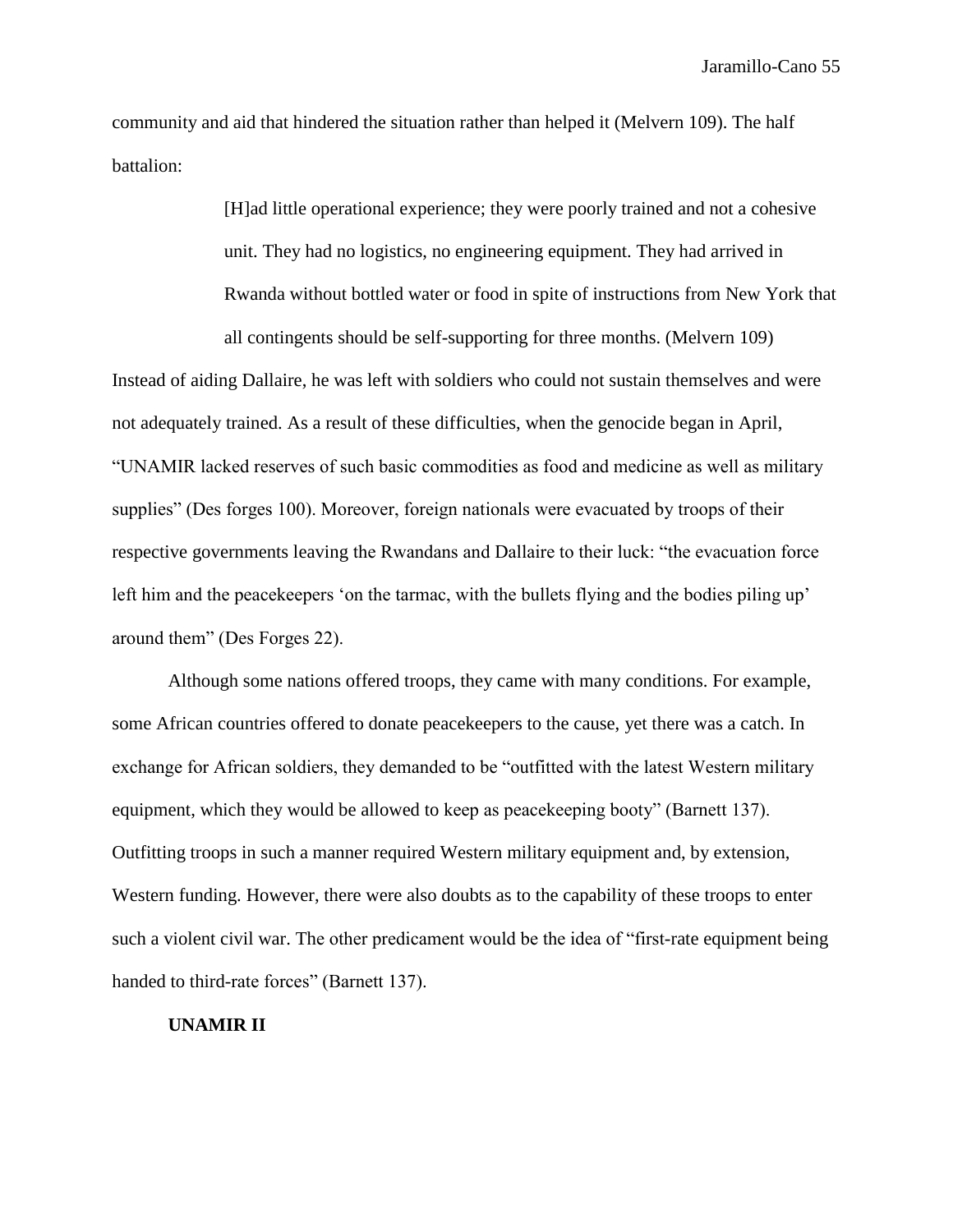community and aid that hindered the situation rather than helped it (Melvern 109). The half battalion:

> [H]ad little operational experience; they were poorly trained and not a cohesive unit. They had no logistics, no engineering equipment. They had arrived in Rwanda without bottled water or food in spite of instructions from New York that all contingents should be self-supporting for three months. (Melvern 109)

Instead of aiding Dallaire, he was left with soldiers who could not sustain themselves and were not adequately trained. As a result of these difficulties, when the genocide began in April, "UNAMIR lacked reserves of such basic commodities as food and medicine as well as military supplies" (Des forges 100). Moreover, foreign nationals were evacuated by troops of their respective governments leaving the Rwandans and Dallaire to their luck: "the evacuation force left him and the peacekeepers 'on the tarmac, with the bullets flying and the bodies piling up' around them" (Des Forges 22).

Although some nations offered troops, they came with many conditions. For example, some African countries offered to donate peacekeepers to the cause, yet there was a catch. In exchange for African soldiers, they demanded to be "outfitted with the latest Western military equipment, which they would be allowed to keep as peacekeeping booty" (Barnett 137). Outfitting troops in such a manner required Western military equipment and, by extension, Western funding. However, there were also doubts as to the capability of these troops to enter such a violent civil war. The other predicament would be the idea of "first-rate equipment being handed to third-rate forces" (Barnett 137).

**UNAMIR II**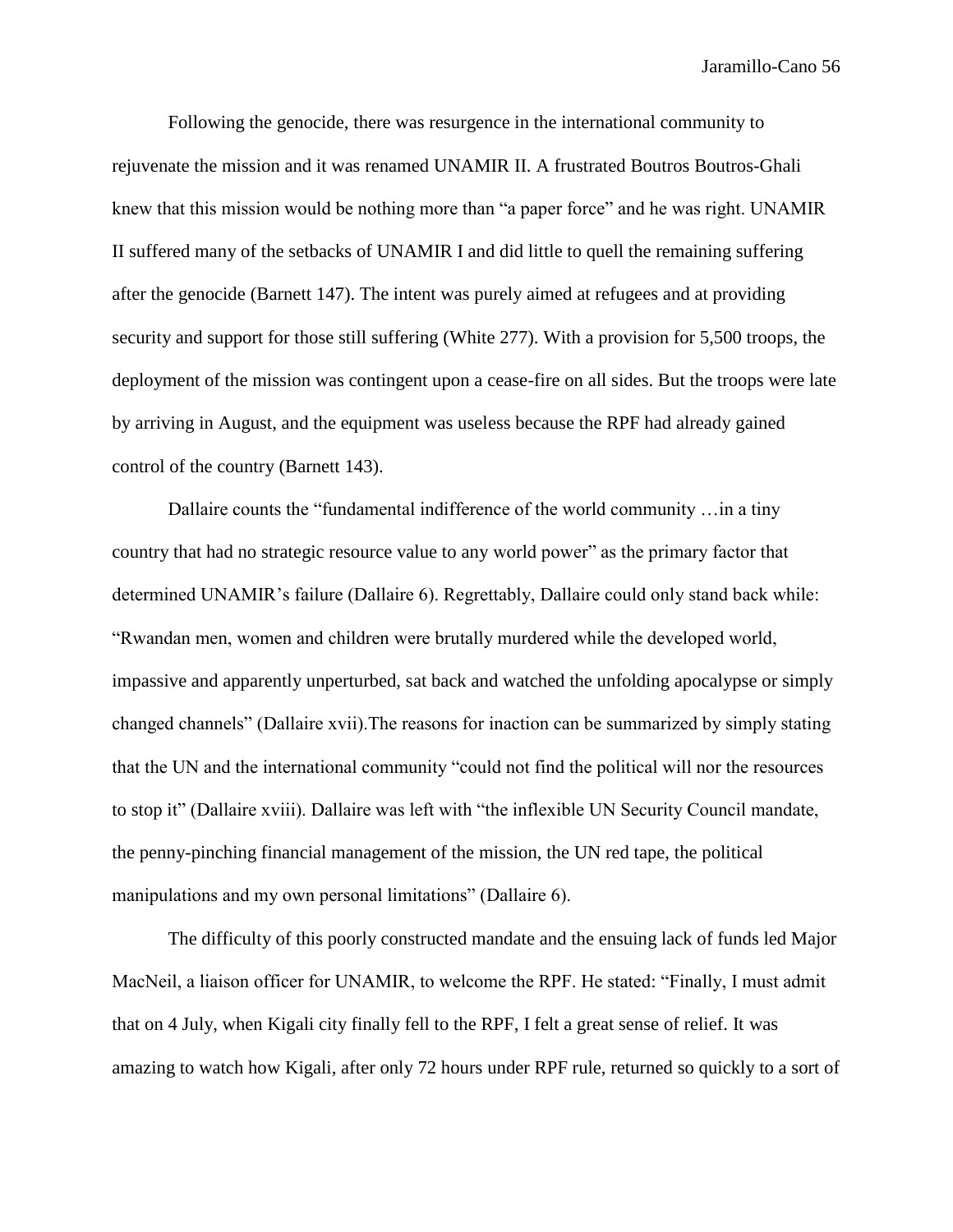Following the genocide, there was resurgence in the international community to rejuvenate the mission and it was renamed UNAMIR II. A frustrated Boutros Boutros-Ghali knew that this mission would be nothing more than "a paper force" and he was right. UNAMIR II suffered many of the setbacks of UNAMIR I and did little to quell the remaining suffering after the genocide (Barnett 147). The intent was purely aimed at refugees and at providing security and support for those still suffering (White 277). With a provision for 5,500 troops, the deployment of the mission was contingent upon a cease-fire on all sides. But the troops were late by arriving in August, and the equipment was useless because the RPF had already gained control of the country (Barnett 143).

Dallaire counts the "fundamental indifference of the world community …in a tiny country that had no strategic resource value to any world power" as the primary factor that determined UNAMIR's failure (Dallaire 6). Regrettably, Dallaire could only stand back while: "Rwandan men, women and children were brutally murdered while the developed world, impassive and apparently unperturbed, sat back and watched the unfolding apocalypse or simply changed channels" (Dallaire xvii).The reasons for inaction can be summarized by simply stating that the UN and the international community "could not find the political will nor the resources to stop it" (Dallaire xviii). Dallaire was left with "the inflexible UN Security Council mandate, the penny-pinching financial management of the mission, the UN red tape, the political manipulations and my own personal limitations" (Dallaire 6).

The difficulty of this poorly constructed mandate and the ensuing lack of funds led Major MacNeil, a liaison officer for UNAMIR, to welcome the RPF. He stated: "Finally, I must admit that on 4 July, when Kigali city finally fell to the RPF, I felt a great sense of relief. It was amazing to watch how Kigali, after only 72 hours under RPF rule, returned so quickly to a sort of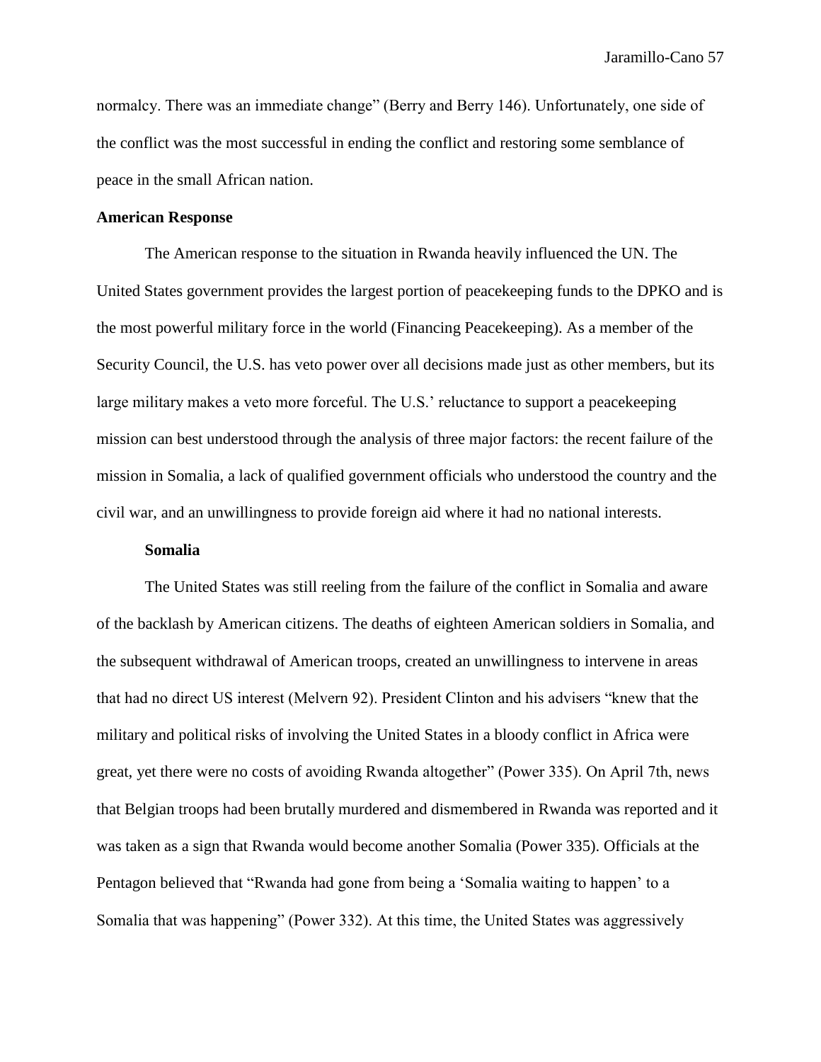normalcy. There was an immediate change" (Berry and Berry 146). Unfortunately, one side of the conflict was the most successful in ending the conflict and restoring some semblance of peace in the small African nation.

**American Response**

The American response to the situation in Rwanda heavily influenced the UN. The United States government provides the largest portion of peacekeeping funds to the DPKO and is the most powerful military force in the world (Financing Peacekeeping). As a member of the Security Council, the U.S. has veto power over all decisions made just as other members, but its large military makes a veto more forceful. The U.S.' reluctance to support a peacekeeping mission can best understood through the analysis of three major factors: the recent failure of the mission in Somalia, a lack of qualified government officials who understood the country and the civil war, and an unwillingness to provide foreign aid where it had no national interests.

**Somalia**

The United States was still reeling from the failure of the conflict in Somalia and aware of the backlash by American citizens. The deaths of eighteen American soldiers in Somalia, and the subsequent withdrawal of American troops, created an unwillingness to intervene in areas that had no direct US interest (Melvern 92). President Clinton and his advisers "knew that the military and political risks of involving the United States in a bloody conflict in Africa were great, yet there were no costs of avoiding Rwanda altogether" (Power 335). On April 7th, news that Belgian troops had been brutally murdered and dismembered in Rwanda was reported and it was taken as a sign that Rwanda would become another Somalia (Power 335). Officials at the Pentagon believed that "Rwanda had gone from being a 'Somalia waiting to happen' to a Somalia that was happening" (Power 332). At this time, the United States was aggressively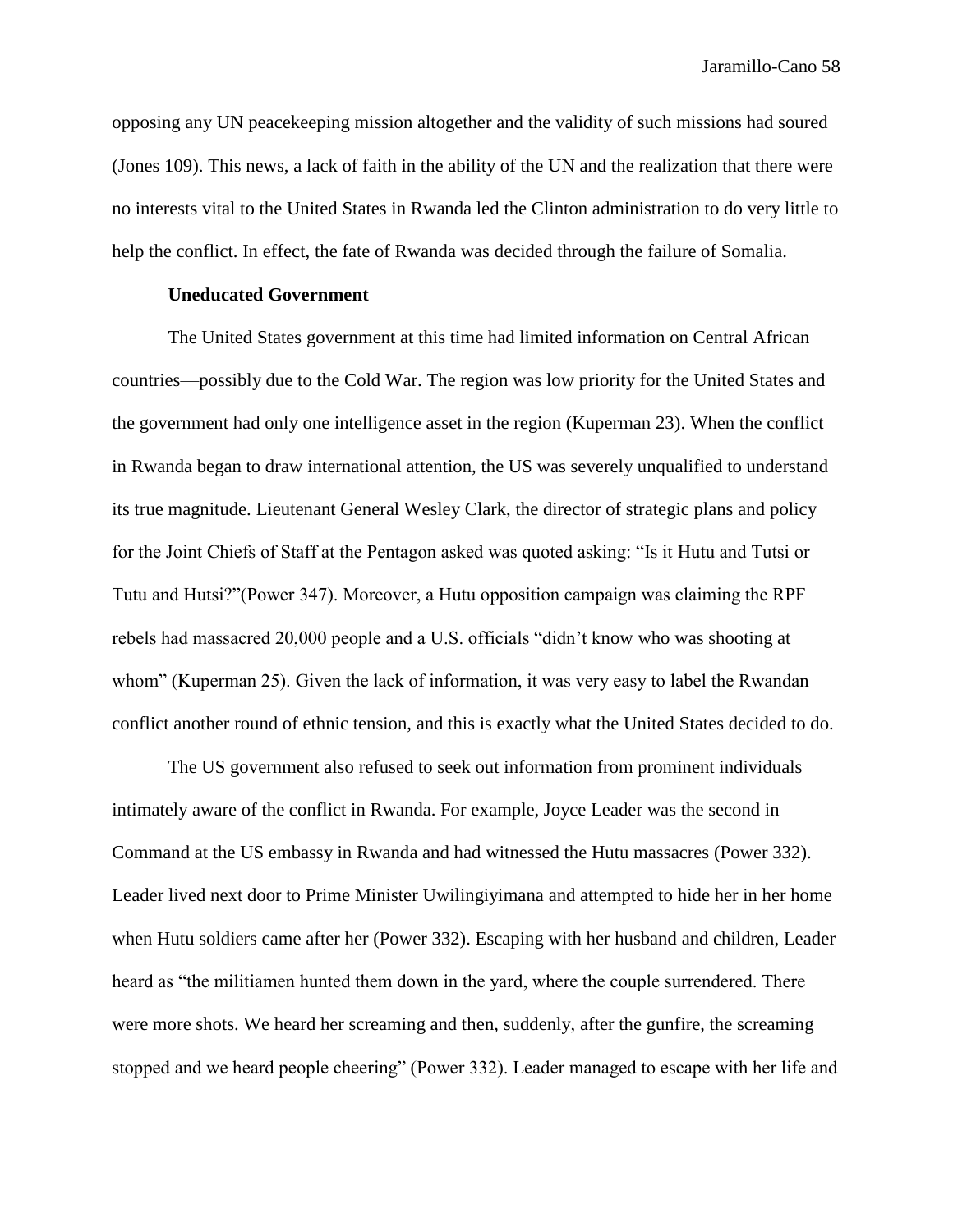opposing any UN peacekeeping mission altogether and the validity of such missions had soured (Jones 109). This news, a lack of faith in the ability of the UN and the realization that there were no interests vital to the United States in Rwanda led the Clinton administration to do very little to help the conflict. In effect, the fate of Rwanda was decided through the failure of Somalia.

**Uneducated Government**

The United States government at this time had limited information on Central African countries—possibly due to the Cold War. The region was low priority for the United States and the government had only one intelligence asset in the region (Kuperman 23). When the conflict in Rwanda began to draw international attention, the US was severely unqualified to understand its true magnitude. Lieutenant General Wesley Clark, the director of strategic plans and policy for the Joint Chiefs of Staff at the Pentagon asked was quoted asking: "Is it Hutu and Tutsi or Tutu and Hutsi?"(Power 347). Moreover, a Hutu opposition campaign was claiming the RPF rebels had massacred 20,000 people and a U.S. officials "didn't know who was shooting at whom" (Kuperman 25). Given the lack of information, it was very easy to label the Rwandan conflict another round of ethnic tension, and this is exactly what the United States decided to do.

The US government also refused to seek out information from prominent individuals intimately aware of the conflict in Rwanda. For example, Joyce Leader was the second in Command at the US embassy in Rwanda and had witnessed the Hutu massacres (Power 332). Leader lived next door to Prime Minister Uwilingiyimana and attempted to hide her in her home when Hutu soldiers came after her (Power 332). Escaping with her husband and children, Leader heard as "the militiamen hunted them down in the yard, where the couple surrendered. There were more shots. We heard her screaming and then, suddenly, after the gunfire, the screaming stopped and we heard people cheering" (Power 332). Leader managed to escape with her life and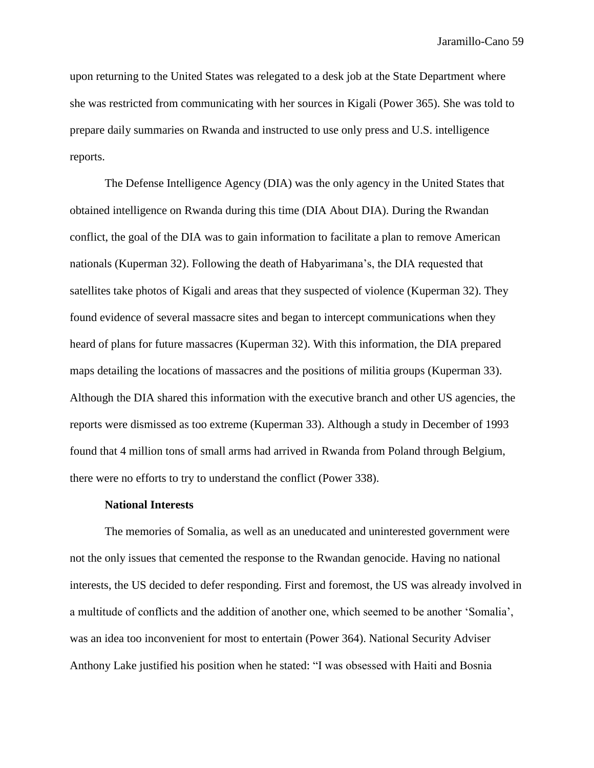upon returning to the United States was relegated to a desk job at the State Department where she was restricted from communicating with her sources in Kigali (Power 365). She was told to prepare daily summaries on Rwanda and instructed to use only press and U.S. intelligence reports.

The Defense Intelligence Agency (DIA) was the only agency in the United States that obtained intelligence on Rwanda during this time (DIA About DIA). During the Rwandan conflict, the goal of the DIA was to gain information to facilitate a plan to remove American nationals (Kuperman 32). Following the death of Habyarimana's, the DIA requested that satellites take photos of Kigali and areas that they suspected of violence (Kuperman 32). They found evidence of several massacre sites and began to intercept communications when they heard of plans for future massacres (Kuperman 32). With this information, the DIA prepared maps detailing the locations of massacres and the positions of militia groups (Kuperman 33). Although the DIA shared this information with the executive branch and other US agencies, the reports were dismissed as too extreme (Kuperman 33). Although a study in December of 1993 found that 4 million tons of small arms had arrived in Rwanda from Poland through Belgium, there were no efforts to try to understand the conflict (Power 338).

**National Interests**

The memories of Somalia, as well as an uneducated and uninterested government were not the only issues that cemented the response to the Rwandan genocide. Having no national interests, the US decided to defer responding. First and foremost, the US was already involved in a multitude of conflicts and the addition of another one, which seemed to be another 'Somalia', was an idea too inconvenient for most to entertain (Power 364). National Security Adviser Anthony Lake justified his position when he stated: "I was obsessed with Haiti and Bosnia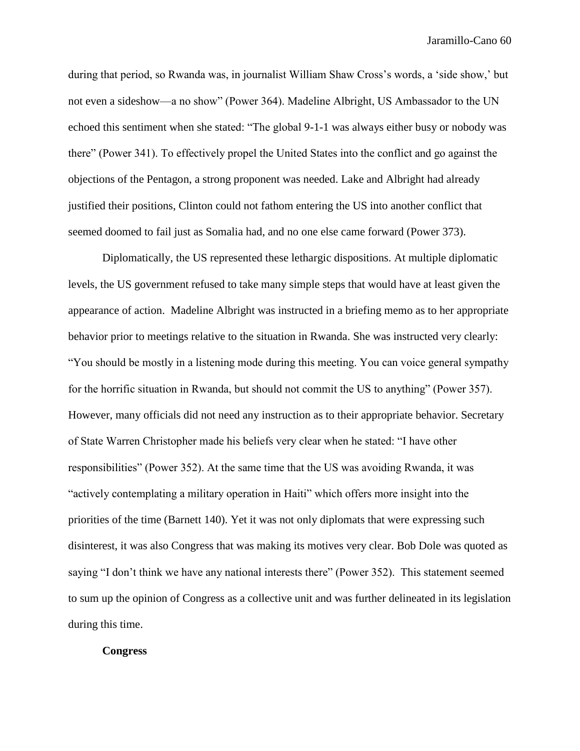during that period, so Rwanda was, in journalist William Shaw Cross's words, a 'side show,' but not even a sideshow—a no show" (Power 364). Madeline Albright, US Ambassador to the UN echoed this sentiment when she stated: "The global 9-1-1 was always either busy or nobody was there" (Power 341). To effectively propel the United States into the conflict and go against the objections of the Pentagon, a strong proponent was needed. Lake and Albright had already justified their positions, Clinton could not fathom entering the US into another conflict that seemed doomed to fail just as Somalia had, and no one else came forward (Power 373).

Diplomatically, the US represented these lethargic dispositions. At multiple diplomatic levels, the US government refused to take many simple steps that would have at least given the appearance of action. Madeline Albright was instructed in a briefing memo as to her appropriate behavior prior to meetings relative to the situation in Rwanda. She was instructed very clearly: "You should be mostly in a listening mode during this meeting. You can voice general sympathy for the horrific situation in Rwanda, but should not commit the US to anything" (Power 357). However, many officials did not need any instruction as to their appropriate behavior. Secretary of State Warren Christopher made his beliefs very clear when he stated: "I have other responsibilities" (Power 352). At the same time that the US was avoiding Rwanda, it was "actively contemplating a military operation in Haiti" which offers more insight into the priorities of the time (Barnett 140). Yet it was not only diplomats that were expressing such disinterest, it was also Congress that was making its motives very clear. Bob Dole was quoted as saying "I don't think we have any national interests there" (Power 352). This statement seemed to sum up the opinion of Congress as a collective unit and was further delineated in its legislation during this time.

**Congress**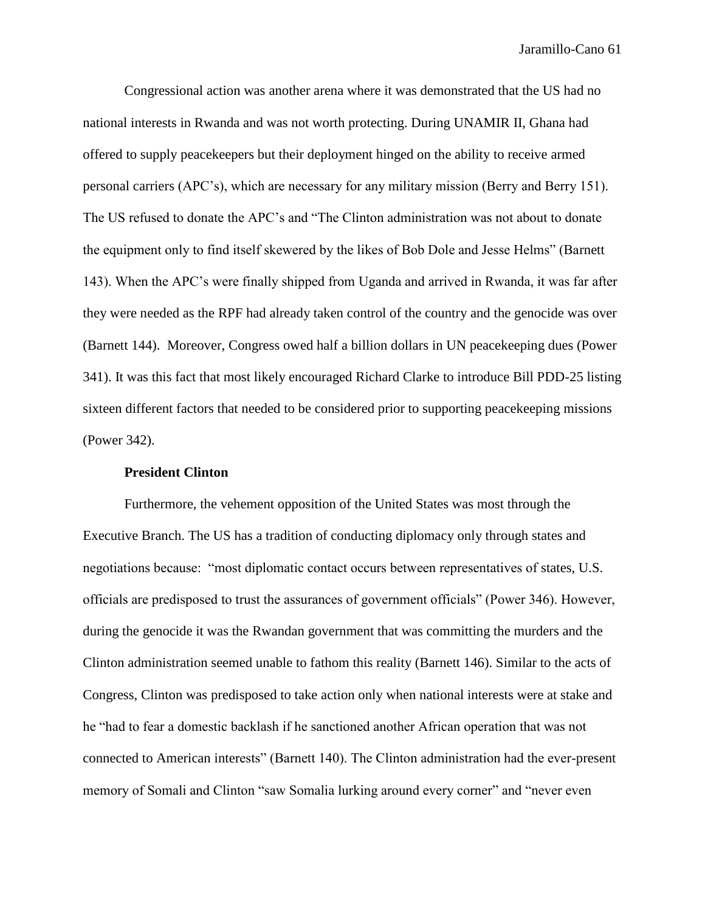Congressional action was another arena where it was demonstrated that the US had no national interests in Rwanda and was not worth protecting. During UNAMIR II, Ghana had offered to supply peacekeepers but their deployment hinged on the ability to receive armed personal carriers (APC's), which are necessary for any military mission (Berry and Berry 151). The US refused to donate the APC's and "The Clinton administration was not about to donate the equipment only to find itself skewered by the likes of Bob Dole and Jesse Helms" (Barnett 143). When the APC's were finally shipped from Uganda and arrived in Rwanda, it was far after they were needed as the RPF had already taken control of the country and the genocide was over (Barnett 144). Moreover, Congress owed half a billion dollars in UN peacekeeping dues (Power 341). It was this fact that most likely encouraged Richard Clarke to introduce Bill PDD-25 listing sixteen different factors that needed to be considered prior to supporting peacekeeping missions (Power 342).

**President Clinton**

Furthermore, the vehement opposition of the United States was most through the Executive Branch. The US has a tradition of conducting diplomacy only through states and negotiations because: "most diplomatic contact occurs between representatives of states, U.S. officials are predisposed to trust the assurances of government officials" (Power 346). However, during the genocide it was the Rwandan government that was committing the murders and the Clinton administration seemed unable to fathom this reality (Barnett 146). Similar to the acts of Congress, Clinton was predisposed to take action only when national interests were at stake and he "had to fear a domestic backlash if he sanctioned another African operation that was not connected to American interests" (Barnett 140). The Clinton administration had the ever-present memory of Somali and Clinton "saw Somalia lurking around every corner" and "never even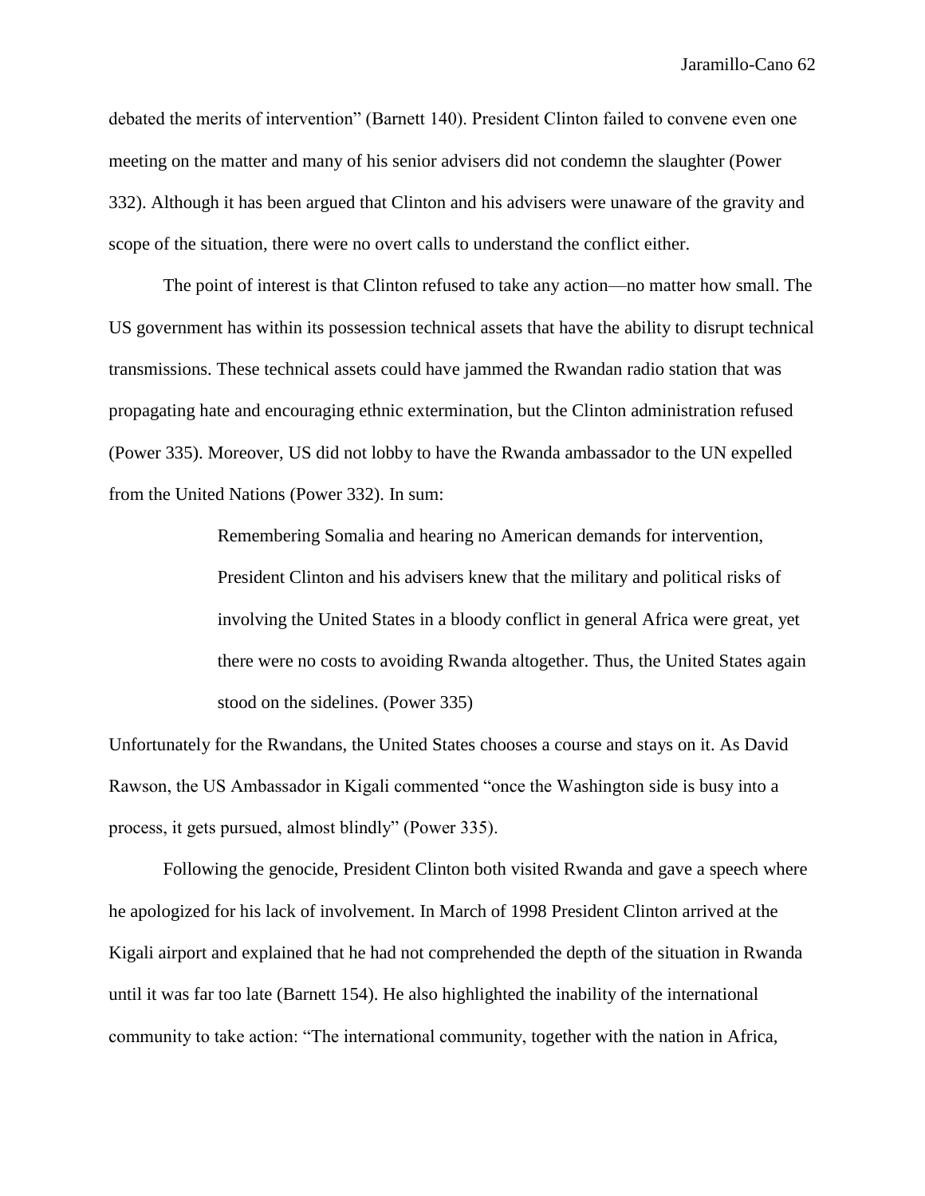debated the merits of intervention" (Barnett 140). President Clinton failed to convene even one meeting on the matter and many of his senior advisers did not condemn the slaughter (Power 332). Although it has been argued that Clinton and his advisers were unaware of the gravity and scope of the situation, there were no overt calls to understand the conflict either.

The point of interest is that Clinton refused to take any action—no matter how small. The US government has within its possession technical assets that have the ability to disrupt technical transmissions. These technical assets could have jammed the Rwandan radio station that was propagating hate and encouraging ethnic extermination, but the Clinton administration refused (Power 335). Moreover, US did not lobby to have the Rwanda ambassador to the UN expelled from the United Nations (Power 332). In sum:

> Remembering Somalia and hearing no American demands for intervention, President Clinton and his advisers knew that the military and political risks of involving the United States in a bloody conflict in general Africa were great, yet there were no costs to avoiding Rwanda altogether. Thus, the United States again stood on the sidelines. (Power 335)

Unfortunately for the Rwandans, the United States chooses a course and stays on it. As David Rawson, the US Ambassador in Kigali commented "once the Washington side is busy into a process, it gets pursued, almost blindly" (Power 335).

Following the genocide, President Clinton both visited Rwanda and gave a speech where he apologized for his lack of involvement. In March of 1998 President Clinton arrived at the Kigali airport and explained that he had not comprehended the depth of the situation in Rwanda until it was far too late (Barnett 154). He also highlighted the inability of the international community to take action: "The international community, together with the nation in Africa,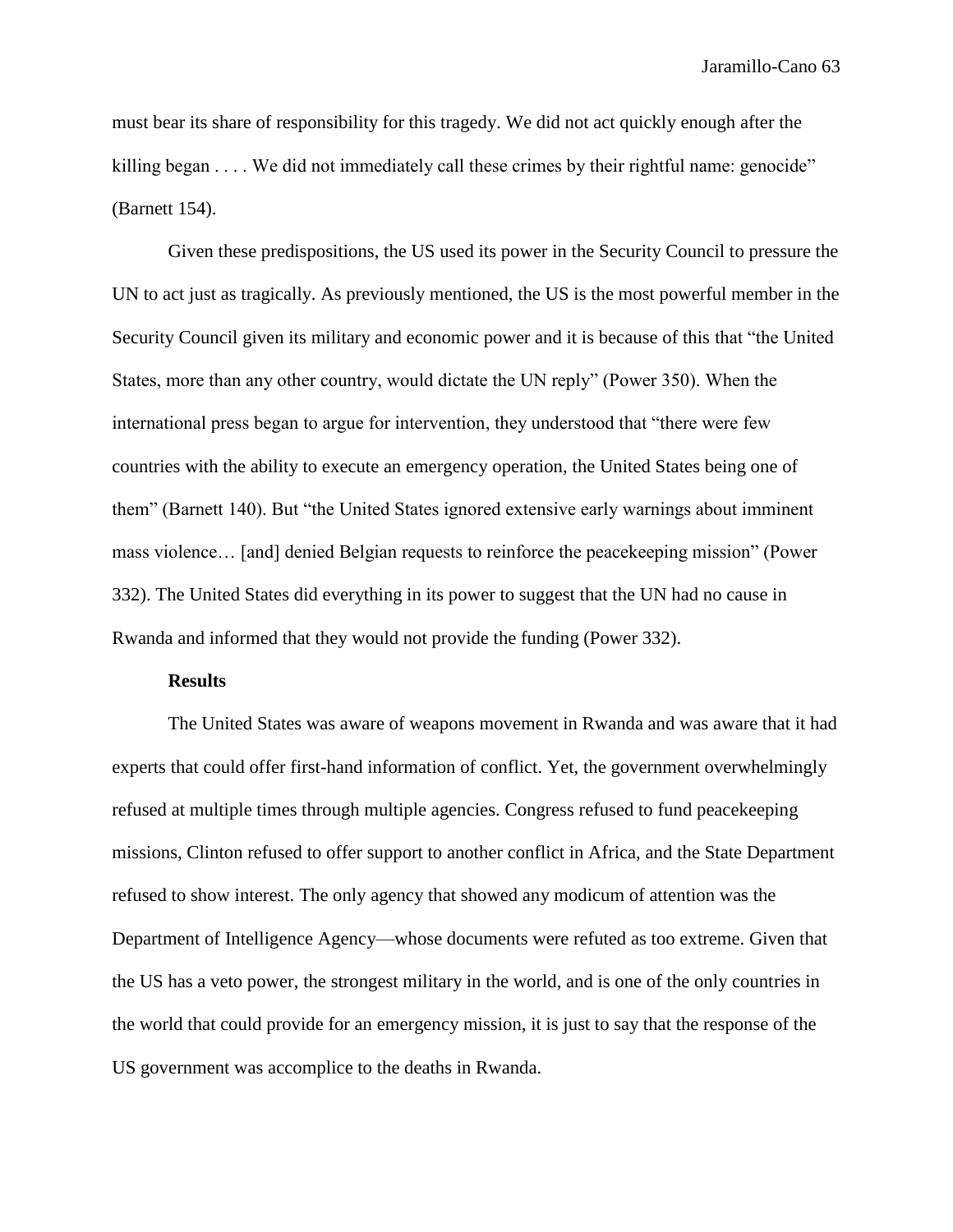must bear its share of responsibility for this tragedy. We did not act quickly enough after the killing began . . . . We did not immediately call these crimes by their rightful name: genocide" (Barnett 154).

Given these predispositions, the US used its power in the Security Council to pressure the UN to act just as tragically. As previously mentioned, the US is the most powerful member in the Security Council given its military and economic power and it is because of this that "the United States, more than any other country, would dictate the UN reply" (Power 350). When the international press began to argue for intervention, they understood that "there were few countries with the ability to execute an emergency operation, the United States being one of them" (Barnett 140). But "the United States ignored extensive early warnings about imminent mass violence… [and] denied Belgian requests to reinforce the peacekeeping mission" (Power 332). The United States did everything in its power to suggest that the UN had no cause in Rwanda and informed that they would not provide the funding (Power 332).

**Results**

The United States was aware of weapons movement in Rwanda and was aware that it had experts that could offer first-hand information of conflict. Yet, the government overwhelmingly refused at multiple times through multiple agencies. Congress refused to fund peacekeeping missions, Clinton refused to offer support to another conflict in Africa, and the State Department refused to show interest. The only agency that showed any modicum of attention was the Department of Intelligence Agency—whose documents were refuted as too extreme. Given that the US has a veto power, the strongest military in the world, and is one of the only countries in the world that could provide for an emergency mission, it is just to say that the response of the US government was accomplice to the deaths in Rwanda.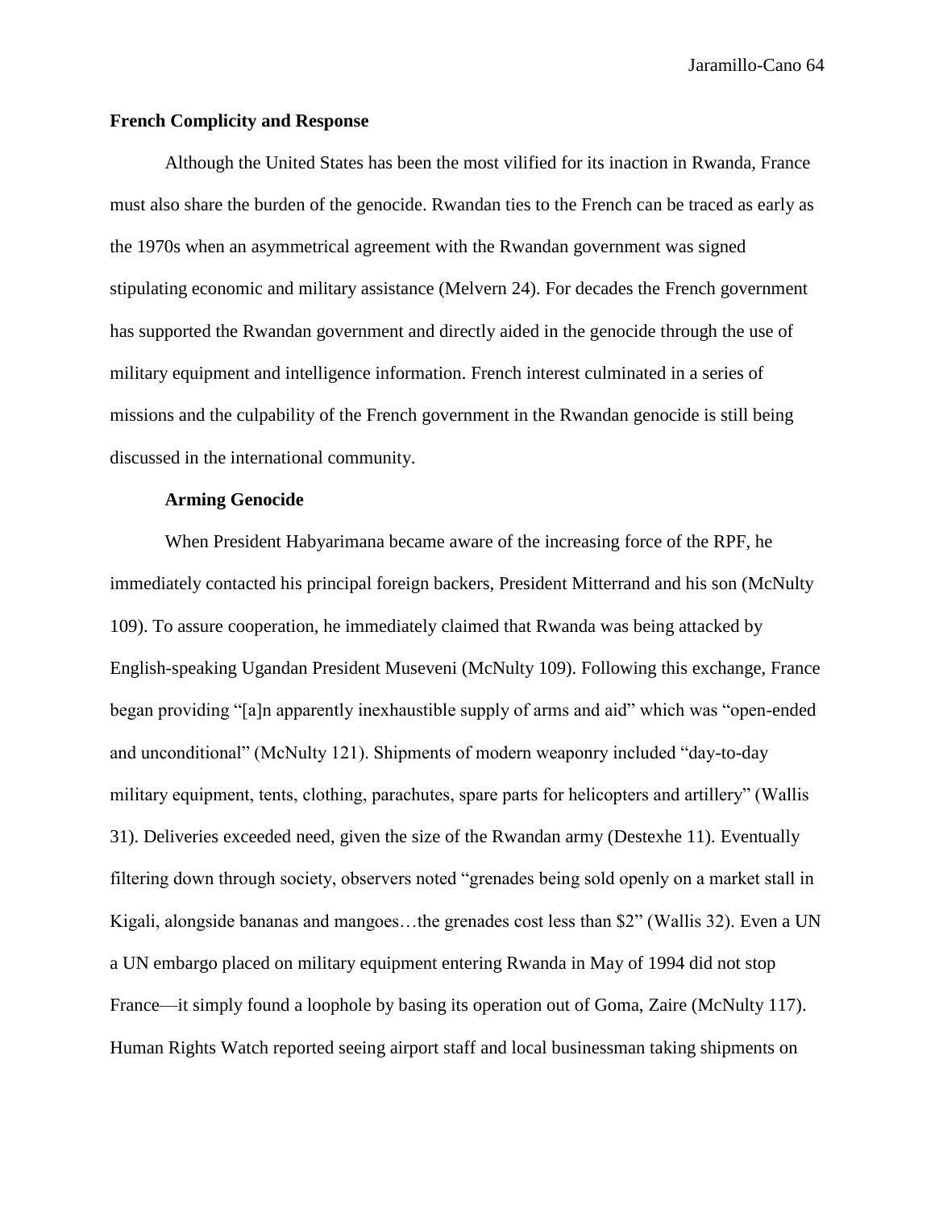## French Complicity and Response

Although the United States has been the most vilified for its inaction in Rwanda, France must also share the burden of the genocide. Rwandan ties to the French can be traced as early as the 1970s when an asymmetrical agreement with the Rwandan government was signed stipulating economic and military assistance (Melvern 24). For decades the French government has supported the Rwandan government and directly aided in the genocide through the use of military equipment and intelligence information. French interest culminated in a series of missions and the culpability of the French government in the Rwandan genocide is still being discussed in the international community.

### Arming Genocide

When President Habyarimana became aware of the increasing force of the RPF, he immediately contacted his principal foreign backers, President Mitterrand and his son (McNulty 109). To assure cooperation, he immediately claimed that Rwanda was being attacked by English-speaking Ugandan President Museveni (McNulty 109). Following this exchange, France began providing "[a]n apparently inexhaustible supply of arms and aid" which was "open-ended and unconditional" (McNulty 121). Shipments of modern weaponry included "day-to-day military equipment, tents, clothing, parachutes, spare parts for helicopters and artillery" (Wallis 31). Deliveries exceeded need, given the size of the Rwandan army (Destexhe 11). Eventually filtering down through society, observers noted "grenades being sold openly on a market stall in Kigali, alongside bananas and mangoes…the grenades cost less than $2" (Wallis 32). Even a UN a UN embargo placed on military equipment entering Rwanda in May of 1994 did not stop France—it simply found a loophole by basing its operation out of Goma, Zaire (McNulty 117). Human Rights Watch reported seeing airport staff and local businessman taking shipments on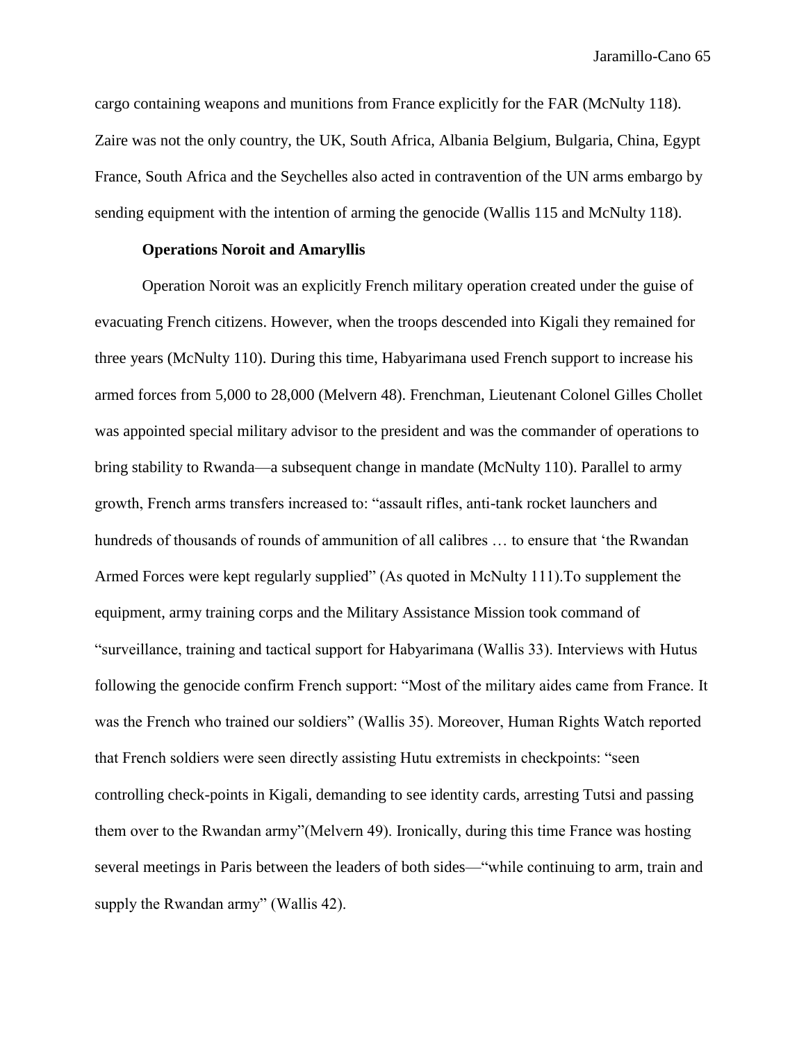cargo containing weapons and munitions from France explicitly for the FAR (McNulty 118). Zaire was not the only country, the UK, South Africa, Albania Belgium, Bulgaria, China, Egypt France, South Africa and the Seychelles also acted in contravention of the UN arms embargo by sending equipment with the intention of arming the genocide (Wallis 115 and McNulty 118).

**Operations Noroit and Amaryllis**

Operation Noroit was an explicitly French military operation created under the guise of evacuating French citizens. However, when the troops descended into Kigali they remained for three years (McNulty 110). During this time, Habyarimana used French support to increase his armed forces from 5,000 to 28,000 (Melvern 48). Frenchman, Lieutenant Colonel Gilles Chollet was appointed special military advisor to the president and was the commander of operations to bring stability to Rwanda—a subsequent change in mandate (McNulty 110). Parallel to army growth, French arms transfers increased to: "assault rifles, anti-tank rocket launchers and hundreds of thousands of rounds of ammunition of all calibres … to ensure that 'the Rwandan Armed Forces were kept regularly supplied" (As quoted in McNulty 111).To supplement the equipment, army training corps and the Military Assistance Mission took command of "surveillance, training and tactical support for Habyarimana (Wallis 33). Interviews with Hutus following the genocide confirm French support: "Most of the military aides came from France. It was the French who trained our soldiers" (Wallis 35). Moreover, Human Rights Watch reported that French soldiers were seen directly assisting Hutu extremists in checkpoints: "seen controlling check-points in Kigali, demanding to see identity cards, arresting Tutsi and passing them over to the Rwandan army"(Melvern 49). Ironically, during this time France was hosting several meetings in Paris between the leaders of both sides—"while continuing to arm, train and supply the Rwandan army" (Wallis 42).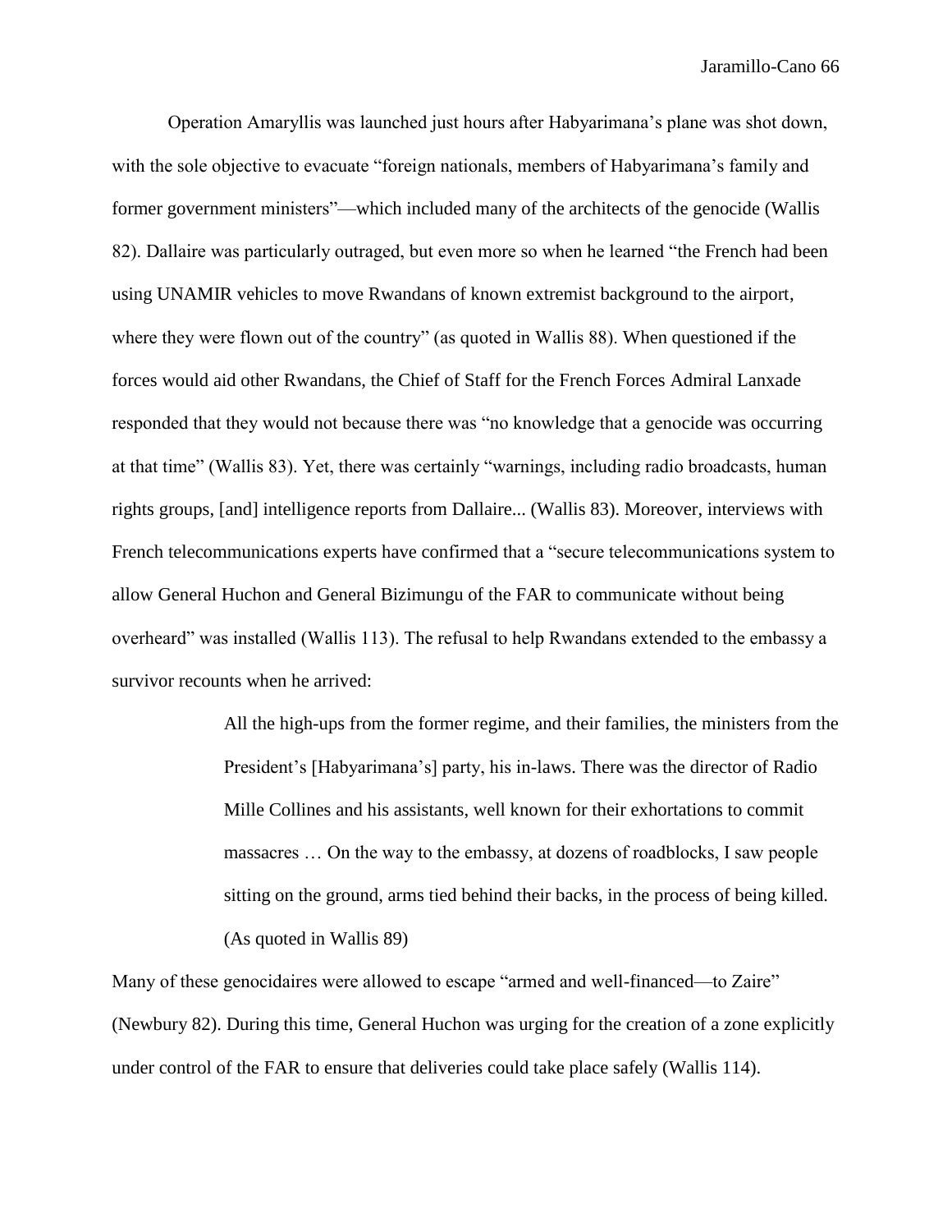Operation Amaryllis was launched just hours after Habyarimana's plane was shot down, with the sole objective to evacuate "foreign nationals, members of Habyarimana's family and former government ministers"—which included many of the architects of the genocide (Wallis 82). Dallaire was particularly outraged, but even more so when he learned "the French had been using UNAMIR vehicles to move Rwandans of known extremist background to the airport, where they were flown out of the country" (as quoted in Wallis 88). When questioned if the forces would aid other Rwandans, the Chief of Staff for the French Forces Admiral Lanxade responded that they would not because there was "no knowledge that a genocide was occurring at that time" (Wallis 83). Yet, there was certainly "warnings, including radio broadcasts, human rights groups, [and] intelligence reports from Dallaire... (Wallis 83). Moreover, interviews with French telecommunications experts have confirmed that a "secure telecommunications system to allow General Huchon and General Bizimungu of the FAR to communicate without being overheard" was installed (Wallis 113). The refusal to help Rwandans extended to the embassy a survivor recounts when he arrived:

> All the high-ups from the former regime, and their families, the ministers from the President's [Habyarimana's] party, his in-laws. There was the director of Radio Mille Collines and his assistants, well known for their exhortations to commit massacres … On the way to the embassy, at dozens of roadblocks, I saw people sitting on the ground, arms tied behind their backs, in the process of being killed. (As quoted in Wallis 89)

Many of these genocidaires were allowed to escape "armed and well-financed—to Zaire" (Newbury 82). During this time, General Huchon was urging for the creation of a zone explicitly under control of the FAR to ensure that deliveries could take place safely (Wallis 114).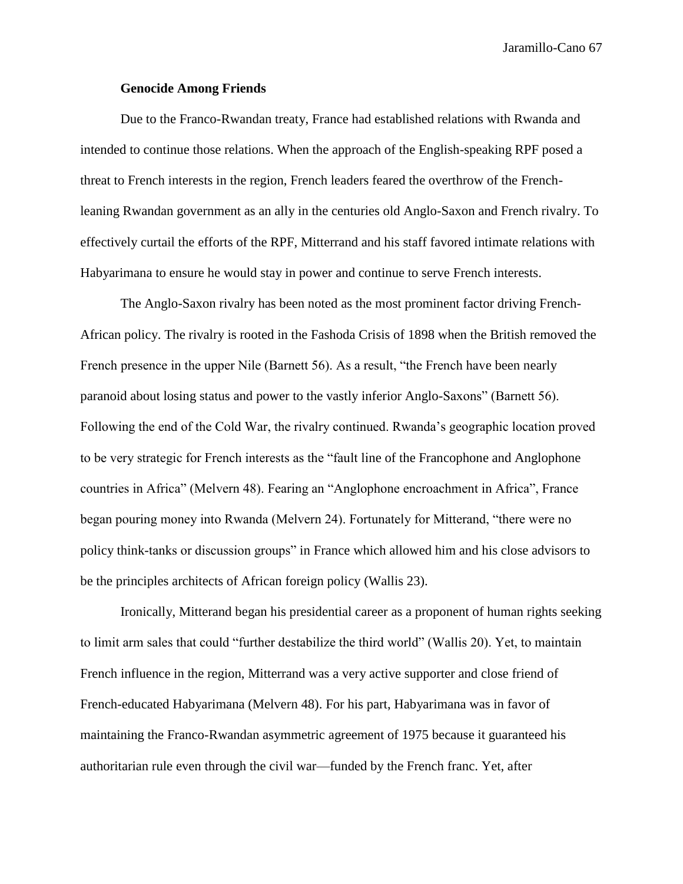**Genocide Among Friends**

Due to the Franco-Rwandan treaty, France had established relations with Rwanda and intended to continue those relations. When the approach of the English-speaking RPF posed a threat to French interests in the region, French leaders feared the overthrow of the French-leaning Rwandan government as an ally in the centuries old Anglo-Saxon and French rivalry. To effectively curtail the efforts of the RPF, Mitterrand and his staff favored intimate relations with Habyarimana to ensure he would stay in power and continue to serve French interests.

The Anglo-Saxon rivalry has been noted as the most prominent factor driving French-African policy. The rivalry is rooted in the Fashoda Crisis of 1898 when the British removed the French presence in the upper Nile (Barnett 56). As a result, "the French have been nearly paranoid about losing status and power to the vastly inferior Anglo-Saxons" (Barnett 56). Following the end of the Cold War, the rivalry continued. Rwanda's geographic location proved to be very strategic for French interests as the "fault line of the Francophone and Anglophone countries in Africa" (Melvern 48). Fearing an "Anglophone encroachment in Africa", France began pouring money into Rwanda (Melvern 24). Fortunately for Mitterand, "there were no policy think-tanks or discussion groups" in France which allowed him and his close advisors to be the principles architects of African foreign policy (Wallis 23).

Ironically, Mitterand began his presidential career as a proponent of human rights seeking to limit arm sales that could "further destabilize the third world" (Wallis 20). Yet, to maintain French influence in the region, Mitterrand was a very active supporter and close friend of French-educated Habyarimana (Melvern 48). For his part, Habyarimana was in favor of maintaining the Franco-Rwandan asymmetric agreement of 1975 because it guaranteed his authoritarian rule even through the civil war—funded by the French franc. Yet, after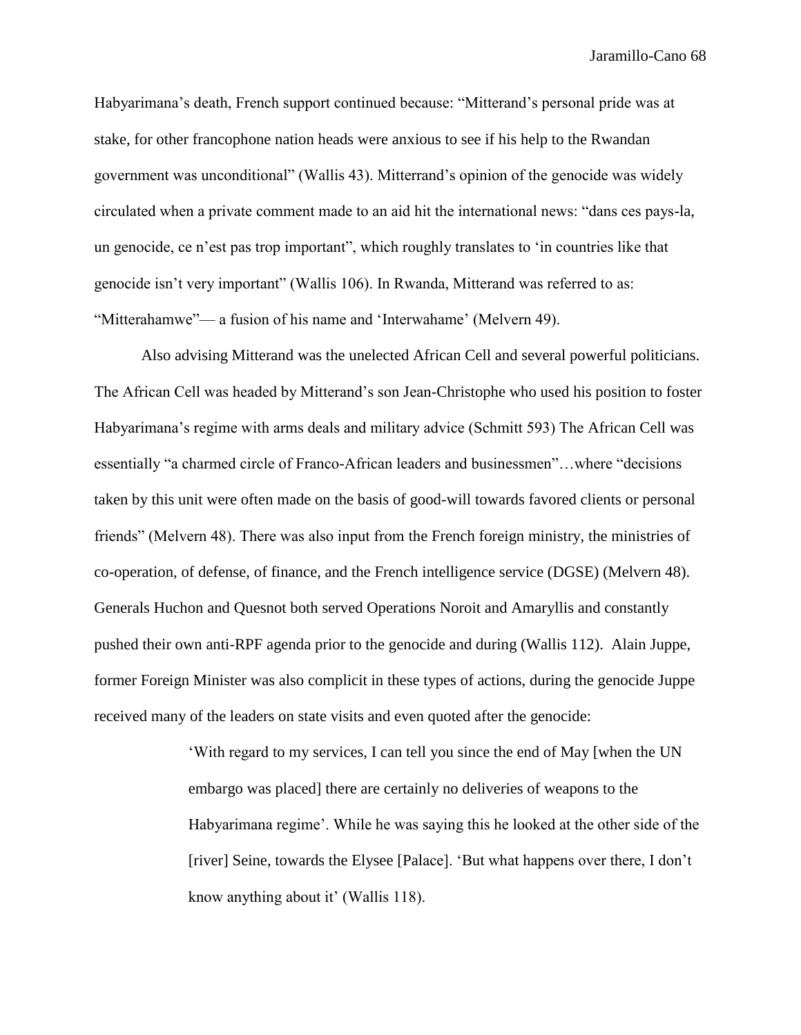Habyarimana's death, French support continued because: "Mitterand's personal pride was at stake, for other francophone nation heads were anxious to see if his help to the Rwandan government was unconditional" (Wallis 43). Mitterrand's opinion of the genocide was widely circulated when a private comment made to an aid hit the international news: "dans ces pays-la, un genocide, ce n'est pas trop important", which roughly translates to 'in countries like that genocide isn't very important" (Wallis 106). In Rwanda, Mitterand was referred to as: "Mitterahamwe"— a fusion of his name and 'Interwahame' (Melvern 49).

Also advising Mitterand was the unelected African Cell and several powerful politicians. The African Cell was headed by Mitterand's son Jean-Christophe who used his position to foster Habyarimana's regime with arms deals and military advice (Schmitt 593) The African Cell was essentially "a charmed circle of Franco-African leaders and businessmen"…where "decisions taken by this unit were often made on the basis of good-will towards favored clients or personal friends" (Melvern 48). There was also input from the French foreign ministry, the ministries of co-operation, of defense, of finance, and the French intelligence service (DGSE) (Melvern 48). Generals Huchon and Quesnot both served Operations Noroit and Amaryllis and constantly pushed their own anti-RPF agenda prior to the genocide and during (Wallis 112). Alain Juppe, former Foreign Minister was also complicit in these types of actions, during the genocide Juppe received many of the leaders on state visits and even quoted after the genocide:

> 'With regard to my services, I can tell you since the end of May [when the UN embargo was placed] there are certainly no deliveries of weapons to the Habyarimana regime'. While he was saying this he looked at the other side of the [river] Seine, towards the Elysee [Palace]. 'But what happens over there, I don't know anything about it' (Wallis 118).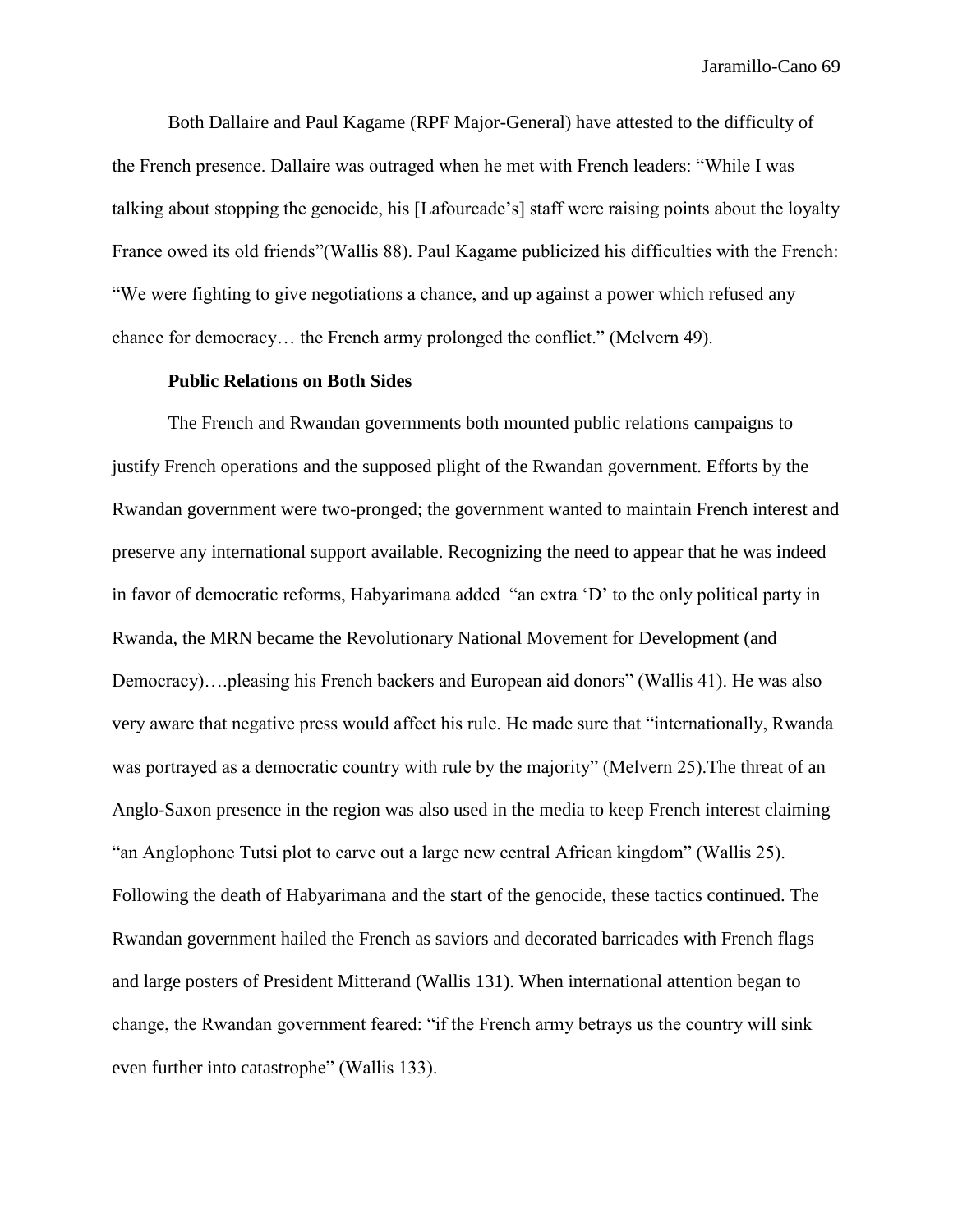Both Dallaire and Paul Kagame (RPF Major-General) have attested to the difficulty of the French presence. Dallaire was outraged when he met with French leaders: "While I was talking about stopping the genocide, his [Lafourcade's] staff were raising points about the loyalty France owed its old friends"(Wallis 88). Paul Kagame publicized his difficulties with the French: "We were fighting to give negotiations a chance, and up against a power which refused any chance for democracy… the French army prolonged the conflict." (Melvern 49).

**Public Relations on Both Sides**

The French and Rwandan governments both mounted public relations campaigns to justify French operations and the supposed plight of the Rwandan government. Efforts by the Rwandan government were two-pronged; the government wanted to maintain French interest and preserve any international support available. Recognizing the need to appear that he was indeed in favor of democratic reforms, Habyarimana added "an extra 'D' to the only political party in Rwanda, the MRN became the Revolutionary National Movement for Development (and Democracy)….pleasing his French backers and European aid donors" (Wallis 41). He was also very aware that negative press would affect his rule. He made sure that "internationally, Rwanda was portrayed as a democratic country with rule by the majority" (Melvern 25).The threat of an Anglo-Saxon presence in the region was also used in the media to keep French interest claiming "an Anglophone Tutsi plot to carve out a large new central African kingdom" (Wallis 25). Following the death of Habyarimana and the start of the genocide, these tactics continued. The Rwandan government hailed the French as saviors and decorated barricades with French flags and large posters of President Mitterand (Wallis 131). When international attention began to change, the Rwandan government feared: "if the French army betrays us the country will sink even further into catastrophe" (Wallis 133).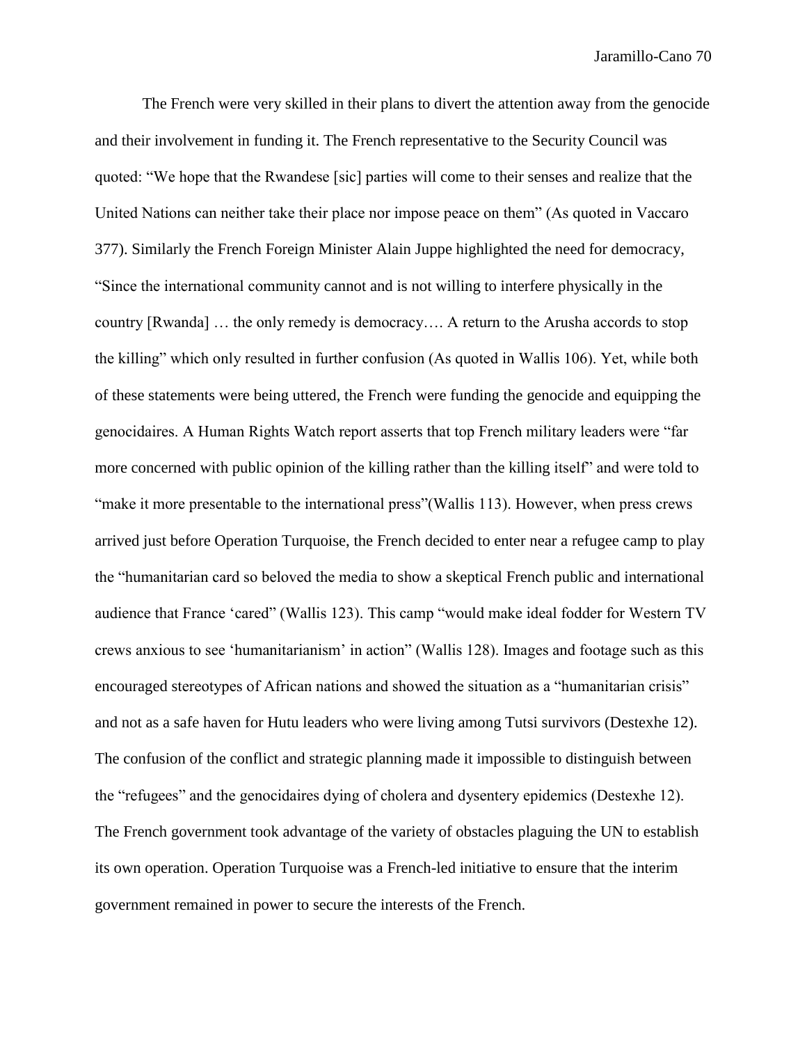The French were very skilled in their plans to divert the attention away from the genocide and their involvement in funding it. The French representative to the Security Council was quoted: "We hope that the Rwandese [sic] parties will come to their senses and realize that the United Nations can neither take their place nor impose peace on them" (As quoted in Vaccaro 377). Similarly the French Foreign Minister Alain Juppe highlighted the need for democracy, "Since the international community cannot and is not willing to interfere physically in the country [Rwanda] … the only remedy is democracy…. A return to the Arusha accords to stop the killing" which only resulted in further confusion (As quoted in Wallis 106). Yet, while both of these statements were being uttered, the French were funding the genocide and equipping the genocidaires. A Human Rights Watch report asserts that top French military leaders were "far more concerned with public opinion of the killing rather than the killing itself" and were told to "make it more presentable to the international press"(Wallis 113). However, when press crews arrived just before Operation Turquoise, the French decided to enter near a refugee camp to play the "humanitarian card so beloved the media to show a skeptical French public and international audience that France 'cared" (Wallis 123). This camp "would make ideal fodder for Western TV crews anxious to see 'humanitarianism' in action" (Wallis 128). Images and footage such as this encouraged stereotypes of African nations and showed the situation as a "humanitarian crisis" and not as a safe haven for Hutu leaders who were living among Tutsi survivors (Destexhe 12). The confusion of the conflict and strategic planning made it impossible to distinguish between the "refugees" and the genocidaires dying of cholera and dysentery epidemics (Destexhe 12). The French government took advantage of the variety of obstacles plaguing the UN to establish its own operation. Operation Turquoise was a French-led initiative to ensure that the interim government remained in power to secure the interests of the French.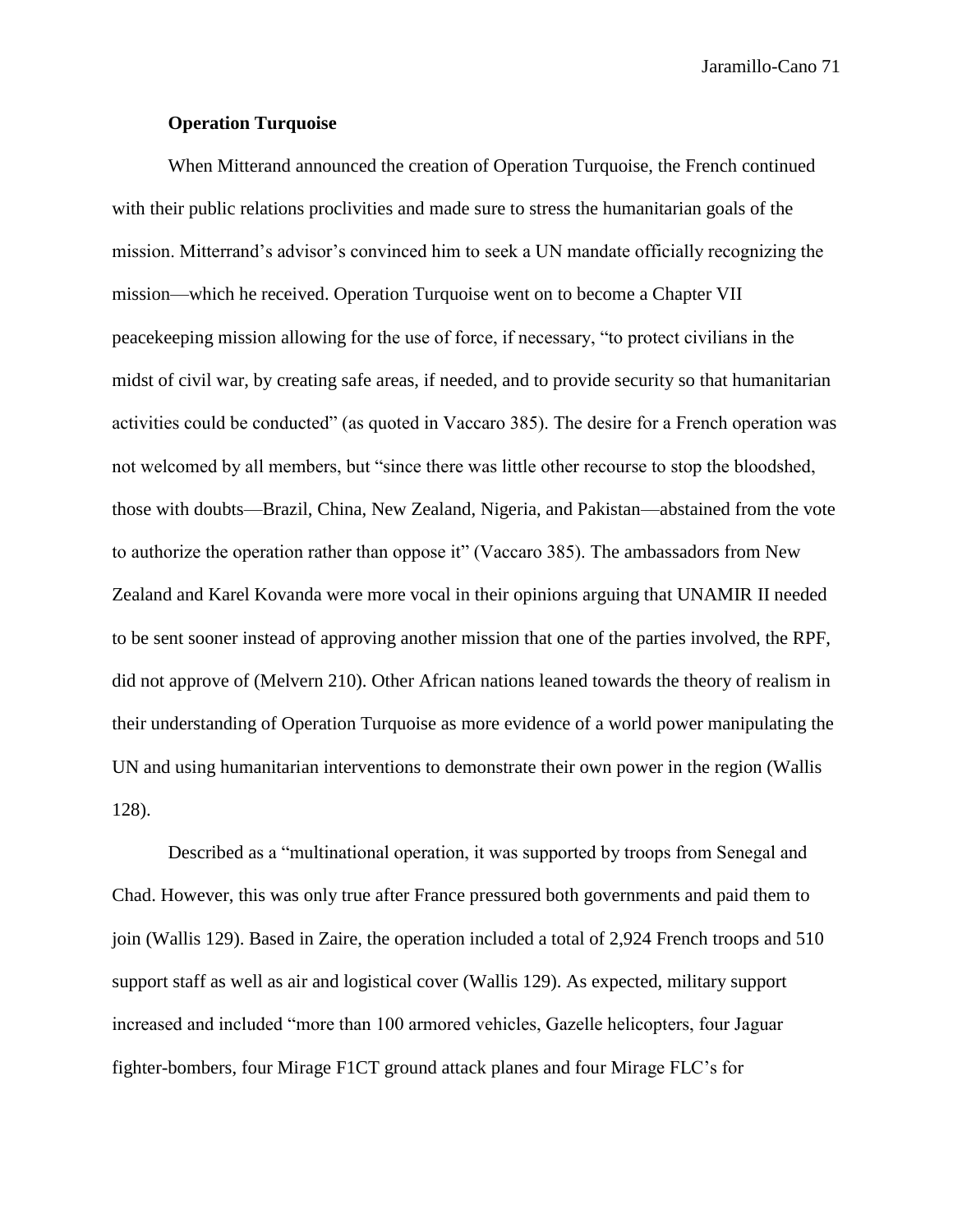### Operation Turquoise

When Mitterand announced the creation of Operation Turquoise, the French continued with their public relations proclivities and made sure to stress the humanitarian goals of the mission. Mitterrand's advisor's convinced him to seek a UN mandate officially recognizing the mission—which he received. Operation Turquoise went on to become a Chapter VII peacekeeping mission allowing for the use of force, if necessary, "to protect civilians in the midst of civil war, by creating safe areas, if needed, and to provide security so that humanitarian activities could be conducted" (as quoted in Vaccaro 385). The desire for a French operation was not welcomed by all members, but "since there was little other recourse to stop the bloodshed, those with doubts—Brazil, China, New Zealand, Nigeria, and Pakistan—abstained from the vote to authorize the operation rather than oppose it" (Vaccaro 385). The ambassadors from New Zealand and Karel Kovanda were more vocal in their opinions arguing that UNAMIR II needed to be sent sooner instead of approving another mission that one of the parties involved, the RPF, did not approve of (Melvern 210). Other African nations leaned towards the theory of realism in their understanding of Operation Turquoise as more evidence of a world power manipulating the UN and using humanitarian interventions to demonstrate their own power in the region (Wallis 128).

Described as a "multinational operation, it was supported by troops from Senegal and Chad. However, this was only true after France pressured both governments and paid them to join (Wallis 129). Based in Zaire, the operation included a total of 2,924 French troops and 510 support staff as well as air and logistical cover (Wallis 129). As expected, military support increased and included "more than 100 armored vehicles, Gazelle helicopters, four Jaguar fighter-bombers, four Mirage F1CT ground attack planes and four Mirage FLC's for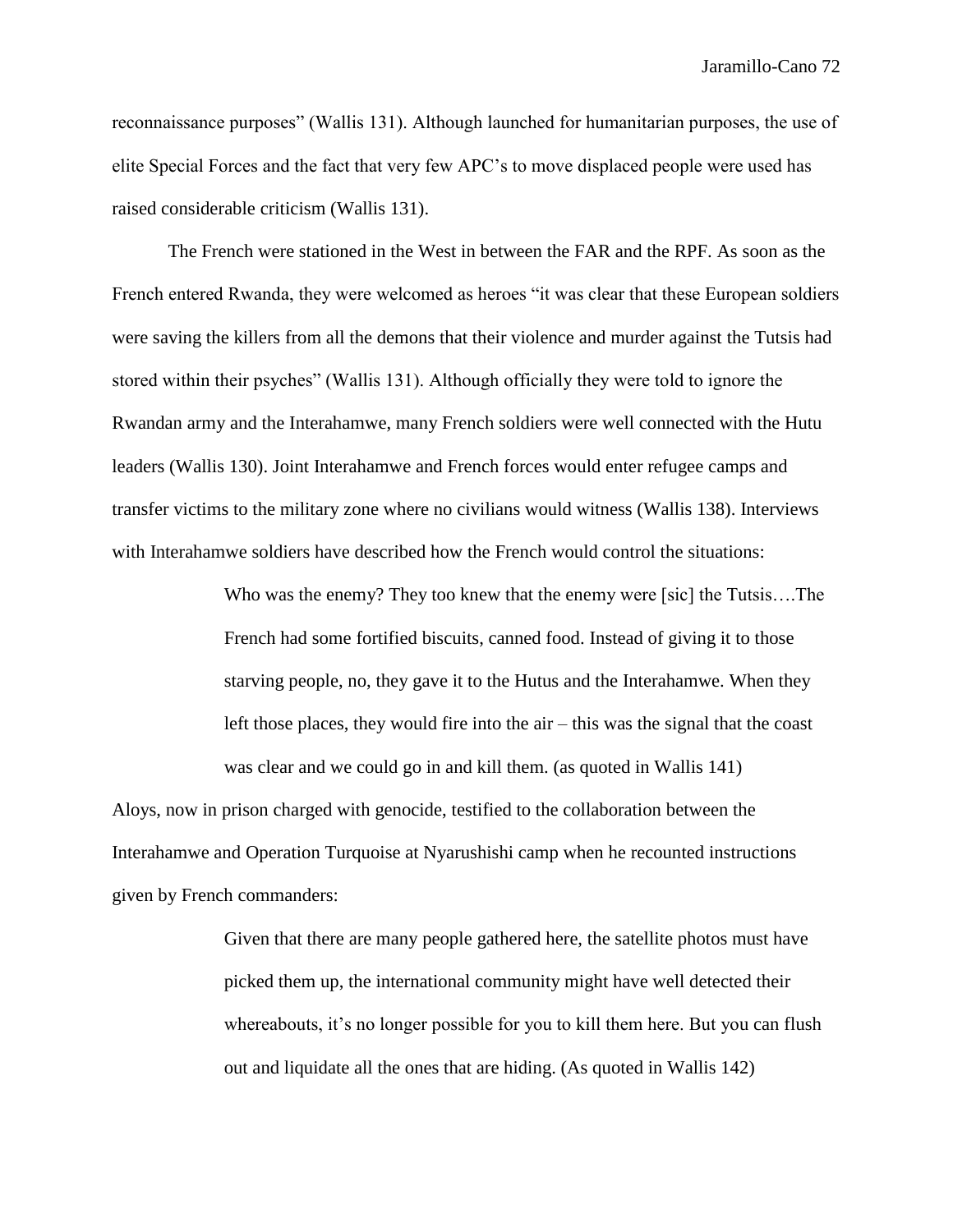reconnaissance purposes" (Wallis 131). Although launched for humanitarian purposes, the use of elite Special Forces and the fact that very few APC's to move displaced people were used has raised considerable criticism (Wallis 131).

The French were stationed in the West in between the FAR and the RPF. As soon as the French entered Rwanda, they were welcomed as heroes "it was clear that these European soldiers were saving the killers from all the demons that their violence and murder against the Tutsis had stored within their psyches" (Wallis 131). Although officially they were told to ignore the Rwandan army and the Interahamwe, many French soldiers were well connected with the Hutu leaders (Wallis 130). Joint Interahamwe and French forces would enter refugee camps and transfer victims to the military zone where no civilians would witness (Wallis 138). Interviews with Interahamwe soldiers have described how the French would control the situations:

> Who was the enemy? They too knew that the enemy were [sic] the Tutsis….The French had some fortified biscuits, canned food. Instead of giving it to those starving people, no, they gave it to the Hutus and the Interahamwe. When they left those places, they would fire into the air – this was the signal that the coast was clear and we could go in and kill them. (as quoted in Wallis 141)

Aloys, now in prison charged with genocide, testified to the collaboration between the Interahamwe and Operation Turquoise at Nyarushishi camp when he recounted instructions given by French commanders:

> Given that there are many people gathered here, the satellite photos must have picked them up, the international community might have well detected their whereabouts, it's no longer possible for you to kill them here. But you can flush out and liquidate all the ones that are hiding. (As quoted in Wallis 142)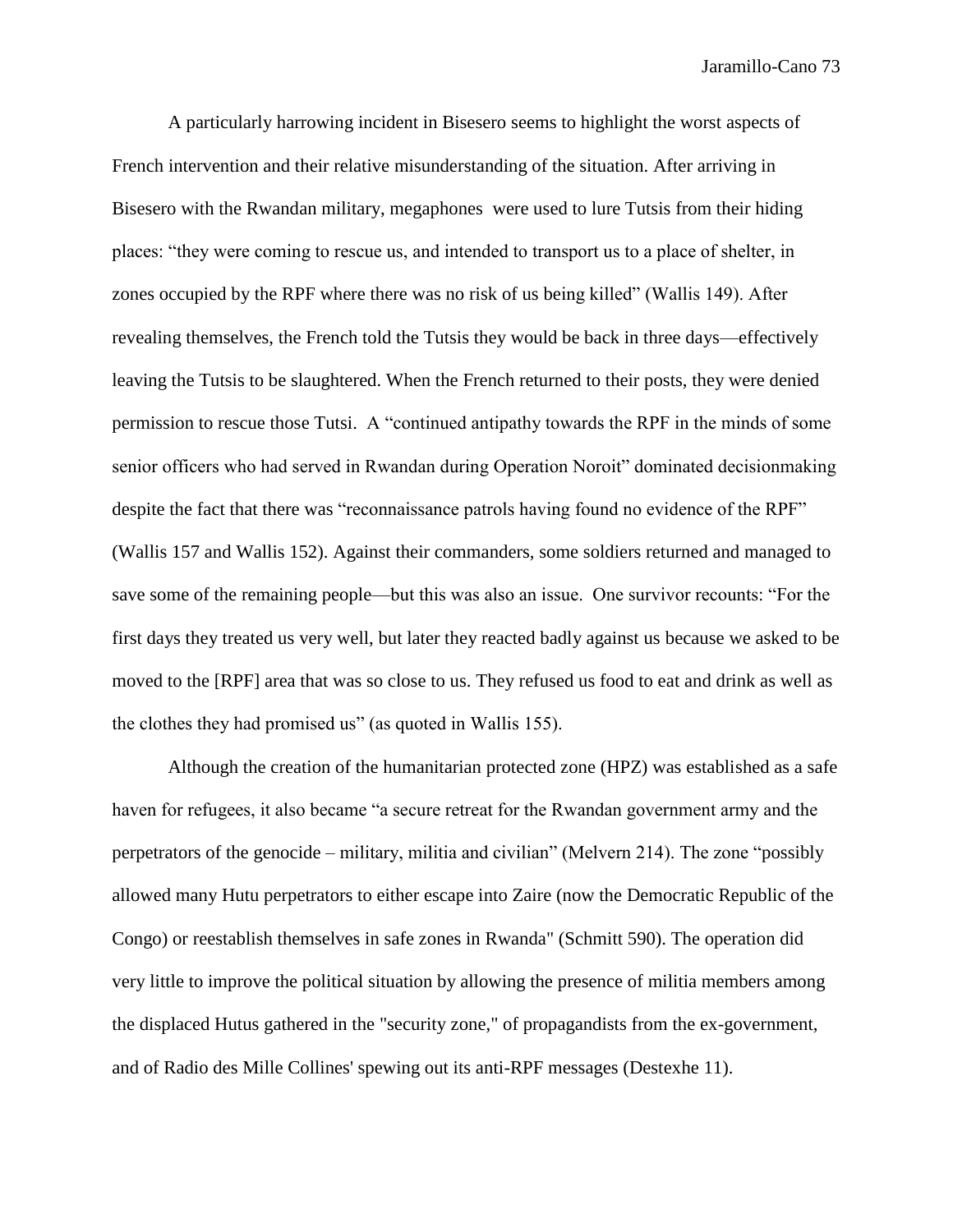A particularly harrowing incident in Bisesero seems to highlight the worst aspects of French intervention and their relative misunderstanding of the situation. After arriving in Bisesero with the Rwandan military, megaphones were used to lure Tutsis from their hiding places: "they were coming to rescue us, and intended to transport us to a place of shelter, in zones occupied by the RPF where there was no risk of us being killed" (Wallis 149). After revealing themselves, the French told the Tutsis they would be back in three days—effectively leaving the Tutsis to be slaughtered. When the French returned to their posts, they were denied permission to rescue those Tutsi. A "continued antipathy towards the RPF in the minds of some senior officers who had served in Rwandan during Operation Noroit" dominated decisionmaking despite the fact that there was "reconnaissance patrols having found no evidence of the RPF" (Wallis 157 and Wallis 152). Against their commanders, some soldiers returned and managed to save some of the remaining people—but this was also an issue. One survivor recounts: "For the first days they treated us very well, but later they reacted badly against us because we asked to be moved to the [RPF] area that was so close to us. They refused us food to eat and drink as well as the clothes they had promised us" (as quoted in Wallis 155).

Although the creation of the humanitarian protected zone (HPZ) was established as a safe haven for refugees, it also became "a secure retreat for the Rwandan government army and the perpetrators of the genocide – military, militia and civilian" (Melvern 214). The zone "possibly allowed many Hutu perpetrators to either escape into Zaire (now the Democratic Republic of the Congo) or reestablish themselves in safe zones in Rwanda" (Schmitt 590). The operation did very little to improve the political situation by allowing the presence of militia members among the displaced Hutus gathered in the "security zone," of propagandists from the ex-government, and of Radio des Mille Collines' spewing out its anti-RPF messages (Destexhe 11).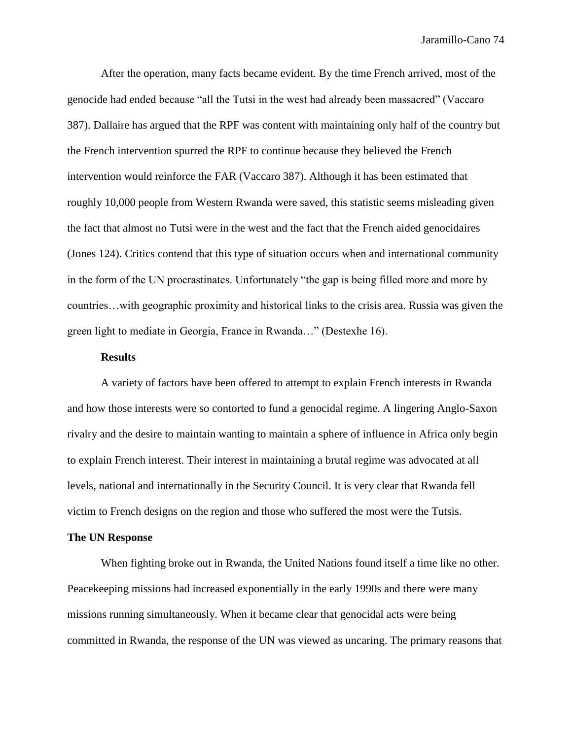After the operation, many facts became evident. By the time French arrived, most of the genocide had ended because "all the Tutsi in the west had already been massacred" (Vaccaro 387). Dallaire has argued that the RPF was content with maintaining only half of the country but the French intervention spurred the RPF to continue because they believed the French intervention would reinforce the FAR (Vaccaro 387). Although it has been estimated that roughly 10,000 people from Western Rwanda were saved, this statistic seems misleading given the fact that almost no Tutsi were in the west and the fact that the French aided genocidaires (Jones 124). Critics contend that this type of situation occurs when and international community in the form of the UN procrastinates. Unfortunately "the gap is being filled more and more by countries…with geographic proximity and historical links to the crisis area. Russia was given the green light to mediate in Georgia, France in Rwanda…" (Destexhe 16).

### Results

A variety of factors have been offered to attempt to explain French interests in Rwanda and how those interests were so contorted to fund a genocidal regime. A lingering Anglo-Saxon rivalry and the desire to maintain wanting to maintain a sphere of influence in Africa only begin to explain French interest. Their interest in maintaining a brutal regime was advocated at all levels, national and internationally in the Security Council. It is very clear that Rwanda fell victim to French designs on the region and those who suffered the most were the Tutsis.

## The UN Response

When fighting broke out in Rwanda, the United Nations found itself a time like no other. Peacekeeping missions had increased exponentially in the early 1990s and there were many missions running simultaneously. When it became clear that genocidal acts were being committed in Rwanda, the response of the UN was viewed as uncaring. The primary reasons that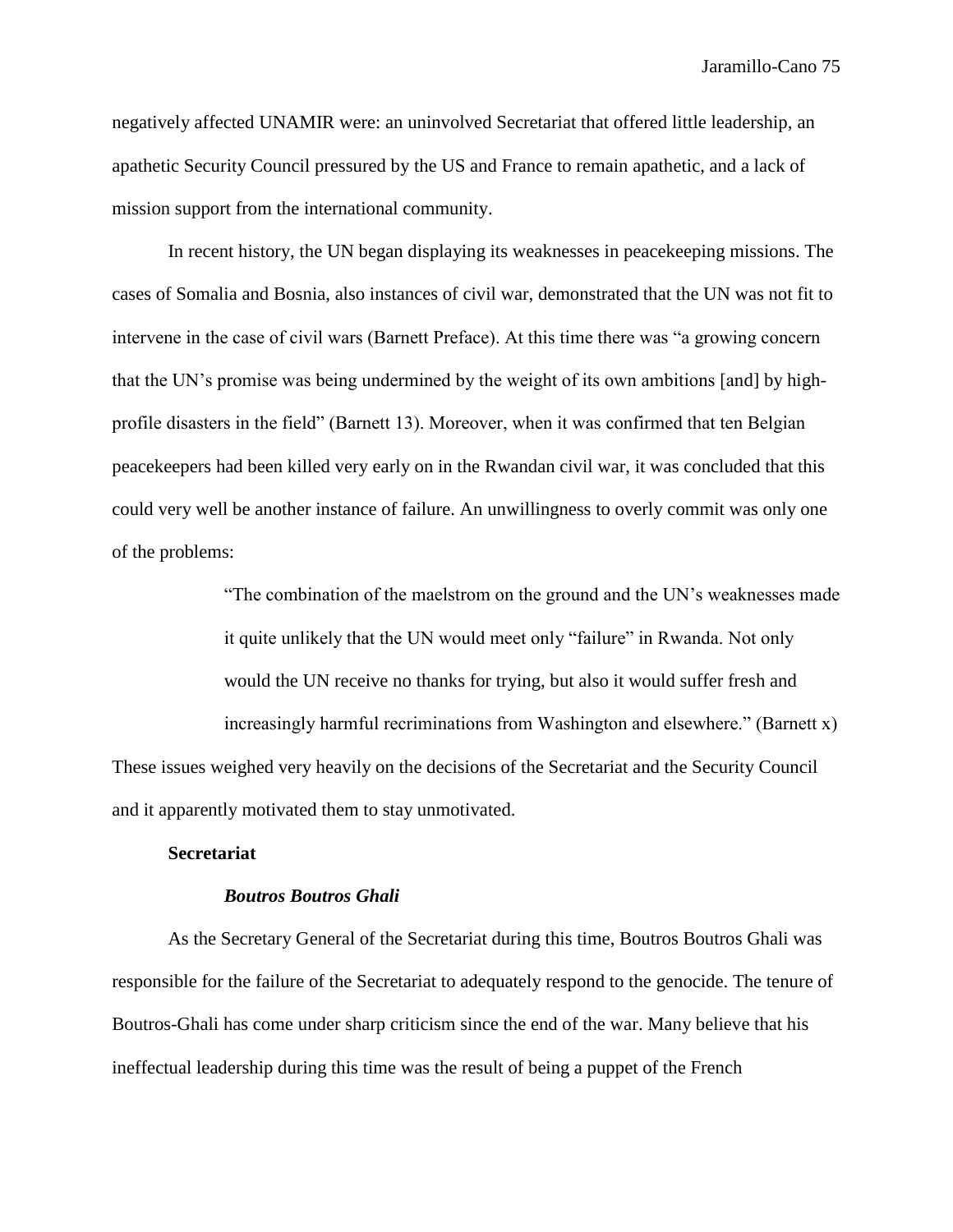negatively affected UNAMIR were: an uninvolved Secretariat that offered little leadership, an apathetic Security Council pressured by the US and France to remain apathetic, and a lack of mission support from the international community.

In recent history, the UN began displaying its weaknesses in peacekeeping missions. The cases of Somalia and Bosnia, also instances of civil war, demonstrated that the UN was not fit to intervene in the case of civil wars (Barnett Preface). At this time there was "a growing concern that the UN's promise was being undermined by the weight of its own ambitions [and] by high-profile disasters in the field" (Barnett 13). Moreover, when it was confirmed that ten Belgian peacekeepers had been killed very early on in the Rwandan civil war, it was concluded that this could very well be another instance of failure. An unwillingness to overly commit was only one of the problems:

> "The combination of the maelstrom on the ground and the UN's weaknesses made it quite unlikely that the UN would meet only "failure" in Rwanda. Not only would the UN receive no thanks for trying, but also it would suffer fresh and increasingly harmful recriminations from Washington and elsewhere." (Barnett x)

These issues weighed very heavily on the decisions of the Secretariat and the Security Council and it apparently motivated them to stay unmotivated.

### Secretariat

#### *Boutros Boutros Ghali*

As the Secretary General of the Secretariat during this time, Boutros Boutros Ghali was responsible for the failure of the Secretariat to adequately respond to the genocide. The tenure of Boutros-Ghali has come under sharp criticism since the end of the war. Many believe that his ineffectual leadership during this time was the result of being a puppet of the French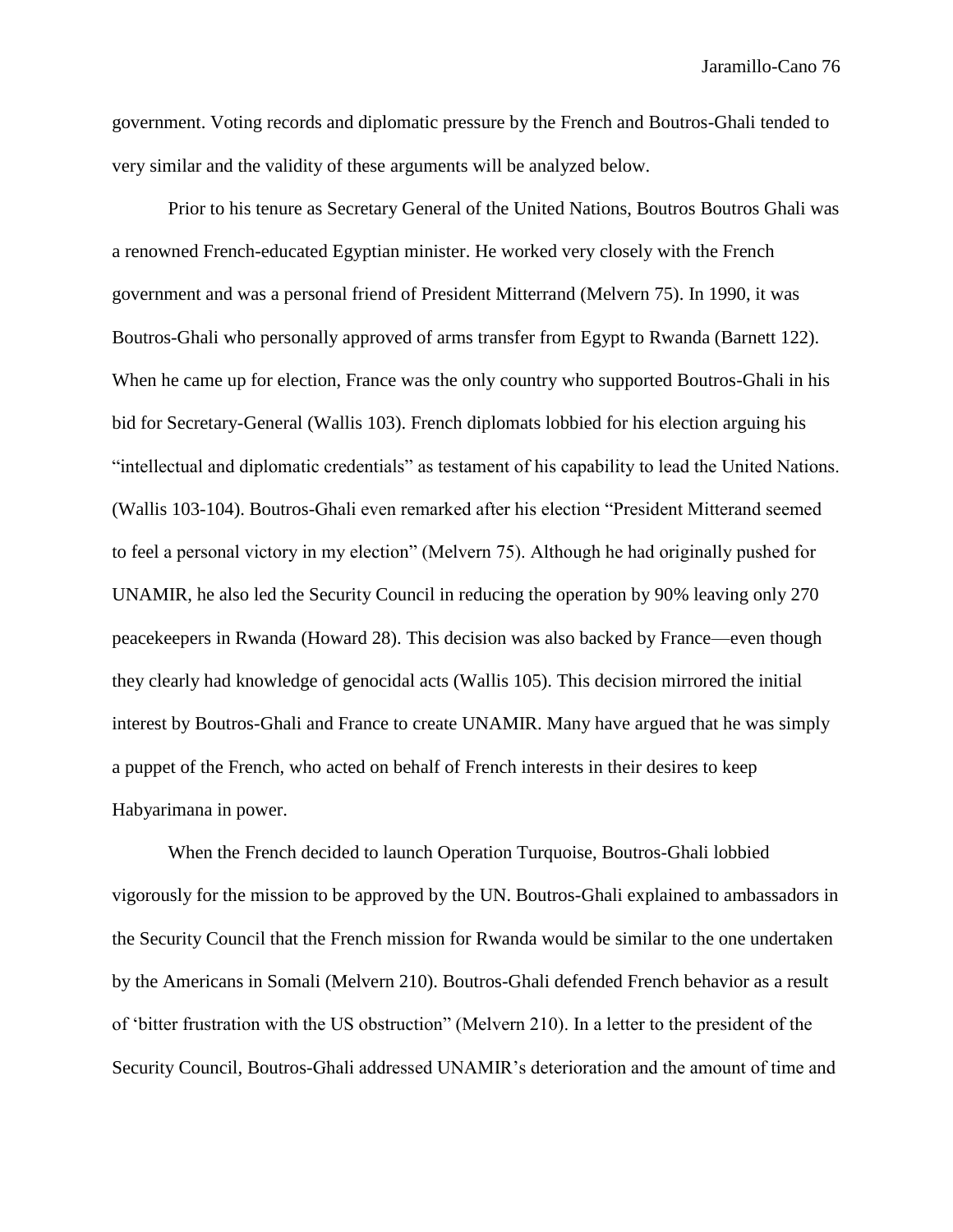government. Voting records and diplomatic pressure by the French and Boutros-Ghali tended to very similar and the validity of these arguments will be analyzed below.

Prior to his tenure as Secretary General of the United Nations, Boutros Boutros Ghali was a renowned French-educated Egyptian minister. He worked very closely with the French government and was a personal friend of President Mitterrand (Melvern 75). In 1990, it was Boutros-Ghali who personally approved of arms transfer from Egypt to Rwanda (Barnett 122). When he came up for election, France was the only country who supported Boutros-Ghali in his bid for Secretary-General (Wallis 103). French diplomats lobbied for his election arguing his "intellectual and diplomatic credentials" as testament of his capability to lead the United Nations. (Wallis 103-104). Boutros-Ghali even remarked after his election "President Mitterand seemed to feel a personal victory in my election" (Melvern 75). Although he had originally pushed for UNAMIR, he also led the Security Council in reducing the operation by 90% leaving only 270 peacekeepers in Rwanda (Howard 28). This decision was also backed by France—even though they clearly had knowledge of genocidal acts (Wallis 105). This decision mirrored the initial interest by Boutros-Ghali and France to create UNAMIR. Many have argued that he was simply a puppet of the French, who acted on behalf of French interests in their desires to keep Habyarimana in power.

When the French decided to launch Operation Turquoise, Boutros-Ghali lobbied vigorously for the mission to be approved by the UN. Boutros-Ghali explained to ambassadors in the Security Council that the French mission for Rwanda would be similar to the one undertaken by the Americans in Somali (Melvern 210). Boutros-Ghali defended French behavior as a result of 'bitter frustration with the US obstruction" (Melvern 210). In a letter to the president of the Security Council, Boutros-Ghali addressed UNAMIR's deterioration and the amount of time and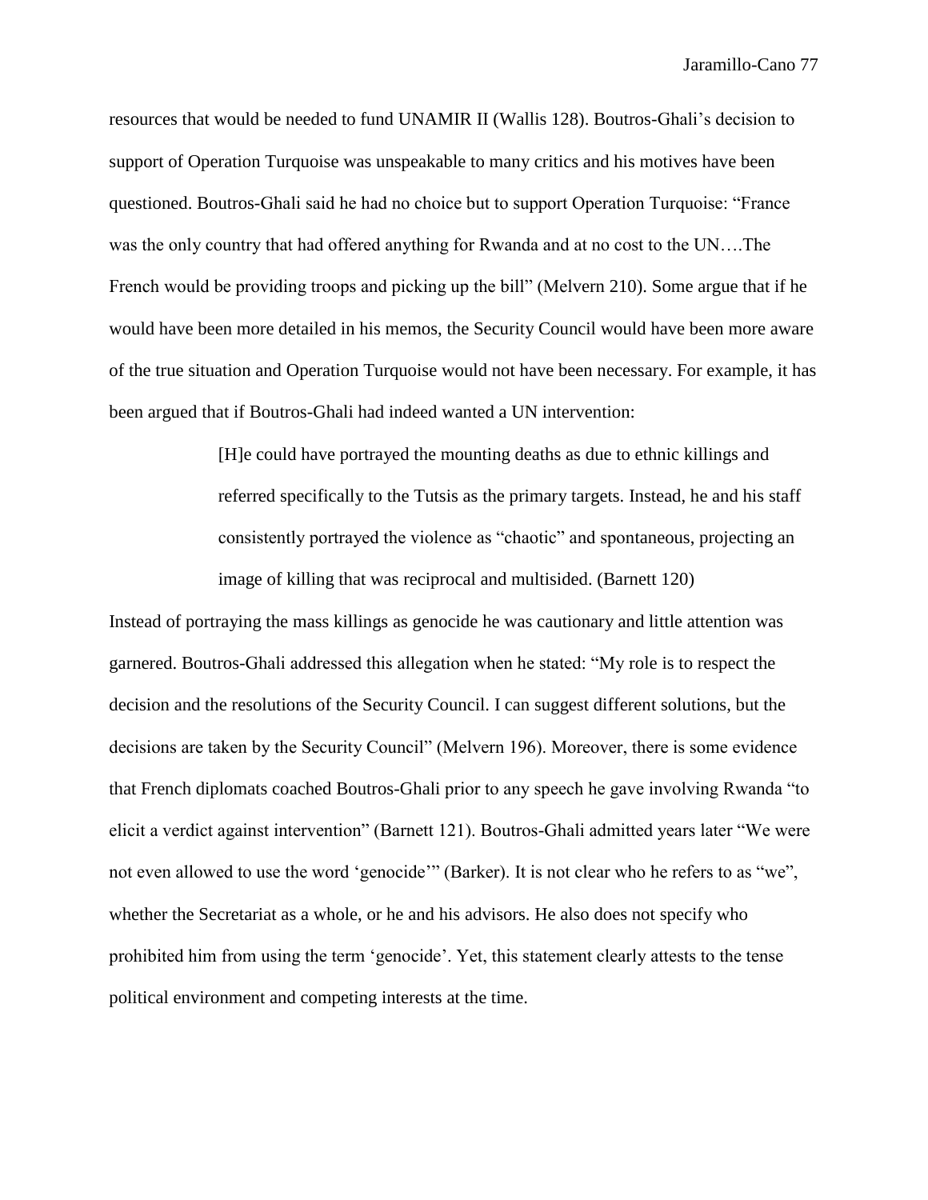resources that would be needed to fund UNAMIR II (Wallis 128). Boutros-Ghali's decision to support of Operation Turquoise was unspeakable to many critics and his motives have been questioned. Boutros-Ghali said he had no choice but to support Operation Turquoise: "France was the only country that had offered anything for Rwanda and at no cost to the UN….The French would be providing troops and picking up the bill" (Melvern 210). Some argue that if he would have been more detailed in his memos, the Security Council would have been more aware of the true situation and Operation Turquoise would not have been necessary. For example, it has been argued that if Boutros-Ghali had indeed wanted a UN intervention:

> [H]e could have portrayed the mounting deaths as due to ethnic killings and referred specifically to the Tutsis as the primary targets. Instead, he and his staff consistently portrayed the violence as "chaotic" and spontaneous, projecting an image of killing that was reciprocal and multisided. (Barnett 120)

Instead of portraying the mass killings as genocide he was cautionary and little attention was garnered. Boutros-Ghali addressed this allegation when he stated: "My role is to respect the decision and the resolutions of the Security Council. I can suggest different solutions, but the decisions are taken by the Security Council" (Melvern 196). Moreover, there is some evidence that French diplomats coached Boutros-Ghali prior to any speech he gave involving Rwanda "to elicit a verdict against intervention" (Barnett 121). Boutros-Ghali admitted years later "We were not even allowed to use the word 'genocide'" (Barker). It is not clear who he refers to as "we", whether the Secretariat as a whole, or he and his advisors. He also does not specify who prohibited him from using the term 'genocide'. Yet, this statement clearly attests to the tense political environment and competing interests at the time.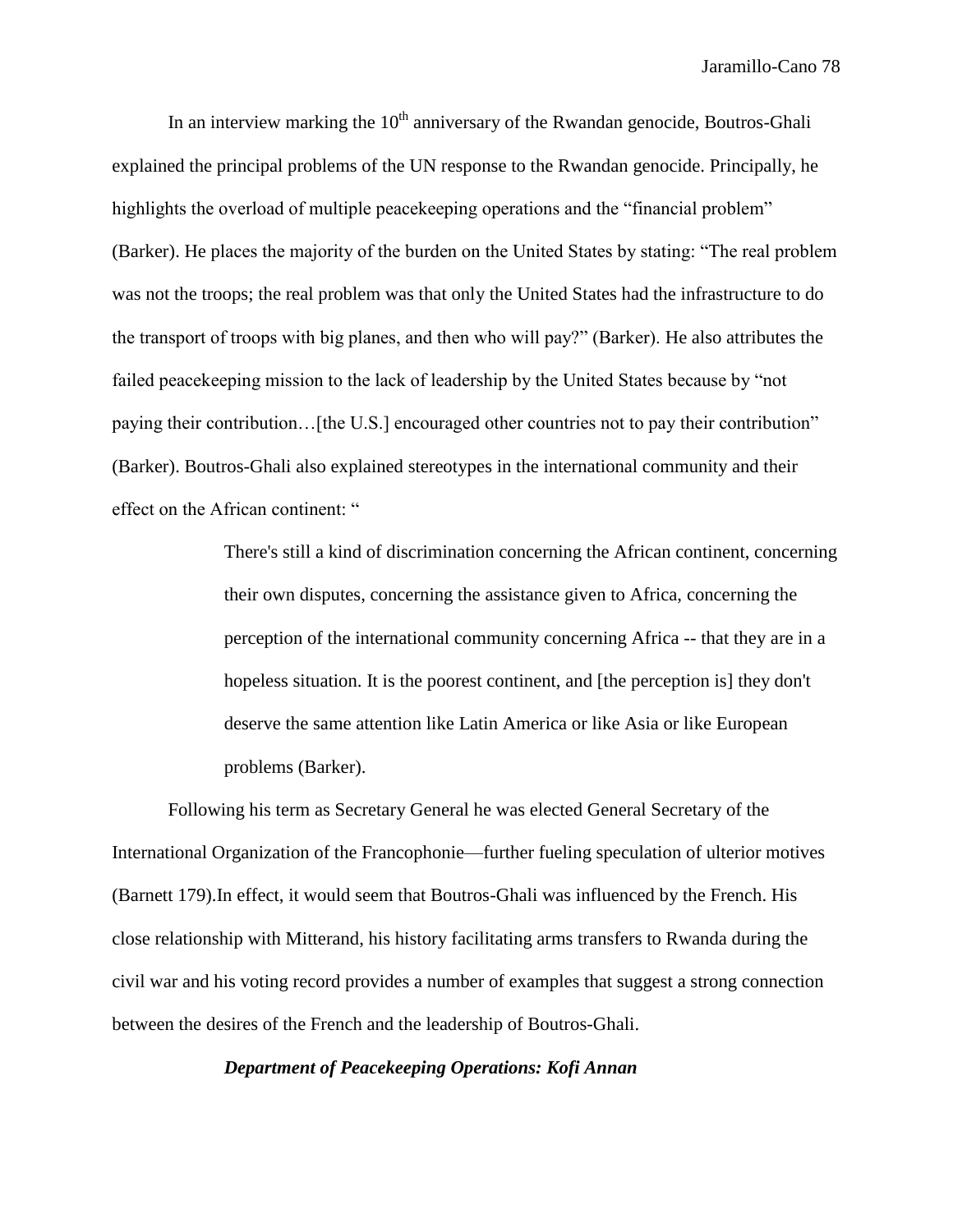In an interview marking the 10th anniversary of the Rwandan genocide, Boutros-Ghali explained the principal problems of the UN response to the Rwandan genocide. Principally, he highlights the overload of multiple peacekeeping operations and the "financial problem" (Barker). He places the majority of the burden on the United States by stating: "The real problem was not the troops; the real problem was that only the United States had the infrastructure to do the transport of troops with big planes, and then who will pay?" (Barker). He also attributes the failed peacekeeping mission to the lack of leadership by the United States because by "not paying their contribution…[the U.S.] encouraged other countries not to pay their contribution" (Barker). Boutros-Ghali also explained stereotypes in the international community and their effect on the African continent: "

> There's still a kind of discrimination concerning the African continent, concerning their own disputes, concerning the assistance given to Africa, concerning the perception of the international community concerning Africa -- that they are in a hopeless situation. It is the poorest continent, and [the perception is] they don't deserve the same attention like Latin America or like Asia or like European problems (Barker).

Following his term as Secretary General he was elected General Secretary of the International Organization of the Francophonie—further fueling speculation of ulterior motives (Barnett 179).In effect, it would seem that Boutros-Ghali was influenced by the French. His close relationship with Mitterand, his history facilitating arms transfers to Rwanda during the civil war and his voting record provides a number of examples that suggest a strong connection between the desires of the French and the leadership of Boutros-Ghali.

### *Department of Peacekeeping Operations: Kofi Annan*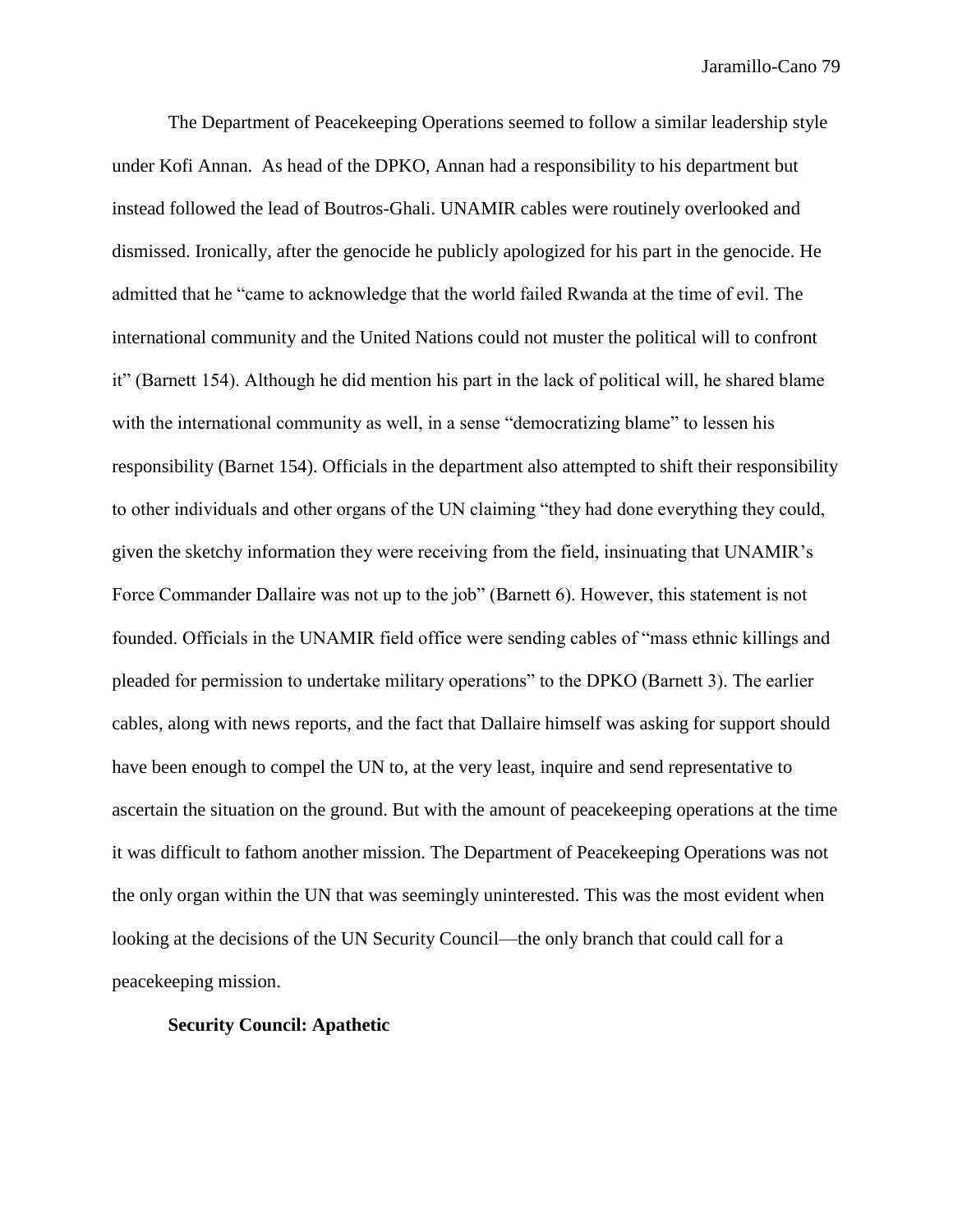The Department of Peacekeeping Operations seemed to follow a similar leadership style under Kofi Annan. As head of the DPKO, Annan had a responsibility to his department but instead followed the lead of Boutros-Ghali. UNAMIR cables were routinely overlooked and dismissed. Ironically, after the genocide he publicly apologized for his part in the genocide. He admitted that he "came to acknowledge that the world failed Rwanda at the time of evil. The international community and the United Nations could not muster the political will to confront it" (Barnett 154). Although he did mention his part in the lack of political will, he shared blame with the international community as well, in a sense "democratizing blame" to lessen his responsibility (Barnet 154). Officials in the department also attempted to shift their responsibility to other individuals and other organs of the UN claiming "they had done everything they could, given the sketchy information they were receiving from the field, insinuating that UNAMIR's Force Commander Dallaire was not up to the job" (Barnett 6). However, this statement is not founded. Officials in the UNAMIR field office were sending cables of "mass ethnic killings and pleaded for permission to undertake military operations" to the DPKO (Barnett 3). The earlier cables, along with news reports, and the fact that Dallaire himself was asking for support should have been enough to compel the UN to, at the very least, inquire and send representative to ascertain the situation on the ground. But with the amount of peacekeeping operations at the time it was difficult to fathom another mission. The Department of Peacekeeping Operations was not the only organ within the UN that was seemingly uninterested. This was the most evident when looking at the decisions of the UN Security Council—the only branch that could call for a peacekeeping mission.

**Security Council: Apathetic**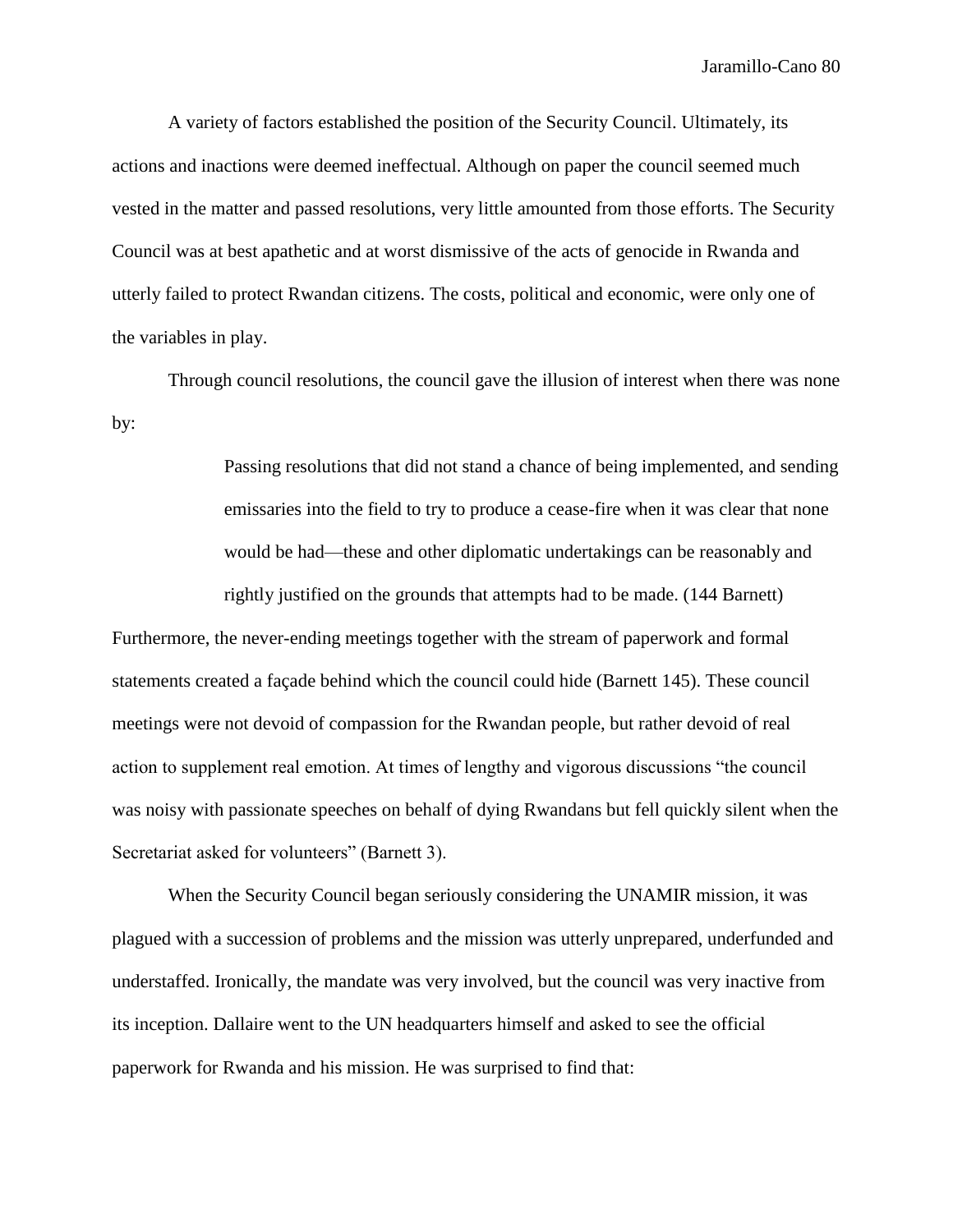A variety of factors established the position of the Security Council. Ultimately, its actions and inactions were deemed ineffectual. Although on paper the council seemed much vested in the matter and passed resolutions, very little amounted from those efforts. The Security Council was at best apathetic and at worst dismissive of the acts of genocide in Rwanda and utterly failed to protect Rwandan citizens. The costs, political and economic, were only one of the variables in play.

Through council resolutions, the council gave the illusion of interest when there was none by:

> Passing resolutions that did not stand a chance of being implemented, and sending emissaries into the field to try to produce a cease-fire when it was clear that none would be had—these and other diplomatic undertakings can be reasonably and rightly justified on the grounds that attempts had to be made. (144 Barnett)

Furthermore, the never-ending meetings together with the stream of paperwork and formal statements created a façade behind which the council could hide (Barnett 145). These council meetings were not devoid of compassion for the Rwandan people, but rather devoid of real action to supplement real emotion. At times of lengthy and vigorous discussions "the council was noisy with passionate speeches on behalf of dying Rwandans but fell quickly silent when the Secretariat asked for volunteers" (Barnett 3).

When the Security Council began seriously considering the UNAMIR mission, it was plagued with a succession of problems and the mission was utterly unprepared, underfunded and understaffed. Ironically, the mandate was very involved, but the council was very inactive from its inception. Dallaire went to the UN headquarters himself and asked to see the official paperwork for Rwanda and his mission. He was surprised to find that: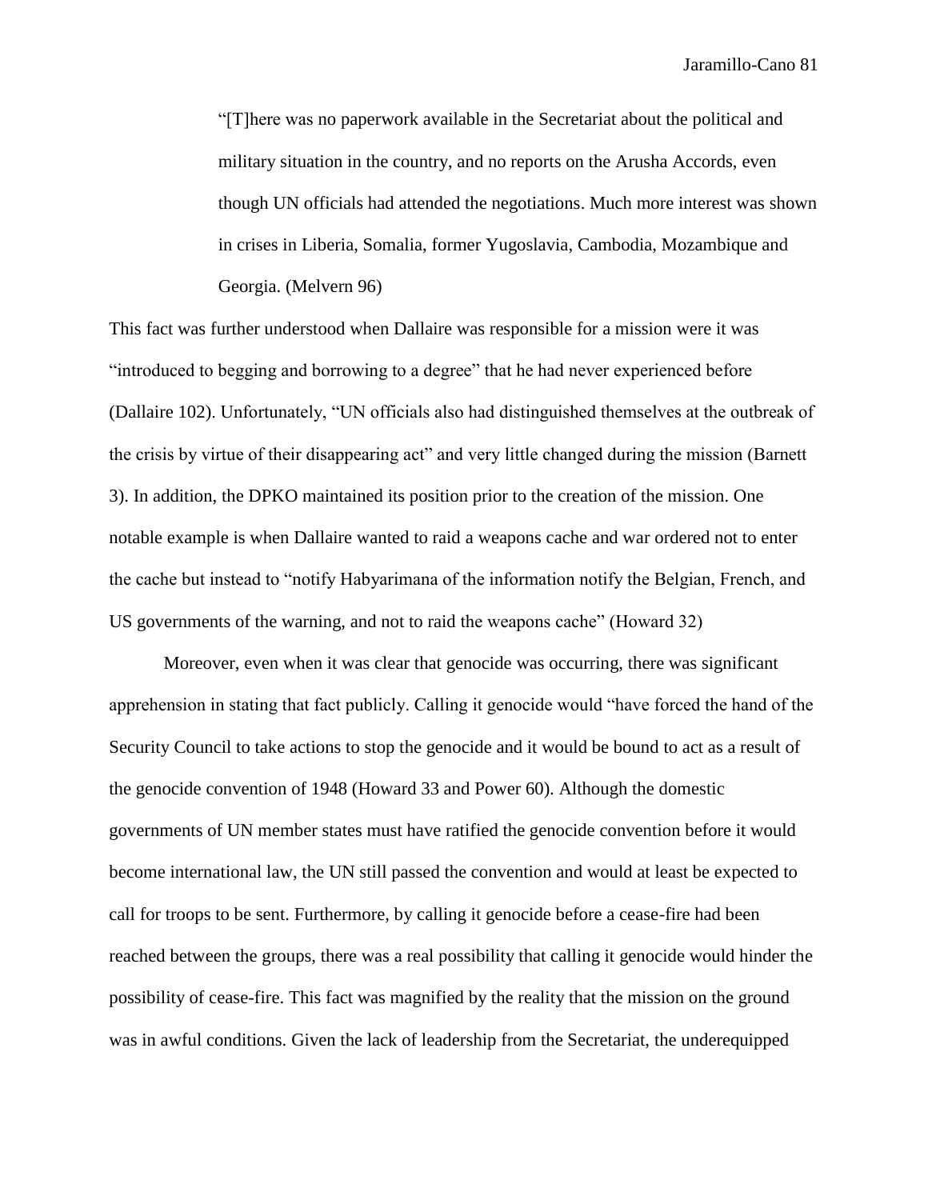> “[T]here was no paperwork available in the Secretariat about the political and military situation in the country, and no reports on the Arusha Accords, even though UN officials had attended the negotiations. Much more interest was shown in crises in Liberia, Somalia, former Yugoslavia, Cambodia, Mozambique and Georgia. (Melvern 96)

This fact was further understood when Dallaire was responsible for a mission were it was “introduced to begging and borrowing to a degree” that he had never experienced before (Dallaire 102). Unfortunately, “UN officials also had distinguished themselves at the outbreak of the crisis by virtue of their disappearing act” and very little changed during the mission (Barnett 3). In addition, the DPKO maintained its position prior to the creation of the mission. One notable example is when Dallaire wanted to raid a weapons cache and war ordered not to enter the cache but instead to “notify Habyarimana of the information notify the Belgian, French, and US governments of the warning, and not to raid the weapons cache” (Howard 32)

Moreover, even when it was clear that genocide was occurring, there was significant apprehension in stating that fact publicly. Calling it genocide would “have forced the hand of the Security Council to take actions to stop the genocide and it would be bound to act as a result of the genocide convention of 1948 (Howard 33 and Power 60). Although the domestic governments of UN member states must have ratified the genocide convention before it would become international law, the UN still passed the convention and would at least be expected to call for troops to be sent. Furthermore, by calling it genocide before a cease-fire had been reached between the groups, there was a real possibility that calling it genocide would hinder the possibility of cease-fire. This fact was magnified by the reality that the mission on the ground was in awful conditions. Given the lack of leadership from the Secretariat, the underequipped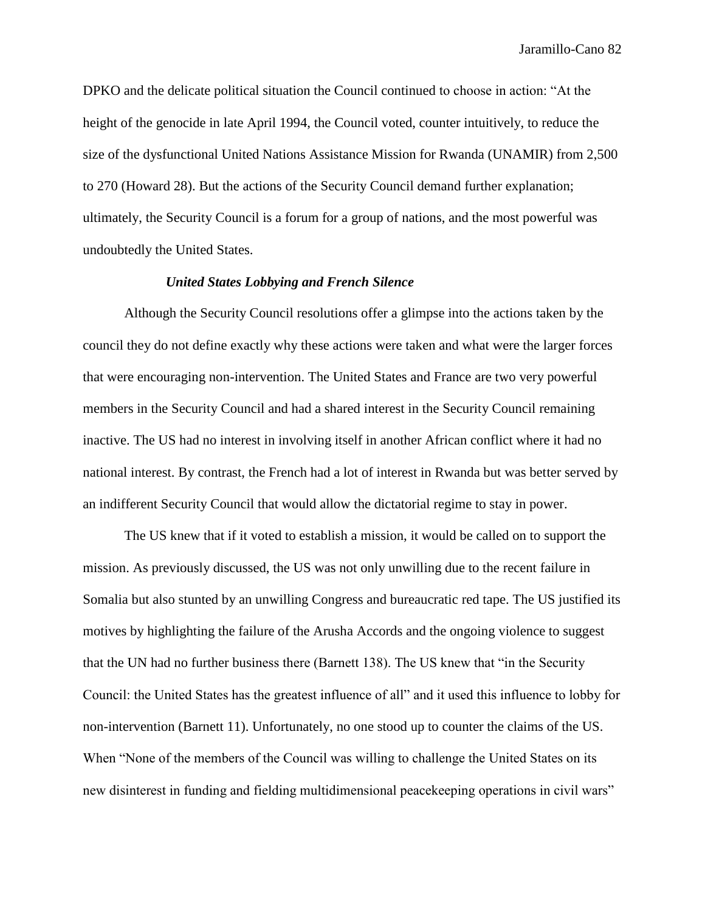DPKO and the delicate political situation the Council continued to choose in action: "At the height of the genocide in late April 1994, the Council voted, counter intuitively, to reduce the size of the dysfunctional United Nations Assistance Mission for Rwanda (UNAMIR) from 2,500 to 270 (Howard 28). But the actions of the Security Council demand further explanation; ultimately, the Security Council is a forum for a group of nations, and the most powerful was undoubtedly the United States.

### *United States Lobbying and French Silence*

Although the Security Council resolutions offer a glimpse into the actions taken by the council they do not define exactly why these actions were taken and what were the larger forces that were encouraging non-intervention. The United States and France are two very powerful members in the Security Council and had a shared interest in the Security Council remaining inactive. The US had no interest in involving itself in another African conflict where it had no national interest. By contrast, the French had a lot of interest in Rwanda but was better served by an indifferent Security Council that would allow the dictatorial regime to stay in power.

The US knew that if it voted to establish a mission, it would be called on to support the mission. As previously discussed, the US was not only unwilling due to the recent failure in Somalia but also stunted by an unwilling Congress and bureaucratic red tape. The US justified its motives by highlighting the failure of the Arusha Accords and the ongoing violence to suggest that the UN had no further business there (Barnett 138). The US knew that "in the Security Council: the United States has the greatest influence of all" and it used this influence to lobby for non-intervention (Barnett 11). Unfortunately, no one stood up to counter the claims of the US. When "None of the members of the Council was willing to challenge the United States on its new disinterest in funding and fielding multidimensional peacekeeping operations in civil wars"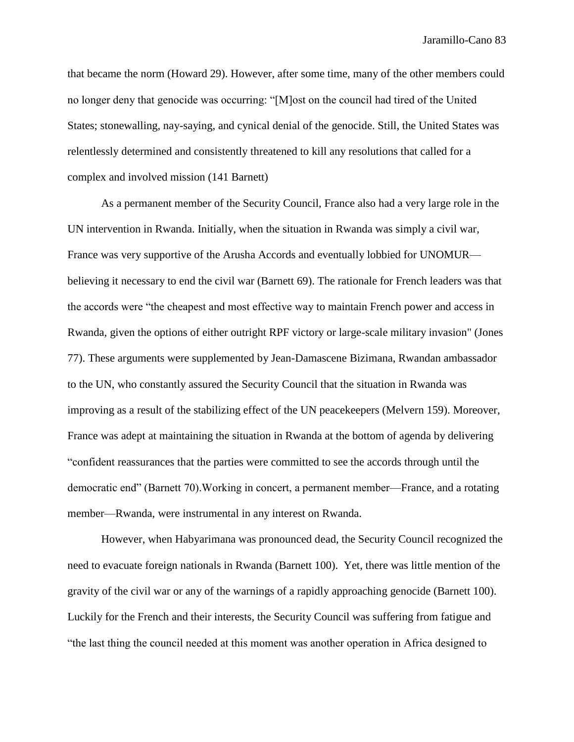that became the norm (Howard 29). However, after some time, many of the other members could no longer deny that genocide was occurring: "[M]ost on the council had tired of the United States; stonewalling, nay-saying, and cynical denial of the genocide. Still, the United States was relentlessly determined and consistently threatened to kill any resolutions that called for a complex and involved mission (141 Barnett)

As a permanent member of the Security Council, France also had a very large role in the UN intervention in Rwanda. Initially, when the situation in Rwanda was simply a civil war, France was very supportive of the Arusha Accords and eventually lobbied for UNOMUR—believing it necessary to end the civil war (Barnett 69). The rationale for French leaders was that the accords were "the cheapest and most effective way to maintain French power and access in Rwanda, given the options of either outright RPF victory or large-scale military invasion" (Jones 77). These arguments were supplemented by Jean-Damascene Bizimana, Rwandan ambassador to the UN, who constantly assured the Security Council that the situation in Rwanda was improving as a result of the stabilizing effect of the UN peacekeepers (Melvern 159). Moreover, France was adept at maintaining the situation in Rwanda at the bottom of agenda by delivering "confident reassurances that the parties were committed to see the accords through until the democratic end" (Barnett 70).Working in concert, a permanent member—France, and a rotating member—Rwanda, were instrumental in any interest on Rwanda.

However, when Habyarimana was pronounced dead, the Security Council recognized the need to evacuate foreign nationals in Rwanda (Barnett 100). Yet, there was little mention of the gravity of the civil war or any of the warnings of a rapidly approaching genocide (Barnett 100). Luckily for the French and their interests, the Security Council was suffering from fatigue and "the last thing the council needed at this moment was another operation in Africa designed to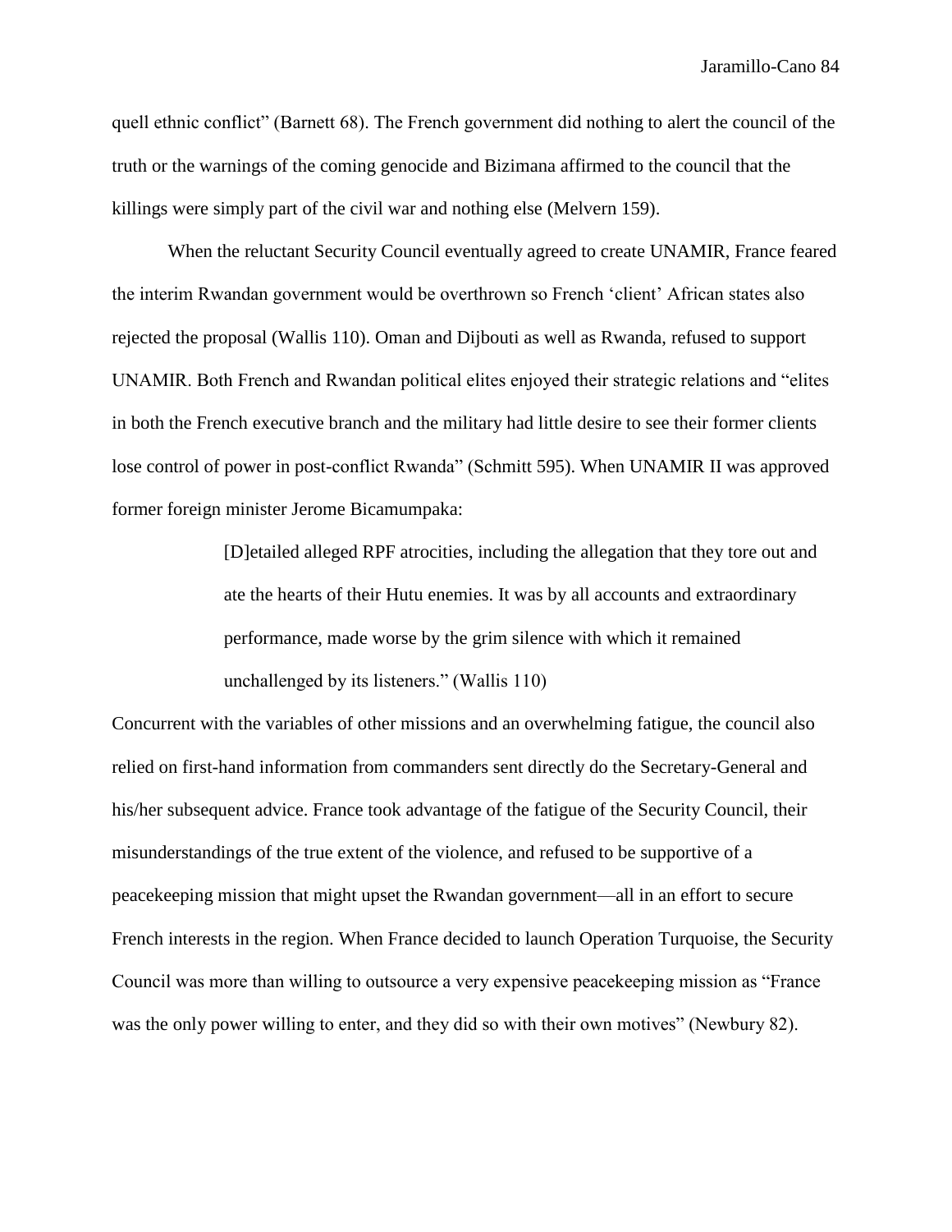quell ethnic conflict" (Barnett 68). The French government did nothing to alert the council of the truth or the warnings of the coming genocide and Bizimana affirmed to the council that the killings were simply part of the civil war and nothing else (Melvern 159).

When the reluctant Security Council eventually agreed to create UNAMIR, France feared the interim Rwandan government would be overthrown so French 'client' African states also rejected the proposal (Wallis 110). Oman and Dijbouti as well as Rwanda, refused to support UNAMIR. Both French and Rwandan political elites enjoyed their strategic relations and "elites in both the French executive branch and the military had little desire to see their former clients lose control of power in post-conflict Rwanda" (Schmitt 595). When UNAMIR II was approved former foreign minister Jerome Bicamumpaka:

> [D]etailed alleged RPF atrocities, including the allegation that they tore out and ate the hearts of their Hutu enemies. It was by all accounts and extraordinary performance, made worse by the grim silence with which it remained unchallenged by its listeners." (Wallis 110)

Concurrent with the variables of other missions and an overwhelming fatigue, the council also relied on first-hand information from commanders sent directly do the Secretary-General and his/her subsequent advice. France took advantage of the fatigue of the Security Council, their misunderstandings of the true extent of the violence, and refused to be supportive of a peacekeeping mission that might upset the Rwandan government—all in an effort to secure French interests in the region. When France decided to launch Operation Turquoise, the Security Council was more than willing to outsource a very expensive peacekeeping mission as "France was the only power willing to enter, and they did so with their own motives" (Newbury 82).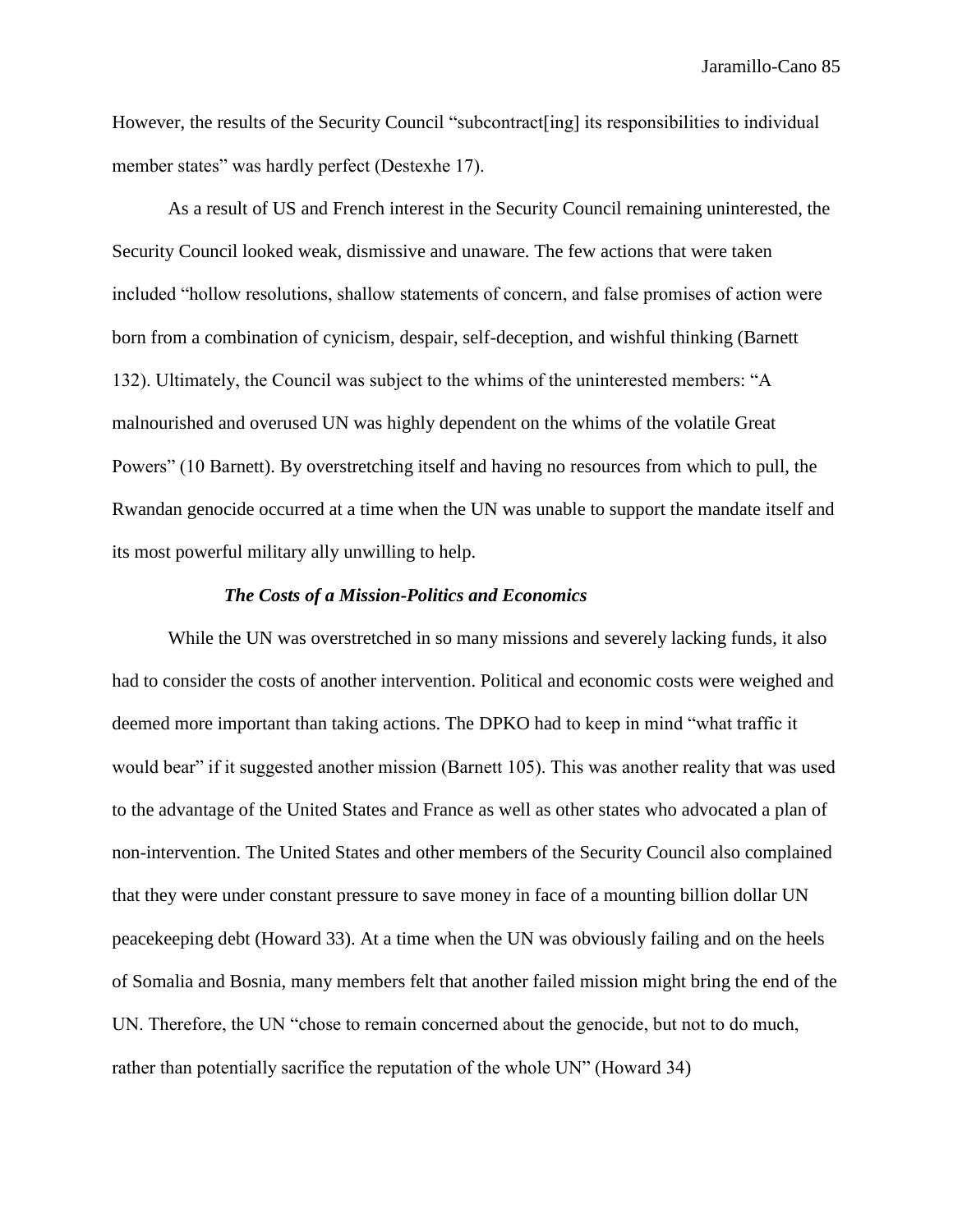However, the results of the Security Council "subcontract[ing] its responsibilities to individual member states" was hardly perfect (Destexhe 17).

As a result of US and French interest in the Security Council remaining uninterested, the Security Council looked weak, dismissive and unaware. The few actions that were taken included "hollow resolutions, shallow statements of concern, and false promises of action were born from a combination of cynicism, despair, self-deception, and wishful thinking (Barnett 132). Ultimately, the Council was subject to the whims of the uninterested members: "A malnourished and overused UN was highly dependent on the whims of the volatile Great Powers" (10 Barnett). By overstretching itself and having no resources from which to pull, the Rwandan genocide occurred at a time when the UN was unable to support the mandate itself and its most powerful military ally unwilling to help.

### *The Costs of a Mission-Politics and Economics*

While the UN was overstretched in so many missions and severely lacking funds, it also had to consider the costs of another intervention. Political and economic costs were weighed and deemed more important than taking actions. The DPKO had to keep in mind "what traffic it would bear" if it suggested another mission (Barnett 105). This was another reality that was used to the advantage of the United States and France as well as other states who advocated a plan of non-intervention. The United States and other members of the Security Council also complained that they were under constant pressure to save money in face of a mounting billion dollar UN peacekeeping debt (Howard 33). At a time when the UN was obviously failing and on the heels of Somalia and Bosnia, many members felt that another failed mission might bring the end of the UN. Therefore, the UN "chose to remain concerned about the genocide, but not to do much, rather than potentially sacrifice the reputation of the whole UN" (Howard 34)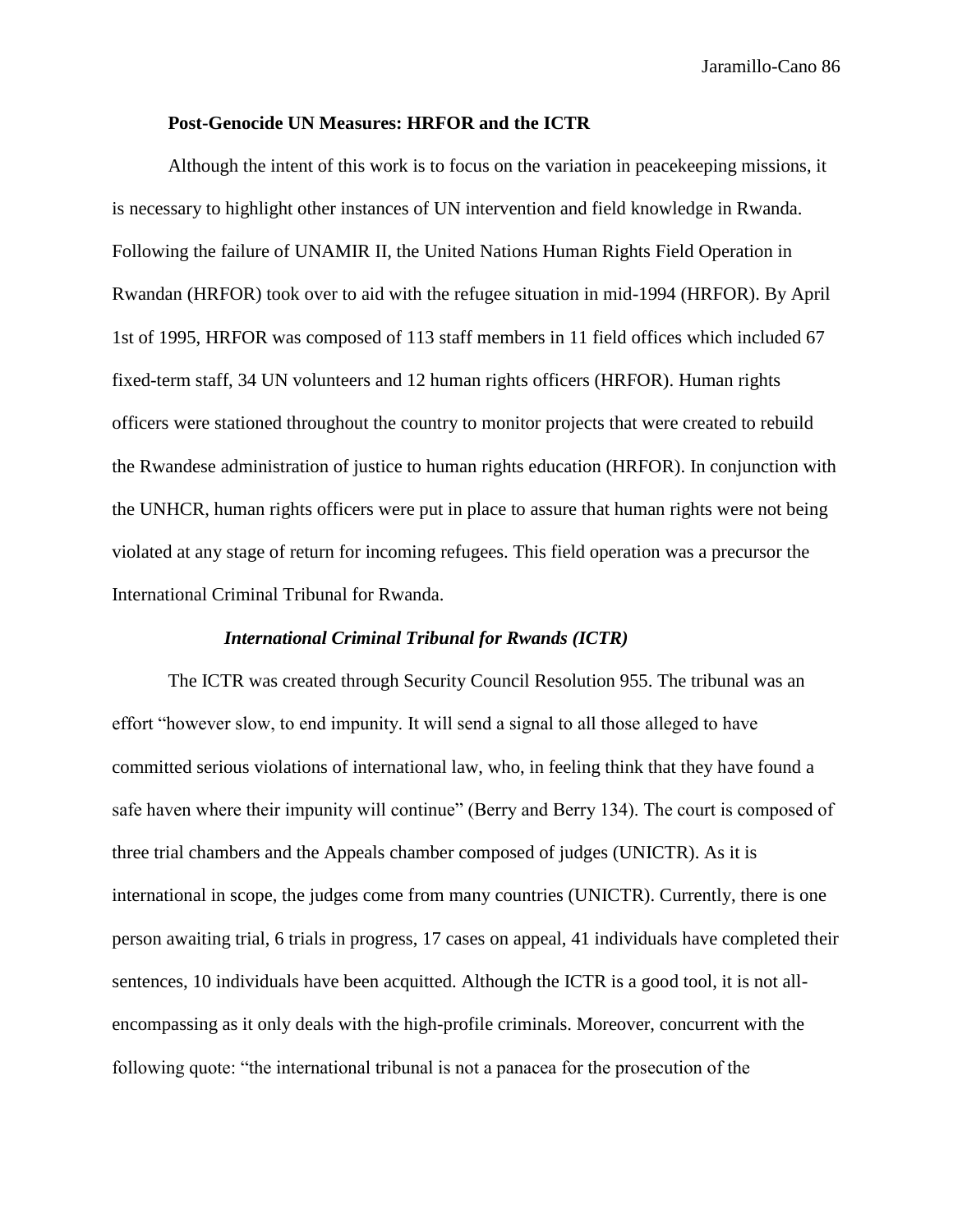### Post-Genocide UN Measures: HRFOR and the ICTR

Although the intent of this work is to focus on the variation in peacekeeping missions, it is necessary to highlight other instances of UN intervention and field knowledge in Rwanda. Following the failure of UNAMIR II, the United Nations Human Rights Field Operation in Rwandan (HRFOR) took over to aid with the refugee situation in mid-1994 (HRFOR). By April 1st of 1995, HRFOR was composed of 113 staff members in 11 field offices which included 67 fixed-term staff, 34 UN volunteers and 12 human rights officers (HRFOR). Human rights officers were stationed throughout the country to monitor projects that were created to rebuild the Rwandese administration of justice to human rights education (HRFOR). In conjunction with the UNHCR, human rights officers were put in place to assure that human rights were not being violated at any stage of return for incoming refugees. This field operation was a precursor the International Criminal Tribunal for Rwanda.

#### *International Criminal Tribunal for Rwands (ICTR)*

The ICTR was created through Security Council Resolution 955. The tribunal was an effort "however slow, to end impunity. It will send a signal to all those alleged to have committed serious violations of international law, who, in feeling think that they have found a safe haven where their impunity will continue" (Berry and Berry 134). The court is composed of three trial chambers and the Appeals chamber composed of judges (UNICTR). As it is international in scope, the judges come from many countries (UNICTR). Currently, there is one person awaiting trial, 6 trials in progress, 17 cases on appeal, 41 individuals have completed their sentences, 10 individuals have been acquitted. Although the ICTR is a good tool, it is not all-encompassing as it only deals with the high-profile criminals. Moreover, concurrent with the following quote: "the international tribunal is not a panacea for the prosecution of the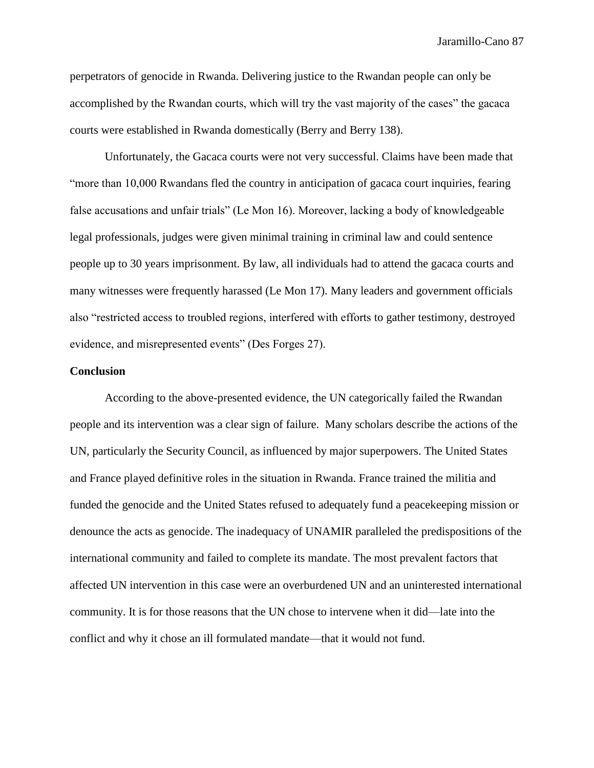perpetrators of genocide in Rwanda. Delivering justice to the Rwandan people can only be accomplished by the Rwandan courts, which will try the vast majority of the cases" the gacaca courts were established in Rwanda domestically (Berry and Berry 138).

Unfortunately, the Gacaca courts were not very successful. Claims have been made that "more than 10,000 Rwandans fled the country in anticipation of gacaca court inquiries, fearing false accusations and unfair trials" (Le Mon 16). Moreover, lacking a body of knowledgeable legal professionals, judges were given minimal training in criminal law and could sentence people up to 30 years imprisonment. By law, all individuals had to attend the gacaca courts and many witnesses were frequently harassed (Le Mon 17). Many leaders and government officials also "restricted access to troubled regions, interfered with efforts to gather testimony, destroyed evidence, and misrepresented events" (Des Forges 27).

**Conclusion**

According to the above-presented evidence, the UN categorically failed the Rwandan people and its intervention was a clear sign of failure. Many scholars describe the actions of the UN, particularly the Security Council, as influenced by major superpowers. The United States and France played definitive roles in the situation in Rwanda. France trained the militia and funded the genocide and the United States refused to adequately fund a peacekeeping mission or denounce the acts as genocide. The inadequacy of UNAMIR paralleled the predispositions of the international community and failed to complete its mandate. The most prevalent factors that affected UN intervention in this case were an overburdened UN and an uninterested international community. It is for those reasons that the UN chose to intervene when it did—late into the conflict and why it chose an ill formulated mandate—that it would not fund.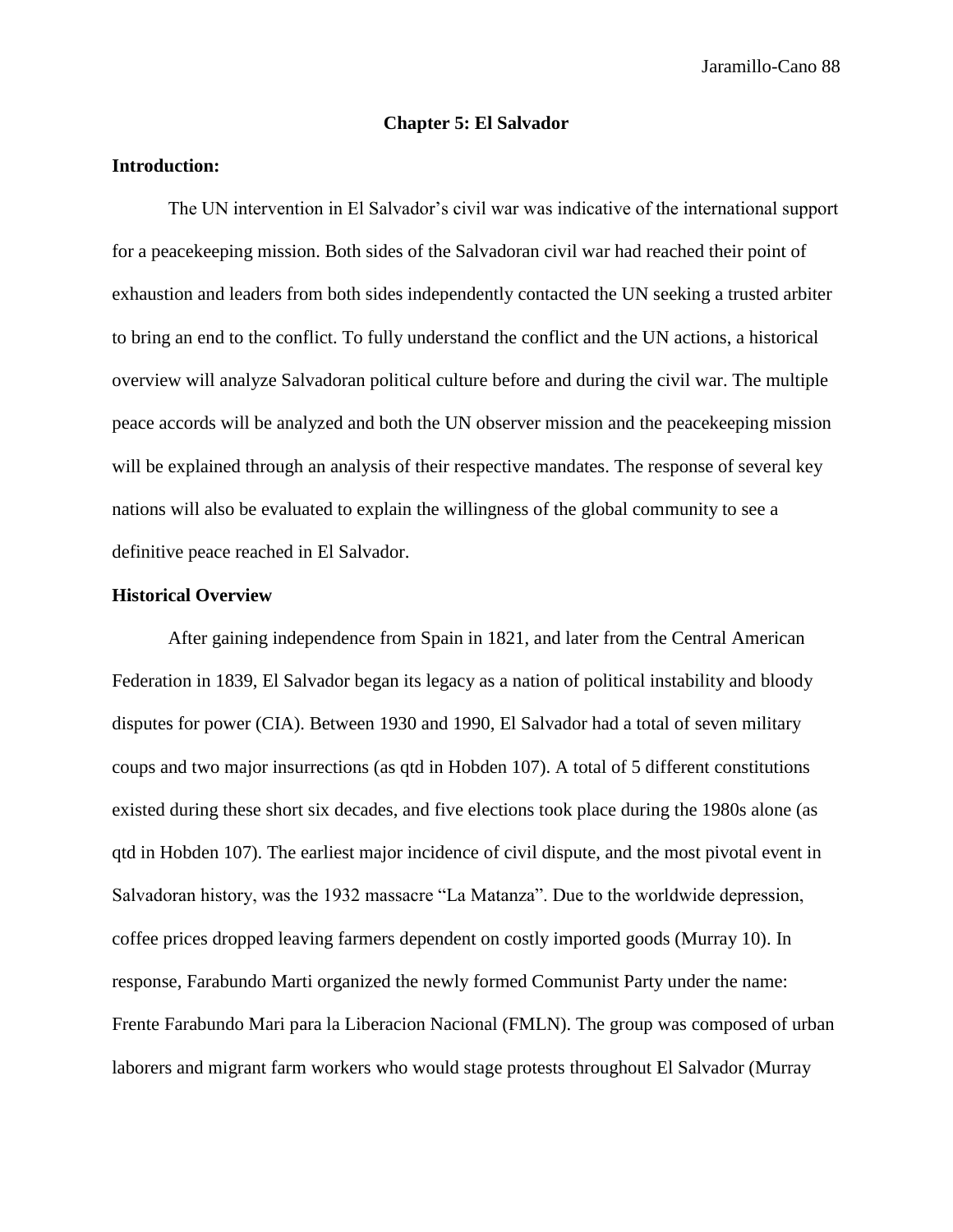## Chapter 5: El Salvador

### Introduction:

The UN intervention in El Salvador's civil war was indicative of the international support for a peacekeeping mission. Both sides of the Salvadoran civil war had reached their point of exhaustion and leaders from both sides independently contacted the UN seeking a trusted arbiter to bring an end to the conflict. To fully understand the conflict and the UN actions, a historical overview will analyze Salvadoran political culture before and during the civil war. The multiple peace accords will be analyzed and both the UN observer mission and the peacekeeping mission will be explained through an analysis of their respective mandates. The response of several key nations will also be evaluated to explain the willingness of the global community to see a definitive peace reached in El Salvador.

### Historical Overview

After gaining independence from Spain in 1821, and later from the Central American Federation in 1839, El Salvador began its legacy as a nation of political instability and bloody disputes for power (CIA). Between 1930 and 1990, El Salvador had a total of seven military coups and two major insurrections (as qtd in Hobden 107). A total of 5 different constitutions existed during these short six decades, and five elections took place during the 1980s alone (as qtd in Hobden 107). The earliest major incidence of civil dispute, and the most pivotal event in Salvadoran history, was the 1932 massacre "La Matanza". Due to the worldwide depression, coffee prices dropped leaving farmers dependent on costly imported goods (Murray 10). In response, Farabundo Marti organized the newly formed Communist Party under the name: Frente Farabundo Mari para la Liberacion Nacional (FMLN). The group was composed of urban laborers and migrant farm workers who would stage protests throughout El Salvador (Murray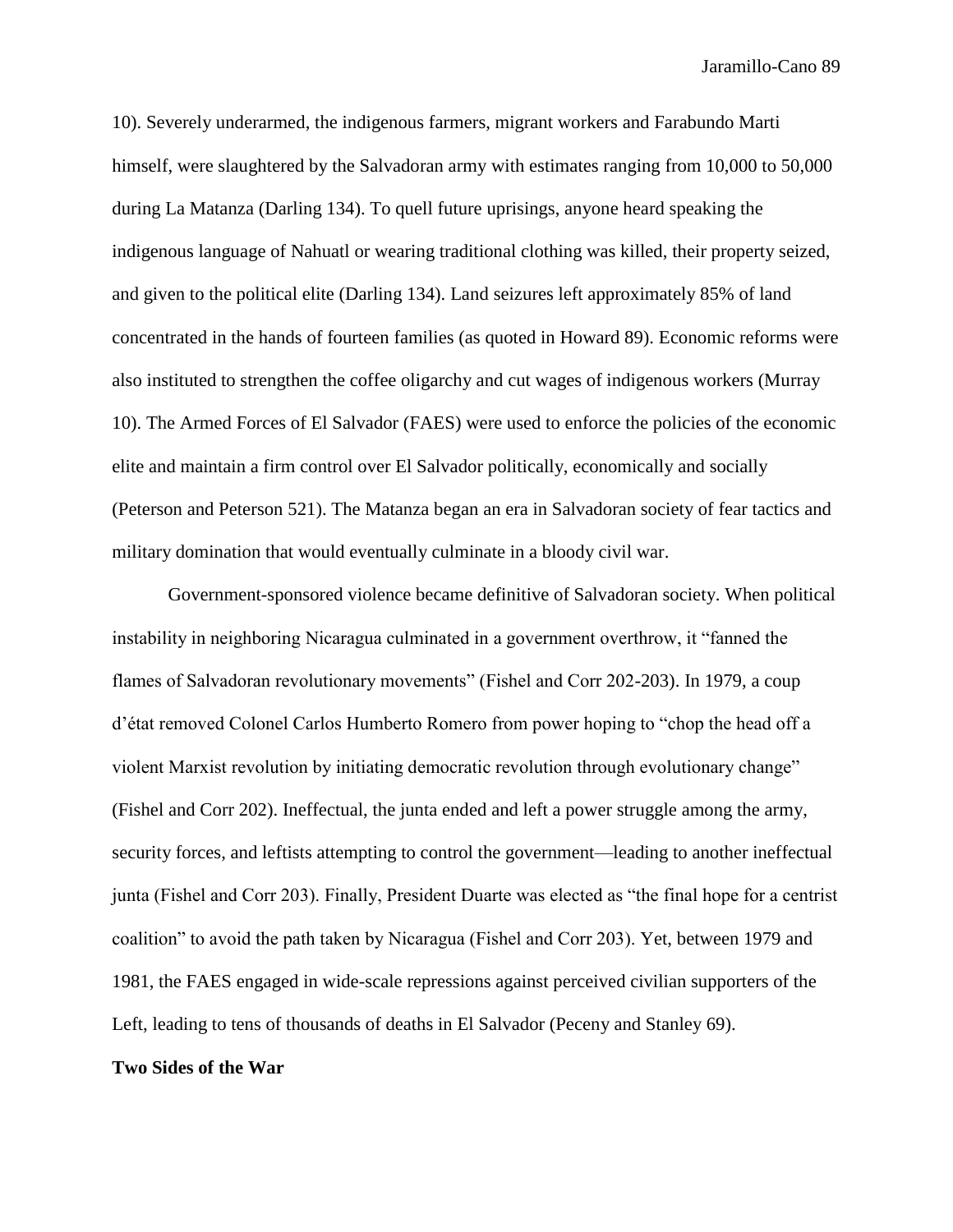10). Severely underarmed, the indigenous farmers, migrant workers and Farabundo Marti himself, were slaughtered by the Salvadoran army with estimates ranging from 10,000 to 50,000 during La Matanza (Darling 134). To quell future uprisings, anyone heard speaking the indigenous language of Nahuatl or wearing traditional clothing was killed, their property seized, and given to the political elite (Darling 134). Land seizures left approximately 85% of land concentrated in the hands of fourteen families (as quoted in Howard 89). Economic reforms were also instituted to strengthen the coffee oligarchy and cut wages of indigenous workers (Murray 10). The Armed Forces of El Salvador (FAES) were used to enforce the policies of the economic elite and maintain a firm control over El Salvador politically, economically and socially (Peterson and Peterson 521). The Matanza began an era in Salvadoran society of fear tactics and military domination that would eventually culminate in a bloody civil war.

Government-sponsored violence became definitive of Salvadoran society. When political instability in neighboring Nicaragua culminated in a government overthrow, it “fanned the flames of Salvadoran revolutionary movements” (Fishel and Corr 202-203). In 1979, a coup d’état removed Colonel Carlos Humberto Romero from power hoping to “chop the head off a violent Marxist revolution by initiating democratic revolution through evolutionary change” (Fishel and Corr 202). Ineffectual, the junta ended and left a power struggle among the army, security forces, and leftists attempting to control the government—leading to another ineffectual junta (Fishel and Corr 203). Finally, President Duarte was elected as “the final hope for a centrist coalition” to avoid the path taken by Nicaragua (Fishel and Corr 203). Yet, between 1979 and 1981, the FAES engaged in wide-scale repressions against perceived civilian supporters of the Left, leading to tens of thousands of deaths in El Salvador (Peceny and Stanley 69).

**Two Sides of the War**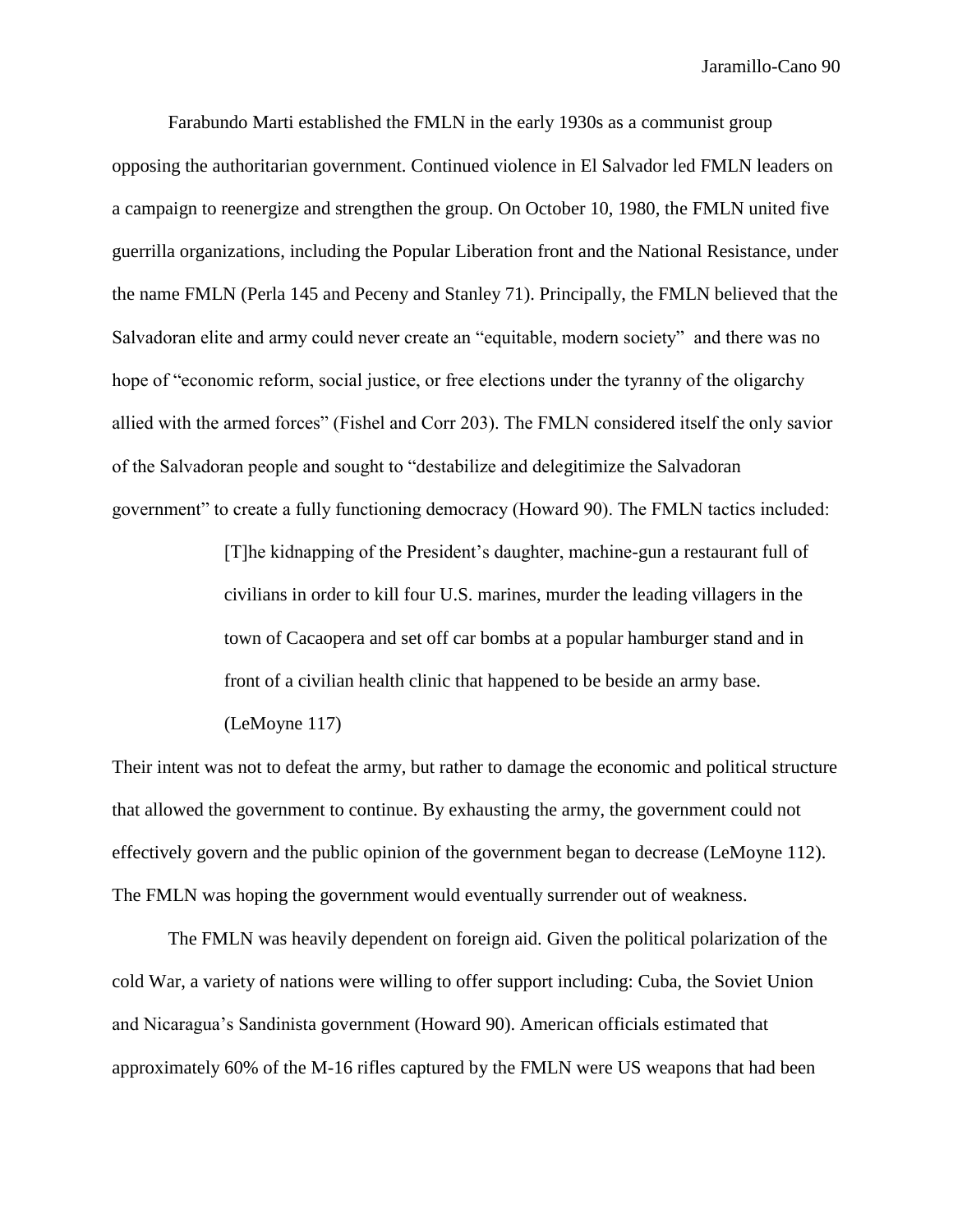Farabundo Marti established the FMLN in the early 1930s as a communist group opposing the authoritarian government. Continued violence in El Salvador led FMLN leaders on a campaign to reenergize and strengthen the group. On October 10, 1980, the FMLN united five guerrilla organizations, including the Popular Liberation front and the National Resistance, under the name FMLN (Perla 145 and Peceny and Stanley 71). Principally, the FMLN believed that the Salvadoran elite and army could never create an "equitable, modern society" and there was no hope of "economic reform, social justice, or free elections under the tyranny of the oligarchy allied with the armed forces" (Fishel and Corr 203). The FMLN considered itself the only savior of the Salvadoran people and sought to "destabilize and delegitimize the Salvadoran government" to create a fully functioning democracy (Howard 90). The FMLN tactics included:

> [T]he kidnapping of the President's daughter, machine-gun a restaurant full of civilians in order to kill four U.S. marines, murder the leading villagers in the town of Cacaopera and set off car bombs at a popular hamburger stand and in front of a civilian health clinic that happened to be beside an army base. (LeMoyne 117)

Their intent was not to defeat the army, but rather to damage the economic and political structure that allowed the government to continue. By exhausting the army, the government could not effectively govern and the public opinion of the government began to decrease (LeMoyne 112). The FMLN was hoping the government would eventually surrender out of weakness.

The FMLN was heavily dependent on foreign aid. Given the political polarization of the cold War, a variety of nations were willing to offer support including: Cuba, the Soviet Union and Nicaragua's Sandinista government (Howard 90). American officials estimated that approximately 60% of the M-16 rifles captured by the FMLN were US weapons that had been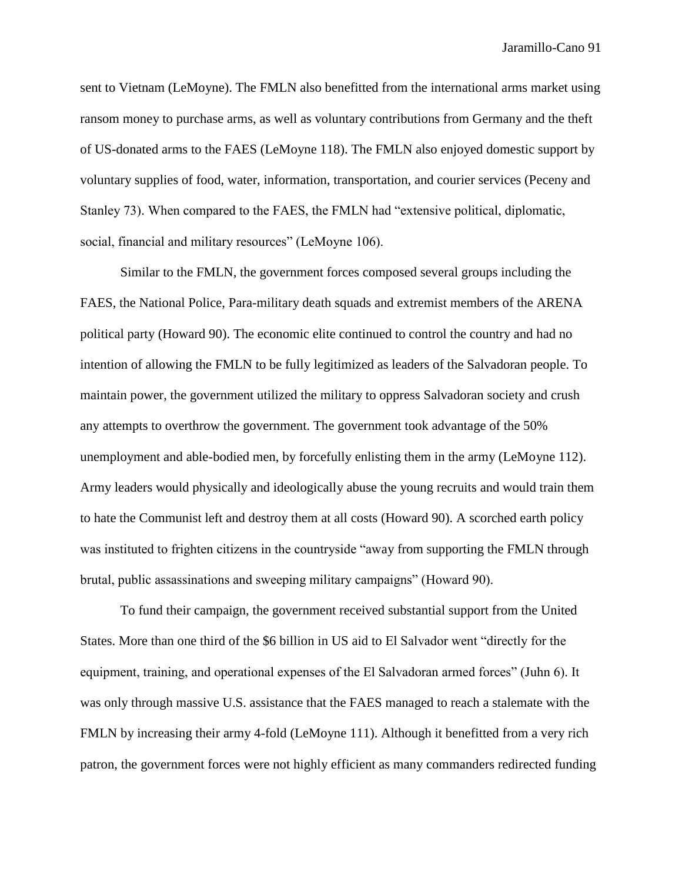sent to Vietnam (LeMoyne). The FMLN also benefitted from the international arms market using ransom money to purchase arms, as well as voluntary contributions from Germany and the theft of US-donated arms to the FAES (LeMoyne 118). The FMLN also enjoyed domestic support by voluntary supplies of food, water, information, transportation, and courier services (Peceny and Stanley 73). When compared to the FAES, the FMLN had "extensive political, diplomatic, social, financial and military resources" (LeMoyne 106).

Similar to the FMLN, the government forces composed several groups including the FAES, the National Police, Para-military death squads and extremist members of the ARENA political party (Howard 90). The economic elite continued to control the country and had no intention of allowing the FMLN to be fully legitimized as leaders of the Salvadoran people. To maintain power, the government utilized the military to oppress Salvadoran society and crush any attempts to overthrow the government. The government took advantage of the 50% unemployment and able-bodied men, by forcefully enlisting them in the army (LeMoyne 112). Army leaders would physically and ideologically abuse the young recruits and would train them to hate the Communist left and destroy them at all costs (Howard 90). A scorched earth policy was instituted to frighten citizens in the countryside "away from supporting the FMLN through brutal, public assassinations and sweeping military campaigns" (Howard 90).

To fund their campaign, the government received substantial support from the United States. More than one third of the $6 billion in US aid to El Salvador went "directly for the equipment, training, and operational expenses of the El Salvadoran armed forces" (Juhn 6). It was only through massive U.S. assistance that the FAES managed to reach a stalemate with the FMLN by increasing their army 4-fold (LeMoyne 111). Although it benefitted from a very rich patron, the government forces were not highly efficient as many commanders redirected funding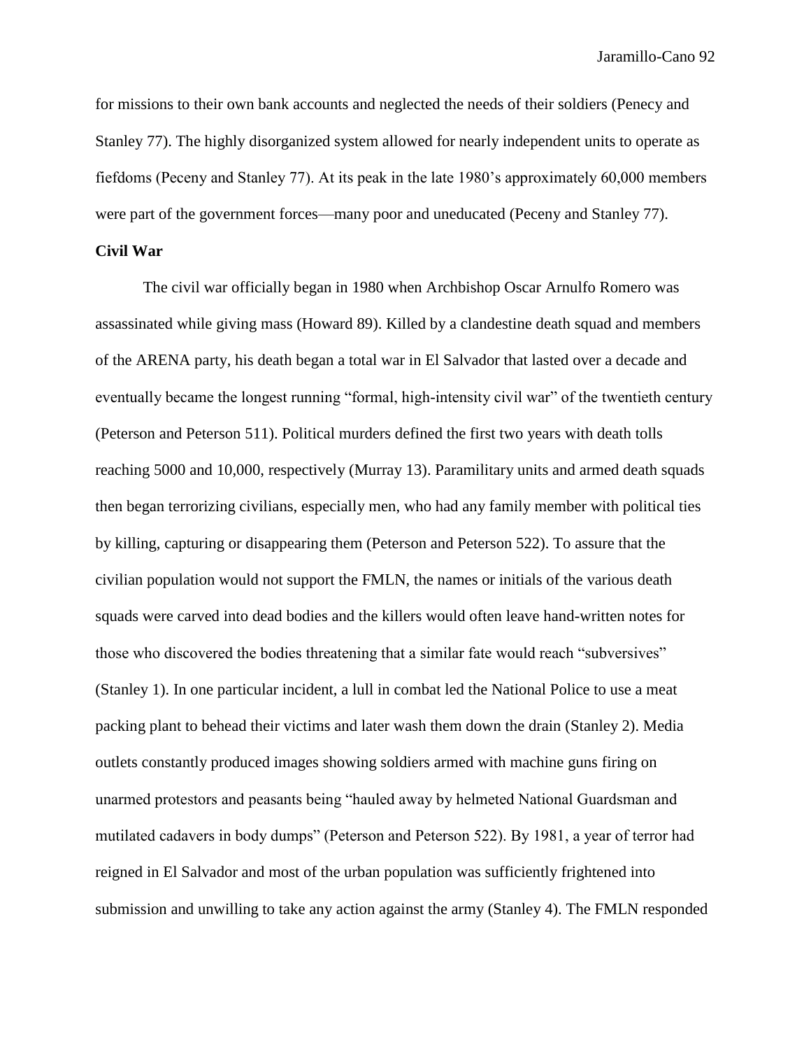for missions to their own bank accounts and neglected the needs of their soldiers (Penecy and Stanley 77). The highly disorganized system allowed for nearly independent units to operate as fiefdoms (Peceny and Stanley 77). At its peak in the late 1980's approximately 60,000 members were part of the government forces—many poor and uneducated (Peceny and Stanley 77).

**Civil War**

The civil war officially began in 1980 when Archbishop Oscar Arnulfo Romero was assassinated while giving mass (Howard 89). Killed by a clandestine death squad and members of the ARENA party, his death began a total war in El Salvador that lasted over a decade and eventually became the longest running "formal, high-intensity civil war" of the twentieth century (Peterson and Peterson 511). Political murders defined the first two years with death tolls reaching 5000 and 10,000, respectively (Murray 13). Paramilitary units and armed death squads then began terrorizing civilians, especially men, who had any family member with political ties by killing, capturing or disappearing them (Peterson and Peterson 522). To assure that the civilian population would not support the FMLN, the names or initials of the various death squads were carved into dead bodies and the killers would often leave hand-written notes for those who discovered the bodies threatening that a similar fate would reach "subversives" (Stanley 1). In one particular incident, a lull in combat led the National Police to use a meat packing plant to behead their victims and later wash them down the drain (Stanley 2). Media outlets constantly produced images showing soldiers armed with machine guns firing on unarmed protestors and peasants being "hauled away by helmeted National Guardsman and mutilated cadavers in body dumps" (Peterson and Peterson 522). By 1981, a year of terror had reigned in El Salvador and most of the urban population was sufficiently frightened into submission and unwilling to take any action against the army (Stanley 4). The FMLN responded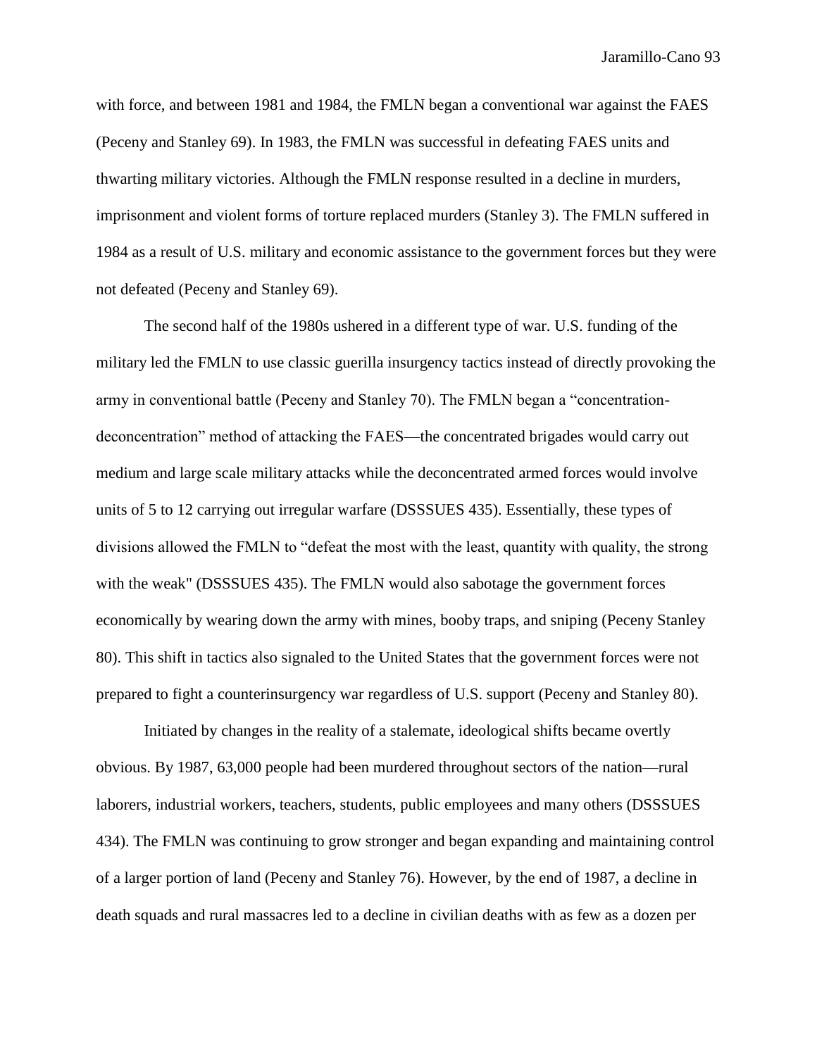with force, and between 1981 and 1984, the FMLN began a conventional war against the FAES (Peceny and Stanley 69). In 1983, the FMLN was successful in defeating FAES units and thwarting military victories. Although the FMLN response resulted in a decline in murders, imprisonment and violent forms of torture replaced murders (Stanley 3). The FMLN suffered in 1984 as a result of U.S. military and economic assistance to the government forces but they were not defeated (Peceny and Stanley 69).

The second half of the 1980s ushered in a different type of war. U.S. funding of the military led the FMLN to use classic guerilla insurgency tactics instead of directly provoking the army in conventional battle (Peceny and Stanley 70). The FMLN began a "concentration-deconcentration" method of attacking the FAES—the concentrated brigades would carry out medium and large scale military attacks while the deconcentrated armed forces would involve units of 5 to 12 carrying out irregular warfare (DSSSUES 435). Essentially, these types of divisions allowed the FMLN to "defeat the most with the least, quantity with quality, the strong with the weak" (DSSSUES 435). The FMLN would also sabotage the government forces economically by wearing down the army with mines, booby traps, and sniping (Peceny Stanley 80). This shift in tactics also signaled to the United States that the government forces were not prepared to fight a counterinsurgency war regardless of U.S. support (Peceny and Stanley 80).

Initiated by changes in the reality of a stalemate, ideological shifts became overtly obvious. By 1987, 63,000 people had been murdered throughout sectors of the nation—rural laborers, industrial workers, teachers, students, public employees and many others (DSSSUES 434). The FMLN was continuing to grow stronger and began expanding and maintaining control of a larger portion of land (Peceny and Stanley 76). However, by the end of 1987, a decline in death squads and rural massacres led to a decline in civilian deaths with as few as a dozen per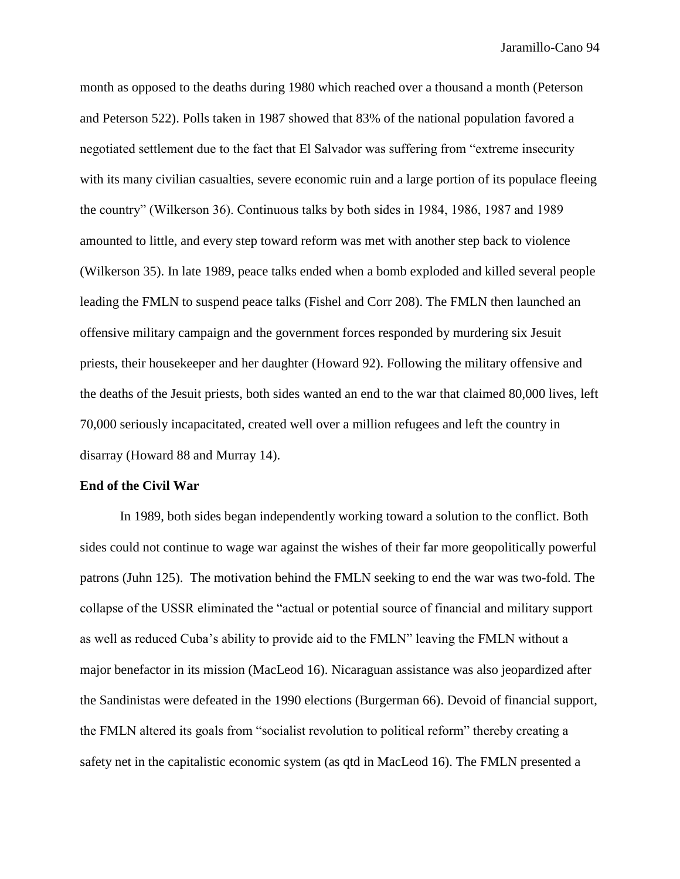month as opposed to the deaths during 1980 which reached over a thousand a month (Peterson and Peterson 522). Polls taken in 1987 showed that 83% of the national population favored a negotiated settlement due to the fact that El Salvador was suffering from "extreme insecurity with its many civilian casualties, severe economic ruin and a large portion of its populace fleeing the country" (Wilkerson 36). Continuous talks by both sides in 1984, 1986, 1987 and 1989 amounted to little, and every step toward reform was met with another step back to violence (Wilkerson 35). In late 1989, peace talks ended when a bomb exploded and killed several people leading the FMLN to suspend peace talks (Fishel and Corr 208). The FMLN then launched an offensive military campaign and the government forces responded by murdering six Jesuit priests, their housekeeper and her daughter (Howard 92). Following the military offensive and the deaths of the Jesuit priests, both sides wanted an end to the war that claimed 80,000 lives, left 70,000 seriously incapacitated, created well over a million refugees and left the country in disarray (Howard 88 and Murray 14).

**End of the Civil War**

In 1989, both sides began independently working toward a solution to the conflict. Both sides could not continue to wage war against the wishes of their far more geopolitically powerful patrons (Juhn 125). The motivation behind the FMLN seeking to end the war was two-fold. The collapse of the USSR eliminated the "actual or potential source of financial and military support as well as reduced Cuba's ability to provide aid to the FMLN" leaving the FMLN without a major benefactor in its mission (MacLeod 16). Nicaraguan assistance was also jeopardized after the Sandinistas were defeated in the 1990 elections (Burgerman 66). Devoid of financial support, the FMLN altered its goals from "socialist revolution to political reform" thereby creating a safety net in the capitalistic economic system (as qtd in MacLeod 16). The FMLN presented a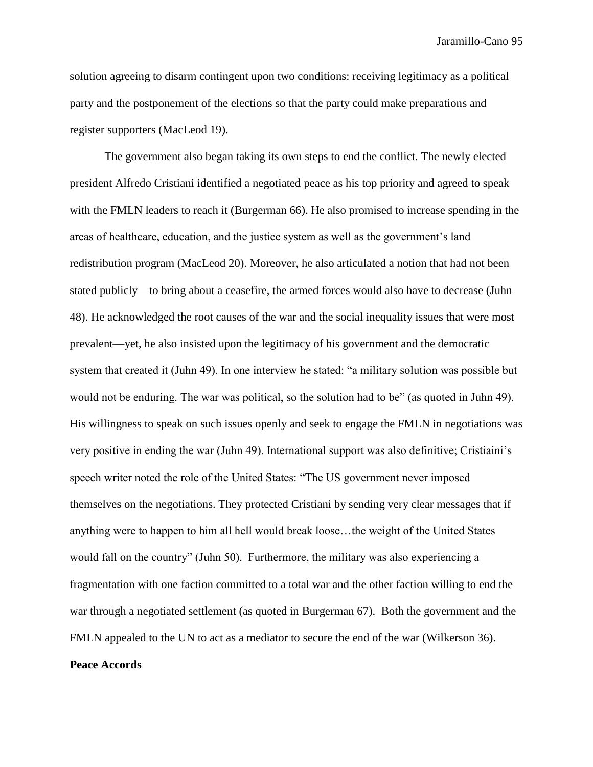solution agreeing to disarm contingent upon two conditions: receiving legitimacy as a political party and the postponement of the elections so that the party could make preparations and register supporters (MacLeod 19).

The government also began taking its own steps to end the conflict. The newly elected president Alfredo Cristiani identified a negotiated peace as his top priority and agreed to speak with the FMLN leaders to reach it (Burgerman 66). He also promised to increase spending in the areas of healthcare, education, and the justice system as well as the government's land redistribution program (MacLeod 20). Moreover, he also articulated a notion that had not been stated publicly—to bring about a ceasefire, the armed forces would also have to decrease (Juhn 48). He acknowledged the root causes of the war and the social inequality issues that were most prevalent—yet, he also insisted upon the legitimacy of his government and the democratic system that created it (Juhn 49). In one interview he stated: "a military solution was possible but would not be enduring. The war was political, so the solution had to be" (as quoted in Juhn 49). His willingness to speak on such issues openly and seek to engage the FMLN in negotiations was very positive in ending the war (Juhn 49). International support was also definitive; Cristiaini's speech writer noted the role of the United States: "The US government never imposed themselves on the negotiations. They protected Cristiani by sending very clear messages that if anything were to happen to him all hell would break loose…the weight of the United States would fall on the country" (Juhn 50). Furthermore, the military was also experiencing a fragmentation with one faction committed to a total war and the other faction willing to end the war through a negotiated settlement (as quoted in Burgerman 67). Both the government and the FMLN appealed to the UN to act as a mediator to secure the end of the war (Wilkerson 36).

**Peace Accords**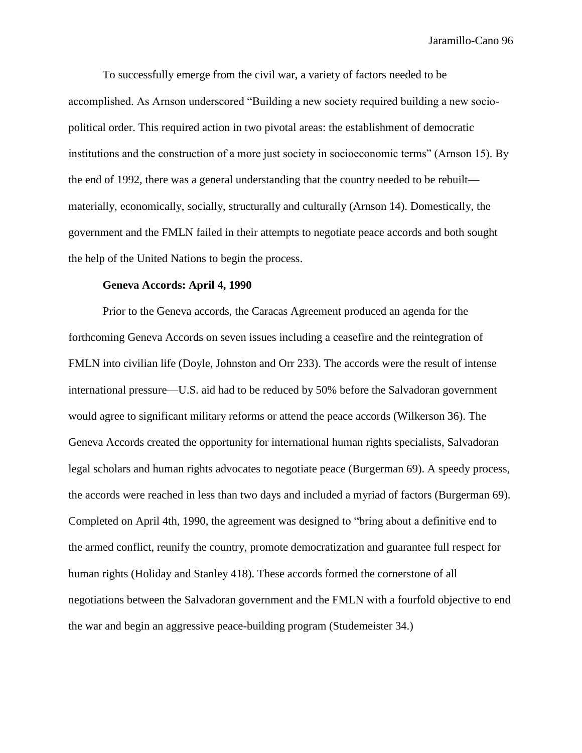To successfully emerge from the civil war, a variety of factors needed to be accomplished. As Arnson underscored "Building a new society required building a new socio-political order. This required action in two pivotal areas: the establishment of democratic institutions and the construction of a more just society in socioeconomic terms" (Arnson 15). By the end of 1992, there was a general understanding that the country needed to be rebuilt—materially, economically, socially, structurally and culturally (Arnson 14). Domestically, the government and the FMLN failed in their attempts to negotiate peace accords and both sought the help of the United Nations to begin the process.

**Geneva Accords: April 4, 1990**

Prior to the Geneva accords, the Caracas Agreement produced an agenda for the forthcoming Geneva Accords on seven issues including a ceasefire and the reintegration of FMLN into civilian life (Doyle, Johnston and Orr 233). The accords were the result of intense international pressure—U.S. aid had to be reduced by 50% before the Salvadoran government would agree to significant military reforms or attend the peace accords (Wilkerson 36). The Geneva Accords created the opportunity for international human rights specialists, Salvadoran legal scholars and human rights advocates to negotiate peace (Burgerman 69). A speedy process, the accords were reached in less than two days and included a myriad of factors (Burgerman 69). Completed on April 4th, 1990, the agreement was designed to "bring about a definitive end to the armed conflict, reunify the country, promote democratization and guarantee full respect for human rights (Holiday and Stanley 418). These accords formed the cornerstone of all negotiations between the Salvadoran government and the FMLN with a fourfold objective to end the war and begin an aggressive peace-building program (Studemeister 34.)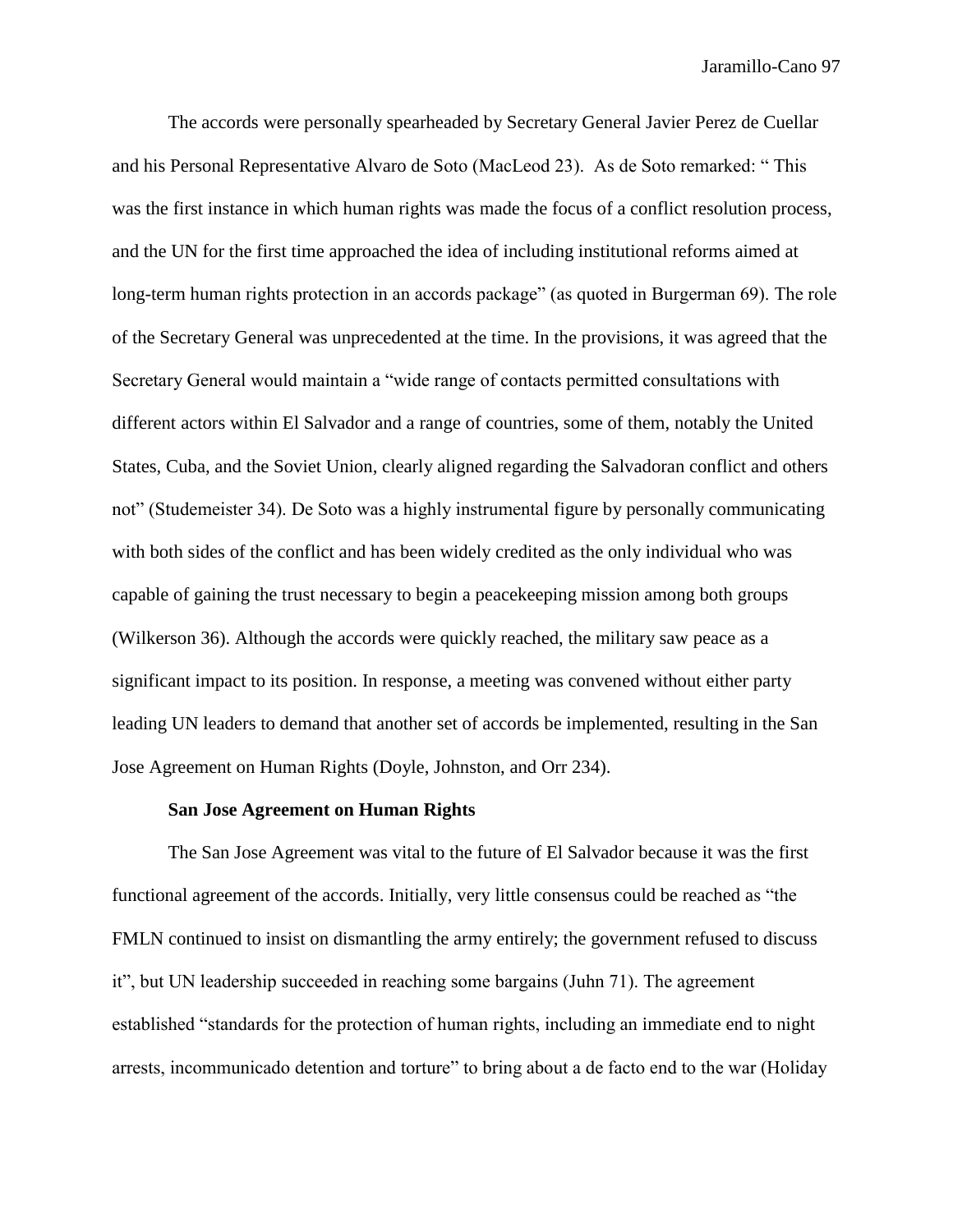The accords were personally spearheaded by Secretary General Javier Perez de Cuellar and his Personal Representative Alvaro de Soto (MacLeod 23). As de Soto remarked: " This was the first instance in which human rights was made the focus of a conflict resolution process, and the UN for the first time approached the idea of including institutional reforms aimed at long-term human rights protection in an accords package" (as quoted in Burgerman 69). The role of the Secretary General was unprecedented at the time. In the provisions, it was agreed that the Secretary General would maintain a "wide range of contacts permitted consultations with different actors within El Salvador and a range of countries, some of them, notably the United States, Cuba, and the Soviet Union, clearly aligned regarding the Salvadoran conflict and others not" (Studemeister 34). De Soto was a highly instrumental figure by personally communicating with both sides of the conflict and has been widely credited as the only individual who was capable of gaining the trust necessary to begin a peacekeeping mission among both groups (Wilkerson 36). Although the accords were quickly reached, the military saw peace as a significant impact to its position. In response, a meeting was convened without either party leading UN leaders to demand that another set of accords be implemented, resulting in the San Jose Agreement on Human Rights (Doyle, Johnston, and Orr 234).

**San Jose Agreement on Human Rights**

The San Jose Agreement was vital to the future of El Salvador because it was the first functional agreement of the accords. Initially, very little consensus could be reached as "the FMLN continued to insist on dismantling the army entirely; the government refused to discuss it", but UN leadership succeeded in reaching some bargains (Juhn 71). The agreement established "standards for the protection of human rights, including an immediate end to night arrests, incommunicado detention and torture" to bring about a de facto end to the war (Holiday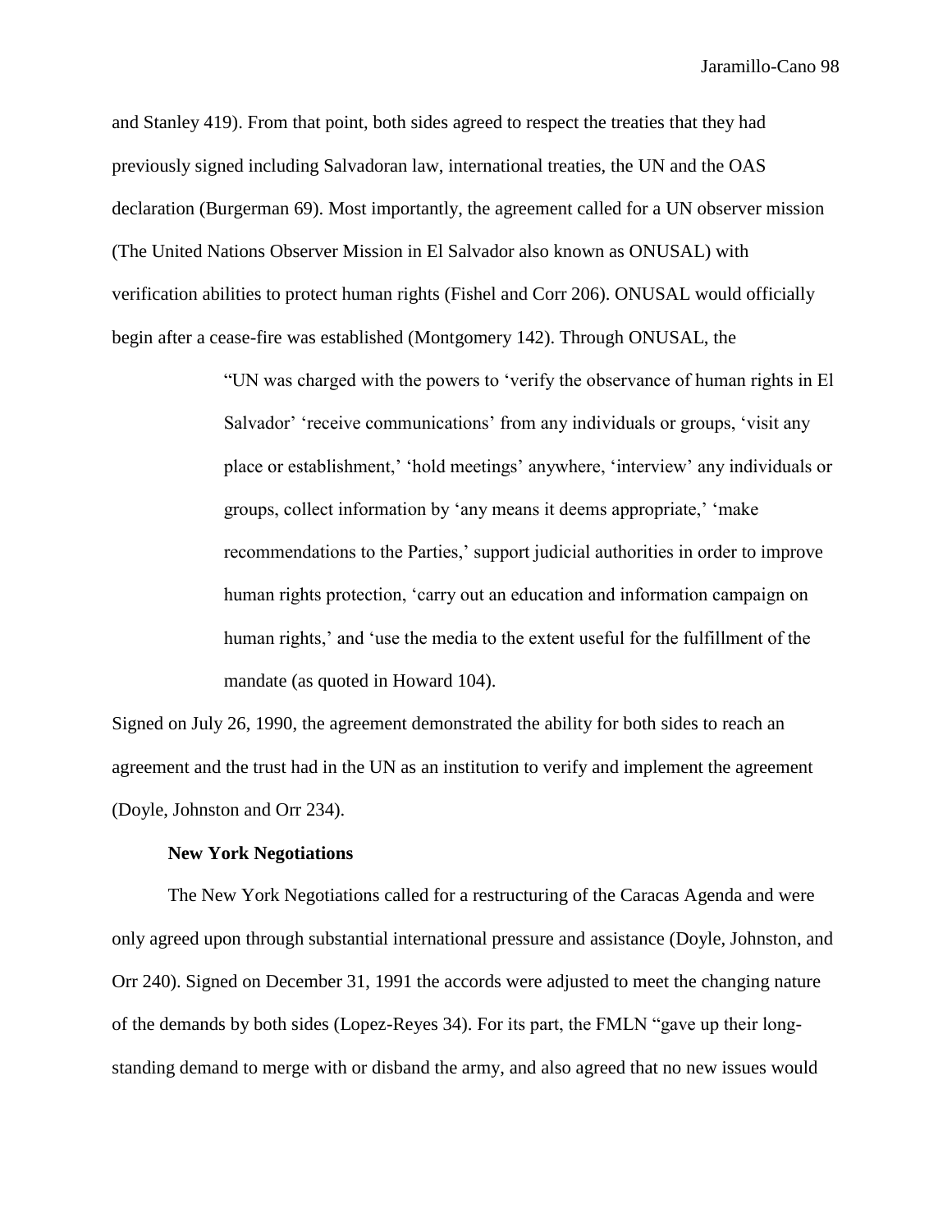and Stanley 419). From that point, both sides agreed to respect the treaties that they had previously signed including Salvadoran law, international treaties, the UN and the OAS declaration (Burgerman 69). Most importantly, the agreement called for a UN observer mission (The United Nations Observer Mission in El Salvador also known as ONUSAL) with verification abilities to protect human rights (Fishel and Corr 206). ONUSAL would officially begin after a cease-fire was established (Montgomery 142). Through ONUSAL, the

> "UN was charged with the powers to 'verify the observance of human rights in El Salvador' 'receive communications' from any individuals or groups, 'visit any place or establishment,' 'hold meetings' anywhere, 'interview' any individuals or groups, collect information by 'any means it deems appropriate,' 'make recommendations to the Parties,' support judicial authorities in order to improve human rights protection, 'carry out an education and information campaign on human rights,' and 'use the media to the extent useful for the fulfillment of the mandate (as quoted in Howard 104).

Signed on July 26, 1990, the agreement demonstrated the ability for both sides to reach an agreement and the trust had in the UN as an institution to verify and implement the agreement (Doyle, Johnston and Orr 234).

**New York Negotiations**

The New York Negotiations called for a restructuring of the Caracas Agenda and were only agreed upon through substantial international pressure and assistance (Doyle, Johnston, and Orr 240). Signed on December 31, 1991 the accords were adjusted to meet the changing nature of the demands by both sides (Lopez-Reyes 34). For its part, the FMLN "gave up their long-standing demand to merge with or disband the army, and also agreed that no new issues would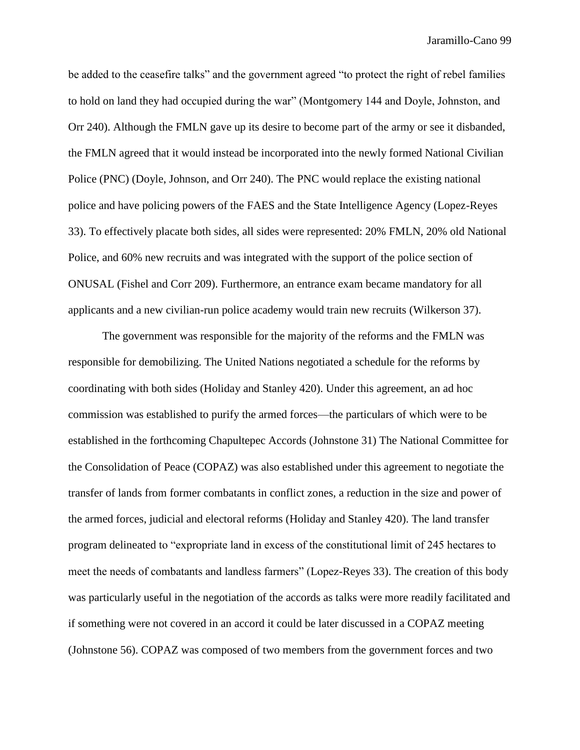be added to the ceasefire talks" and the government agreed "to protect the right of rebel families to hold on land they had occupied during the war" (Montgomery 144 and Doyle, Johnston, and Orr 240). Although the FMLN gave up its desire to become part of the army or see it disbanded, the FMLN agreed that it would instead be incorporated into the newly formed National Civilian Police (PNC) (Doyle, Johnson, and Orr 240). The PNC would replace the existing national police and have policing powers of the FAES and the State Intelligence Agency (Lopez-Reyes 33). To effectively placate both sides, all sides were represented: 20% FMLN, 20% old National Police, and 60% new recruits and was integrated with the support of the police section of ONUSAL (Fishel and Corr 209). Furthermore, an entrance exam became mandatory for all applicants and a new civilian-run police academy would train new recruits (Wilkerson 37).

The government was responsible for the majority of the reforms and the FMLN was responsible for demobilizing. The United Nations negotiated a schedule for the reforms by coordinating with both sides (Holiday and Stanley 420). Under this agreement, an ad hoc commission was established to purify the armed forces—the particulars of which were to be established in the forthcoming Chapultepec Accords (Johnstone 31) The National Committee for the Consolidation of Peace (COPAZ) was also established under this agreement to negotiate the transfer of lands from former combatants in conflict zones, a reduction in the size and power of the armed forces, judicial and electoral reforms (Holiday and Stanley 420). The land transfer program delineated to "expropriate land in excess of the constitutional limit of 245 hectares to meet the needs of combatants and landless farmers" (Lopez-Reyes 33). The creation of this body was particularly useful in the negotiation of the accords as talks were more readily facilitated and if something were not covered in an accord it could be later discussed in a COPAZ meeting (Johnstone 56). COPAZ was composed of two members from the government forces and two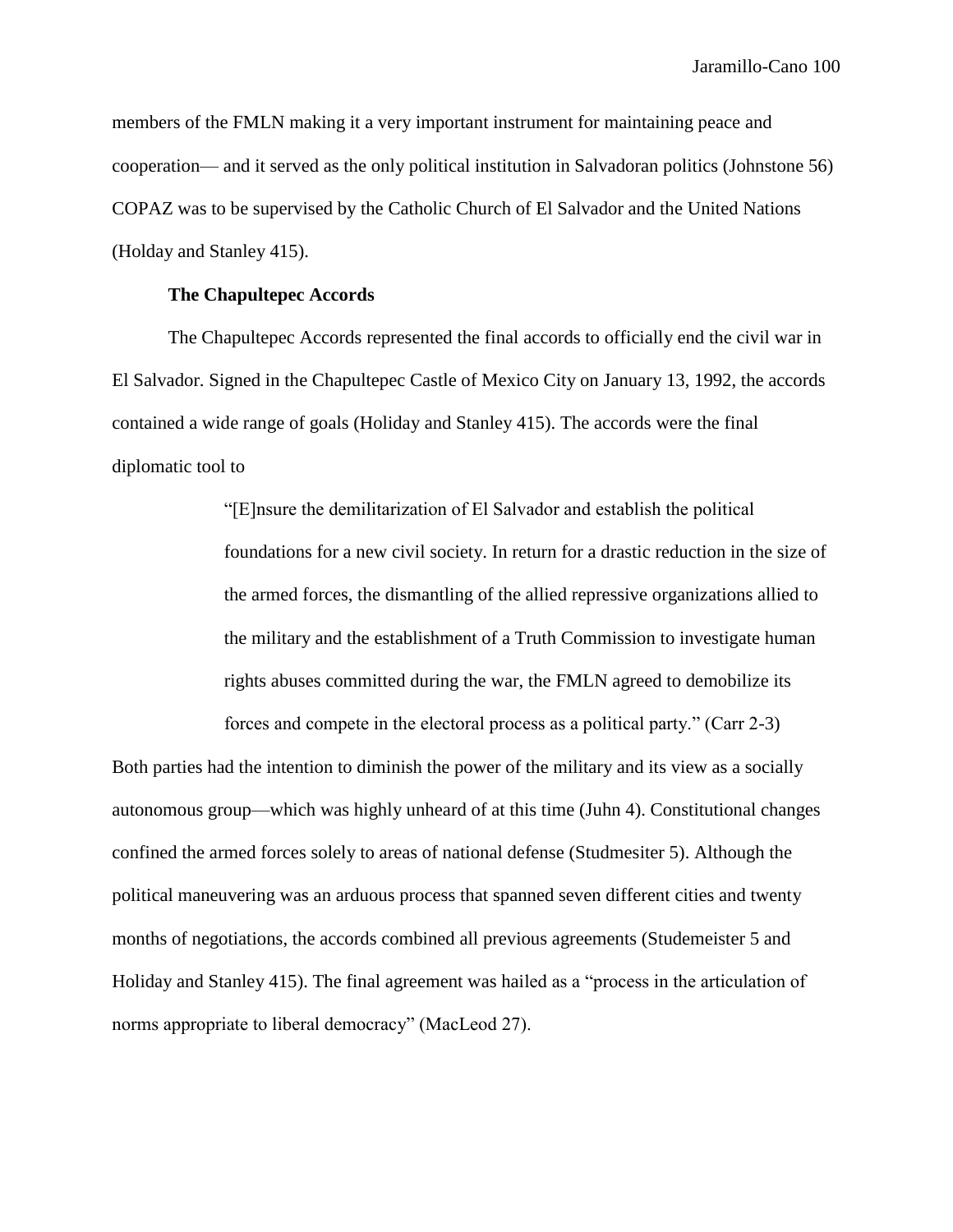members of the FMLN making it a very important instrument for maintaining peace and cooperation— and it served as the only political institution in Salvadoran politics (Johnstone 56) COPAZ was to be supervised by the Catholic Church of El Salvador and the United Nations (Holday and Stanley 415).

**The Chapultepec Accords**

The Chapultepec Accords represented the final accords to officially end the civil war in El Salvador. Signed in the Chapultepec Castle of Mexico City on January 13, 1992, the accords contained a wide range of goals (Holiday and Stanley 415). The accords were the final diplomatic tool to

> "[E]nsure the demilitarization of El Salvador and establish the political foundations for a new civil society. In return for a drastic reduction in the size of the armed forces, the dismantling of the allied repressive organizations allied to the military and the establishment of a Truth Commission to investigate human rights abuses committed during the war, the FMLN agreed to demobilize its forces and compete in the electoral process as a political party." (Carr 2-3)

Both parties had the intention to diminish the power of the military and its view as a socially autonomous group—which was highly unheard of at this time (Juhn 4). Constitutional changes confined the armed forces solely to areas of national defense (Studmesiter 5). Although the political maneuvering was an arduous process that spanned seven different cities and twenty months of negotiations, the accords combined all previous agreements (Studemeister 5 and Holiday and Stanley 415). The final agreement was hailed as a "process in the articulation of norms appropriate to liberal democracy" (MacLeod 27).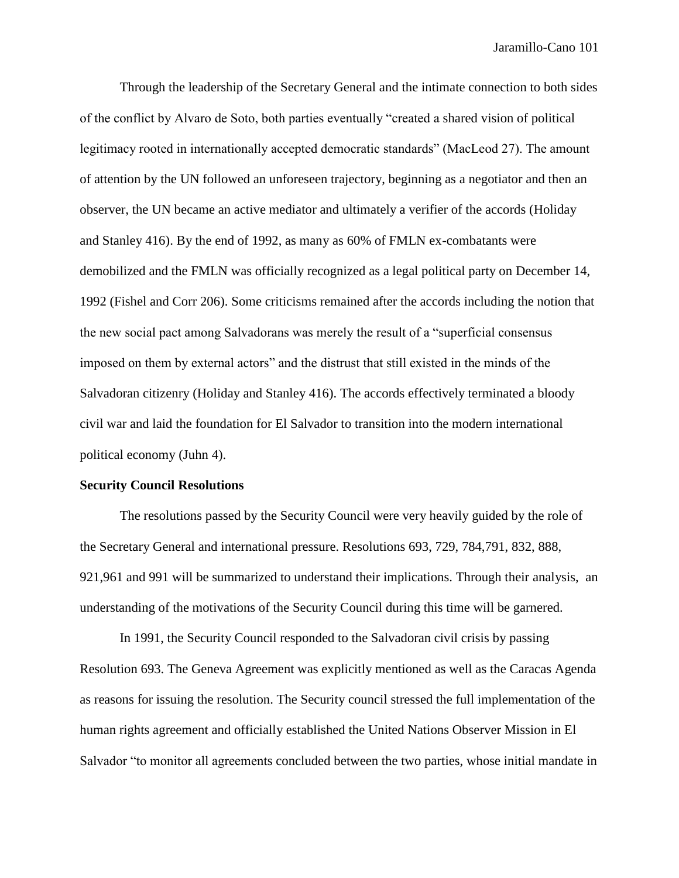Through the leadership of the Secretary General and the intimate connection to both sides of the conflict by Alvaro de Soto, both parties eventually "created a shared vision of political legitimacy rooted in internationally accepted democratic standards" (MacLeod 27). The amount of attention by the UN followed an unforeseen trajectory, beginning as a negotiator and then an observer, the UN became an active mediator and ultimately a verifier of the accords (Holiday and Stanley 416). By the end of 1992, as many as 60% of FMLN ex-combatants were demobilized and the FMLN was officially recognized as a legal political party on December 14, 1992 (Fishel and Corr 206). Some criticisms remained after the accords including the notion that the new social pact among Salvadorans was merely the result of a "superficial consensus imposed on them by external actors" and the distrust that still existed in the minds of the Salvadoran citizenry (Holiday and Stanley 416). The accords effectively terminated a bloody civil war and laid the foundation for El Salvador to transition into the modern international political economy (Juhn 4).

**Security Council Resolutions**

The resolutions passed by the Security Council were very heavily guided by the role of the Secretary General and international pressure. Resolutions 693, 729, 784,791, 832, 888, 921,961 and 991 will be summarized to understand their implications. Through their analysis, an understanding of the motivations of the Security Council during this time will be garnered.

In 1991, the Security Council responded to the Salvadoran civil crisis by passing Resolution 693. The Geneva Agreement was explicitly mentioned as well as the Caracas Agenda as reasons for issuing the resolution. The Security council stressed the full implementation of the human rights agreement and officially established the United Nations Observer Mission in El Salvador "to monitor all agreements concluded between the two parties, whose initial mandate in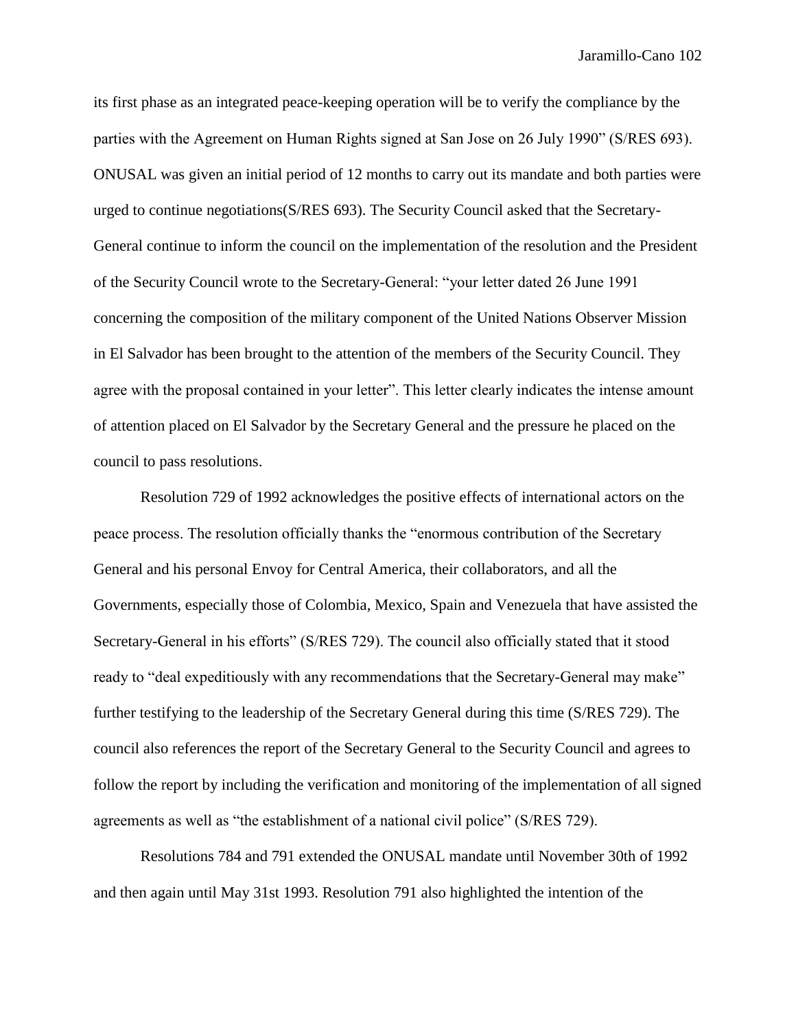its first phase as an integrated peace-keeping operation will be to verify the compliance by the parties with the Agreement on Human Rights signed at San Jose on 26 July 1990" (S/RES 693). ONUSAL was given an initial period of 12 months to carry out its mandate and both parties were urged to continue negotiations(S/RES 693). The Security Council asked that the Secretary-General continue to inform the council on the implementation of the resolution and the President of the Security Council wrote to the Secretary-General: "your letter dated 26 June 1991 concerning the composition of the military component of the United Nations Observer Mission in El Salvador has been brought to the attention of the members of the Security Council. They agree with the proposal contained in your letter". This letter clearly indicates the intense amount of attention placed on El Salvador by the Secretary General and the pressure he placed on the council to pass resolutions.

Resolution 729 of 1992 acknowledges the positive effects of international actors on the peace process. The resolution officially thanks the "enormous contribution of the Secretary General and his personal Envoy for Central America, their collaborators, and all the Governments, especially those of Colombia, Mexico, Spain and Venezuela that have assisted the Secretary-General in his efforts" (S/RES 729). The council also officially stated that it stood ready to "deal expeditiously with any recommendations that the Secretary-General may make" further testifying to the leadership of the Secretary General during this time (S/RES 729). The council also references the report of the Secretary General to the Security Council and agrees to follow the report by including the verification and monitoring of the implementation of all signed agreements as well as "the establishment of a national civil police" (S/RES 729).

Resolutions 784 and 791 extended the ONUSAL mandate until November 30th of 1992 and then again until May 31st 1993. Resolution 791 also highlighted the intention of the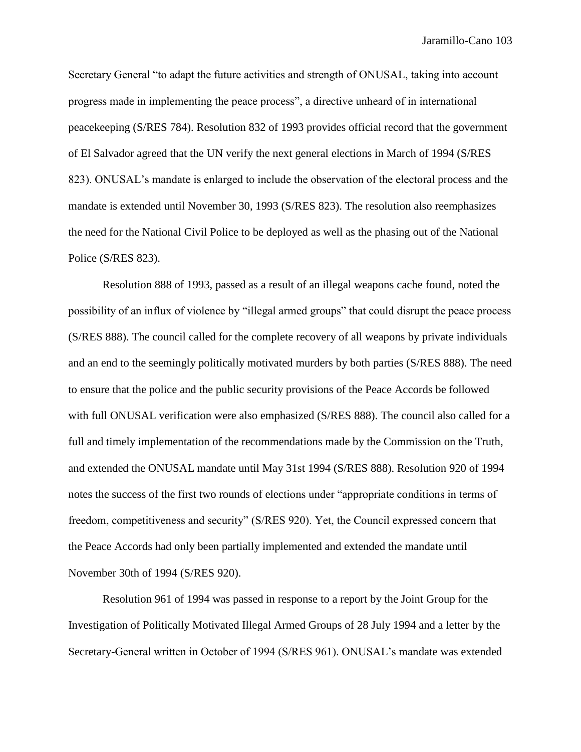Secretary General "to adapt the future activities and strength of ONUSAL, taking into account progress made in implementing the peace process", a directive unheard of in international peacekeeping (S/RES 784). Resolution 832 of 1993 provides official record that the government of El Salvador agreed that the UN verify the next general elections in March of 1994 (S/RES 823). ONUSAL's mandate is enlarged to include the observation of the electoral process and the mandate is extended until November 30, 1993 (S/RES 823). The resolution also reemphasizes the need for the National Civil Police to be deployed as well as the phasing out of the National Police (S/RES 823).

Resolution 888 of 1993, passed as a result of an illegal weapons cache found, noted the possibility of an influx of violence by "illegal armed groups" that could disrupt the peace process (S/RES 888). The council called for the complete recovery of all weapons by private individuals and an end to the seemingly politically motivated murders by both parties (S/RES 888). The need to ensure that the police and the public security provisions of the Peace Accords be followed with full ONUSAL verification were also emphasized (S/RES 888). The council also called for a full and timely implementation of the recommendations made by the Commission on the Truth, and extended the ONUSAL mandate until May 31st 1994 (S/RES 888). Resolution 920 of 1994 notes the success of the first two rounds of elections under "appropriate conditions in terms of freedom, competitiveness and security" (S/RES 920). Yet, the Council expressed concern that the Peace Accords had only been partially implemented and extended the mandate until November 30th of 1994 (S/RES 920).

Resolution 961 of 1994 was passed in response to a report by the Joint Group for the Investigation of Politically Motivated Illegal Armed Groups of 28 July 1994 and a letter by the Secretary-General written in October of 1994 (S/RES 961). ONUSAL's mandate was extended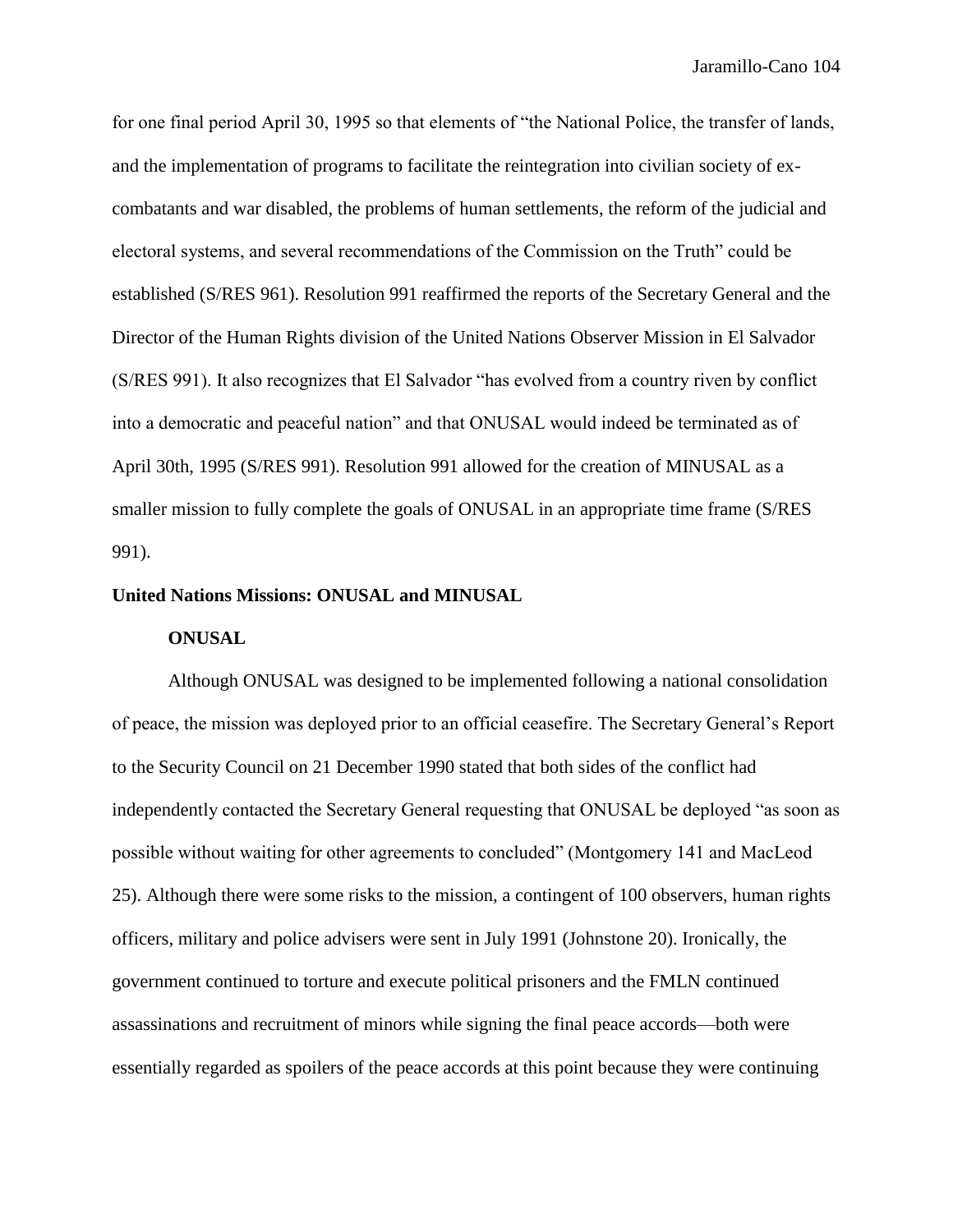for one final period April 30, 1995 so that elements of "the National Police, the transfer of lands, and the implementation of programs to facilitate the reintegration into civilian society of ex-combatants and war disabled, the problems of human settlements, the reform of the judicial and electoral systems, and several recommendations of the Commission on the Truth" could be established (S/RES 961). Resolution 991 reaffirmed the reports of the Secretary General and the Director of the Human Rights division of the United Nations Observer Mission in El Salvador (S/RES 991). It also recognizes that El Salvador "has evolved from a country riven by conflict into a democratic and peaceful nation" and that ONUSAL would indeed be terminated as of April 30th, 1995 (S/RES 991). Resolution 991 allowed for the creation of MINUSAL as a smaller mission to fully complete the goals of ONUSAL in an appropriate time frame (S/RES 991).

## United Nations Missions: ONUSAL and MINUSAL

### ONUSAL

Although ONUSAL was designed to be implemented following a national consolidation of peace, the mission was deployed prior to an official ceasefire. The Secretary General's Report to the Security Council on 21 December 1990 stated that both sides of the conflict had independently contacted the Secretary General requesting that ONUSAL be deployed "as soon as possible without waiting for other agreements to concluded" (Montgomery 141 and MacLeod 25). Although there were some risks to the mission, a contingent of 100 observers, human rights officers, military and police advisers were sent in July 1991 (Johnstone 20). Ironically, the government continued to torture and execute political prisoners and the FMLN continued assassinations and recruitment of minors while signing the final peace accords—both were essentially regarded as spoilers of the peace accords at this point because they were continuing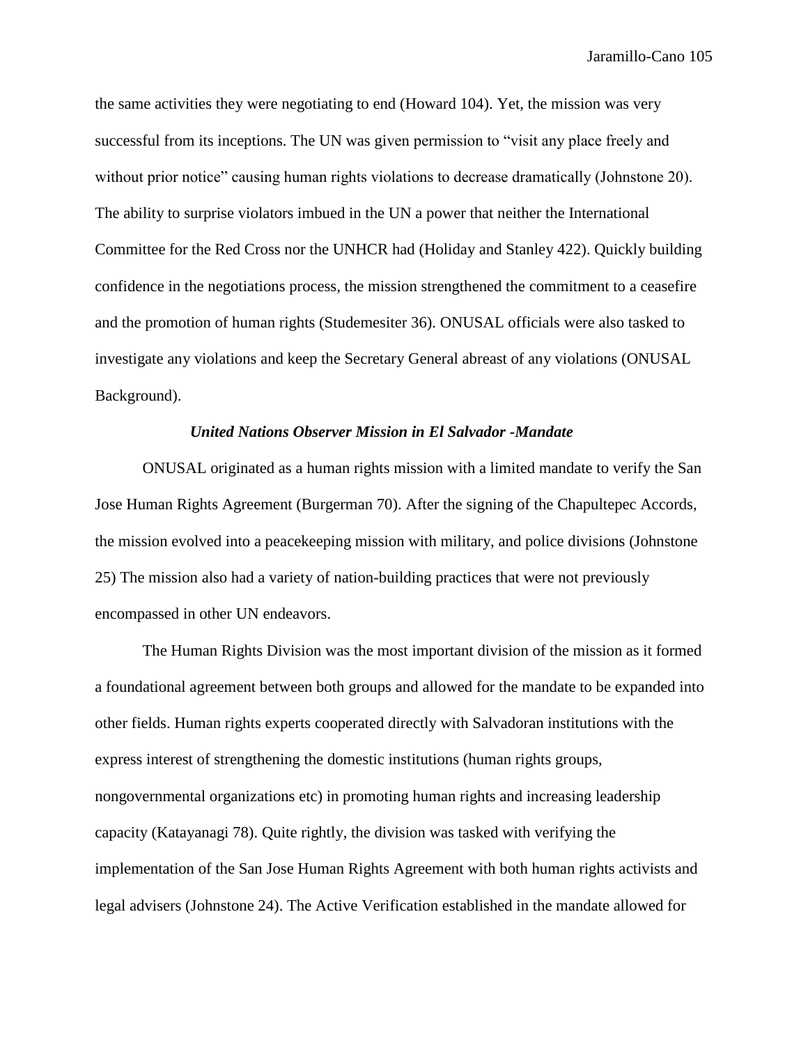the same activities they were negotiating to end (Howard 104). Yet, the mission was very successful from its inceptions. The UN was given permission to "visit any place freely and without prior notice" causing human rights violations to decrease dramatically (Johnstone 20). The ability to surprise violators imbued in the UN a power that neither the International Committee for the Red Cross nor the UNHCR had (Holiday and Stanley 422). Quickly building confidence in the negotiations process, the mission strengthened the commitment to a ceasefire and the promotion of human rights (Studemesiter 36). ONUSAL officials were also tasked to investigate any violations and keep the Secretary General abreast of any violations (ONUSAL Background).

### *United Nations Observer Mission in El Salvador -Mandate*

ONUSAL originated as a human rights mission with a limited mandate to verify the San Jose Human Rights Agreement (Burgerman 70). After the signing of the Chapultepec Accords, the mission evolved into a peacekeeping mission with military, and police divisions (Johnstone 25) The mission also had a variety of nation-building practices that were not previously encompassed in other UN endeavors.

The Human Rights Division was the most important division of the mission as it formed a foundational agreement between both groups and allowed for the mandate to be expanded into other fields. Human rights experts cooperated directly with Salvadoran institutions with the express interest of strengthening the domestic institutions (human rights groups, nongovernmental organizations etc) in promoting human rights and increasing leadership capacity (Katayanagi 78). Quite rightly, the division was tasked with verifying the implementation of the San Jose Human Rights Agreement with both human rights activists and legal advisers (Johnstone 24). The Active Verification established in the mandate allowed for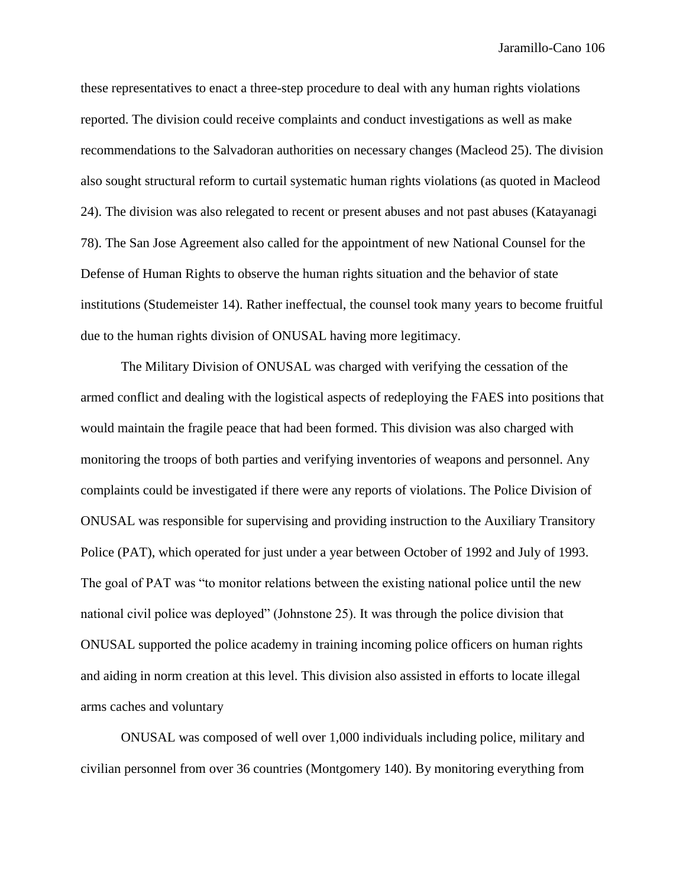these representatives to enact a three-step procedure to deal with any human rights violations reported. The division could receive complaints and conduct investigations as well as make recommendations to the Salvadoran authorities on necessary changes (Macleod 25). The division also sought structural reform to curtail systematic human rights violations (as quoted in Macleod 24). The division was also relegated to recent or present abuses and not past abuses (Katayanagi 78). The San Jose Agreement also called for the appointment of new National Counsel for the Defense of Human Rights to observe the human rights situation and the behavior of state institutions (Studemeister 14). Rather ineffectual, the counsel took many years to become fruitful due to the human rights division of ONUSAL having more legitimacy.

The Military Division of ONUSAL was charged with verifying the cessation of the armed conflict and dealing with the logistical aspects of redeploying the FAES into positions that would maintain the fragile peace that had been formed. This division was also charged with monitoring the troops of both parties and verifying inventories of weapons and personnel. Any complaints could be investigated if there were any reports of violations. The Police Division of ONUSAL was responsible for supervising and providing instruction to the Auxiliary Transitory Police (PAT), which operated for just under a year between October of 1992 and July of 1993. The goal of PAT was "to monitor relations between the existing national police until the new national civil police was deployed" (Johnstone 25). It was through the police division that ONUSAL supported the police academy in training incoming police officers on human rights and aiding in norm creation at this level. This division also assisted in efforts to locate illegal arms caches and voluntary

ONUSAL was composed of well over 1,000 individuals including police, military and civilian personnel from over 36 countries (Montgomery 140). By monitoring everything from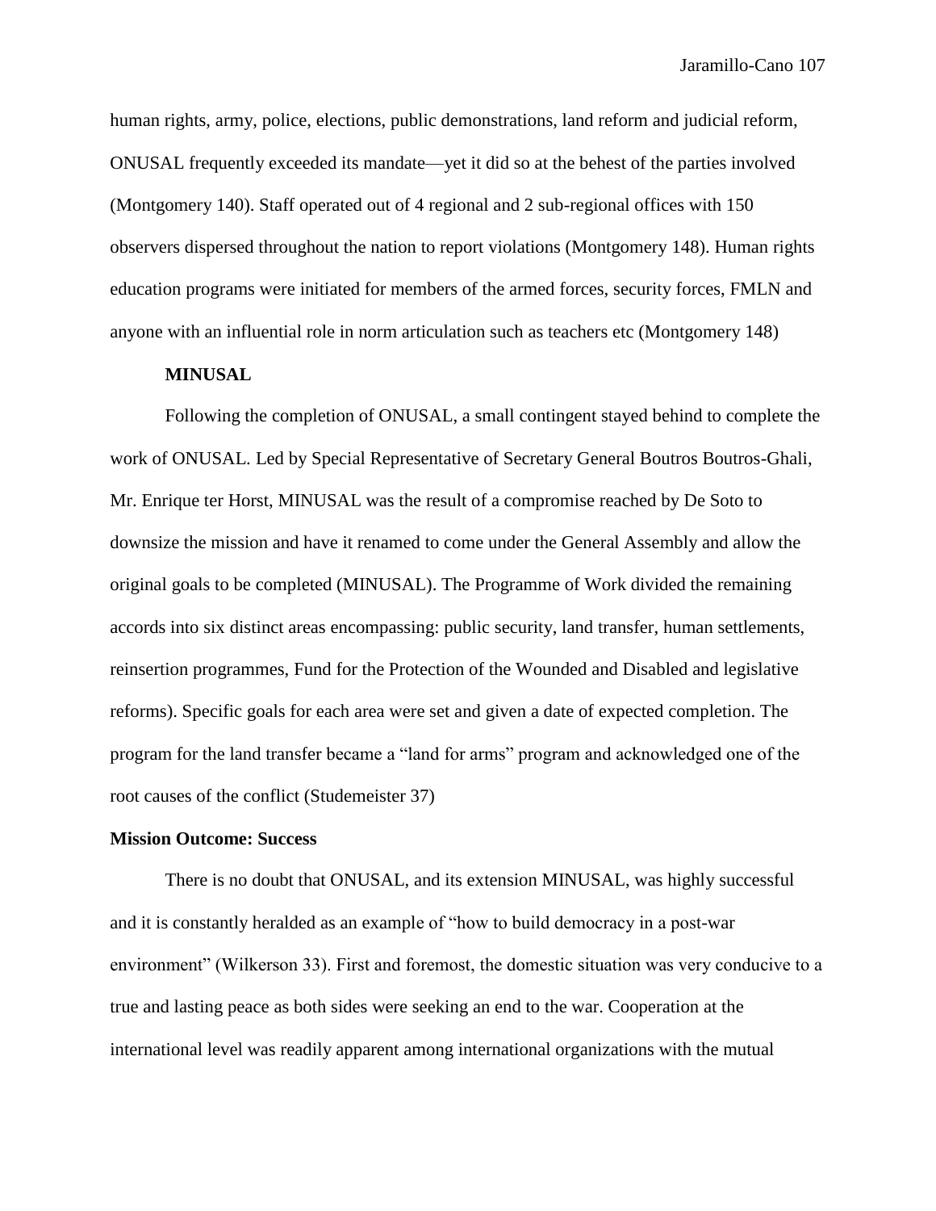human rights, army, police, elections, public demonstrations, land reform and judicial reform, ONUSAL frequently exceeded its mandate—yet it did so at the behest of the parties involved (Montgomery 140). Staff operated out of 4 regional and 2 sub-regional offices with 150 observers dispersed throughout the nation to report violations (Montgomery 148). Human rights education programs were initiated for members of the armed forces, security forces, FMLN and anyone with an influential role in norm articulation such as teachers etc (Montgomery 148)

**MINUSAL**

Following the completion of ONUSAL, a small contingent stayed behind to complete the work of ONUSAL. Led by Special Representative of Secretary General Boutros Boutros-Ghali, Mr. Enrique ter Horst, MINUSAL was the result of a compromise reached by De Soto to downsize the mission and have it renamed to come under the General Assembly and allow the original goals to be completed (MINUSAL). The Programme of Work divided the remaining accords into six distinct areas encompassing: public security, land transfer, human settlements, reinsertion programmes, Fund for the Protection of the Wounded and Disabled and legislative reforms). Specific goals for each area were set and given a date of expected completion. The program for the land transfer became a "land for arms" program and acknowledged one of the root causes of the conflict (Studemeister 37)

**Mission Outcome: Success**

There is no doubt that ONUSAL, and its extension MINUSAL, was highly successful and it is constantly heralded as an example of "how to build democracy in a post-war environment" (Wilkerson 33). First and foremost, the domestic situation was very conducive to a true and lasting peace as both sides were seeking an end to the war. Cooperation at the international level was readily apparent among international organizations with the mutual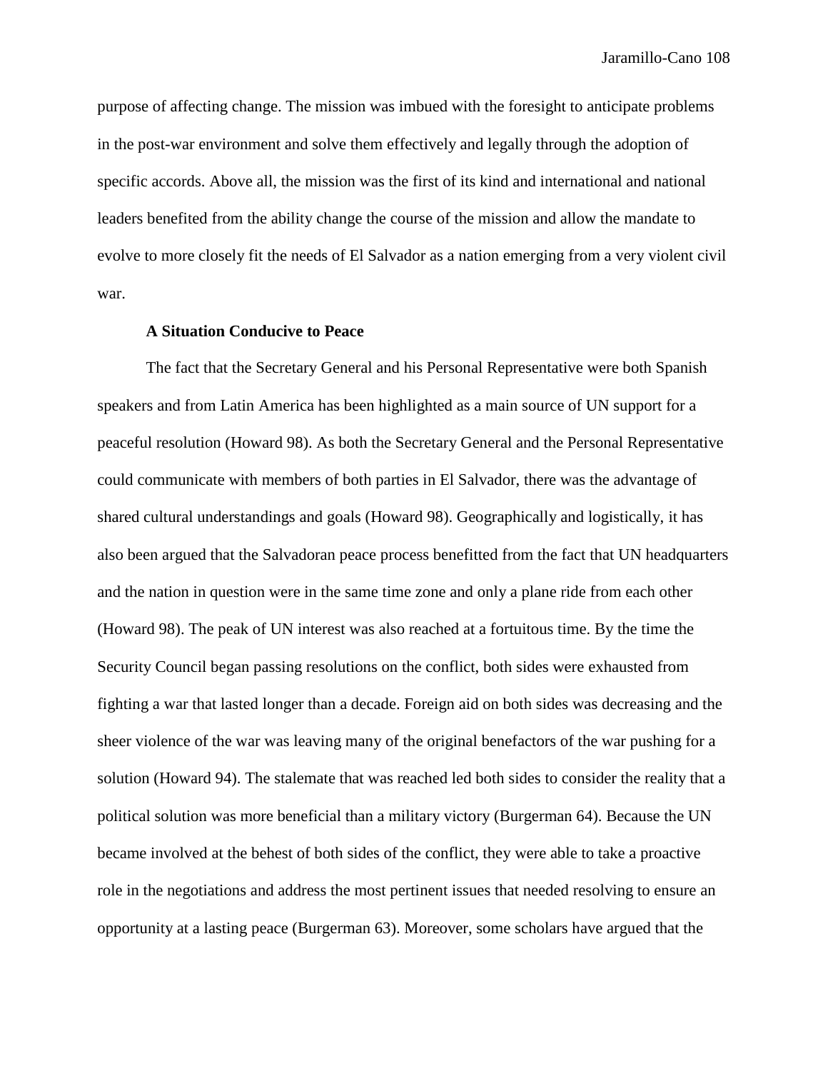purpose of affecting change. The mission was imbued with the foresight to anticipate problems in the post-war environment and solve them effectively and legally through the adoption of specific accords. Above all, the mission was the first of its kind and international and national leaders benefited from the ability change the course of the mission and allow the mandate to evolve to more closely fit the needs of El Salvador as a nation emerging from a very violent civil war.

### A Situation Conducive to Peace

The fact that the Secretary General and his Personal Representative were both Spanish speakers and from Latin America has been highlighted as a main source of UN support for a peaceful resolution (Howard 98). As both the Secretary General and the Personal Representative could communicate with members of both parties in El Salvador, there was the advantage of shared cultural understandings and goals (Howard 98). Geographically and logistically, it has also been argued that the Salvadoran peace process benefitted from the fact that UN headquarters and the nation in question were in the same time zone and only a plane ride from each other (Howard 98). The peak of UN interest was also reached at a fortuitous time. By the time the Security Council began passing resolutions on the conflict, both sides were exhausted from fighting a war that lasted longer than a decade. Foreign aid on both sides was decreasing and the sheer violence of the war was leaving many of the original benefactors of the war pushing for a solution (Howard 94). The stalemate that was reached led both sides to consider the reality that a political solution was more beneficial than a military victory (Burgerman 64). Because the UN became involved at the behest of both sides of the conflict, they were able to take a proactive role in the negotiations and address the most pertinent issues that needed resolving to ensure an opportunity at a lasting peace (Burgerman 63). Moreover, some scholars have argued that the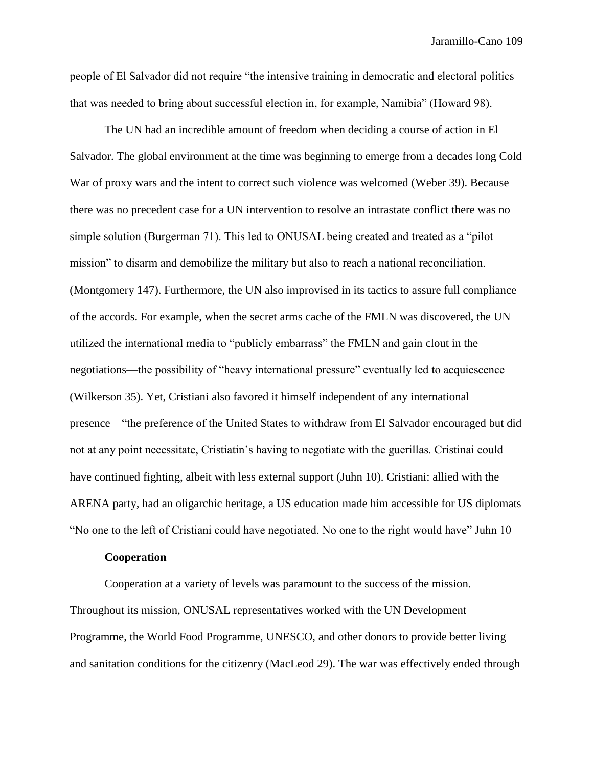people of El Salvador did not require "the intensive training in democratic and electoral politics that was needed to bring about successful election in, for example, Namibia" (Howard 98).

The UN had an incredible amount of freedom when deciding a course of action in El Salvador. The global environment at the time was beginning to emerge from a decades long Cold War of proxy wars and the intent to correct such violence was welcomed (Weber 39). Because there was no precedent case for a UN intervention to resolve an intrastate conflict there was no simple solution (Burgerman 71). This led to ONUSAL being created and treated as a "pilot mission" to disarm and demobilize the military but also to reach a national reconciliation. (Montgomery 147). Furthermore, the UN also improvised in its tactics to assure full compliance of the accords. For example, when the secret arms cache of the FMLN was discovered, the UN utilized the international media to "publicly embarrass" the FMLN and gain clout in the negotiations—the possibility of "heavy international pressure" eventually led to acquiescence (Wilkerson 35). Yet, Cristiani also favored it himself independent of any international presence—"the preference of the United States to withdraw from El Salvador encouraged but did not at any point necessitate, Cristiatin's having to negotiate with the guerillas. Cristinai could have continued fighting, albeit with less external support (Juhn 10). Cristiani: allied with the ARENA party, had an oligarchic heritage, a US education made him accessible for US diplomats "No one to the left of Cristiani could have negotiated. No one to the right would have" Juhn 10

**Cooperation**

Cooperation at a variety of levels was paramount to the success of the mission. Throughout its mission, ONUSAL representatives worked with the UN Development Programme, the World Food Programme, UNESCO, and other donors to provide better living and sanitation conditions for the citizenry (MacLeod 29). The war was effectively ended through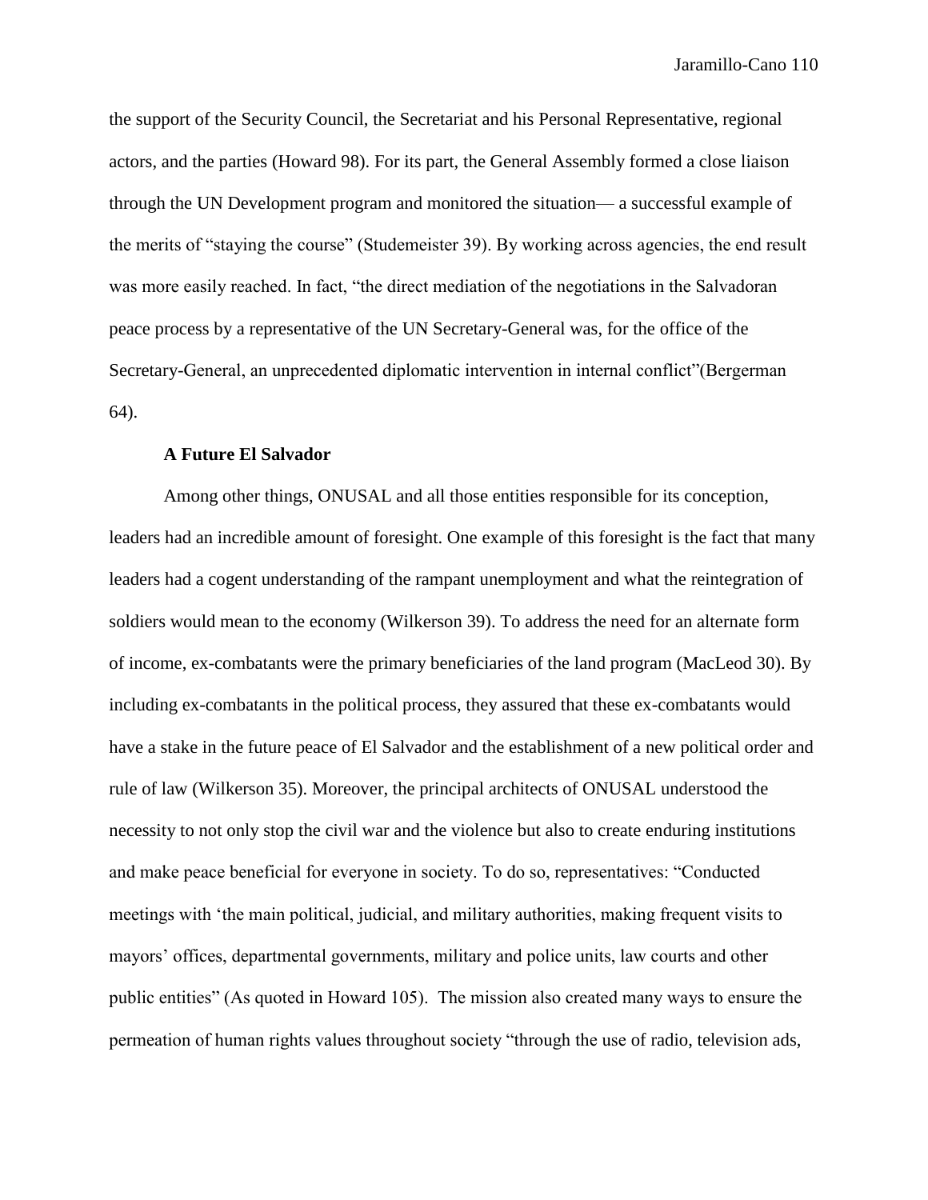the support of the Security Council, the Secretariat and his Personal Representative, regional actors, and the parties (Howard 98). For its part, the General Assembly formed a close liaison through the UN Development program and monitored the situation— a successful example of the merits of "staying the course" (Studemeister 39). By working across agencies, the end result was more easily reached. In fact, "the direct mediation of the negotiations in the Salvadoran peace process by a representative of the UN Secretary-General was, for the office of the Secretary-General, an unprecedented diplomatic intervention in internal conflict"(Bergerman 64).

**A Future El Salvador**

Among other things, ONUSAL and all those entities responsible for its conception, leaders had an incredible amount of foresight. One example of this foresight is the fact that many leaders had a cogent understanding of the rampant unemployment and what the reintegration of soldiers would mean to the economy (Wilkerson 39). To address the need for an alternate form of income, ex-combatants were the primary beneficiaries of the land program (MacLeod 30). By including ex-combatants in the political process, they assured that these ex-combatants would have a stake in the future peace of El Salvador and the establishment of a new political order and rule of law (Wilkerson 35). Moreover, the principal architects of ONUSAL understood the necessity to not only stop the civil war and the violence but also to create enduring institutions and make peace beneficial for everyone in society. To do so, representatives: "Conducted meetings with 'the main political, judicial, and military authorities, making frequent visits to mayors' offices, departmental governments, military and police units, law courts and other public entities" (As quoted in Howard 105). The mission also created many ways to ensure the permeation of human rights values throughout society "through the use of radio, television ads,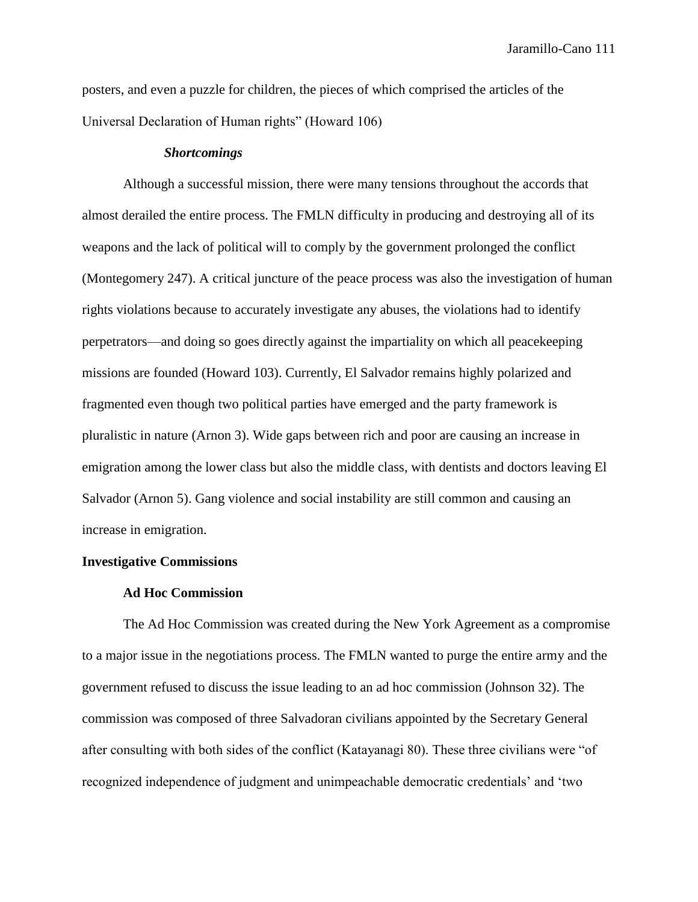posters, and even a puzzle for children, the pieces of which comprised the articles of the Universal Declaration of Human rights" (Howard 106)

#### *Shortcomings*

Although a successful mission, there were many tensions throughout the accords that almost derailed the entire process. The FMLN difficulty in producing and destroying all of its weapons and the lack of political will to comply by the government prolonged the conflict (Montegomery 247). A critical juncture of the peace process was also the investigation of human rights violations because to accurately investigate any abuses, the violations had to identify perpetrators—and doing so goes directly against the impartiality on which all peacekeeping missions are founded (Howard 103). Currently, El Salvador remains highly polarized and fragmented even though two political parties have emerged and the party framework is pluralistic in nature (Arnon 3). Wide gaps between rich and poor are causing an increase in emigration among the lower class but also the middle class, with dentists and doctors leaving El Salvador (Arnon 5). Gang violence and social instability are still common and causing an increase in emigration.

## Investigative Commissions

### Ad Hoc Commission

The Ad Hoc Commission was created during the New York Agreement as a compromise to a major issue in the negotiations process. The FMLN wanted to purge the entire army and the government refused to discuss the issue leading to an ad hoc commission (Johnson 32). The commission was composed of three Salvadoran civilians appointed by the Secretary General after consulting with both sides of the conflict (Katayanagi 80). These three civilians were "of recognized independence of judgment and unimpeachable democratic credentials' and 'two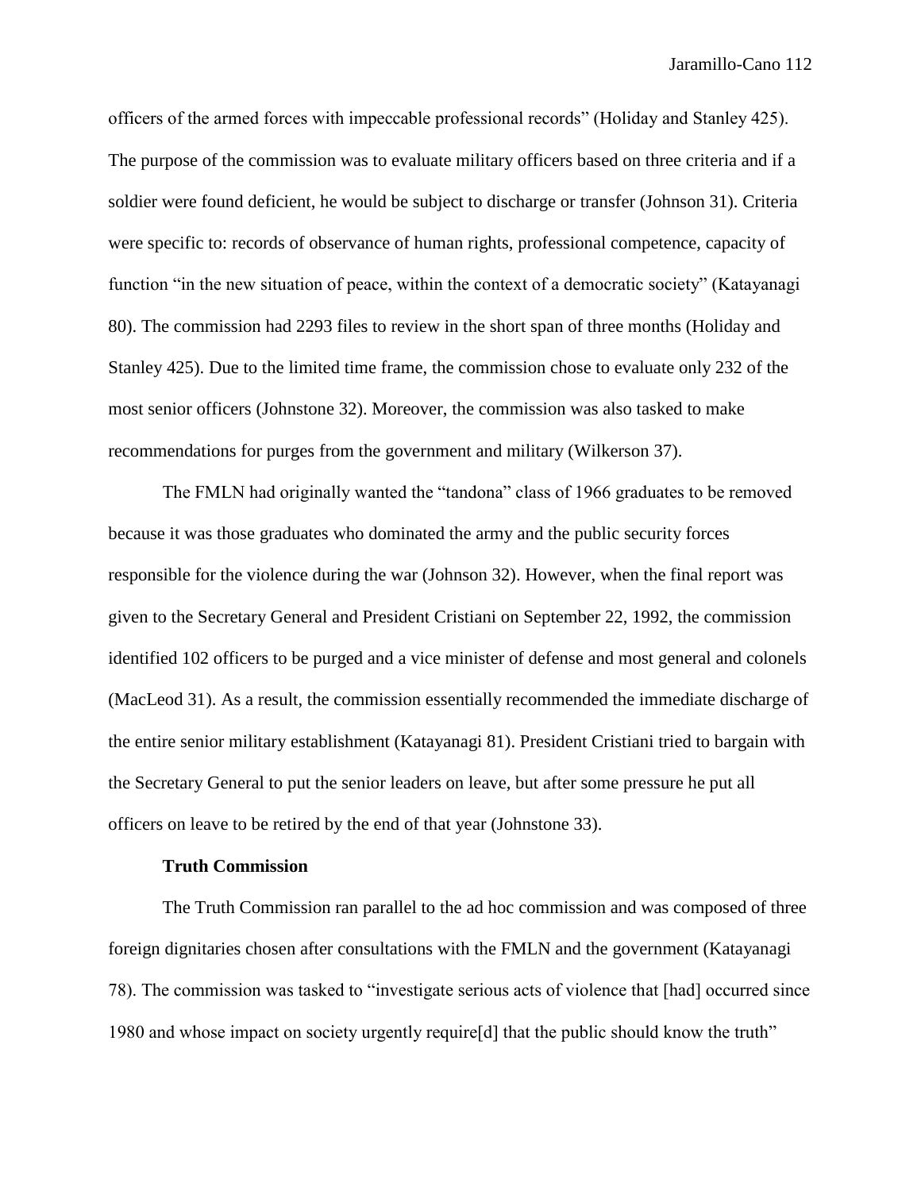officers of the armed forces with impeccable professional records" (Holiday and Stanley 425). The purpose of the commission was to evaluate military officers based on three criteria and if a soldier were found deficient, he would be subject to discharge or transfer (Johnson 31). Criteria were specific to: records of observance of human rights, professional competence, capacity of function "in the new situation of peace, within the context of a democratic society" (Katayanagi 80). The commission had 2293 files to review in the short span of three months (Holiday and Stanley 425). Due to the limited time frame, the commission chose to evaluate only 232 of the most senior officers (Johnstone 32). Moreover, the commission was also tasked to make recommendations for purges from the government and military (Wilkerson 37).

The FMLN had originally wanted the "tandona" class of 1966 graduates to be removed because it was those graduates who dominated the army and the public security forces responsible for the violence during the war (Johnson 32). However, when the final report was given to the Secretary General and President Cristiani on September 22, 1992, the commission identified 102 officers to be purged and a vice minister of defense and most general and colonels (MacLeod 31). As a result, the commission essentially recommended the immediate discharge of the entire senior military establishment (Katayanagi 81). President Cristiani tried to bargain with the Secretary General to put the senior leaders on leave, but after some pressure he put all officers on leave to be retired by the end of that year (Johnstone 33).

**Truth Commission**

The Truth Commission ran parallel to the ad hoc commission and was composed of three foreign dignitaries chosen after consultations with the FMLN and the government (Katayanagi 78). The commission was tasked to "investigate serious acts of violence that [had] occurred since 1980 and whose impact on society urgently require[d] that the public should know the truth"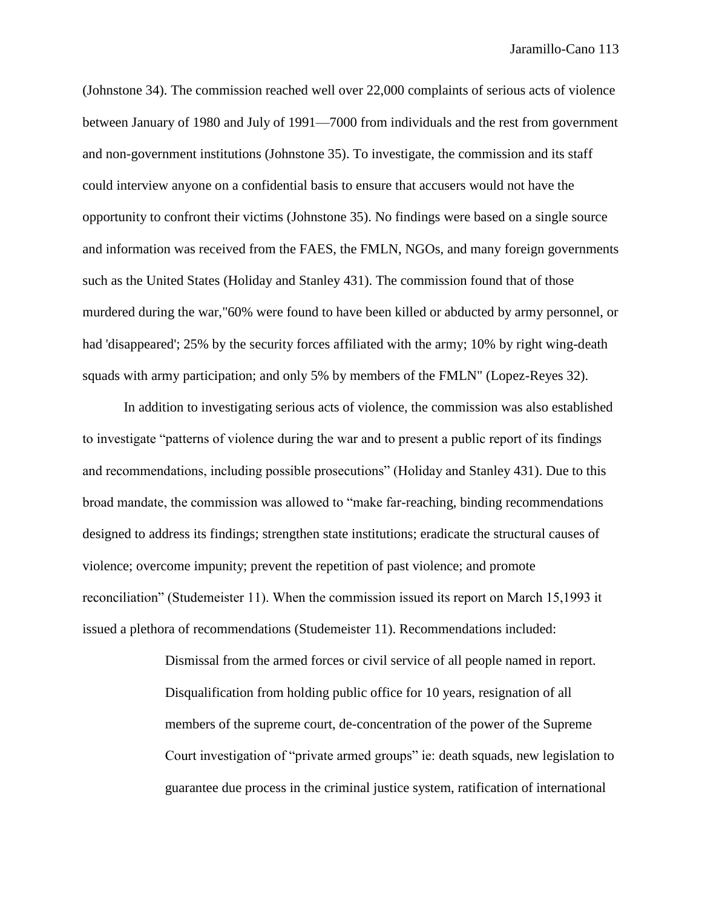(Johnstone 34). The commission reached well over 22,000 complaints of serious acts of violence between January of 1980 and July of 1991—7000 from individuals and the rest from government and non-government institutions (Johnstone 35). To investigate, the commission and its staff could interview anyone on a confidential basis to ensure that accusers would not have the opportunity to confront their victims (Johnstone 35). No findings were based on a single source and information was received from the FAES, the FMLN, NGOs, and many foreign governments such as the United States (Holiday and Stanley 431). The commission found that of those murdered during the war,"60% were found to have been killed or abducted by army personnel, or had 'disappeared'; 25% by the security forces affiliated with the army; 10% by right wing-death squads with army participation; and only 5% by members of the FMLN" (Lopez-Reyes 32).

In addition to investigating serious acts of violence, the commission was also established to investigate "patterns of violence during the war and to present a public report of its findings and recommendations, including possible prosecutions" (Holiday and Stanley 431). Due to this broad mandate, the commission was allowed to "make far-reaching, binding recommendations designed to address its findings; strengthen state institutions; eradicate the structural causes of violence; overcome impunity; prevent the repetition of past violence; and promote reconciliation" (Studemeister 11). When the commission issued its report on March 15,1993 it issued a plethora of recommendations (Studemeister 11). Recommendations included:

> Dismissal from the armed forces or civil service of all people named in report. Disqualification from holding public office for 10 years, resignation of all members of the supreme court, de-concentration of the power of the Supreme Court investigation of "private armed groups" ie: death squads, new legislation to guarantee due process in the criminal justice system, ratification of international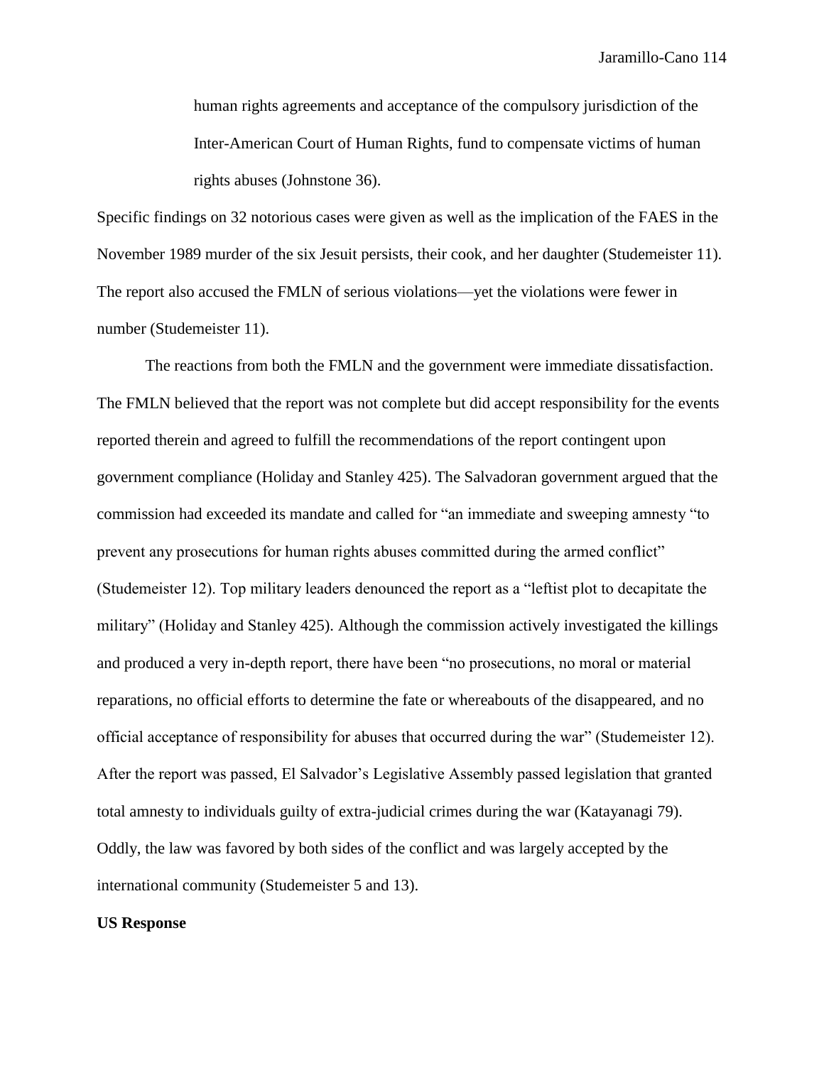> human rights agreements and acceptance of the compulsory jurisdiction of the Inter-American Court of Human Rights, fund to compensate victims of human rights abuses (Johnstone 36).

Specific findings on 32 notorious cases were given as well as the implication of the FAES in the November 1989 murder of the six Jesuit persists, their cook, and her daughter (Studemeister 11). The report also accused the FMLN of serious violations—yet the violations were fewer in number (Studemeister 11).

The reactions from both the FMLN and the government were immediate dissatisfaction. The FMLN believed that the report was not complete but did accept responsibility for the events reported therein and agreed to fulfill the recommendations of the report contingent upon government compliance (Holiday and Stanley 425). The Salvadoran government argued that the commission had exceeded its mandate and called for "an immediate and sweeping amnesty "to prevent any prosecutions for human rights abuses committed during the armed conflict" (Studemeister 12). Top military leaders denounced the report as a "leftist plot to decapitate the military" (Holiday and Stanley 425). Although the commission actively investigated the killings and produced a very in-depth report, there have been "no prosecutions, no moral or material reparations, no official efforts to determine the fate or whereabouts of the disappeared, and no official acceptance of responsibility for abuses that occurred during the war" (Studemeister 12). After the report was passed, El Salvador's Legislative Assembly passed legislation that granted total amnesty to individuals guilty of extra-judicial crimes during the war (Katayanagi 79). Oddly, the law was favored by both sides of the conflict and was largely accepted by the international community (Studemeister 5 and 13).

**US Response**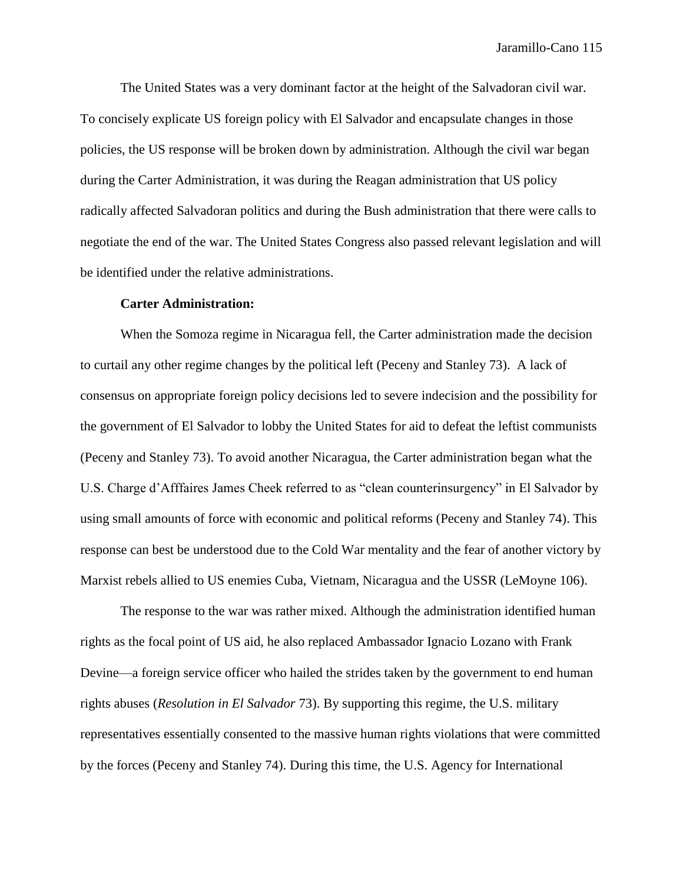The United States was a very dominant factor at the height of the Salvadoran civil war. To concisely explicate US foreign policy with El Salvador and encapsulate changes in those policies, the US response will be broken down by administration. Although the civil war began during the Carter Administration, it was during the Reagan administration that US policy radically affected Salvadoran politics and during the Bush administration that there were calls to negotiate the end of the war. The United States Congress also passed relevant legislation and will be identified under the relative administrations.

**Carter Administration:**

When the Somoza regime in Nicaragua fell, the Carter administration made the decision to curtail any other regime changes by the political left (Peceny and Stanley 73). A lack of consensus on appropriate foreign policy decisions led to severe indecision and the possibility for the government of El Salvador to lobby the United States for aid to defeat the leftist communists (Peceny and Stanley 73). To avoid another Nicaragua, the Carter administration began what the U.S. Charge d'Afffaires James Cheek referred to as "clean counterinsurgency" in El Salvador by using small amounts of force with economic and political reforms (Peceny and Stanley 74). This response can best be understood due to the Cold War mentality and the fear of another victory by Marxist rebels allied to US enemies Cuba, Vietnam, Nicaragua and the USSR (LeMoyne 106).

The response to the war was rather mixed. Although the administration identified human rights as the focal point of US aid, he also replaced Ambassador Ignacio Lozano with Frank Devine—a foreign service officer who hailed the strides taken by the government to end human rights abuses (*Resolution in El Salvador* 73). By supporting this regime, the U.S. military representatives essentially consented to the massive human rights violations that were committed by the forces (Peceny and Stanley 74). During this time, the U.S. Agency for International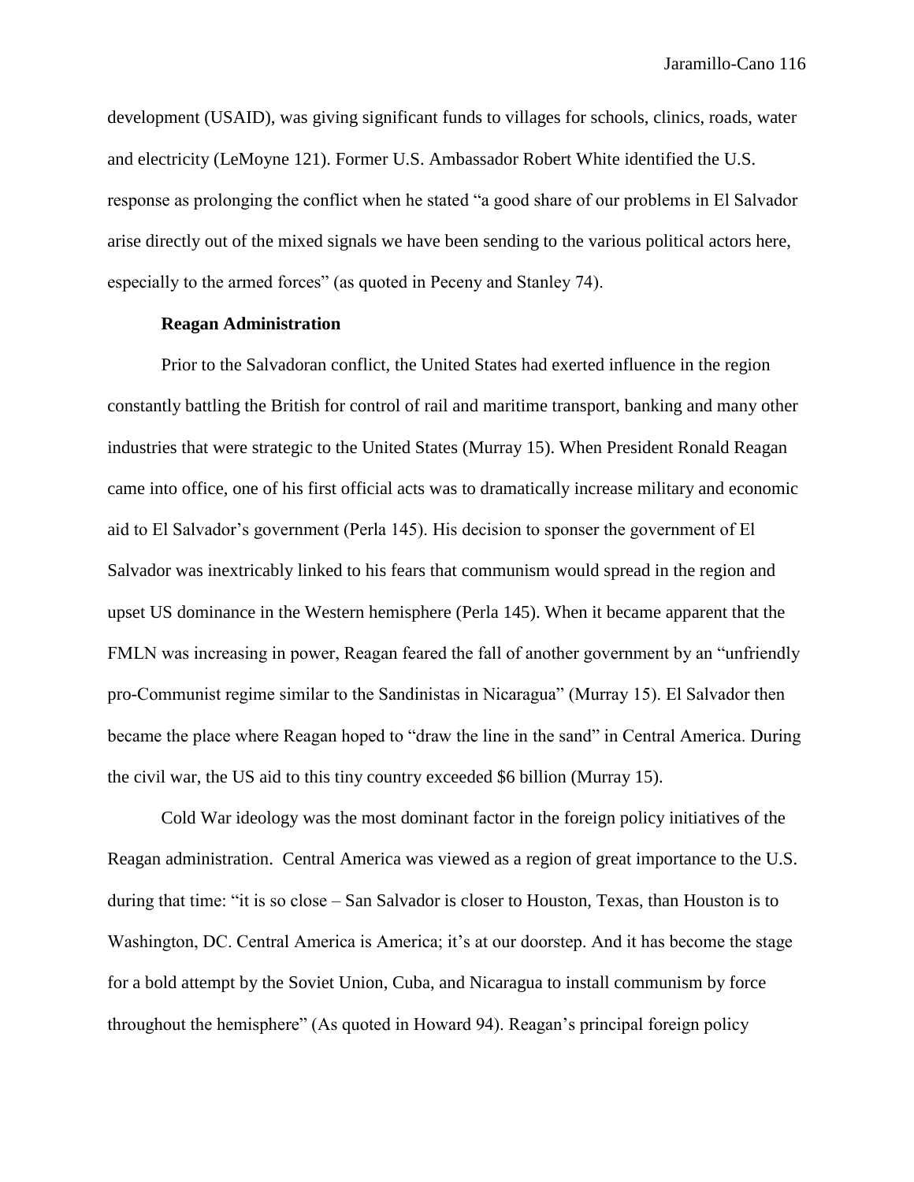development (USAID), was giving significant funds to villages for schools, clinics, roads, water and electricity (LeMoyne 121). Former U.S. Ambassador Robert White identified the U.S. response as prolonging the conflict when he stated "a good share of our problems in El Salvador arise directly out of the mixed signals we have been sending to the various political actors here, especially to the armed forces" (as quoted in Peceny and Stanley 74).

**Reagan Administration**

Prior to the Salvadoran conflict, the United States had exerted influence in the region constantly battling the British for control of rail and maritime transport, banking and many other industries that were strategic to the United States (Murray 15). When President Ronald Reagan came into office, one of his first official acts was to dramatically increase military and economic aid to El Salvador's government (Perla 145). His decision to sponser the government of El Salvador was inextricably linked to his fears that communism would spread in the region and upset US dominance in the Western hemisphere (Perla 145). When it became apparent that the FMLN was increasing in power, Reagan feared the fall of another government by an "unfriendly pro-Communist regime similar to the Sandinistas in Nicaragua" (Murray 15). El Salvador then became the place where Reagan hoped to "draw the line in the sand" in Central America. During the civil war, the US aid to this tiny country exceeded $6 billion (Murray 15).

Cold War ideology was the most dominant factor in the foreign policy initiatives of the Reagan administration. Central America was viewed as a region of great importance to the U.S. during that time: "it is so close – San Salvador is closer to Houston, Texas, than Houston is to Washington, DC. Central America is America; it's at our doorstep. And it has become the stage for a bold attempt by the Soviet Union, Cuba, and Nicaragua to install communism by force throughout the hemisphere" (As quoted in Howard 94). Reagan's principal foreign policy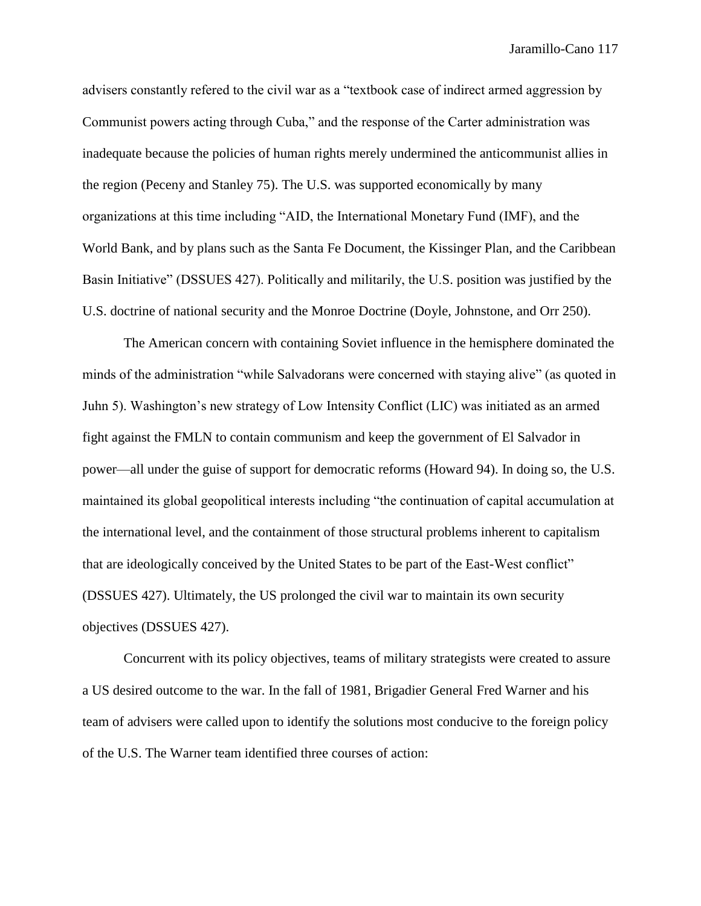advisers constantly refered to the civil war as a "textbook case of indirect armed aggression by Communist powers acting through Cuba," and the response of the Carter administration was inadequate because the policies of human rights merely undermined the anticommunist allies in the region (Peceny and Stanley 75). The U.S. was supported economically by many organizations at this time including "AID, the International Monetary Fund (IMF), and the World Bank, and by plans such as the Santa Fe Document, the Kissinger Plan, and the Caribbean Basin Initiative" (DSSUES 427). Politically and militarily, the U.S. position was justified by the U.S. doctrine of national security and the Monroe Doctrine (Doyle, Johnstone, and Orr 250).

The American concern with containing Soviet influence in the hemisphere dominated the minds of the administration "while Salvadorans were concerned with staying alive" (as quoted in Juhn 5). Washington's new strategy of Low Intensity Conflict (LIC) was initiated as an armed fight against the FMLN to contain communism and keep the government of El Salvador in power—all under the guise of support for democratic reforms (Howard 94). In doing so, the U.S. maintained its global geopolitical interests including "the continuation of capital accumulation at the international level, and the containment of those structural problems inherent to capitalism that are ideologically conceived by the United States to be part of the East-West conflict" (DSSUES 427). Ultimately, the US prolonged the civil war to maintain its own security objectives (DSSUES 427).

Concurrent with its policy objectives, teams of military strategists were created to assure a US desired outcome to the war. In the fall of 1981, Brigadier General Fred Warner and his team of advisers were called upon to identify the solutions most conducive to the foreign policy of the U.S. The Warner team identified three courses of action: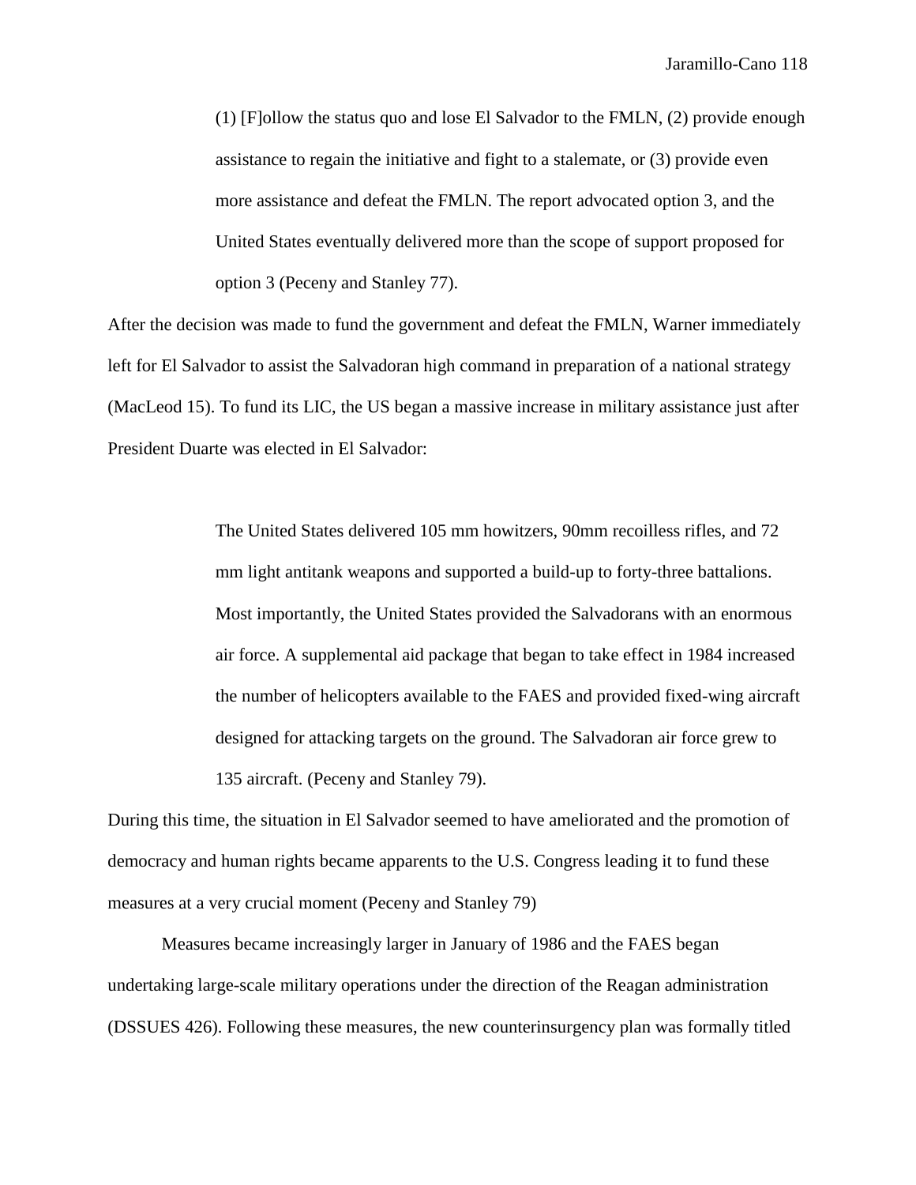> (1) [F]ollow the status quo and lose El Salvador to the FMLN, (2) provide enough assistance to regain the initiative and fight to a stalemate, or (3) provide even more assistance and defeat the FMLN. The report advocated option 3, and the United States eventually delivered more than the scope of support proposed for option 3 (Peceny and Stanley 77).

After the decision was made to fund the government and defeat the FMLN, Warner immediately left for El Salvador to assist the Salvadoran high command in preparation of a national strategy (MacLeod 15). To fund its LIC, the US began a massive increase in military assistance just after President Duarte was elected in El Salvador:

> The United States delivered 105 mm howitzers, 90mm recoilless rifles, and 72 mm light antitank weapons and supported a build-up to forty-three battalions. Most importantly, the United States provided the Salvadorans with an enormous air force. A supplemental aid package that began to take effect in 1984 increased the number of helicopters available to the FAES and provided fixed-wing aircraft designed for attacking targets on the ground. The Salvadoran air force grew to 135 aircraft. (Peceny and Stanley 79).

During this time, the situation in El Salvador seemed to have ameliorated and the promotion of democracy and human rights became apparents to the U.S. Congress leading it to fund these measures at a very crucial moment (Peceny and Stanley 79)

Measures became increasingly larger in January of 1986 and the FAES began undertaking large-scale military operations under the direction of the Reagan administration (DSSUES 426). Following these measures, the new counterinsurgency plan was formally titled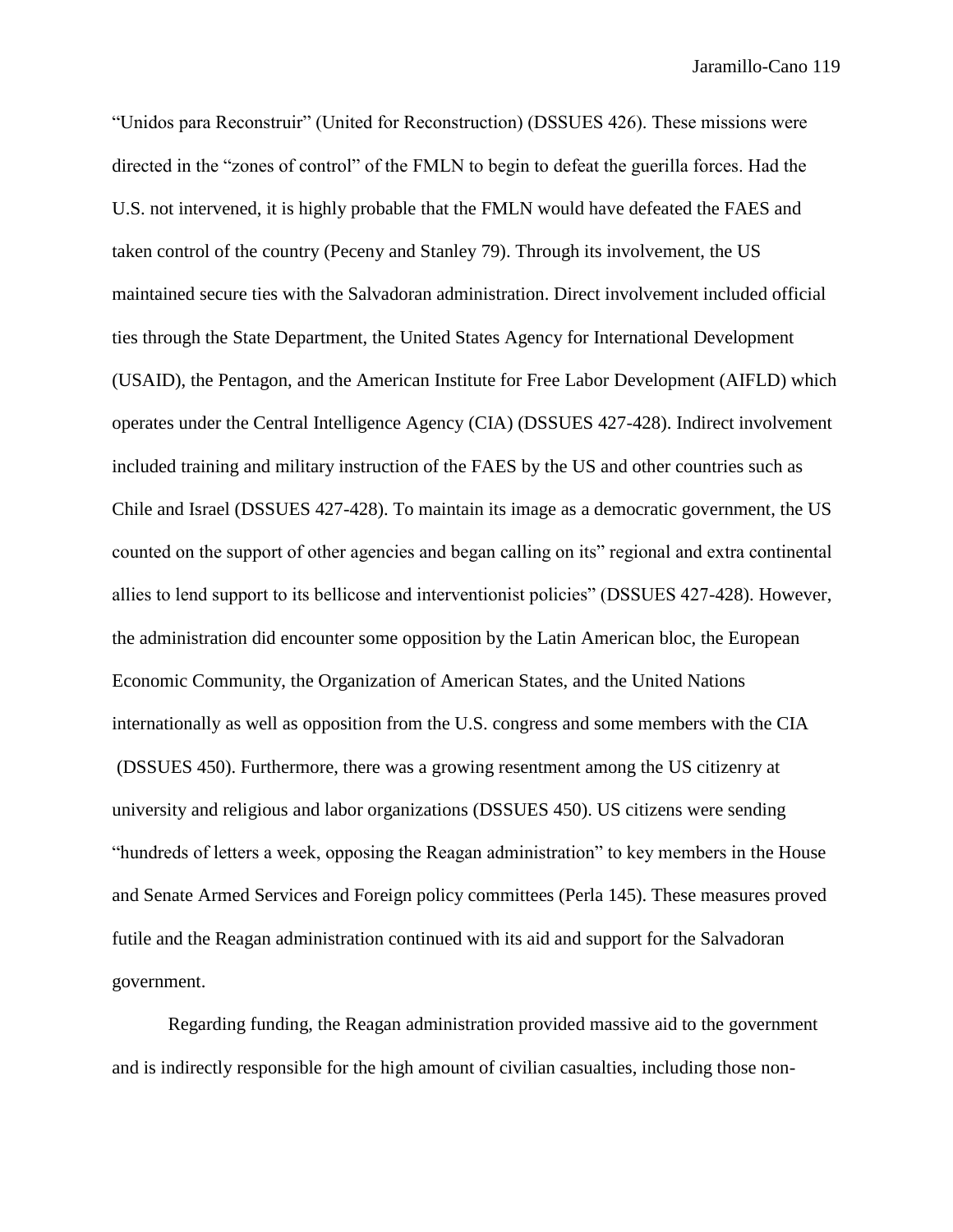“Unidos para Reconstruir” (United for Reconstruction) (DSSUES 426). These missions were directed in the “zones of control” of the FMLN to begin to defeat the guerilla forces. Had the U.S. not intervened, it is highly probable that the FMLN would have defeated the FAES and taken control of the country (Peceny and Stanley 79). Through its involvement, the US maintained secure ties with the Salvadoran administration. Direct involvement included official ties through the State Department, the United States Agency for International Development (USAID), the Pentagon, and the American Institute for Free Labor Development (AIFLD) which operates under the Central Intelligence Agency (CIA) (DSSUES 427-428). Indirect involvement included training and military instruction of the FAES by the US and other countries such as Chile and Israel (DSSUES 427-428). To maintain its image as a democratic government, the US counted on the support of other agencies and began calling on its” regional and extra continental allies to lend support to its bellicose and interventionist policies” (DSSUES 427-428). However, the administration did encounter some opposition by the Latin American bloc, the European Economic Community, the Organization of American States, and the United Nations internationally as well as opposition from the U.S. congress and some members with the CIA (DSSUES 450). Furthermore, there was a growing resentment among the US citizenry at university and religious and labor organizations (DSSUES 450). US citizens were sending “hundreds of letters a week, opposing the Reagan administration” to key members in the House and Senate Armed Services and Foreign policy committees (Perla 145). These measures proved futile and the Reagan administration continued with its aid and support for the Salvadoran government.

Regarding funding, the Reagan administration provided massive aid to the government and is indirectly responsible for the high amount of civilian casualties, including those non-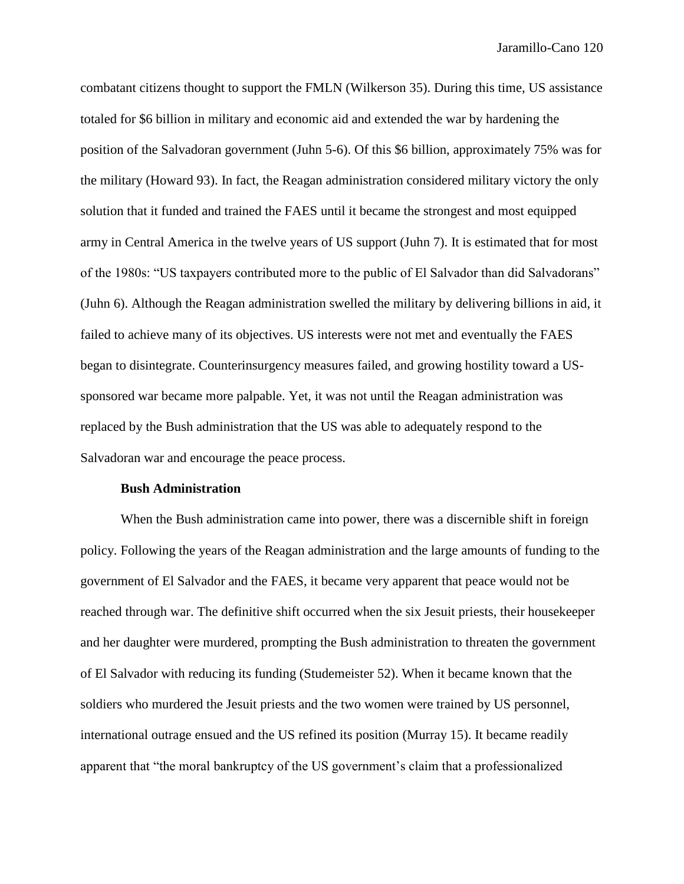combatant citizens thought to support the FMLN (Wilkerson 35). During this time, US assistance totaled for $6 billion in military and economic aid and extended the war by hardening the position of the Salvadoran government (Juhn 5-6). Of this $6 billion, approximately 75% was for the military (Howard 93). In fact, the Reagan administration considered military victory the only solution that it funded and trained the FAES until it became the strongest and most equipped army in Central America in the twelve years of US support (Juhn 7). It is estimated that for most of the 1980s: "US taxpayers contributed more to the public of El Salvador than did Salvadorans" (Juhn 6). Although the Reagan administration swelled the military by delivering billions in aid, it failed to achieve many of its objectives. US interests were not met and eventually the FAES began to disintegrate. Counterinsurgency measures failed, and growing hostility toward a US-sponsored war became more palpable. Yet, it was not until the Reagan administration was replaced by the Bush administration that the US was able to adequately respond to the Salvadoran war and encourage the peace process.

### Bush Administration

When the Bush administration came into power, there was a discernible shift in foreign policy. Following the years of the Reagan administration and the large amounts of funding to the government of El Salvador and the FAES, it became very apparent that peace would not be reached through war. The definitive shift occurred when the six Jesuit priests, their housekeeper and her daughter were murdered, prompting the Bush administration to threaten the government of El Salvador with reducing its funding (Studemeister 52). When it became known that the soldiers who murdered the Jesuit priests and the two women were trained by US personnel, international outrage ensued and the US refined its position (Murray 15). It became readily apparent that "the moral bankruptcy of the US government's claim that a professionalized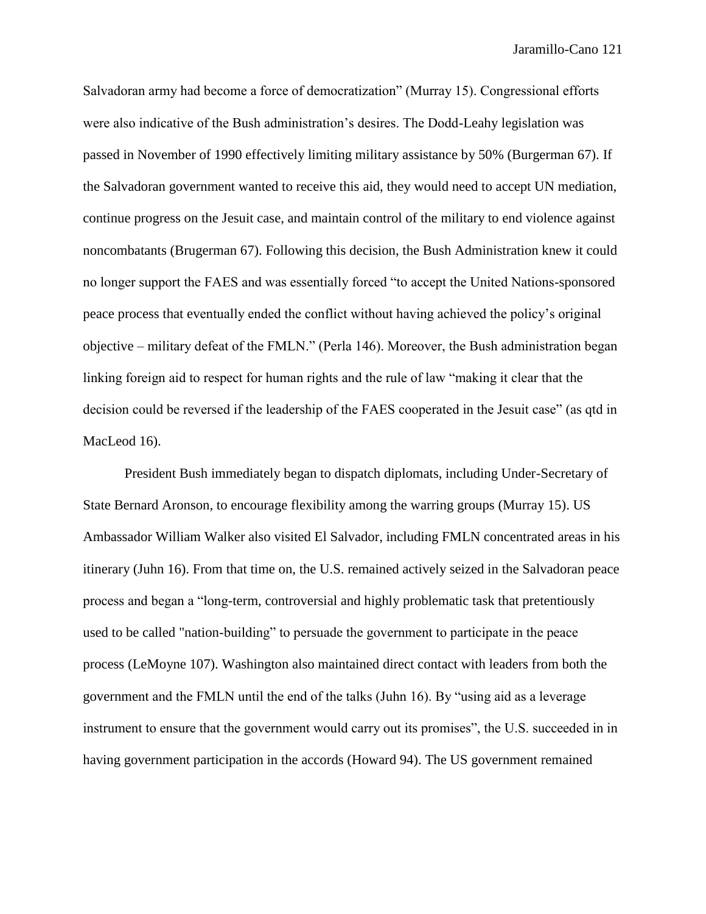Salvadoran army had become a force of democratization" (Murray 15). Congressional efforts were also indicative of the Bush administration's desires. The Dodd-Leahy legislation was passed in November of 1990 effectively limiting military assistance by 50% (Burgerman 67). If the Salvadoran government wanted to receive this aid, they would need to accept UN mediation, continue progress on the Jesuit case, and maintain control of the military to end violence against noncombatants (Brugerman 67). Following this decision, the Bush Administration knew it could no longer support the FAES and was essentially forced "to accept the United Nations-sponsored peace process that eventually ended the conflict without having achieved the policy's original objective – military defeat of the FMLN." (Perla 146). Moreover, the Bush administration began linking foreign aid to respect for human rights and the rule of law "making it clear that the decision could be reversed if the leadership of the FAES cooperated in the Jesuit case" (as qtd in MacLeod 16).

President Bush immediately began to dispatch diplomats, including Under-Secretary of State Bernard Aronson, to encourage flexibility among the warring groups (Murray 15). US Ambassador William Walker also visited El Salvador, including FMLN concentrated areas in his itinerary (Juhn 16). From that time on, the U.S. remained actively seized in the Salvadoran peace process and began a "long-term, controversial and highly problematic task that pretentiously used to be called "nation-building" to persuade the government to participate in the peace process (LeMoyne 107). Washington also maintained direct contact with leaders from both the government and the FMLN until the end of the talks (Juhn 16). By "using aid as a leverage instrument to ensure that the government would carry out its promises", the U.S. succeeded in in having government participation in the accords (Howard 94). The US government remained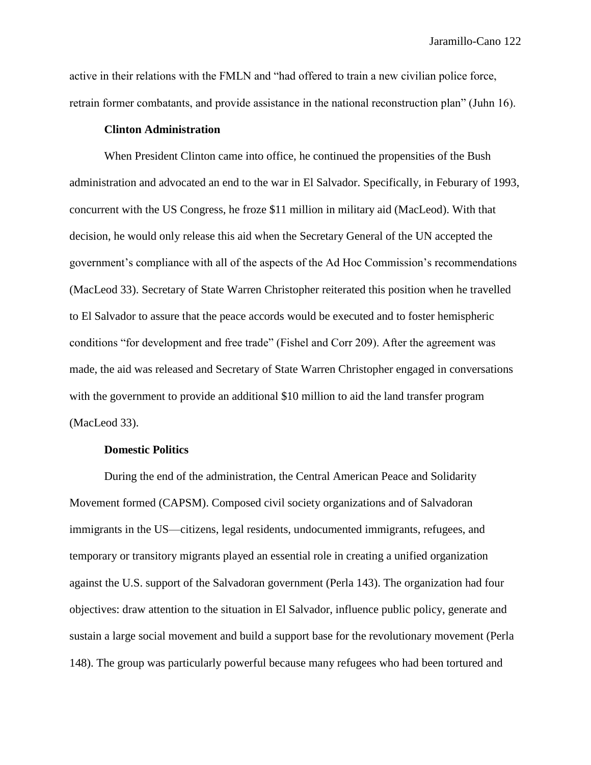active in their relations with the FMLN and "had offered to train a new civilian police force, retrain former combatants, and provide assistance in the national reconstruction plan" (Juhn 16).

### Clinton Administration

When President Clinton came into office, he continued the propensities of the Bush administration and advocated an end to the war in El Salvador. Specifically, in Feburary of 1993, concurrent with the US Congress, he froze $11 million in military aid (MacLeod). With that decision, he would only release this aid when the Secretary General of the UN accepted the government's compliance with all of the aspects of the Ad Hoc Commission's recommendations (MacLeod 33). Secretary of State Warren Christopher reiterated this position when he travelled to El Salvador to assure that the peace accords would be executed and to foster hemispheric conditions "for development and free trade" (Fishel and Corr 209). After the agreement was made, the aid was released and Secretary of State Warren Christopher engaged in conversations with the government to provide an additional $10 million to aid the land transfer program (MacLeod 33).

### Domestic Politics

During the end of the administration, the Central American Peace and Solidarity Movement formed (CAPSM). Composed civil society organizations and of Salvadoran immigrants in the US—citizens, legal residents, undocumented immigrants, refugees, and temporary or transitory migrants played an essential role in creating a unified organization against the U.S. support of the Salvadoran government (Perla 143). The organization had four objectives: draw attention to the situation in El Salvador, influence public policy, generate and sustain a large social movement and build a support base for the revolutionary movement (Perla 148). The group was particularly powerful because many refugees who had been tortured and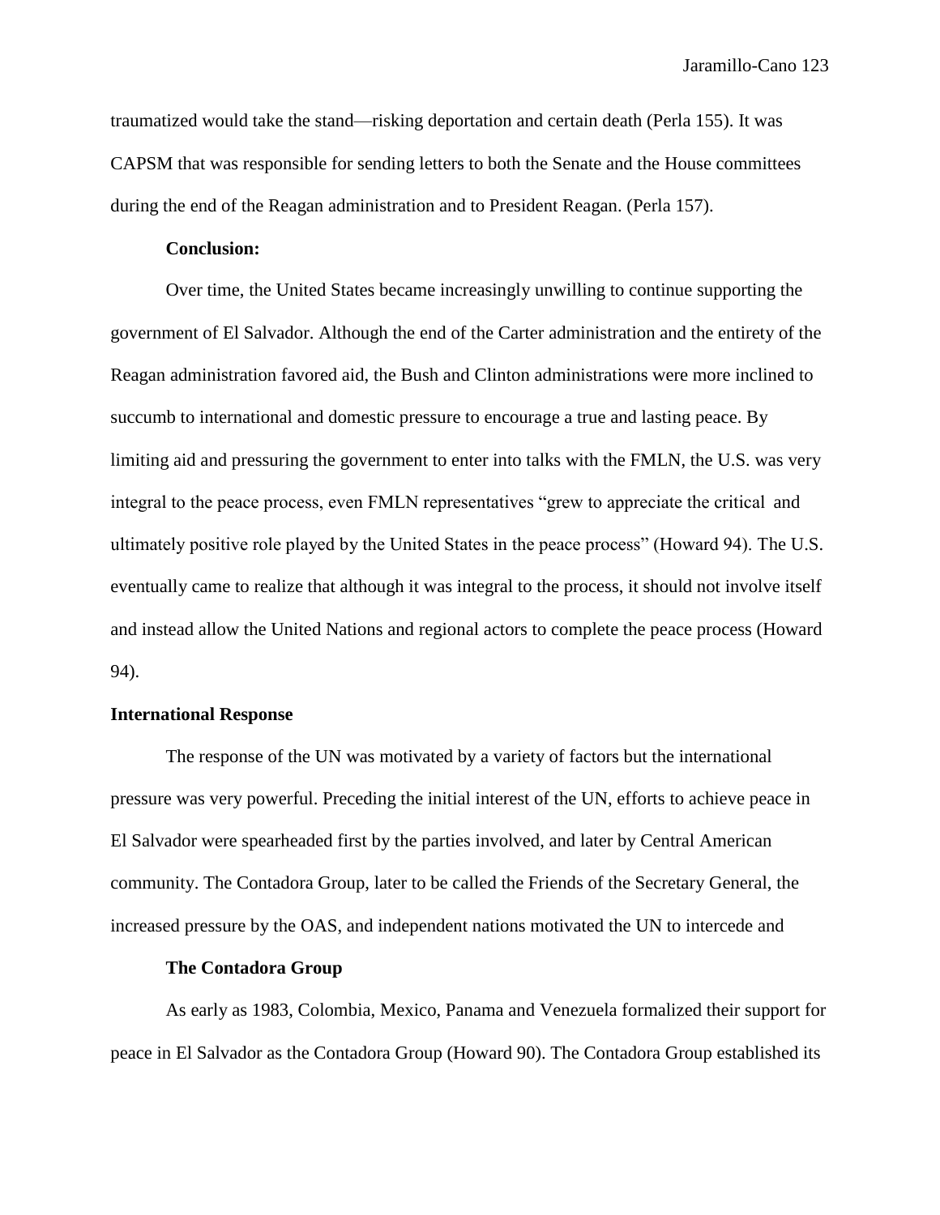traumatized would take the stand—risking deportation and certain death (Perla 155). It was CAPSM that was responsible for sending letters to both the Senate and the House committees during the end of the Reagan administration and to President Reagan. (Perla 157).

**Conclusion:**

Over time, the United States became increasingly unwilling to continue supporting the government of El Salvador. Although the end of the Carter administration and the entirety of the Reagan administration favored aid, the Bush and Clinton administrations were more inclined to succumb to international and domestic pressure to encourage a true and lasting peace. By limiting aid and pressuring the government to enter into talks with the FMLN, the U.S. was very integral to the peace process, even FMLN representatives "grew to appreciate the critical and ultimately positive role played by the United States in the peace process" (Howard 94). The U.S. eventually came to realize that although it was integral to the process, it should not involve itself and instead allow the United Nations and regional actors to complete the peace process (Howard 94).

## International Response

The response of the UN was motivated by a variety of factors but the international pressure was very powerful. Preceding the initial interest of the UN, efforts to achieve peace in El Salvador were spearheaded first by the parties involved, and later by Central American community. The Contadora Group, later to be called the Friends of the Secretary General, the increased pressure by the OAS, and independent nations motivated the UN to intercede and

### The Contadora Group

As early as 1983, Colombia, Mexico, Panama and Venezuela formalized their support for peace in El Salvador as the Contadora Group (Howard 90). The Contadora Group established its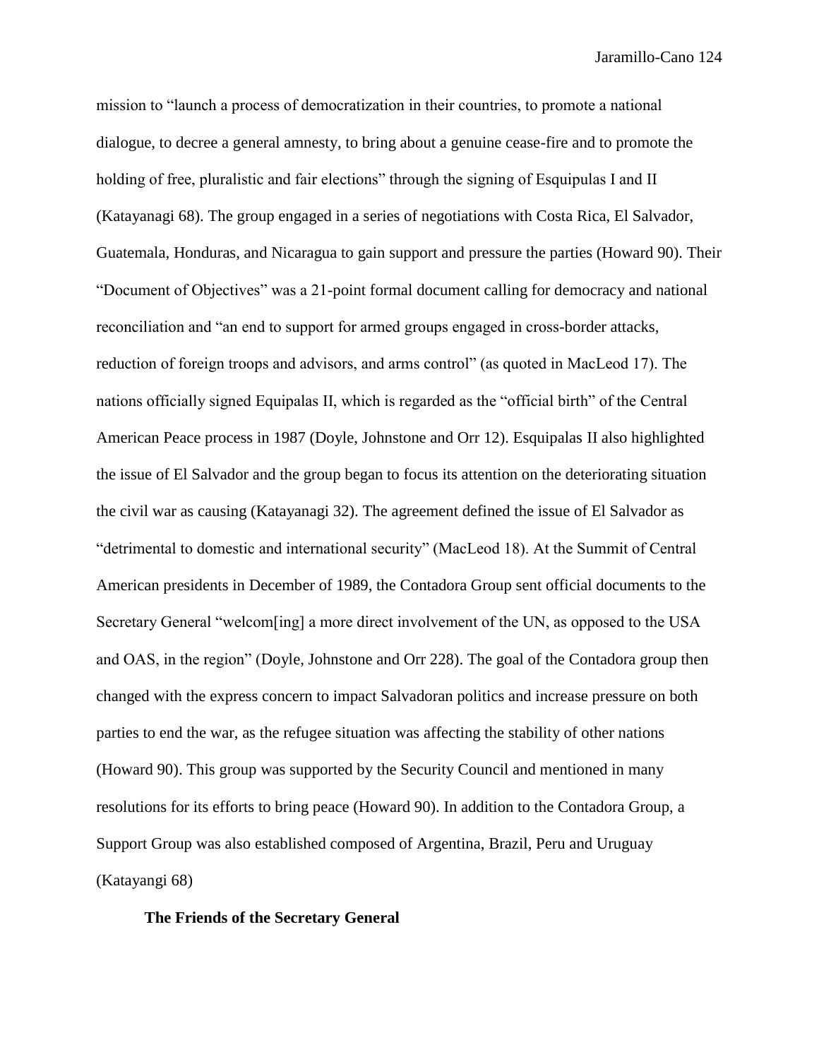mission to "launch a process of democratization in their countries, to promote a national dialogue, to decree a general amnesty, to bring about a genuine cease-fire and to promote the holding of free, pluralistic and fair elections" through the signing of Esquipulas I and II (Katayanagi 68). The group engaged in a series of negotiations with Costa Rica, El Salvador, Guatemala, Honduras, and Nicaragua to gain support and pressure the parties (Howard 90). Their "Document of Objectives" was a 21-point formal document calling for democracy and national reconciliation and "an end to support for armed groups engaged in cross-border attacks, reduction of foreign troops and advisors, and arms control" (as quoted in MacLeod 17). The nations officially signed Equipalas II, which is regarded as the "official birth" of the Central American Peace process in 1987 (Doyle, Johnstone and Orr 12). Esquipalas II also highlighted the issue of El Salvador and the group began to focus its attention on the deteriorating situation the civil war as causing (Katayanagi 32). The agreement defined the issue of El Salvador as "detrimental to domestic and international security" (MacLeod 18). At the Summit of Central American presidents in December of 1989, the Contadora Group sent official documents to the Secretary General "welcom[ing] a more direct involvement of the UN, as opposed to the USA and OAS, in the region" (Doyle, Johnstone and Orr 228). The goal of the Contadora group then changed with the express concern to impact Salvadoran politics and increase pressure on both parties to end the war, as the refugee situation was affecting the stability of other nations (Howard 90). This group was supported by the Security Council and mentioned in many resolutions for its efforts to bring peace (Howard 90). In addition to the Contadora Group, a Support Group was also established composed of Argentina, Brazil, Peru and Uruguay (Katayangi 68)

**The Friends of the Secretary General**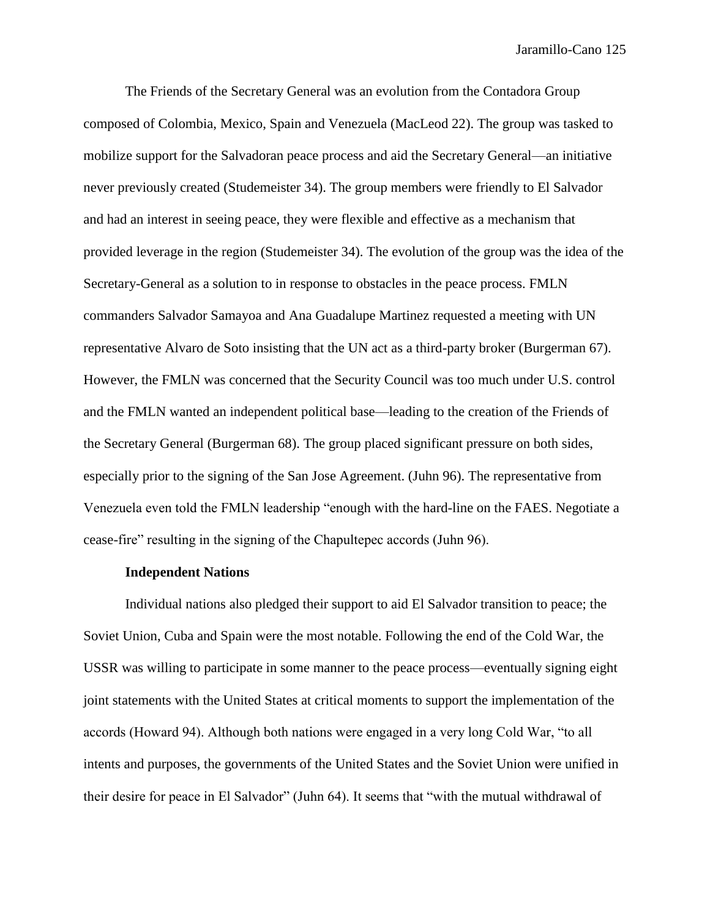The Friends of the Secretary General was an evolution from the Contadora Group composed of Colombia, Mexico, Spain and Venezuela (MacLeod 22). The group was tasked to mobilize support for the Salvadoran peace process and aid the Secretary General—an initiative never previously created (Studemeister 34). The group members were friendly to El Salvador and had an interest in seeing peace, they were flexible and effective as a mechanism that provided leverage in the region (Studemeister 34). The evolution of the group was the idea of the Secretary-General as a solution to in response to obstacles in the peace process. FMLN commanders Salvador Samayoa and Ana Guadalupe Martinez requested a meeting with UN representative Alvaro de Soto insisting that the UN act as a third-party broker (Burgerman 67). However, the FMLN was concerned that the Security Council was too much under U.S. control and the FMLN wanted an independent political base—leading to the creation of the Friends of the Secretary General (Burgerman 68). The group placed significant pressure on both sides, especially prior to the signing of the San Jose Agreement. (Juhn 96). The representative from Venezuela even told the FMLN leadership "enough with the hard-line on the FAES. Negotiate a cease-fire" resulting in the signing of the Chapultepec accords (Juhn 96).

**Independent Nations**

Individual nations also pledged their support to aid El Salvador transition to peace; the Soviet Union, Cuba and Spain were the most notable. Following the end of the Cold War, the USSR was willing to participate in some manner to the peace process—eventually signing eight joint statements with the United States at critical moments to support the implementation of the accords (Howard 94). Although both nations were engaged in a very long Cold War, "to all intents and purposes, the governments of the United States and the Soviet Union were unified in their desire for peace in El Salvador" (Juhn 64). It seems that "with the mutual withdrawal of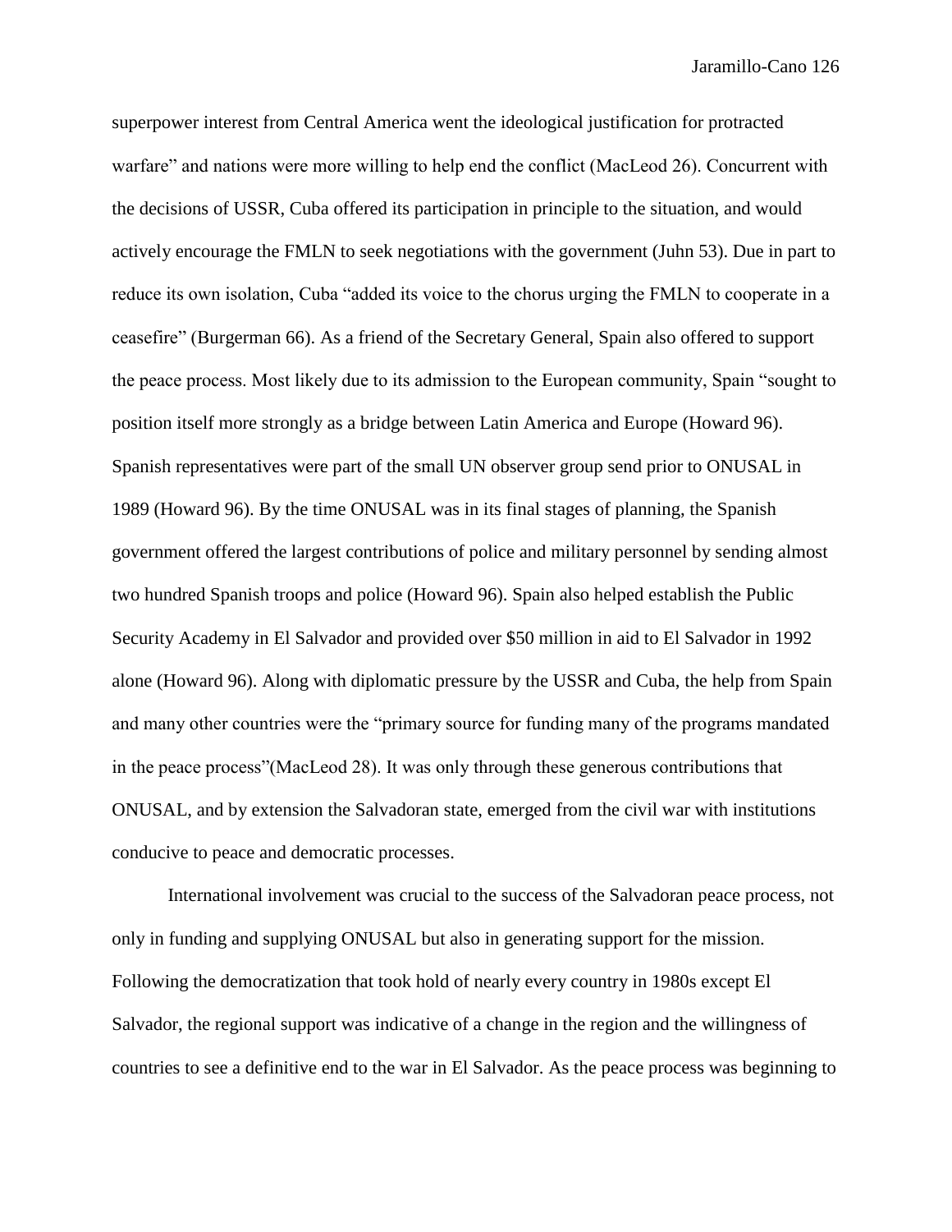superpower interest from Central America went the ideological justification for protracted warfare" and nations were more willing to help end the conflict (MacLeod 26). Concurrent with the decisions of USSR, Cuba offered its participation in principle to the situation, and would actively encourage the FMLN to seek negotiations with the government (Juhn 53). Due in part to reduce its own isolation, Cuba "added its voice to the chorus urging the FMLN to cooperate in a ceasefire" (Burgerman 66). As a friend of the Secretary General, Spain also offered to support the peace process. Most likely due to its admission to the European community, Spain "sought to position itself more strongly as a bridge between Latin America and Europe (Howard 96). Spanish representatives were part of the small UN observer group send prior to ONUSAL in 1989 (Howard 96). By the time ONUSAL was in its final stages of planning, the Spanish government offered the largest contributions of police and military personnel by sending almost two hundred Spanish troops and police (Howard 96). Spain also helped establish the Public Security Academy in El Salvador and provided over $50 million in aid to El Salvador in 1992 alone (Howard 96). Along with diplomatic pressure by the USSR and Cuba, the help from Spain and many other countries were the "primary source for funding many of the programs mandated in the peace process"(MacLeod 28). It was only through these generous contributions that ONUSAL, and by extension the Salvadoran state, emerged from the civil war with institutions conducive to peace and democratic processes.

International involvement was crucial to the success of the Salvadoran peace process, not only in funding and supplying ONUSAL but also in generating support for the mission. Following the democratization that took hold of nearly every country in 1980s except El Salvador, the regional support was indicative of a change in the region and the willingness of countries to see a definitive end to the war in El Salvador. As the peace process was beginning to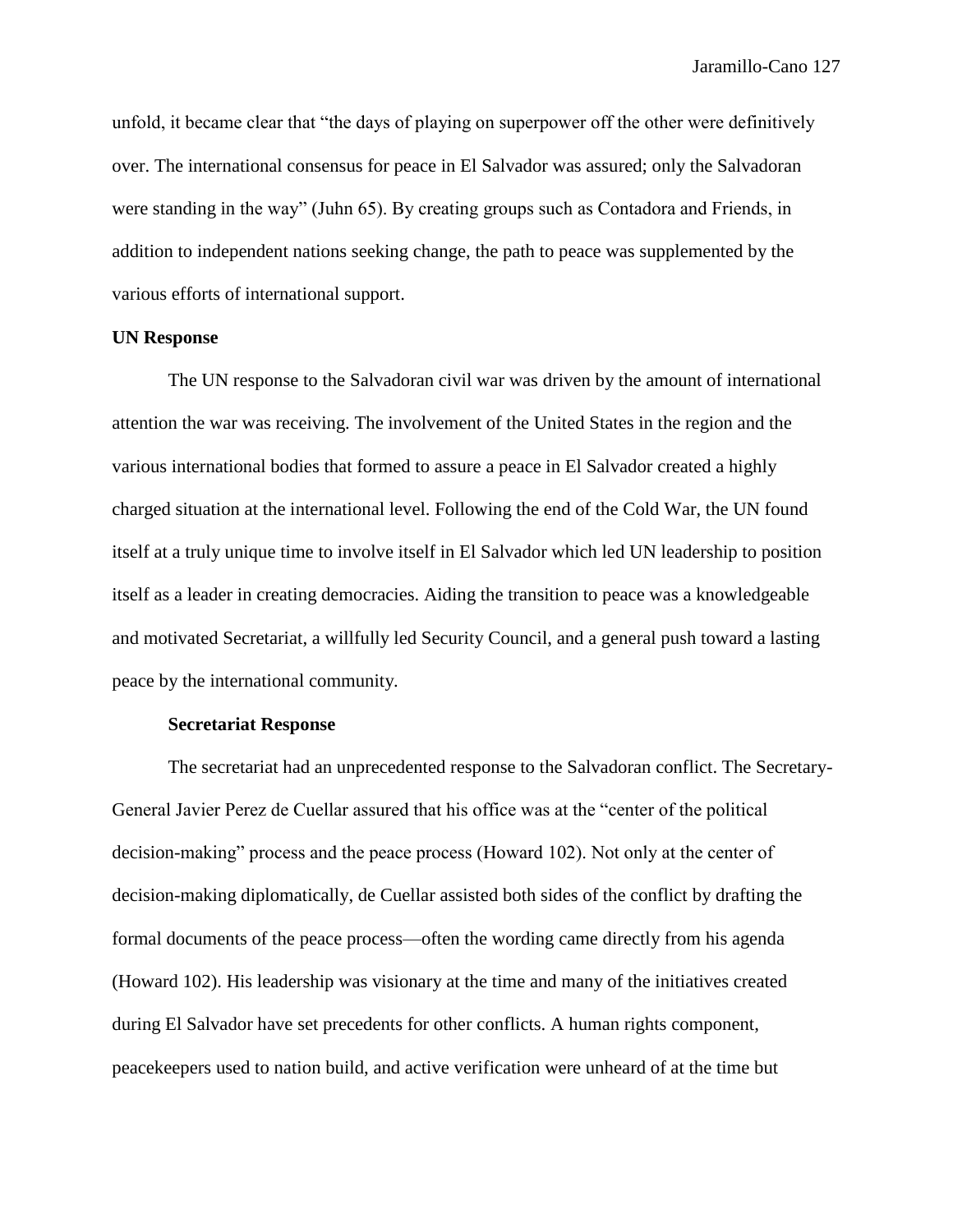unfold, it became clear that “the days of playing on superpower off the other were definitively over. The international consensus for peace in El Salvador was assured; only the Salvadoran were standing in the way” (Juhn 65). By creating groups such as Contadora and Friends, in addition to independent nations seeking change, the path to peace was supplemented by the various efforts of international support.

## UN Response

The UN response to the Salvadoran civil war was driven by the amount of international attention the war was receiving. The involvement of the United States in the region and the various international bodies that formed to assure a peace in El Salvador created a highly charged situation at the international level. Following the end of the Cold War, the UN found itself at a truly unique time to involve itself in El Salvador which led UN leadership to position itself as a leader in creating democracies. Aiding the transition to peace was a knowledgeable and motivated Secretariat, a willfully led Security Council, and a general push toward a lasting peace by the international community.

### Secretariat Response

The secretariat had an unprecedented response to the Salvadoran conflict. The Secretary-General Javier Perez de Cuellar assured that his office was at the “center of the political decision-making” process and the peace process (Howard 102). Not only at the center of decision-making diplomatically, de Cuellar assisted both sides of the conflict by drafting the formal documents of the peace process—often the wording came directly from his agenda (Howard 102). His leadership was visionary at the time and many of the initiatives created during El Salvador have set precedents for other conflicts. A human rights component, peacekeepers used to nation build, and active verification were unheard of at the time but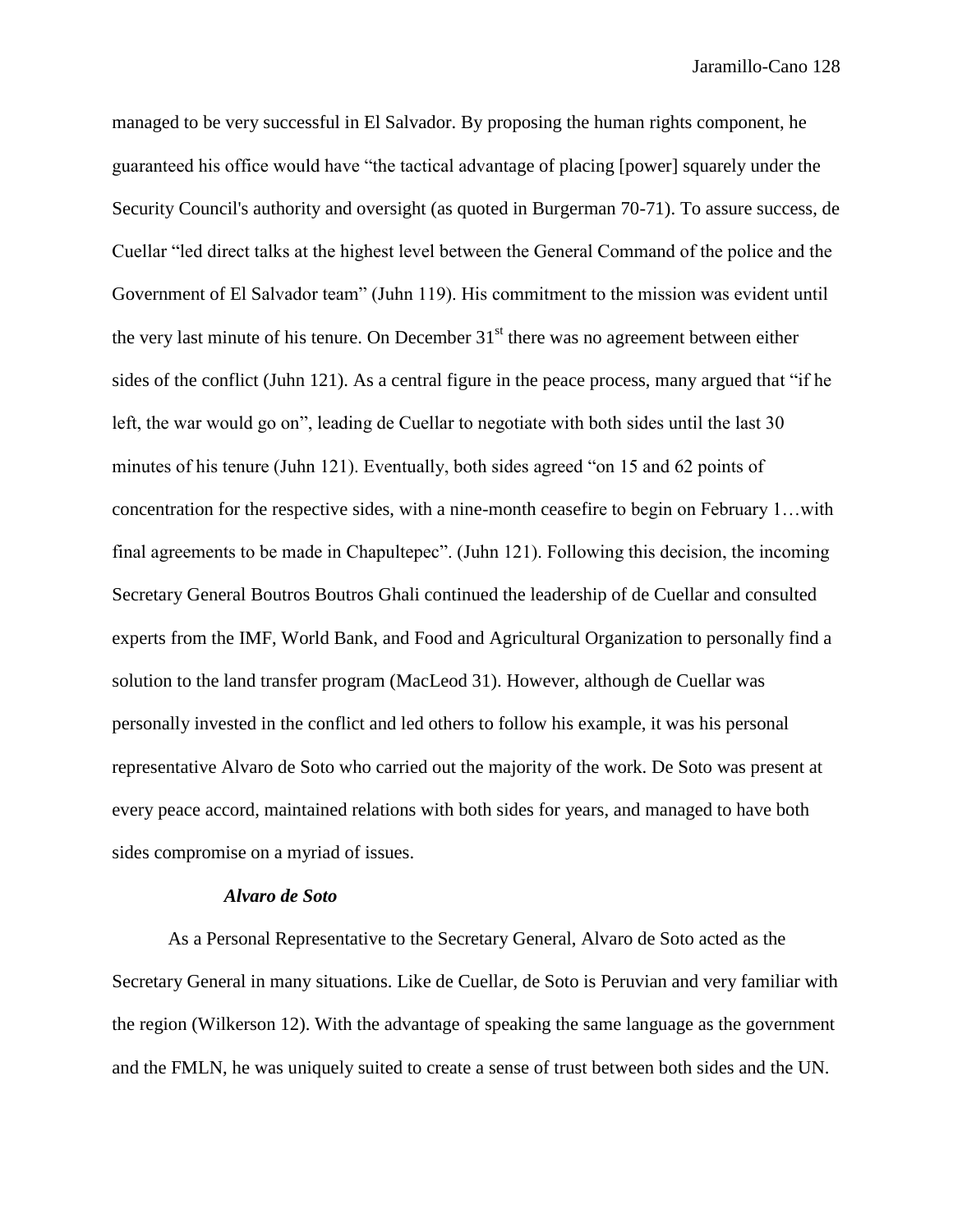managed to be very successful in El Salvador. By proposing the human rights component, he guaranteed his office would have "the tactical advantage of placing [power] squarely under the Security Council's authority and oversight (as quoted in Burgerman 70-71). To assure success, de Cuellar "led direct talks at the highest level between the General Command of the police and the Government of El Salvador team" (Juhn 119). His commitment to the mission was evident until the very last minute of his tenure. On December 31st there was no agreement between either sides of the conflict (Juhn 121). As a central figure in the peace process, many argued that "if he left, the war would go on", leading de Cuellar to negotiate with both sides until the last 30 minutes of his tenure (Juhn 121). Eventually, both sides agreed "on 15 and 62 points of concentration for the respective sides, with a nine-month ceasefire to begin on February 1…with final agreements to be made in Chapultepec". (Juhn 121). Following this decision, the incoming Secretary General Boutros Boutros Ghali continued the leadership of de Cuellar and consulted experts from the IMF, World Bank, and Food and Agricultural Organization to personally find a solution to the land transfer program (MacLeod 31). However, although de Cuellar was personally invested in the conflict and led others to follow his example, it was his personal representative Alvaro de Soto who carried out the majority of the work. De Soto was present at every peace accord, maintained relations with both sides for years, and managed to have both sides compromise on a myriad of issues.

***Alvaro de Soto***

As a Personal Representative to the Secretary General, Alvaro de Soto acted as the Secretary General in many situations. Like de Cuellar, de Soto is Peruvian and very familiar with the region (Wilkerson 12). With the advantage of speaking the same language as the government and the FMLN, he was uniquely suited to create a sense of trust between both sides and the UN.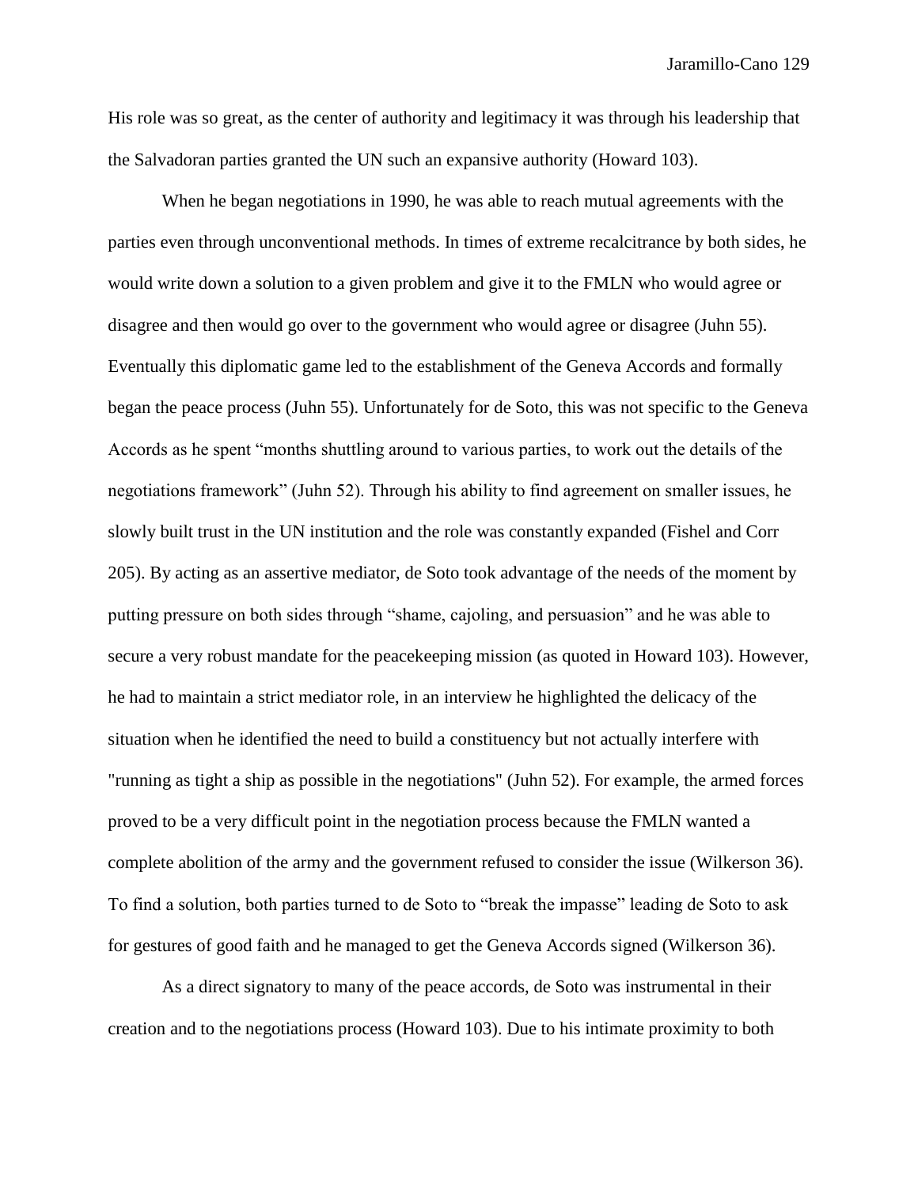His role was so great, as the center of authority and legitimacy it was through his leadership that the Salvadoran parties granted the UN such an expansive authority (Howard 103).

When he began negotiations in 1990, he was able to reach mutual agreements with the parties even through unconventional methods. In times of extreme recalcitrance by both sides, he would write down a solution to a given problem and give it to the FMLN who would agree or disagree and then would go over to the government who would agree or disagree (Juhn 55). Eventually this diplomatic game led to the establishment of the Geneva Accords and formally began the peace process (Juhn 55). Unfortunately for de Soto, this was not specific to the Geneva Accords as he spent “months shuttling around to various parties, to work out the details of the negotiations framework” (Juhn 52). Through his ability to find agreement on smaller issues, he slowly built trust in the UN institution and the role was constantly expanded (Fishel and Corr 205). By acting as an assertive mediator, de Soto took advantage of the needs of the moment by putting pressure on both sides through “shame, cajoling, and persuasion” and he was able to secure a very robust mandate for the peacekeeping mission (as quoted in Howard 103). However, he had to maintain a strict mediator role, in an interview he highlighted the delicacy of the situation when he identified the need to build a constituency but not actually interfere with "running as tight a ship as possible in the negotiations" (Juhn 52). For example, the armed forces proved to be a very difficult point in the negotiation process because the FMLN wanted a complete abolition of the army and the government refused to consider the issue (Wilkerson 36). To find a solution, both parties turned to de Soto to “break the impasse” leading de Soto to ask for gestures of good faith and he managed to get the Geneva Accords signed (Wilkerson 36).

As a direct signatory to many of the peace accords, de Soto was instrumental in their creation and to the negotiations process (Howard 103). Due to his intimate proximity to both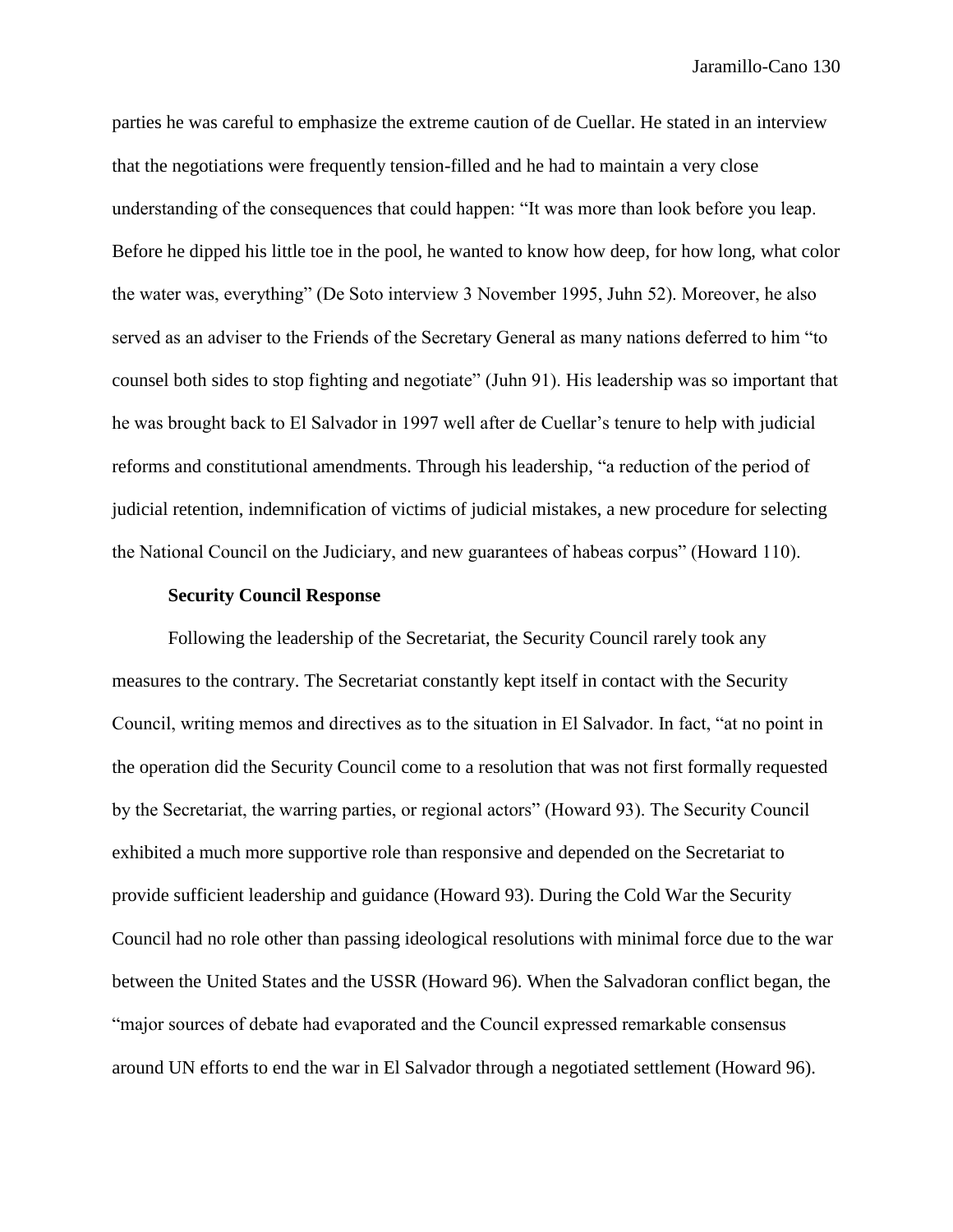parties he was careful to emphasize the extreme caution of de Cuellar. He stated in an interview that the negotiations were frequently tension-filled and he had to maintain a very close understanding of the consequences that could happen: "It was more than look before you leap. Before he dipped his little toe in the pool, he wanted to know how deep, for how long, what color the water was, everything" (De Soto interview 3 November 1995, Juhn 52). Moreover, he also served as an adviser to the Friends of the Secretary General as many nations deferred to him "to counsel both sides to stop fighting and negotiate" (Juhn 91). His leadership was so important that he was brought back to El Salvador in 1997 well after de Cuellar's tenure to help with judicial reforms and constitutional amendments. Through his leadership, "a reduction of the period of judicial retention, indemnification of victims of judicial mistakes, a new procedure for selecting the National Council on the Judiciary, and new guarantees of habeas corpus" (Howard 110).

**Security Council Response**

Following the leadership of the Secretariat, the Security Council rarely took any measures to the contrary. The Secretariat constantly kept itself in contact with the Security Council, writing memos and directives as to the situation in El Salvador. In fact, "at no point in the operation did the Security Council come to a resolution that was not first formally requested by the Secretariat, the warring parties, or regional actors" (Howard 93). The Security Council exhibited a much more supportive role than responsive and depended on the Secretariat to provide sufficient leadership and guidance (Howard 93). During the Cold War the Security Council had no role other than passing ideological resolutions with minimal force due to the war between the United States and the USSR (Howard 96). When the Salvadoran conflict began, the "major sources of debate had evaporated and the Council expressed remarkable consensus around UN efforts to end the war in El Salvador through a negotiated settlement (Howard 96).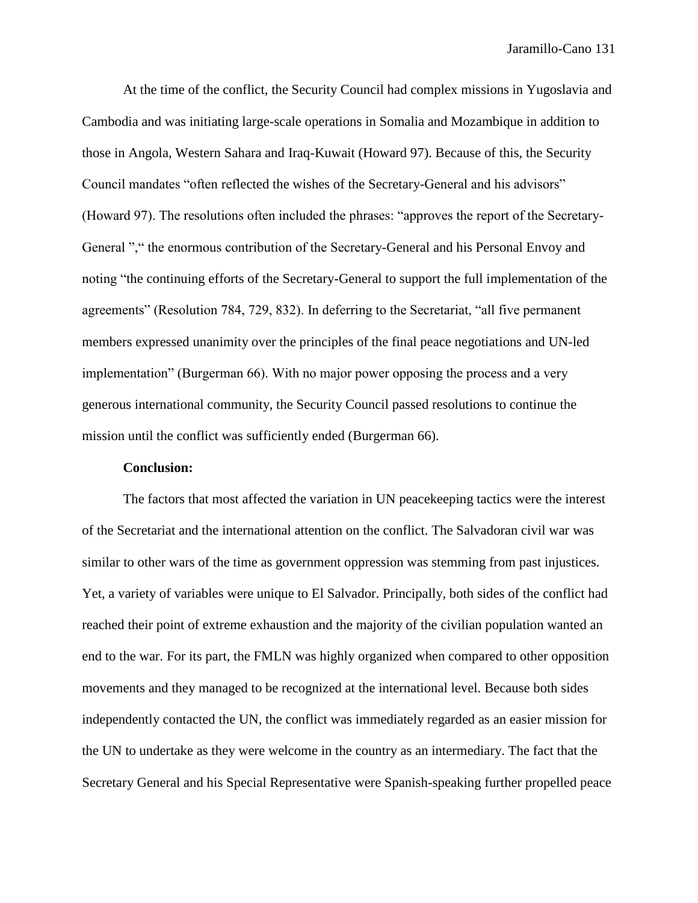At the time of the conflict, the Security Council had complex missions in Yugoslavia and Cambodia and was initiating large-scale operations in Somalia and Mozambique in addition to those in Angola, Western Sahara and Iraq-Kuwait (Howard 97). Because of this, the Security Council mandates "often reflected the wishes of the Secretary-General and his advisors" (Howard 97). The resolutions often included the phrases: "approves the report of the Secretary-General "," the enormous contribution of the Secretary-General and his Personal Envoy and noting "the continuing efforts of the Secretary-General to support the full implementation of the agreements" (Resolution 784, 729, 832). In deferring to the Secretariat, "all five permanent members expressed unanimity over the principles of the final peace negotiations and UN-led implementation" (Burgerman 66). With no major power opposing the process and a very generous international community, the Security Council passed resolutions to continue the mission until the conflict was sufficiently ended (Burgerman 66).

**Conclusion:**

The factors that most affected the variation in UN peacekeeping tactics were the interest of the Secretariat and the international attention on the conflict. The Salvadoran civil war was similar to other wars of the time as government oppression was stemming from past injustices. Yet, a variety of variables were unique to El Salvador. Principally, both sides of the conflict had reached their point of extreme exhaustion and the majority of the civilian population wanted an end to the war. For its part, the FMLN was highly organized when compared to other opposition movements and they managed to be recognized at the international level. Because both sides independently contacted the UN, the conflict was immediately regarded as an easier mission for the UN to undertake as they were welcome in the country as an intermediary. The fact that the Secretary General and his Special Representative were Spanish-speaking further propelled peace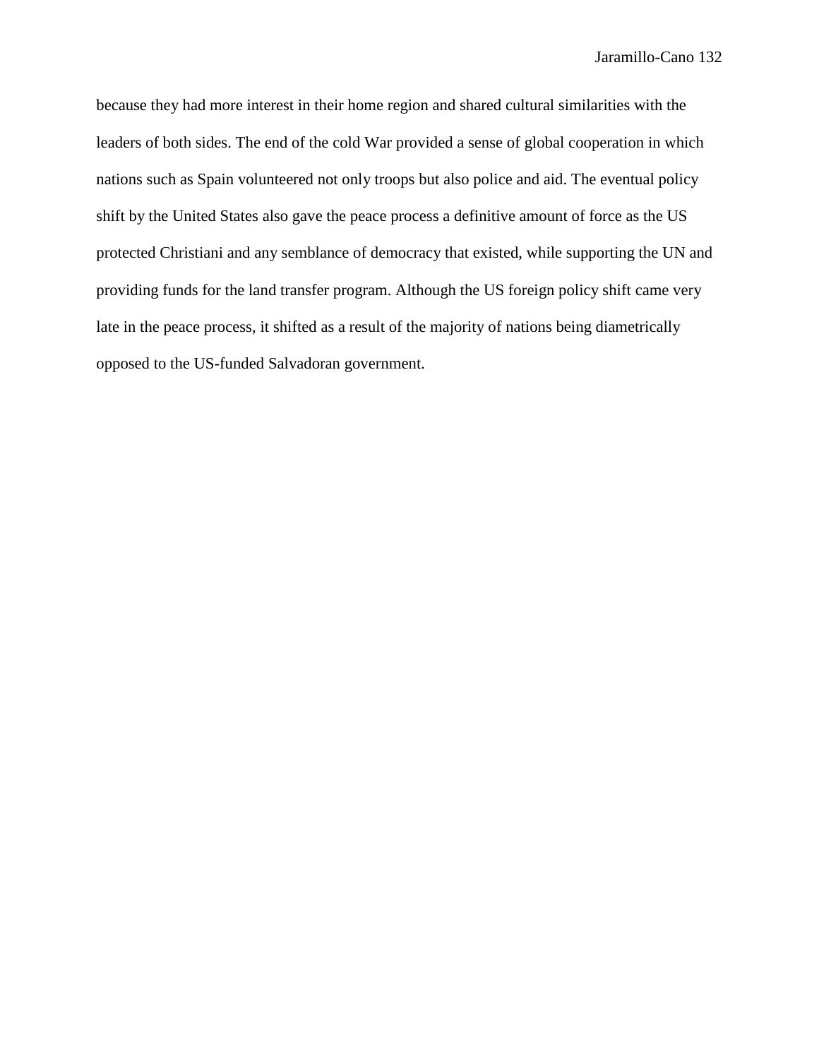because they had more interest in their home region and shared cultural similarities with the leaders of both sides. The end of the cold War provided a sense of global cooperation in which nations such as Spain volunteered not only troops but also police and aid. The eventual policy shift by the United States also gave the peace process a definitive amount of force as the US protected Christiani and any semblance of democracy that existed, while supporting the UN and providing funds for the land transfer program. Although the US foreign policy shift came very late in the peace process, it shifted as a result of the majority of nations being diametrically opposed to the US-funded Salvadoran government.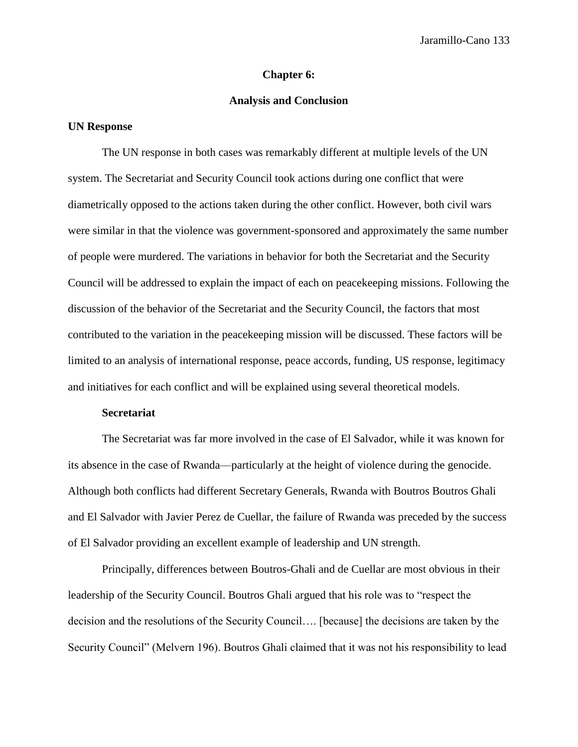# Chapter 6:

# Analysis and Conclusion

## UN Response

The UN response in both cases was remarkably different at multiple levels of the UN system. The Secretariat and Security Council took actions during one conflict that were diametrically opposed to the actions taken during the other conflict. However, both civil wars were similar in that the violence was government-sponsored and approximately the same number of people were murdered. The variations in behavior for both the Secretariat and the Security Council will be addressed to explain the impact of each on peacekeeping missions. Following the discussion of the behavior of the Secretariat and the Security Council, the factors that most contributed to the variation in the peacekeeping mission will be discussed. These factors will be limited to an analysis of international response, peace accords, funding, US response, legitimacy and initiatives for each conflict and will be explained using several theoretical models.

### Secretariat

The Secretariat was far more involved in the case of El Salvador, while it was known for its absence in the case of Rwanda—particularly at the height of violence during the genocide. Although both conflicts had different Secretary Generals, Rwanda with Boutros Boutros Ghali and El Salvador with Javier Perez de Cuellar, the failure of Rwanda was preceded by the success of El Salvador providing an excellent example of leadership and UN strength.

Principally, differences between Boutros-Ghali and de Cuellar are most obvious in their leadership of the Security Council. Boutros Ghali argued that his role was to "respect the decision and the resolutions of the Security Council…. [because] the decisions are taken by the Security Council" (Melvern 196). Boutros Ghali claimed that it was not his responsibility to lead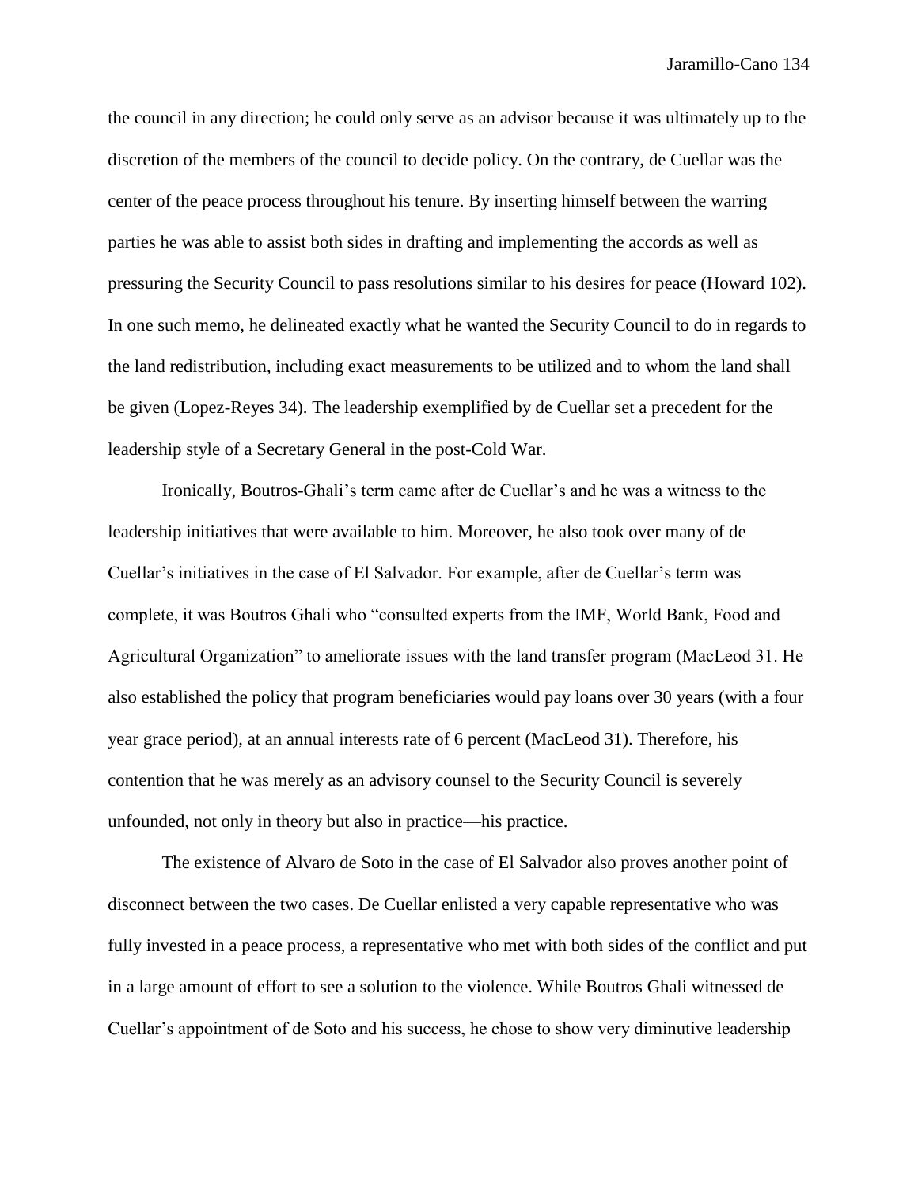the council in any direction; he could only serve as an advisor because it was ultimately up to the discretion of the members of the council to decide policy. On the contrary, de Cuellar was the center of the peace process throughout his tenure. By inserting himself between the warring parties he was able to assist both sides in drafting and implementing the accords as well as pressuring the Security Council to pass resolutions similar to his desires for peace (Howard 102). In one such memo, he delineated exactly what he wanted the Security Council to do in regards to the land redistribution, including exact measurements to be utilized and to whom the land shall be given (Lopez-Reyes 34). The leadership exemplified by de Cuellar set a precedent for the leadership style of a Secretary General in the post-Cold War.

Ironically, Boutros-Ghali's term came after de Cuellar's and he was a witness to the leadership initiatives that were available to him. Moreover, he also took over many of de Cuellar's initiatives in the case of El Salvador. For example, after de Cuellar's term was complete, it was Boutros Ghali who "consulted experts from the IMF, World Bank, Food and Agricultural Organization" to ameliorate issues with the land transfer program (MacLeod 31. He also established the policy that program beneficiaries would pay loans over 30 years (with a four year grace period), at an annual interests rate of 6 percent (MacLeod 31). Therefore, his contention that he was merely as an advisory counsel to the Security Council is severely unfounded, not only in theory but also in practice—his practice.

The existence of Alvaro de Soto in the case of El Salvador also proves another point of disconnect between the two cases. De Cuellar enlisted a very capable representative who was fully invested in a peace process, a representative who met with both sides of the conflict and put in a large amount of effort to see a solution to the violence. While Boutros Ghali witnessed de Cuellar's appointment of de Soto and his success, he chose to show very diminutive leadership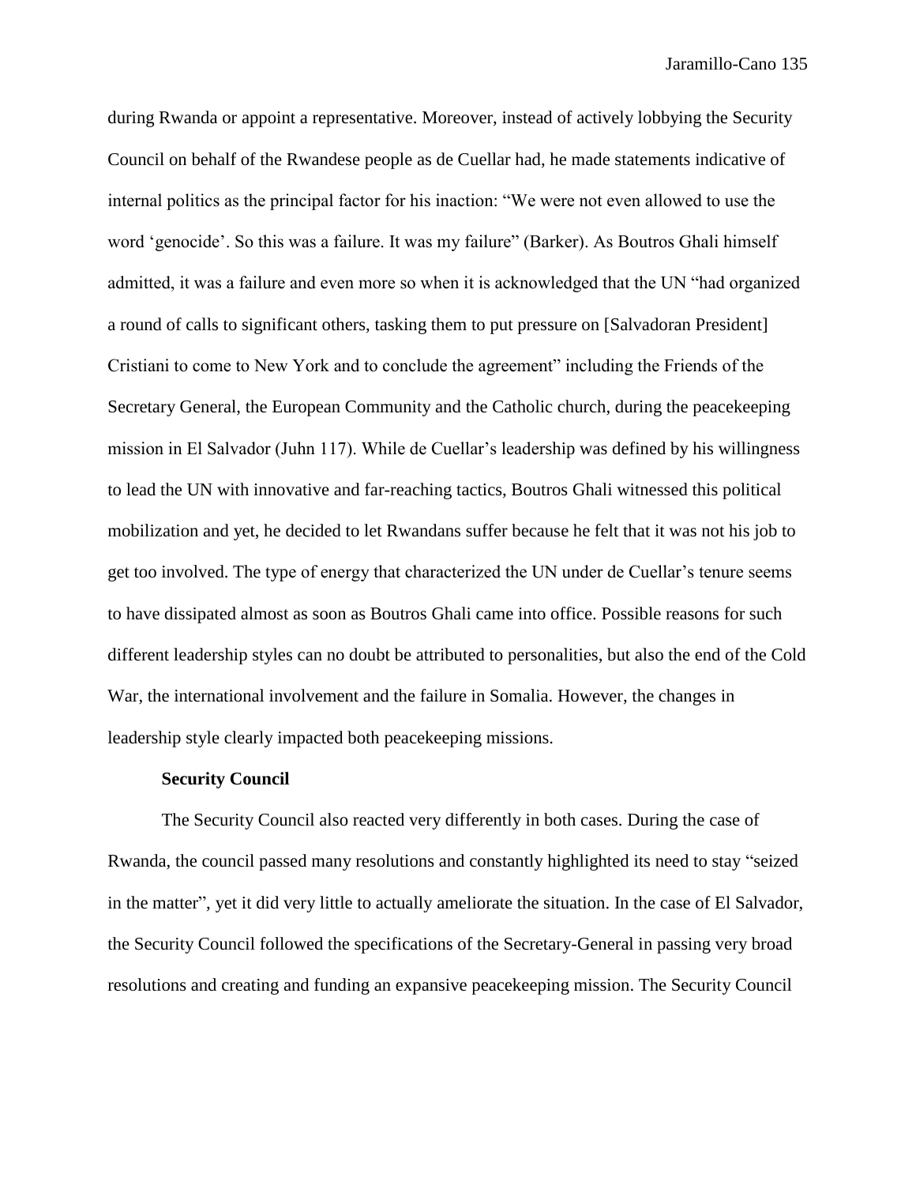during Rwanda or appoint a representative. Moreover, instead of actively lobbying the Security Council on behalf of the Rwandese people as de Cuellar had, he made statements indicative of internal politics as the principal factor for his inaction: "We were not even allowed to use the word 'genocide'. So this was a failure. It was my failure" (Barker). As Boutros Ghali himself admitted, it was a failure and even more so when it is acknowledged that the UN "had organized a round of calls to significant others, tasking them to put pressure on [Salvadoran President] Cristiani to come to New York and to conclude the agreement" including the Friends of the Secretary General, the European Community and the Catholic church, during the peacekeeping mission in El Salvador (Juhn 117). While de Cuellar's leadership was defined by his willingness to lead the UN with innovative and far-reaching tactics, Boutros Ghali witnessed this political mobilization and yet, he decided to let Rwandans suffer because he felt that it was not his job to get too involved. The type of energy that characterized the UN under de Cuellar's tenure seems to have dissipated almost as soon as Boutros Ghali came into office. Possible reasons for such different leadership styles can no doubt be attributed to personalities, but also the end of the Cold War, the international involvement and the failure in Somalia. However, the changes in leadership style clearly impacted both peacekeeping missions.

**Security Council**

The Security Council also reacted very differently in both cases. During the case of Rwanda, the council passed many resolutions and constantly highlighted its need to stay "seized in the matter", yet it did very little to actually ameliorate the situation. In the case of El Salvador, the Security Council followed the specifications of the Secretary-General in passing very broad resolutions and creating and funding an expansive peacekeeping mission. The Security Council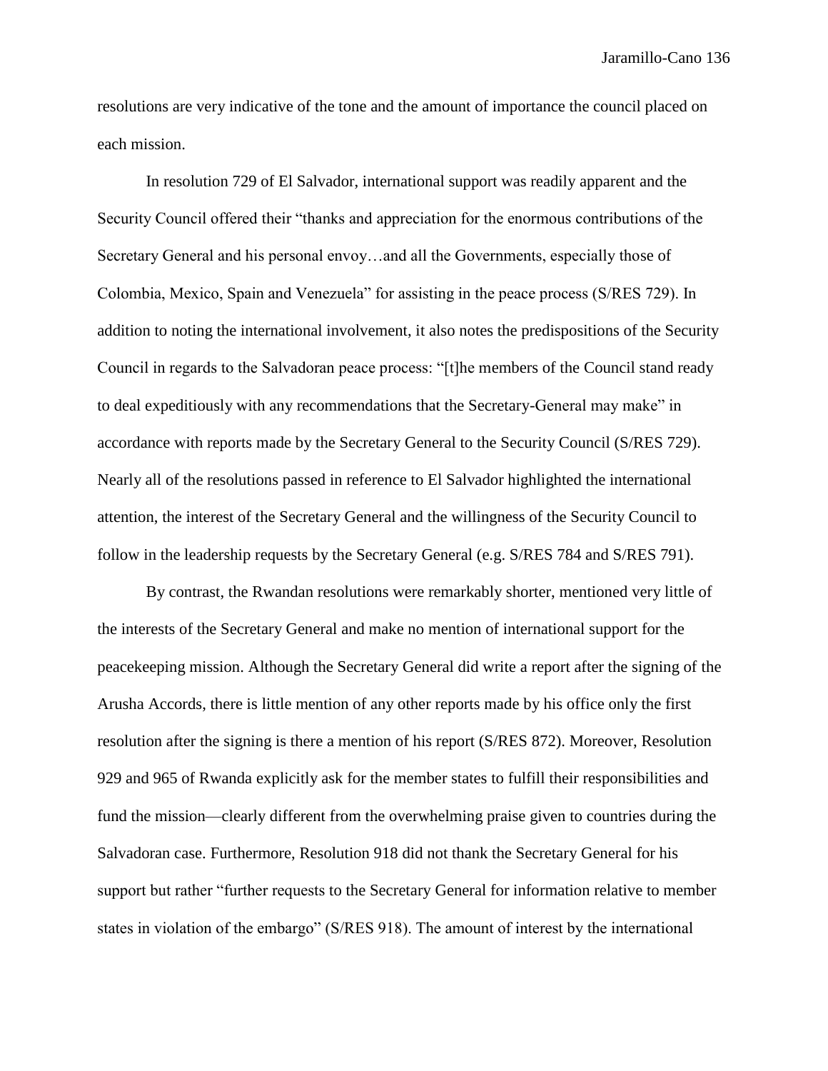resolutions are very indicative of the tone and the amount of importance the council placed on each mission.

In resolution 729 of El Salvador, international support was readily apparent and the Security Council offered their "thanks and appreciation for the enormous contributions of the Secretary General and his personal envoy…and all the Governments, especially those of Colombia, Mexico, Spain and Venezuela" for assisting in the peace process (S/RES 729). In addition to noting the international involvement, it also notes the predispositions of the Security Council in regards to the Salvadoran peace process: "[t]he members of the Council stand ready to deal expeditiously with any recommendations that the Secretary-General may make" in accordance with reports made by the Secretary General to the Security Council (S/RES 729). Nearly all of the resolutions passed in reference to El Salvador highlighted the international attention, the interest of the Secretary General and the willingness of the Security Council to follow in the leadership requests by the Secretary General (e.g. S/RES 784 and S/RES 791).

By contrast, the Rwandan resolutions were remarkably shorter, mentioned very little of the interests of the Secretary General and make no mention of international support for the peacekeeping mission. Although the Secretary General did write a report after the signing of the Arusha Accords, there is little mention of any other reports made by his office only the first resolution after the signing is there a mention of his report (S/RES 872). Moreover, Resolution 929 and 965 of Rwanda explicitly ask for the member states to fulfill their responsibilities and fund the mission—clearly different from the overwhelming praise given to countries during the Salvadoran case. Furthermore, Resolution 918 did not thank the Secretary General for his support but rather "further requests to the Secretary General for information relative to member states in violation of the embargo" (S/RES 918). The amount of interest by the international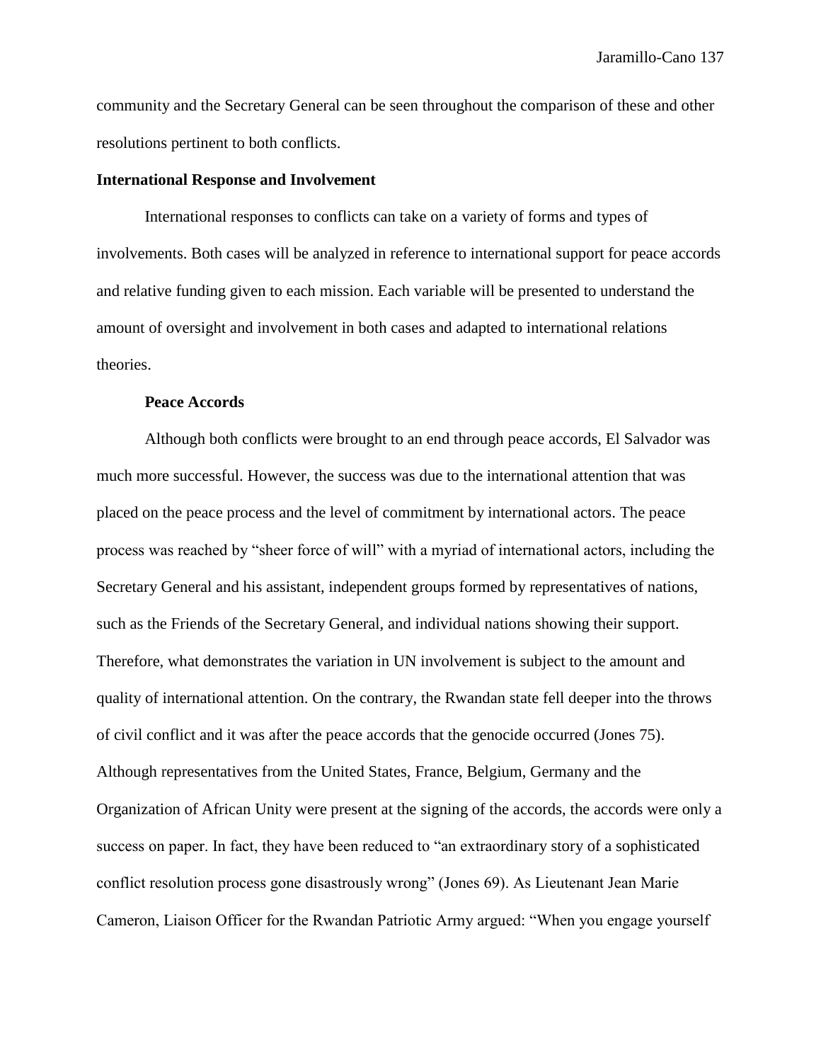community and the Secretary General can be seen throughout the comparison of these and other resolutions pertinent to both conflicts.

## International Response and Involvement

International responses to conflicts can take on a variety of forms and types of involvements. Both cases will be analyzed in reference to international support for peace accords and relative funding given to each mission. Each variable will be presented to understand the amount of oversight and involvement in both cases and adapted to international relations theories.

### Peace Accords

Although both conflicts were brought to an end through peace accords, El Salvador was much more successful. However, the success was due to the international attention that was placed on the peace process and the level of commitment by international actors. The peace process was reached by "sheer force of will" with a myriad of international actors, including the Secretary General and his assistant, independent groups formed by representatives of nations, such as the Friends of the Secretary General, and individual nations showing their support. Therefore, what demonstrates the variation in UN involvement is subject to the amount and quality of international attention. On the contrary, the Rwandan state fell deeper into the throws of civil conflict and it was after the peace accords that the genocide occurred (Jones 75). Although representatives from the United States, France, Belgium, Germany and the Organization of African Unity were present at the signing of the accords, the accords were only a success on paper. In fact, they have been reduced to "an extraordinary story of a sophisticated conflict resolution process gone disastrously wrong" (Jones 69). As Lieutenant Jean Marie Cameron, Liaison Officer for the Rwandan Patriotic Army argued: "When you engage yourself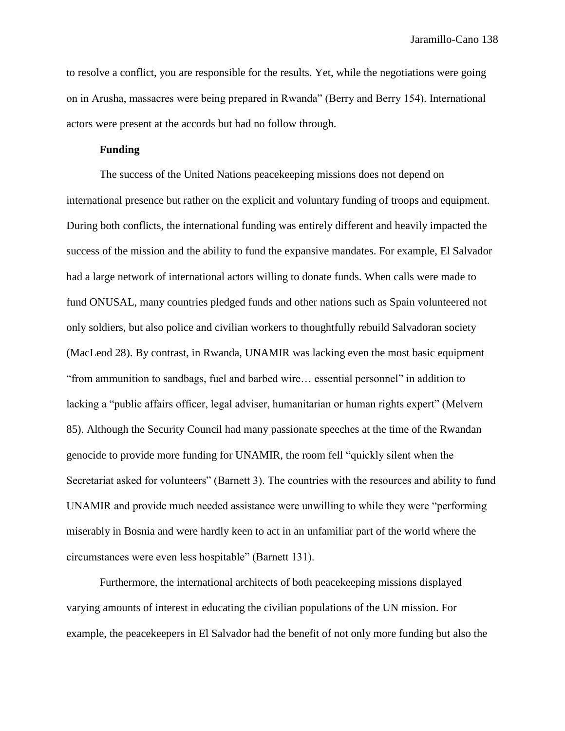to resolve a conflict, you are responsible for the results. Yet, while the negotiations were going on in Arusha, massacres were being prepared in Rwanda" (Berry and Berry 154). International actors were present at the accords but had no follow through.

**Funding**

The success of the United Nations peacekeeping missions does not depend on international presence but rather on the explicit and voluntary funding of troops and equipment. During both conflicts, the international funding was entirely different and heavily impacted the success of the mission and the ability to fund the expansive mandates. For example, El Salvador had a large network of international actors willing to donate funds. When calls were made to fund ONUSAL, many countries pledged funds and other nations such as Spain volunteered not only soldiers, but also police and civilian workers to thoughtfully rebuild Salvadoran society (MacLeod 28). By contrast, in Rwanda, UNAMIR was lacking even the most basic equipment "from ammunition to sandbags, fuel and barbed wire… essential personnel" in addition to lacking a "public affairs officer, legal adviser, humanitarian or human rights expert" (Melvern 85). Although the Security Council had many passionate speeches at the time of the Rwandan genocide to provide more funding for UNAMIR, the room fell "quickly silent when the Secretariat asked for volunteers" (Barnett 3). The countries with the resources and ability to fund UNAMIR and provide much needed assistance were unwilling to while they were "performing miserably in Bosnia and were hardly keen to act in an unfamiliar part of the world where the circumstances were even less hospitable" (Barnett 131).

Furthermore, the international architects of both peacekeeping missions displayed varying amounts of interest in educating the civilian populations of the UN mission. For example, the peacekeepers in El Salvador had the benefit of not only more funding but also the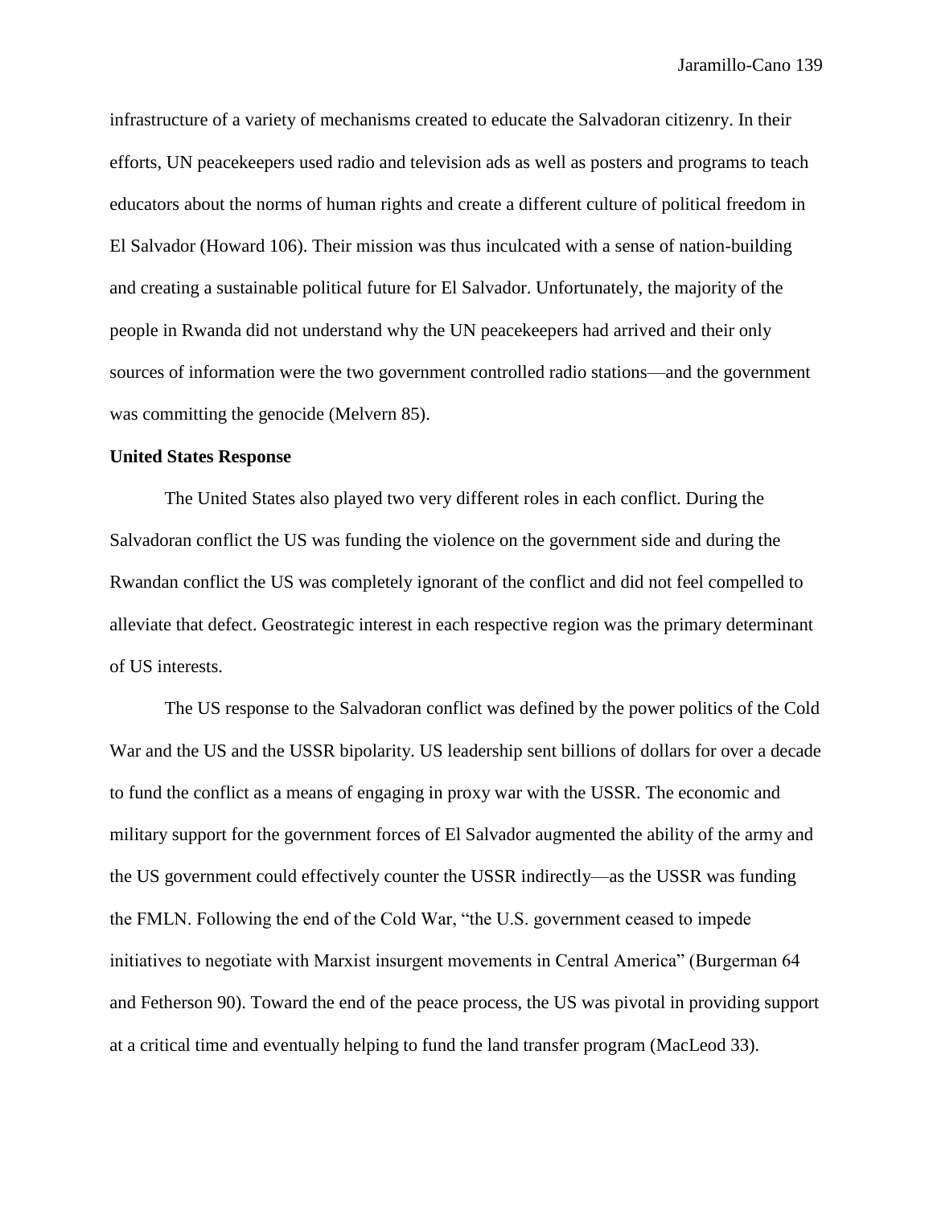infrastructure of a variety of mechanisms created to educate the Salvadoran citizenry. In their efforts, UN peacekeepers used radio and television ads as well as posters and programs to teach educators about the norms of human rights and create a different culture of political freedom in El Salvador (Howard 106). Their mission was thus inculcated with a sense of nation-building and creating a sustainable political future for El Salvador. Unfortunately, the majority of the people in Rwanda did not understand why the UN peacekeepers had arrived and their only sources of information were the two government controlled radio stations—and the government was committing the genocide (Melvern 85).

**United States Response**

The United States also played two very different roles in each conflict. During the Salvadoran conflict the US was funding the violence on the government side and during the Rwandan conflict the US was completely ignorant of the conflict and did not feel compelled to alleviate that defect. Geostrategic interest in each respective region was the primary determinant of US interests.

The US response to the Salvadoran conflict was defined by the power politics of the Cold War and the US and the USSR bipolarity. US leadership sent billions of dollars for over a decade to fund the conflict as a means of engaging in proxy war with the USSR. The economic and military support for the government forces of El Salvador augmented the ability of the army and the US government could effectively counter the USSR indirectly—as the USSR was funding the FMLN. Following the end of the Cold War, "the U.S. government ceased to impede initiatives to negotiate with Marxist insurgent movements in Central America" (Burgerman 64 and Fetherson 90). Toward the end of the peace process, the US was pivotal in providing support at a critical time and eventually helping to fund the land transfer program (MacLeod 33).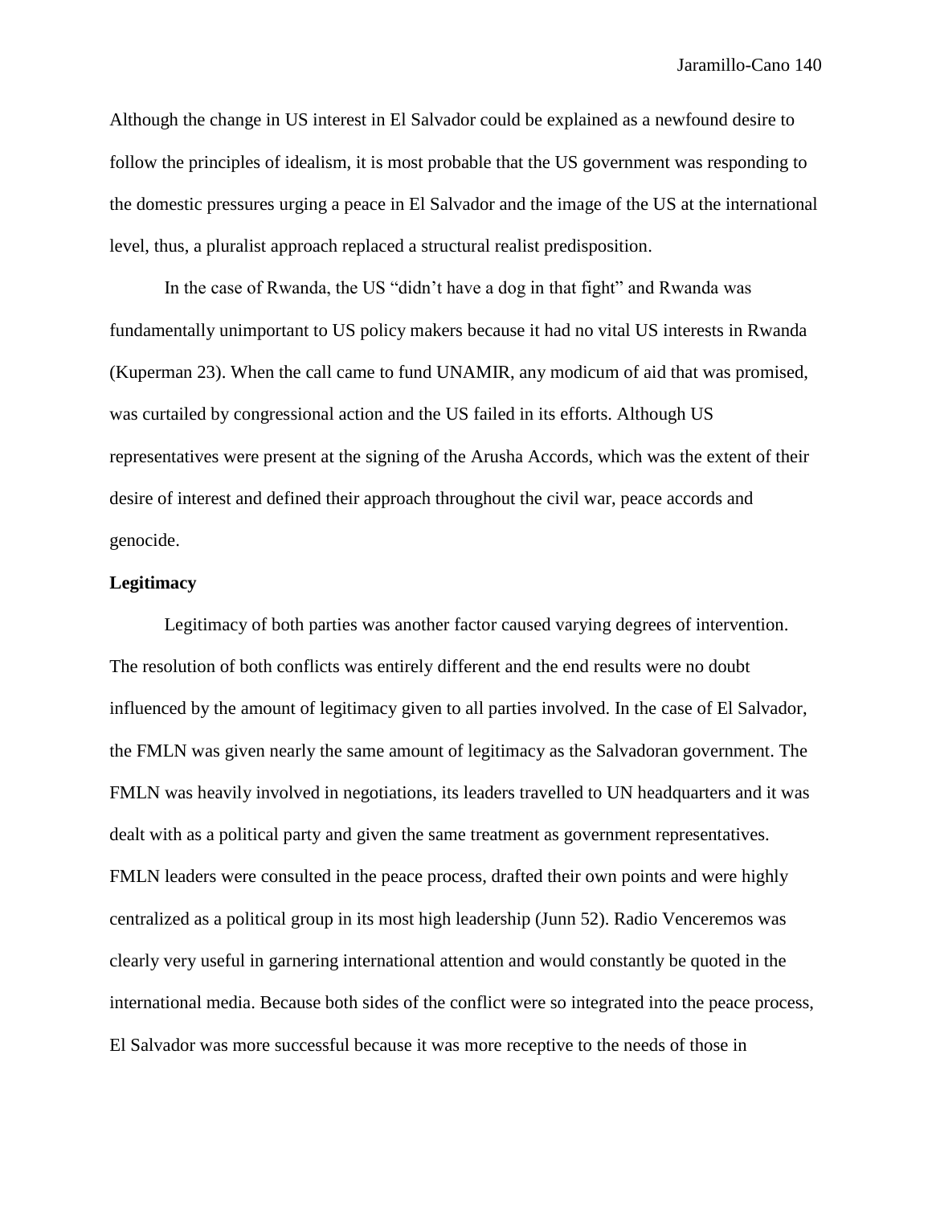Although the change in US interest in El Salvador could be explained as a newfound desire to follow the principles of idealism, it is most probable that the US government was responding to the domestic pressures urging a peace in El Salvador and the image of the US at the international level, thus, a pluralist approach replaced a structural realist predisposition.

In the case of Rwanda, the US "didn't have a dog in that fight" and Rwanda was fundamentally unimportant to US policy makers because it had no vital US interests in Rwanda (Kuperman 23). When the call came to fund UNAMIR, any modicum of aid that was promised, was curtailed by congressional action and the US failed in its efforts. Although US representatives were present at the signing of the Arusha Accords, which was the extent of their desire of interest and defined their approach throughout the civil war, peace accords and genocide.

**Legitimacy**

Legitimacy of both parties was another factor caused varying degrees of intervention. The resolution of both conflicts was entirely different and the end results were no doubt influenced by the amount of legitimacy given to all parties involved. In the case of El Salvador, the FMLN was given nearly the same amount of legitimacy as the Salvadoran government. The FMLN was heavily involved in negotiations, its leaders travelled to UN headquarters and it was dealt with as a political party and given the same treatment as government representatives. FMLN leaders were consulted in the peace process, drafted their own points and were highly centralized as a political group in its most high leadership (Junn 52). Radio Venceremos was clearly very useful in garnering international attention and would constantly be quoted in the international media. Because both sides of the conflict were so integrated into the peace process, El Salvador was more successful because it was more receptive to the needs of those in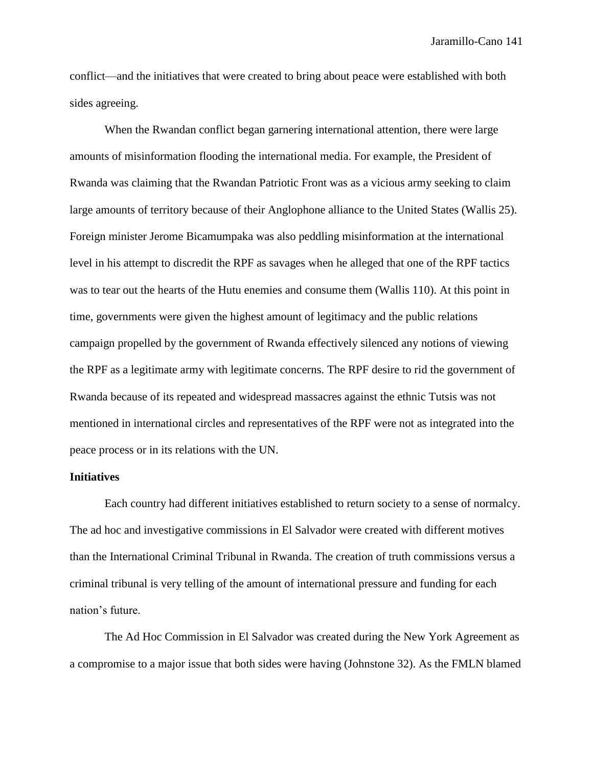conflict—and the initiatives that were created to bring about peace were established with both sides agreeing.

When the Rwandan conflict began garnering international attention, there were large amounts of misinformation flooding the international media. For example, the President of Rwanda was claiming that the Rwandan Patriotic Front was as a vicious army seeking to claim large amounts of territory because of their Anglophone alliance to the United States (Wallis 25). Foreign minister Jerome Bicamumpaka was also peddling misinformation at the international level in his attempt to discredit the RPF as savages when he alleged that one of the RPF tactics was to tear out the hearts of the Hutu enemies and consume them (Wallis 110). At this point in time, governments were given the highest amount of legitimacy and the public relations campaign propelled by the government of Rwanda effectively silenced any notions of viewing the RPF as a legitimate army with legitimate concerns. The RPF desire to rid the government of Rwanda because of its repeated and widespread massacres against the ethnic Tutsis was not mentioned in international circles and representatives of the RPF were not as integrated into the peace process or in its relations with the UN.

**Initiatives**

Each country had different initiatives established to return society to a sense of normalcy. The ad hoc and investigative commissions in El Salvador were created with different motives than the International Criminal Tribunal in Rwanda. The creation of truth commissions versus a criminal tribunal is very telling of the amount of international pressure and funding for each nation's future.

The Ad Hoc Commission in El Salvador was created during the New York Agreement as a compromise to a major issue that both sides were having (Johnstone 32). As the FMLN blamed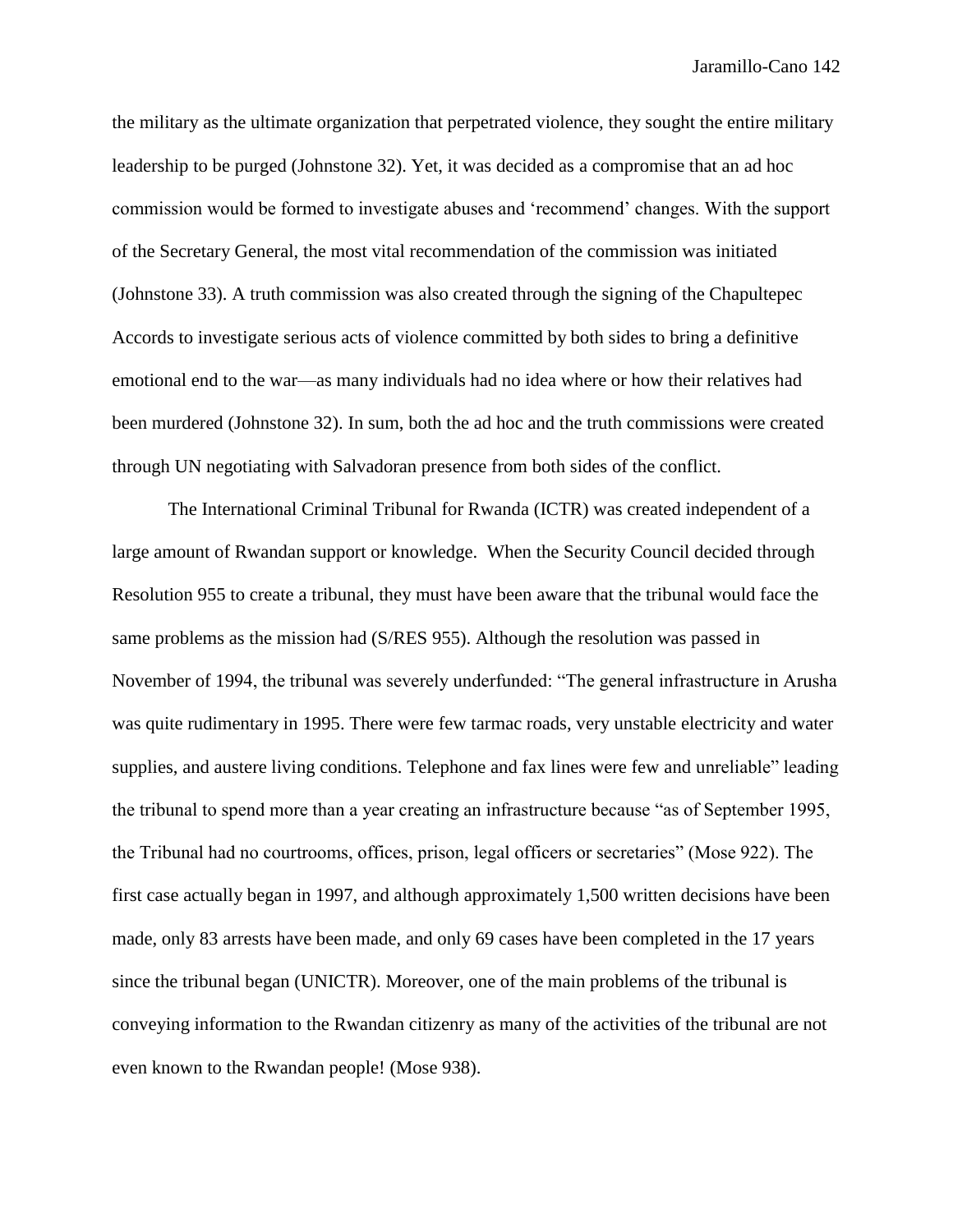the military as the ultimate organization that perpetrated violence, they sought the entire military leadership to be purged (Johnstone 32). Yet, it was decided as a compromise that an ad hoc commission would be formed to investigate abuses and 'recommend' changes. With the support of the Secretary General, the most vital recommendation of the commission was initiated (Johnstone 33). A truth commission was also created through the signing of the Chapultepec Accords to investigate serious acts of violence committed by both sides to bring a definitive emotional end to the war—as many individuals had no idea where or how their relatives had been murdered (Johnstone 32). In sum, both the ad hoc and the truth commissions were created through UN negotiating with Salvadoran presence from both sides of the conflict.

The International Criminal Tribunal for Rwanda (ICTR) was created independent of a large amount of Rwandan support or knowledge. When the Security Council decided through Resolution 955 to create a tribunal, they must have been aware that the tribunal would face the same problems as the mission had (S/RES 955). Although the resolution was passed in November of 1994, the tribunal was severely underfunded: "The general infrastructure in Arusha was quite rudimentary in 1995. There were few tarmac roads, very unstable electricity and water supplies, and austere living conditions. Telephone and fax lines were few and unreliable" leading the tribunal to spend more than a year creating an infrastructure because "as of September 1995, the Tribunal had no courtrooms, offices, prison, legal officers or secretaries" (Mose 922). The first case actually began in 1997, and although approximately 1,500 written decisions have been made, only 83 arrests have been made, and only 69 cases have been completed in the 17 years since the tribunal began (UNICTR). Moreover, one of the main problems of the tribunal is conveying information to the Rwandan citizenry as many of the activities of the tribunal are not even known to the Rwandan people! (Mose 938).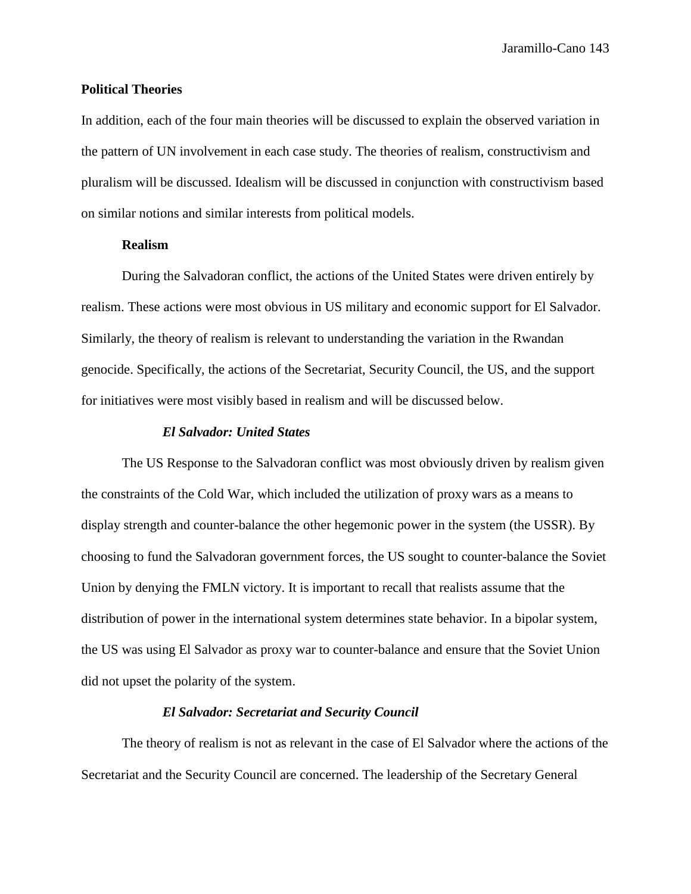## Political Theories

In addition, each of the four main theories will be discussed to explain the observed variation in the pattern of UN involvement in each case study. The theories of realism, constructivism and pluralism will be discussed. Idealism will be discussed in conjunction with constructivism based on similar notions and similar interests from political models.

### Realism

During the Salvadoran conflict, the actions of the United States were driven entirely by realism. These actions were most obvious in US military and economic support for El Salvador. Similarly, the theory of realism is relevant to understanding the variation in the Rwandan genocide. Specifically, the actions of the Secretariat, Security Council, the US, and the support for initiatives were most visibly based in realism and will be discussed below.

#### *El Salvador: United States*

The US Response to the Salvadoran conflict was most obviously driven by realism given the constraints of the Cold War, which included the utilization of proxy wars as a means to display strength and counter-balance the other hegemonic power in the system (the USSR). By choosing to fund the Salvadoran government forces, the US sought to counter-balance the Soviet Union by denying the FMLN victory. It is important to recall that realists assume that the distribution of power in the international system determines state behavior. In a bipolar system, the US was using El Salvador as proxy war to counter-balance and ensure that the Soviet Union did not upset the polarity of the system.

#### *El Salvador: Secretariat and Security Council*

The theory of realism is not as relevant in the case of El Salvador where the actions of the Secretariat and the Security Council are concerned. The leadership of the Secretary General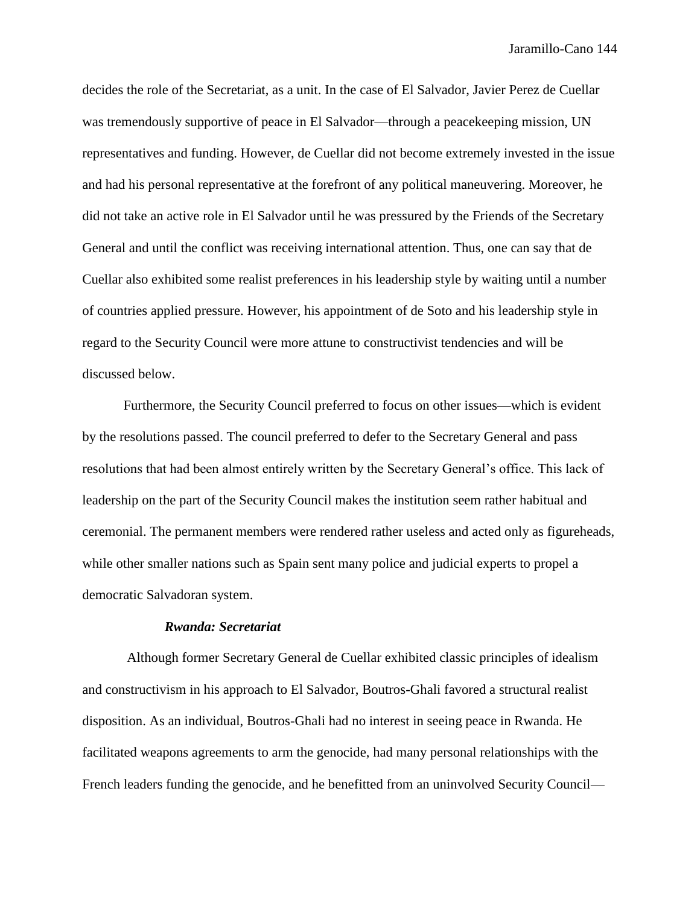decides the role of the Secretariat, as a unit. In the case of El Salvador, Javier Perez de Cuellar was tremendously supportive of peace in El Salvador—through a peacekeeping mission, UN representatives and funding. However, de Cuellar did not become extremely invested in the issue and had his personal representative at the forefront of any political maneuvering. Moreover, he did not take an active role in El Salvador until he was pressured by the Friends of the Secretary General and until the conflict was receiving international attention. Thus, one can say that de Cuellar also exhibited some realist preferences in his leadership style by waiting until a number of countries applied pressure. However, his appointment of de Soto and his leadership style in regard to the Security Council were more attune to constructivist tendencies and will be discussed below.

Furthermore, the Security Council preferred to focus on other issues—which is evident by the resolutions passed. The council preferred to defer to the Secretary General and pass resolutions that had been almost entirely written by the Secretary General's office. This lack of leadership on the part of the Security Council makes the institution seem rather habitual and ceremonial. The permanent members were rendered rather useless and acted only as figureheads, while other smaller nations such as Spain sent many police and judicial experts to propel a democratic Salvadoran system.

***Rwanda: Secretariat***

Although former Secretary General de Cuellar exhibited classic principles of idealism and constructivism in his approach to El Salvador, Boutros-Ghali favored a structural realist disposition. As an individual, Boutros-Ghali had no interest in seeing peace in Rwanda. He facilitated weapons agreements to arm the genocide, had many personal relationships with the French leaders funding the genocide, and he benefitted from an uninvolved Security Council—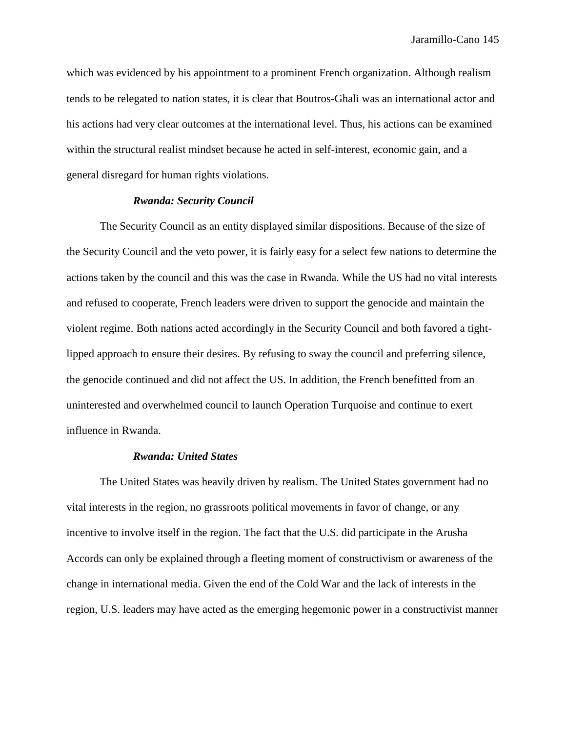which was evidenced by his appointment to a prominent French organization. Although realism tends to be relegated to nation states, it is clear that Boutros-Ghali was an international actor and his actions had very clear outcomes at the international level. Thus, his actions can be examined within the structural realist mindset because he acted in self-interest, economic gain, and a general disregard for human rights violations.

***Rwanda: Security Council***

The Security Council as an entity displayed similar dispositions. Because of the size of the Security Council and the veto power, it is fairly easy for a select few nations to determine the actions taken by the council and this was the case in Rwanda. While the US had no vital interests and refused to cooperate, French leaders were driven to support the genocide and maintain the violent regime. Both nations acted accordingly in the Security Council and both favored a tight-lipped approach to ensure their desires. By refusing to sway the council and preferring silence, the genocide continued and did not affect the US. In addition, the French benefitted from an uninterested and overwhelmed council to launch Operation Turquoise and continue to exert influence in Rwanda.

***Rwanda: United States***

The United States was heavily driven by realism. The United States government had no vital interests in the region, no grassroots political movements in favor of change, or any incentive to involve itself in the region. The fact that the U.S. did participate in the Arusha Accords can only be explained through a fleeting moment of constructivism or awareness of the change in international media. Given the end of the Cold War and the lack of interests in the region, U.S. leaders may have acted as the emerging hegemonic power in a constructivist manner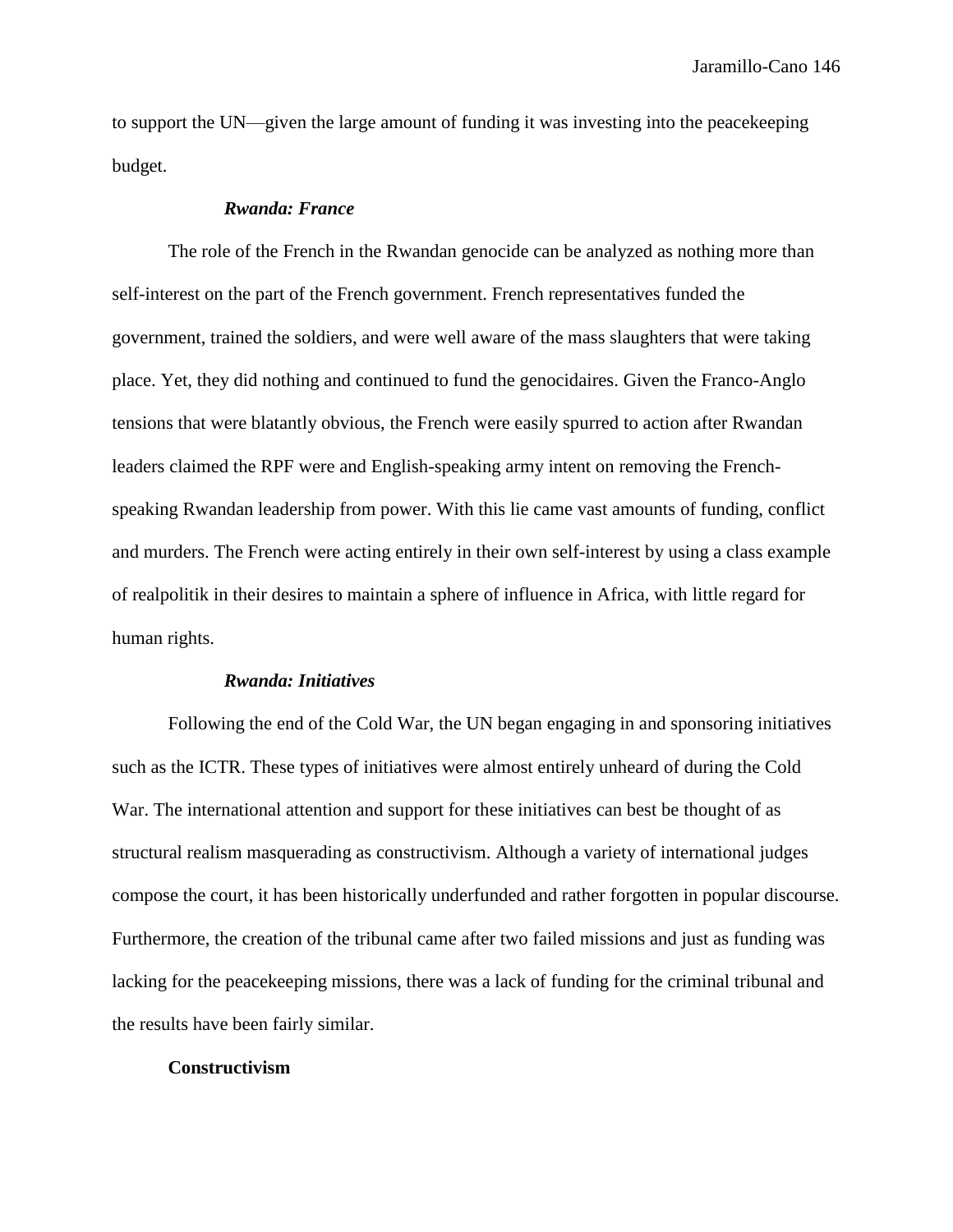to support the UN—given the large amount of funding it was investing into the peacekeeping budget.

### *Rwanda: France*

The role of the French in the Rwandan genocide can be analyzed as nothing more than self-interest on the part of the French government. French representatives funded the government, trained the soldiers, and were well aware of the mass slaughters that were taking place. Yet, they did nothing and continued to fund the genocidaires. Given the Franco-Anglo tensions that were blatantly obvious, the French were easily spurred to action after Rwandan leaders claimed the RPF were and English-speaking army intent on removing the French-speaking Rwandan leadership from power. With this lie came vast amounts of funding, conflict and murders. The French were acting entirely in their own self-interest by using a class example of realpolitik in their desires to maintain a sphere of influence in Africa, with little regard for human rights.

### *Rwanda: Initiatives*

Following the end of the Cold War, the UN began engaging in and sponsoring initiatives such as the ICTR. These types of initiatives were almost entirely unheard of during the Cold War. The international attention and support for these initiatives can best be thought of as structural realism masquerading as constructivism. Although a variety of international judges compose the court, it has been historically underfunded and rather forgotten in popular discourse. Furthermore, the creation of the tribunal came after two failed missions and just as funding was lacking for the peacekeeping missions, there was a lack of funding for the criminal tribunal and the results have been fairly similar.

## **Constructivism**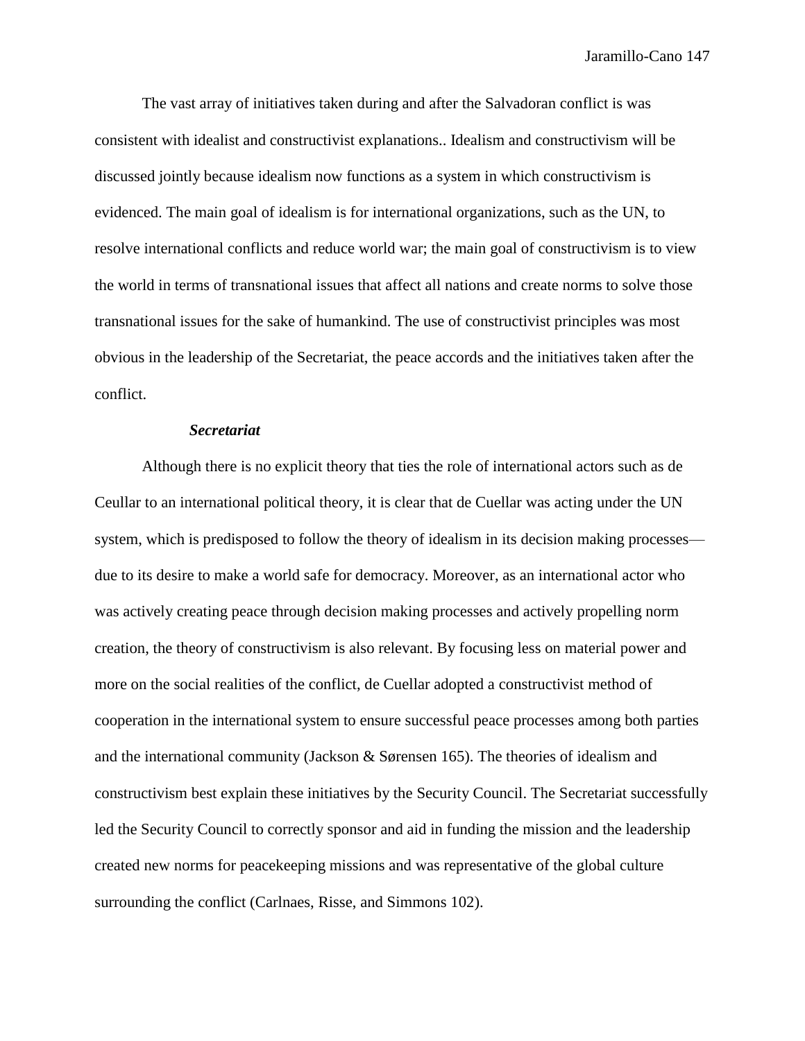The vast array of initiatives taken during and after the Salvadoran conflict is was consistent with idealist and constructivist explanations.. Idealism and constructivism will be discussed jointly because idealism now functions as a system in which constructivism is evidenced. The main goal of idealism is for international organizations, such as the UN, to resolve international conflicts and reduce world war; the main goal of constructivism is to view the world in terms of transnational issues that affect all nations and create norms to solve those transnational issues for the sake of humankind. The use of constructivist principles was most obvious in the leadership of the Secretariat, the peace accords and the initiatives taken after the conflict.

***Secretariat***

Although there is no explicit theory that ties the role of international actors such as de Ceullar to an international political theory, it is clear that de Cuellar was acting under the UN system, which is predisposed to follow the theory of idealism in its decision making processes—due to its desire to make a world safe for democracy. Moreover, as an international actor who was actively creating peace through decision making processes and actively propelling norm creation, the theory of constructivism is also relevant. By focusing less on material power and more on the social realities of the conflict, de Cuellar adopted a constructivist method of cooperation in the international system to ensure successful peace processes among both parties and the international community (Jackson & Sørensen 165). The theories of idealism and constructivism best explain these initiatives by the Security Council. The Secretariat successfully led the Security Council to correctly sponsor and aid in funding the mission and the leadership created new norms for peacekeeping missions and was representative of the global culture surrounding the conflict (Carlnaes, Risse, and Simmons 102).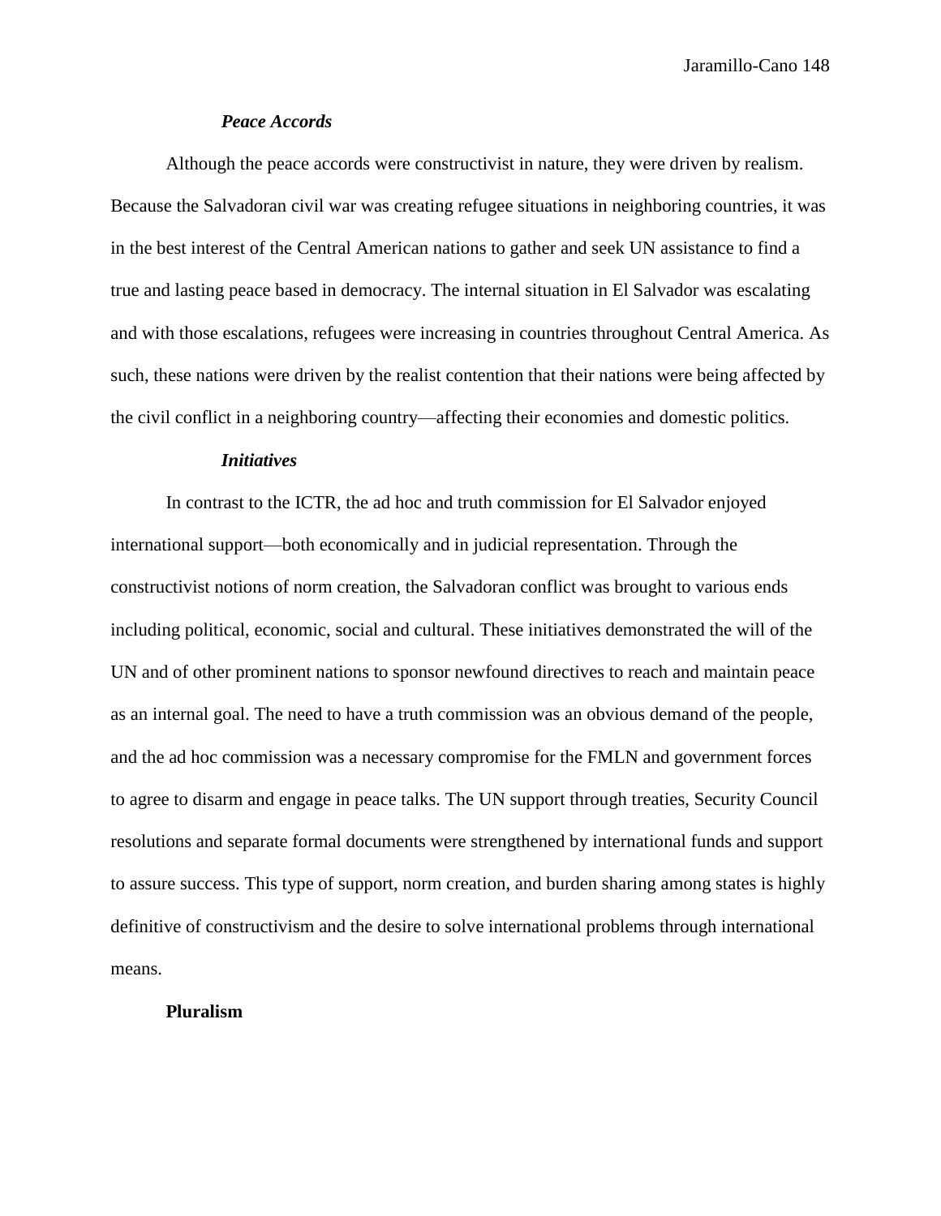#### *Peace Accords*

Although the peace accords were constructivist in nature, they were driven by realism. Because the Salvadoran civil war was creating refugee situations in neighboring countries, it was in the best interest of the Central American nations to gather and seek UN assistance to find a true and lasting peace based in democracy. The internal situation in El Salvador was escalating and with those escalations, refugees were increasing in countries throughout Central America. As such, these nations were driven by the realist contention that their nations were being affected by the civil conflict in a neighboring country—affecting their economies and domestic politics.

#### *Initiatives*

In contrast to the ICTR, the ad hoc and truth commission for El Salvador enjoyed international support—both economically and in judicial representation. Through the constructivist notions of norm creation, the Salvadoran conflict was brought to various ends including political, economic, social and cultural. These initiatives demonstrated the will of the UN and of other prominent nations to sponsor newfound directives to reach and maintain peace as an internal goal. The need to have a truth commission was an obvious demand of the people, and the ad hoc commission was a necessary compromise for the FMLN and government forces to agree to disarm and engage in peace talks. The UN support through treaties, Security Council resolutions and separate formal documents were strengthened by international funds and support to assure success. This type of support, norm creation, and burden sharing among states is highly definitive of constructivism and the desire to solve international problems through international means.

### **Pluralism**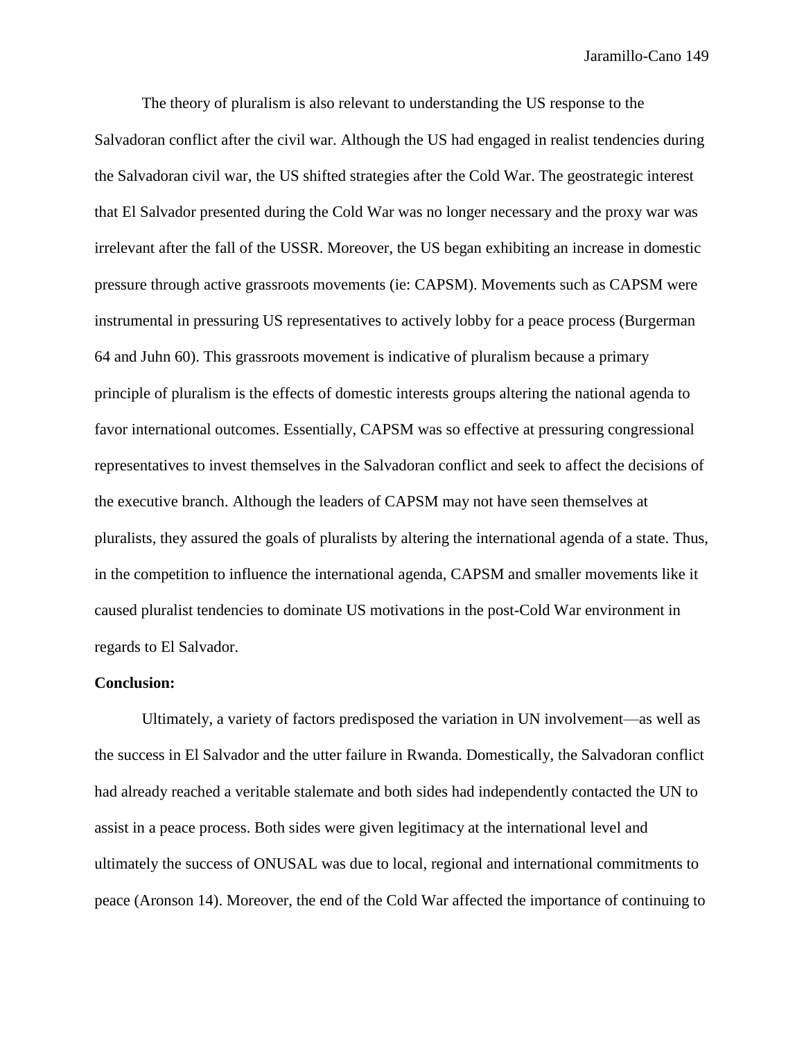The theory of pluralism is also relevant to understanding the US response to the Salvadoran conflict after the civil war. Although the US had engaged in realist tendencies during the Salvadoran civil war, the US shifted strategies after the Cold War. The geostrategic interest that El Salvador presented during the Cold War was no longer necessary and the proxy war was irrelevant after the fall of the USSR. Moreover, the US began exhibiting an increase in domestic pressure through active grassroots movements (ie: CAPSM). Movements such as CAPSM were instrumental in pressuring US representatives to actively lobby for a peace process (Burgerman 64 and Juhn 60). This grassroots movement is indicative of pluralism because a primary principle of pluralism is the effects of domestic interests groups altering the national agenda to favor international outcomes. Essentially, CAPSM was so effective at pressuring congressional representatives to invest themselves in the Salvadoran conflict and seek to affect the decisions of the executive branch. Although the leaders of CAPSM may not have seen themselves at pluralists, they assured the goals of pluralists by altering the international agenda of a state. Thus, in the competition to influence the international agenda, CAPSM and smaller movements like it caused pluralist tendencies to dominate US motivations in the post-Cold War environment in regards to El Salvador.

**Conclusion:**

Ultimately, a variety of factors predisposed the variation in UN involvement—as well as the success in El Salvador and the utter failure in Rwanda. Domestically, the Salvadoran conflict had already reached a veritable stalemate and both sides had independently contacted the UN to assist in a peace process. Both sides were given legitimacy at the international level and ultimately the success of ONUSAL was due to local, regional and international commitments to peace (Aronson 14). Moreover, the end of the Cold War affected the importance of continuing to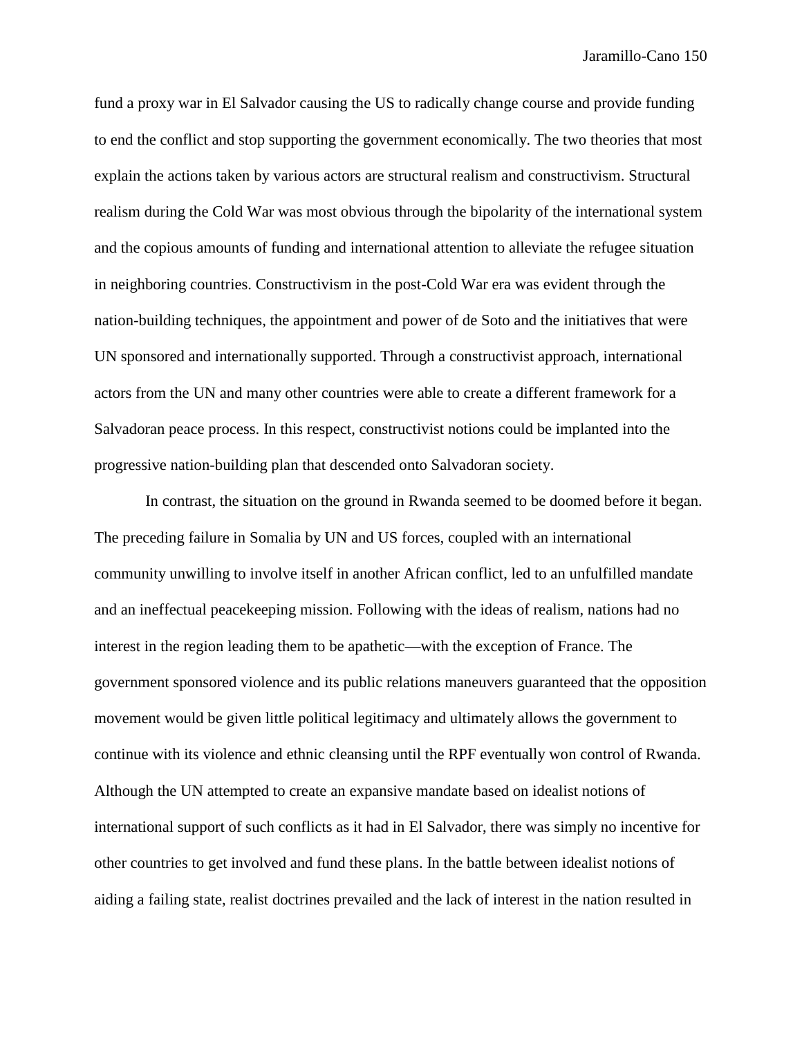fund a proxy war in El Salvador causing the US to radically change course and provide funding to end the conflict and stop supporting the government economically. The two theories that most explain the actions taken by various actors are structural realism and constructivism. Structural realism during the Cold War was most obvious through the bipolarity of the international system and the copious amounts of funding and international attention to alleviate the refugee situation in neighboring countries. Constructivism in the post-Cold War era was evident through the nation-building techniques, the appointment and power of de Soto and the initiatives that were UN sponsored and internationally supported. Through a constructivist approach, international actors from the UN and many other countries were able to create a different framework for a Salvadoran peace process. In this respect, constructivist notions could be implanted into the progressive nation-building plan that descended onto Salvadoran society.

In contrast, the situation on the ground in Rwanda seemed to be doomed before it began. The preceding failure in Somalia by UN and US forces, coupled with an international community unwilling to involve itself in another African conflict, led to an unfulfilled mandate and an ineffectual peacekeeping mission. Following with the ideas of realism, nations had no interest in the region leading them to be apathetic—with the exception of France. The government sponsored violence and its public relations maneuvers guaranteed that the opposition movement would be given little political legitimacy and ultimately allows the government to continue with its violence and ethnic cleansing until the RPF eventually won control of Rwanda. Although the UN attempted to create an expansive mandate based on idealist notions of international support of such conflicts as it had in El Salvador, there was simply no incentive for other countries to get involved and fund these plans. In the battle between idealist notions of aiding a failing state, realist doctrines prevailed and the lack of interest in the nation resulted in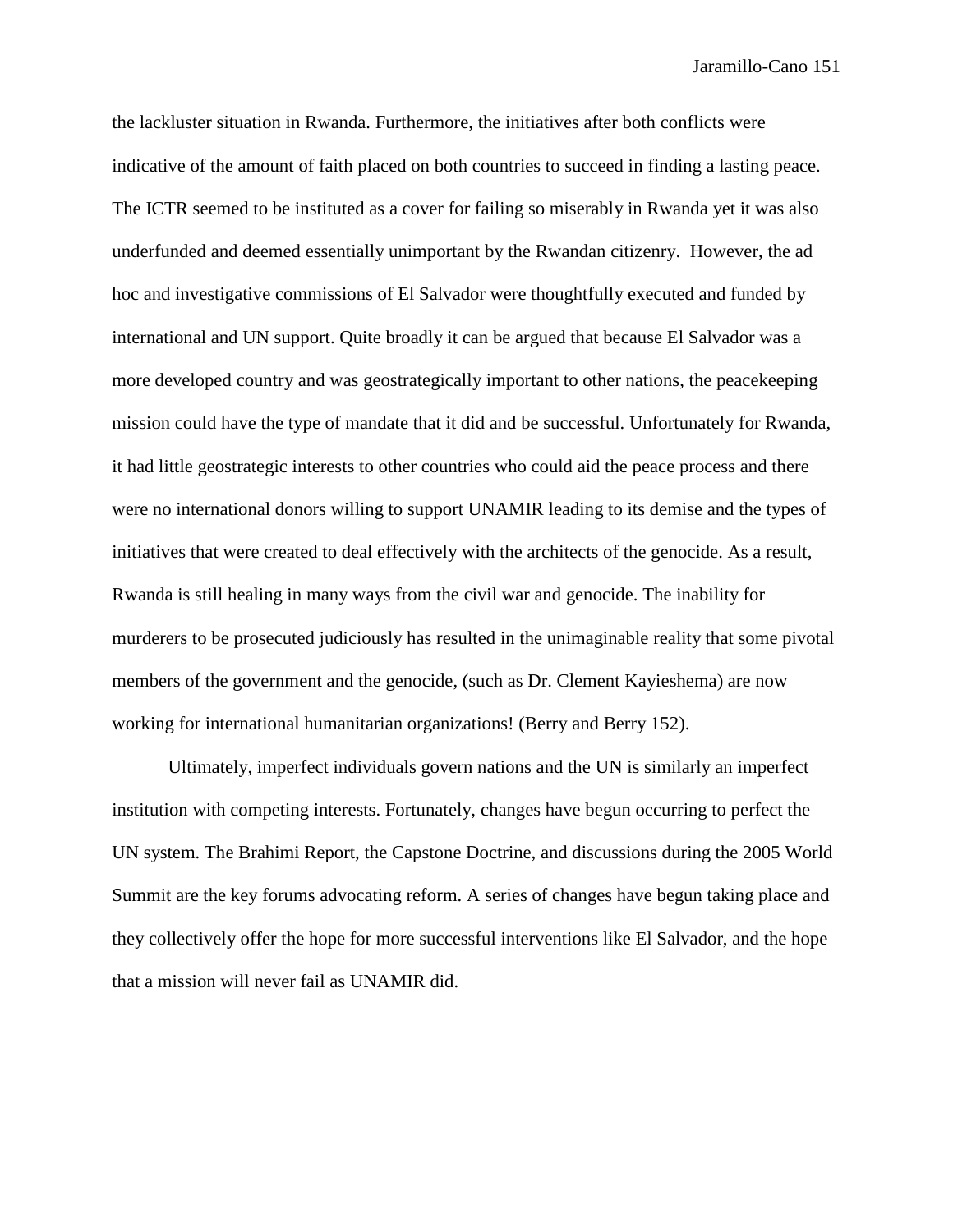the lackluster situation in Rwanda. Furthermore, the initiatives after both conflicts were indicative of the amount of faith placed on both countries to succeed in finding a lasting peace. The ICTR seemed to be instituted as a cover for failing so miserably in Rwanda yet it was also underfunded and deemed essentially unimportant by the Rwandan citizenry.  However, the ad hoc and investigative commissions of El Salvador were thoughtfully executed and funded by international and UN support. Quite broadly it can be argued that because El Salvador was a more developed country and was geostrategically important to other nations, the peacekeeping mission could have the type of mandate that it did and be successful. Unfortunately for Rwanda, it had little geostrategic interests to other countries who could aid the peace process and there were no international donors willing to support UNAMIR leading to its demise and the types of initiatives that were created to deal effectively with the architects of the genocide. As a result, Rwanda is still healing in many ways from the civil war and genocide. The inability for murderers to be prosecuted judiciously has resulted in the unimaginable reality that some pivotal members of the government and the genocide, (such as Dr. Clement Kayieshema) are now working for international humanitarian organizations! (Berry and Berry 152).

Ultimately, imperfect individuals govern nations and the UN is similarly an imperfect institution with competing interests. Fortunately, changes have begun occurring to perfect the UN system. The Brahimi Report, the Capstone Doctrine, and discussions during the 2005 World Summit are the key forums advocating reform. A series of changes have begun taking place and they collectively offer the hope for more successful interventions like El Salvador, and the hope that a mission will never fail as UNAMIR did.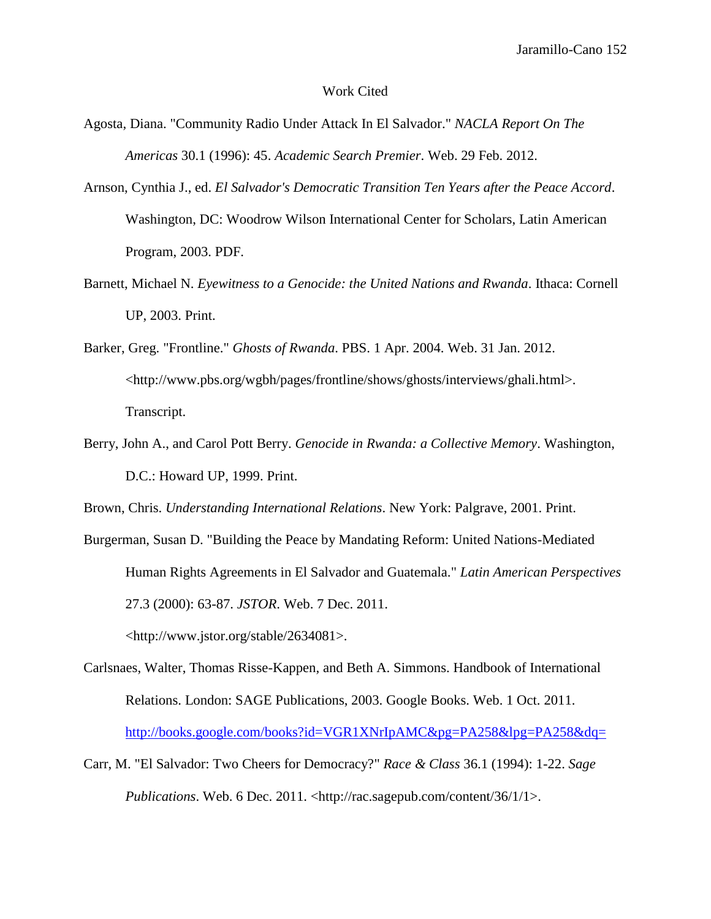Work Cited

Agosta, Diana. "Community Radio Under Attack In El Salvador." *NACLA Report On The Americas* 30.1 (1996): 45. *Academic Search Premier*. Web. 29 Feb. 2012.

Arnson, Cynthia J., ed. *El Salvador's Democratic Transition Ten Years after the Peace Accord*. Washington, DC: Woodrow Wilson International Center for Scholars, Latin American Program, 2003. PDF.

Barnett, Michael N. *Eyewitness to a Genocide: the United Nations and Rwanda*. Ithaca: Cornell UP, 2003. Print.

Barker, Greg. "Frontline." *Ghosts of Rwanda*. PBS. 1 Apr. 2004. Web. 31 Jan. 2012. <http://www.pbs.org/wgbh/pages/frontline/shows/ghosts/interviews/ghali.html>. Transcript.

Berry, John A., and Carol Pott Berry. *Genocide in Rwanda: a Collective Memory*. Washington, D.C.: Howard UP, 1999. Print.

Brown, Chris. *Understanding International Relations*. New York: Palgrave, 2001. Print.

Burgerman, Susan D. "Building the Peace by Mandating Reform: United Nations-Mediated Human Rights Agreements in El Salvador and Guatemala." *Latin American Perspectives* 27.3 (2000): 63-87. *JSTOR*. Web. 7 Dec. 2011. <http://www.jstor.org/stable/2634081>.

Carlsnaes, Walter, Thomas Risse-Kappen, and Beth A. Simmons. Handbook of International Relations. London: SAGE Publications, 2003. Google Books. Web. 1 Oct. 2011. http://books.google.com/books?id=VGR1XNrIpAMC&pg=PA258&lpg=PA258&dq=

Carr, M. "El Salvador: Two Cheers for Democracy?" *Race & Class* 36.1 (1994): 1-22. *Sage Publications*. Web. 6 Dec. 2011. <http://rac.sagepub.com/content/36/1/1>.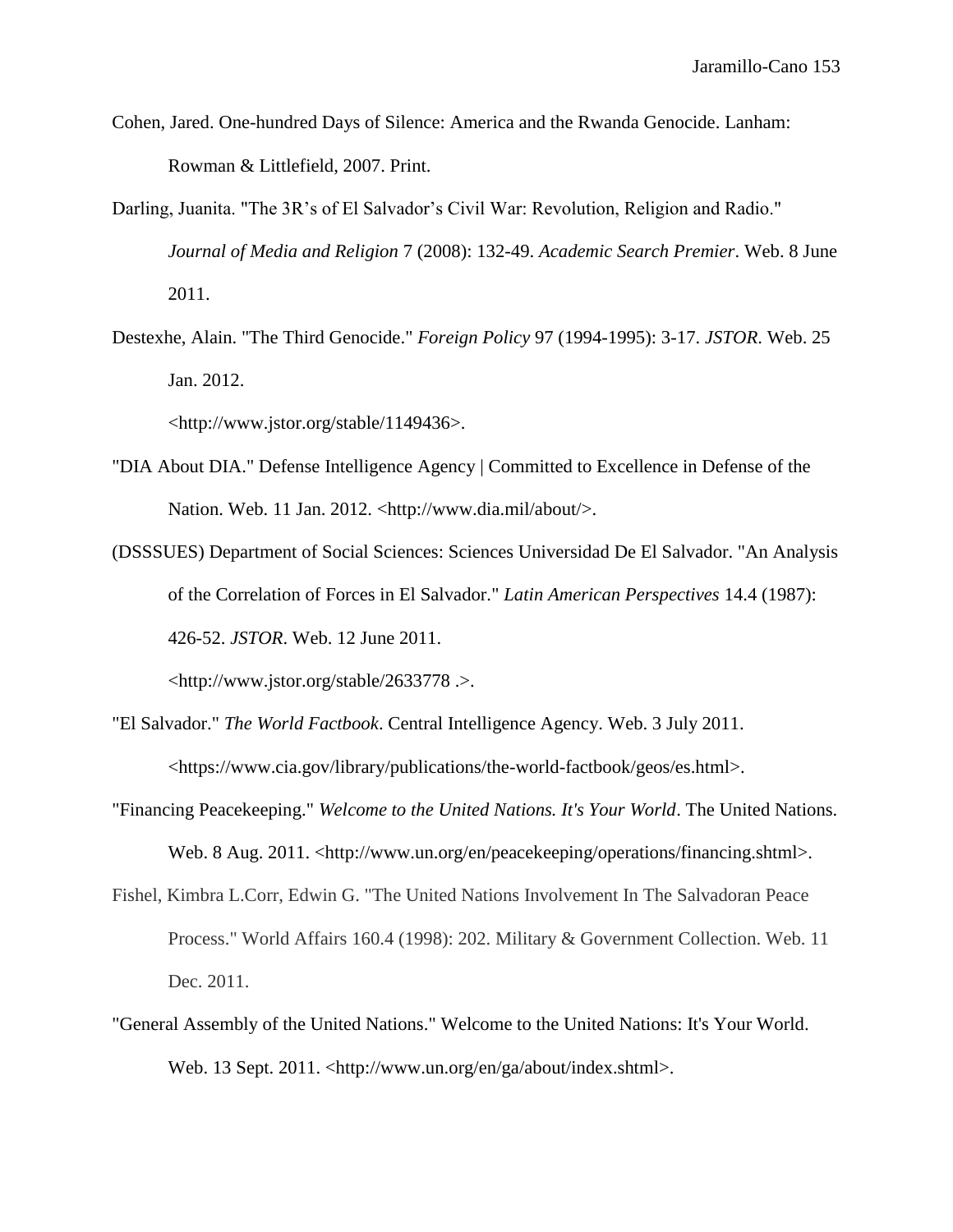Cohen, Jared. One-hundred Days of Silence: America and the Rwanda Genocide. Lanham: Rowman & Littlefield, 2007. Print.

Darling, Juanita. "The 3R's of El Salvador's Civil War: Revolution, Religion and Radio." *Journal of Media and Religion* 7 (2008): 132-49. *Academic Search Premier*. Web. 8 June 2011.

Destexhe, Alain. "The Third Genocide." *Foreign Policy* 97 (1994-1995): 3-17. *JSTOR*. Web. 25 Jan. 2012. <http://www.jstor.org/stable/1149436>.

"DIA About DIA." Defense Intelligence Agency | Committed to Excellence in Defense of the Nation. Web. 11 Jan. 2012. <http://www.dia.mil/about/>.

(DSSSUES) Department of Social Sciences: Sciences Universidad De El Salvador. "An Analysis of the Correlation of Forces in El Salvador." *Latin American Perspectives* 14.4 (1987): 426-52. *JSTOR*. Web. 12 June 2011. <http://www.jstor.org/stable/2633778 .>.

"El Salvador." *The World Factbook*. Central Intelligence Agency. Web. 3 July 2011. <https://www.cia.gov/library/publications/the-world-factbook/geos/es.html>.

"Financing Peacekeeping." *Welcome to the United Nations. It's Your World*. The United Nations. Web. 8 Aug. 2011. <http://www.un.org/en/peacekeeping/operations/financing.shtml>.

Fishel, Kimbra L.Corr, Edwin G. "The United Nations Involvement In The Salvadoran Peace Process." World Affairs 160.4 (1998): 202. Military & Government Collection. Web. 11 Dec. 2011.

"General Assembly of the United Nations." Welcome to the United Nations: It's Your World. Web. 13 Sept. 2011. <http://www.un.org/en/ga/about/index.shtml>.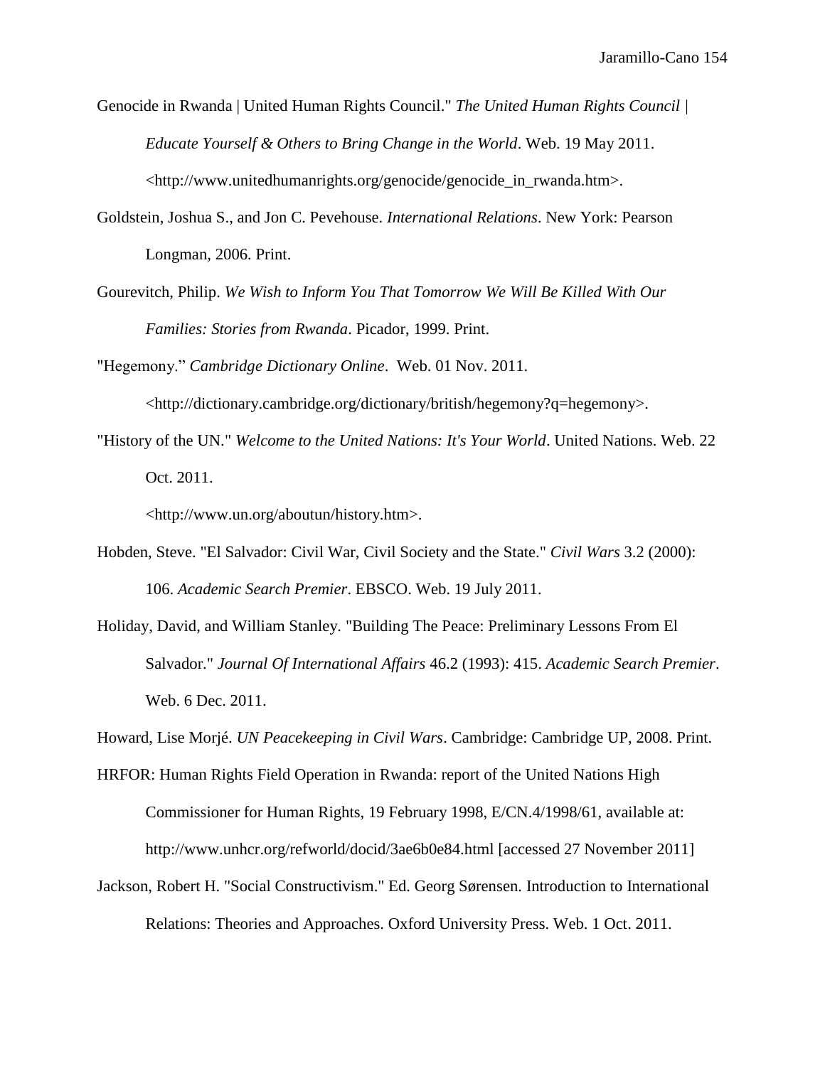Genocide in Rwanda | United Human Rights Council." *The United Human Rights Council | Educate Yourself & Others to Bring Change in the World*. Web. 19 May 2011. <http://www.unitedhumanrights.org/genocide/genocide_in_rwanda.htm>.

Goldstein, Joshua S., and Jon C. Pevehouse. *International Relations*. New York: Pearson Longman, 2006. Print.

Gourevitch, Philip. *We Wish to Inform You That Tomorrow We Will Be Killed With Our Families: Stories from Rwanda*. Picador, 1999. Print.

"Hegemony." *Cambridge Dictionary Online*. Web. 01 Nov. 2011. <http://dictionary.cambridge.org/dictionary/british/hegemony?q=hegemony>.

"History of the UN." *Welcome to the United Nations: It's Your World*. United Nations. Web. 22 Oct. 2011.
<http://www.un.org/aboutun/history.htm>.

Hobden, Steve. "El Salvador: Civil War, Civil Society and the State." *Civil Wars* 3.2 (2000): 106. *Academic Search Premier*. EBSCO. Web. 19 July 2011.

Holiday, David, and William Stanley. "Building The Peace: Preliminary Lessons From El Salvador." *Journal Of International Affairs* 46.2 (1993): 415. *Academic Search Premier*. Web. 6 Dec. 2011.

Howard, Lise Morjé. *UN Peacekeeping in Civil Wars*. Cambridge: Cambridge UP, 2008. Print.

HRFOR: Human Rights Field Operation in Rwanda: report of the United Nations High Commissioner for Human Rights, 19 February 1998, E/CN.4/1998/61, available at: http://www.unhcr.org/refworld/docid/3ae6b0e84.html [accessed 27 November 2011]

Jackson, Robert H. "Social Constructivism." Ed. Georg Sørensen. Introduction to International Relations: Theories and Approaches. Oxford University Press. Web. 1 Oct. 2011.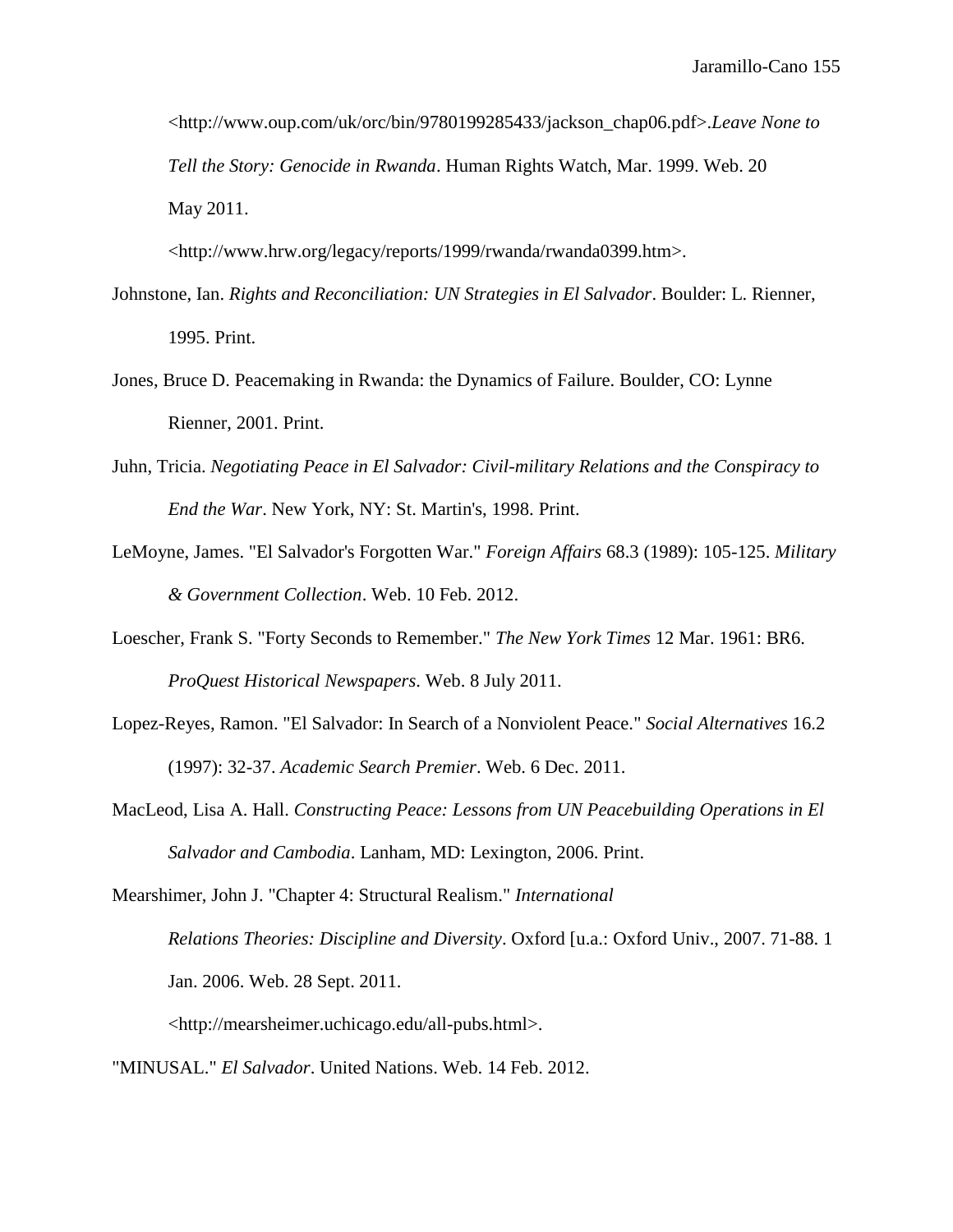<http://www.oup.com/uk/orc/bin/9780199285433/jackson_chap06.pdf>.*Leave None to Tell the Story: Genocide in Rwanda*. Human Rights Watch, Mar. 1999. Web. 20 May 2011.
<http://www.hrw.org/legacy/reports/1999/rwanda/rwanda0399.htm>.

Johnstone, Ian. *Rights and Reconciliation: UN Strategies in El Salvador*. Boulder: L. Rienner, 1995. Print.

Jones, Bruce D. Peacemaking in Rwanda: the Dynamics of Failure. Boulder, CO: Lynne Rienner, 2001. Print.

Juhn, Tricia. *Negotiating Peace in El Salvador: Civil-military Relations and the Conspiracy to End the War*. New York, NY: St. Martin's, 1998. Print.

LeMoyne, James. "El Salvador's Forgotten War." *Foreign Affairs* 68.3 (1989): 105-125. *Military & Government Collection*. Web. 10 Feb. 2012.

Loescher, Frank S. "Forty Seconds to Remember." *The New York Times* 12 Mar. 1961: BR6. *ProQuest Historical Newspapers*. Web. 8 July 2011.

Lopez-Reyes, Ramon. "El Salvador: In Search of a Nonviolent Peace." *Social Alternatives* 16.2 (1997): 32-37. *Academic Search Premier*. Web. 6 Dec. 2011.

MacLeod, Lisa A. Hall. *Constructing Peace: Lessons from UN Peacebuilding Operations in El Salvador and Cambodia*. Lanham, MD: Lexington, 2006. Print.

Mearshimer, John J. "Chapter 4: Structural Realism." *International Relations Theories: Discipline and Diversity*. Oxford [u.a.: Oxford Univ., 2007. 71-88. 1 Jan. 2006. Web. 28 Sept. 2011.
<http://mearsheimer.uchicago.edu/all-pubs.html>.

"MINUSAL." *El Salvador*. United Nations. Web. 14 Feb. 2012.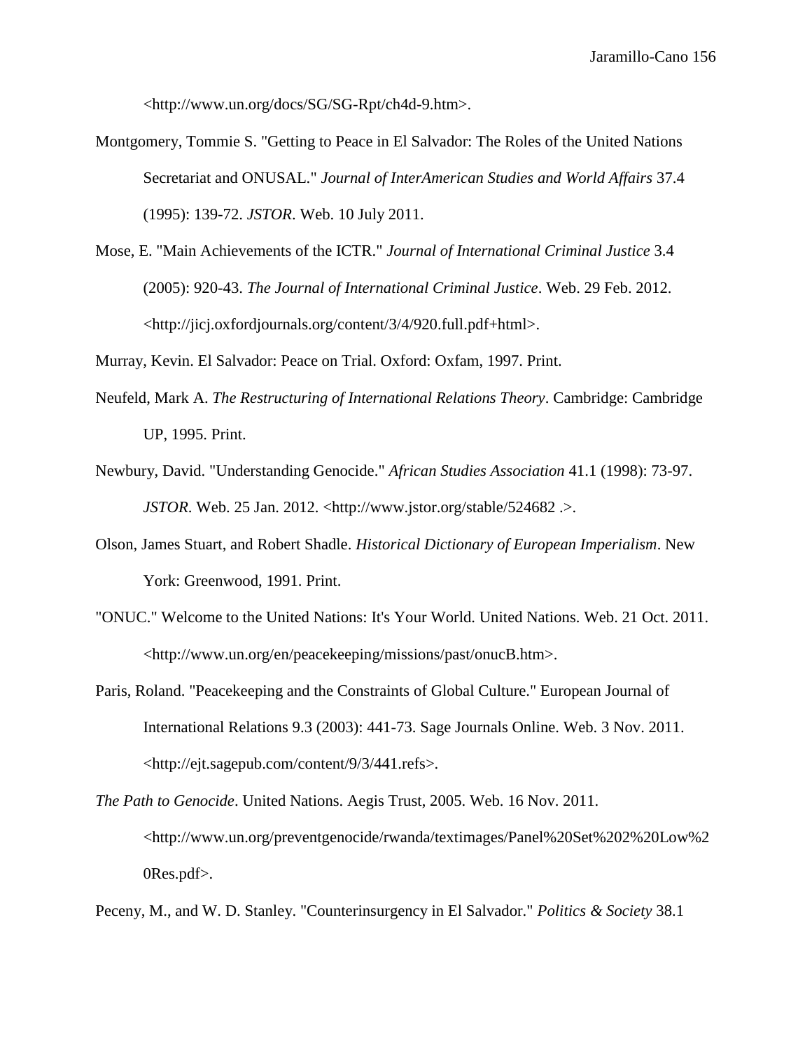<http://www.un.org/docs/SG/SG-Rpt/ch4d-9.htm>.

Montgomery, Tommie S. "Getting to Peace in El Salvador: The Roles of the United Nations Secretariat and ONUSAL." *Journal of InterAmerican Studies and World Affairs* 37.4 (1995): 139-72. *JSTOR*. Web. 10 July 2011.

Mose, E. "Main Achievements of the ICTR." *Journal of International Criminal Justice* 3.4 (2005): 920-43. *The Journal of International Criminal Justice*. Web. 29 Feb. 2012. <http://jicj.oxfordjournals.org/content/3/4/920.full.pdf+html>.

Murray, Kevin. El Salvador: Peace on Trial. Oxford: Oxfam, 1997. Print.

Neufeld, Mark A. *The Restructuring of International Relations Theory*. Cambridge: Cambridge UP, 1995. Print.

Newbury, David. "Understanding Genocide." *African Studies Association* 41.1 (1998): 73-97. *JSTOR*. Web. 25 Jan. 2012. <http://www.jstor.org/stable/524682 .>.

Olson, James Stuart, and Robert Shadle. *Historical Dictionary of European Imperialism*. New York: Greenwood, 1991. Print.

"ONUC." Welcome to the United Nations: It's Your World. United Nations. Web. 21 Oct. 2011. <http://www.un.org/en/peacekeeping/missions/past/onucB.htm>.

Paris, Roland. "Peacekeeping and the Constraints of Global Culture." European Journal of International Relations 9.3 (2003): 441-73. Sage Journals Online. Web. 3 Nov. 2011. <http://ejt.sagepub.com/content/9/3/441.refs>.

*The Path to Genocide*. United Nations. Aegis Trust, 2005. Web. 16 Nov. 2011. <http://www.un.org/preventgenocide/rwanda/textimages/Panel%20Set%202%20Low%20Res.pdf>.

Peceny, M., and W. D. Stanley. "Counterinsurgency in El Salvador." *Politics & Society* 38.1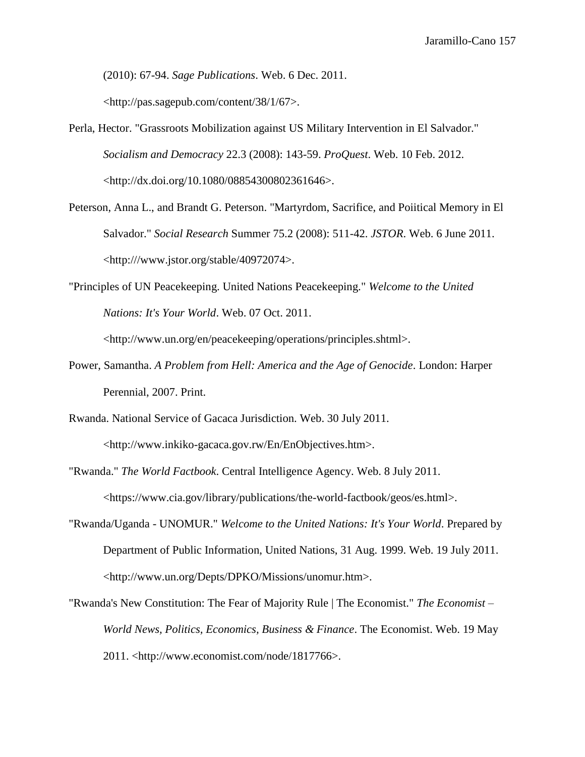(2010): 67-94. *Sage Publications*. Web. 6 Dec. 2011. <http://pas.sagepub.com/content/38/1/67>.

Perla, Hector. "Grassroots Mobilization against US Military Intervention in El Salvador." *Socialism and Democracy* 22.3 (2008): 143-59. *ProQuest*. Web. 10 Feb. 2012. <http://dx.doi.org/10.1080/08854300802361646>.

Peterson, Anna L., and Brandt G. Peterson. "Martyrdom, Sacrifice, and Poiitical Memory in El Salvador." *Social Research* Summer 75.2 (2008): 511-42. *JSTOR*. Web. 6 June 2011. <http:///www.jstor.org/stable/40972074>.

"Principles of UN Peacekeeping. United Nations Peacekeeping." *Welcome to the United Nations: It's Your World*. Web. 07 Oct. 2011. <http://www.un.org/en/peacekeeping/operations/principles.shtml>.

Power, Samantha. *A Problem from Hell: America and the Age of Genocide*. London: Harper Perennial, 2007. Print.

Rwanda. National Service of Gacaca Jurisdiction. Web. 30 July 2011. <http://www.inkiko-gacaca.gov.rw/En/EnObjectives.htm>.

"Rwanda." *The World Factbook*. Central Intelligence Agency. Web. 8 July 2011. <https://www.cia.gov/library/publications/the-world-factbook/geos/es.html>.

"Rwanda/Uganda - UNOMUR." *Welcome to the United Nations: It's Your World*. Prepared by Department of Public Information, United Nations, 31 Aug. 1999. Web. 19 July 2011. <http://www.un.org/Depts/DPKO/Missions/unomur.htm>.

"Rwanda's New Constitution: The Fear of Majority Rule | The Economist." *The Economist – World News, Politics, Economics, Business & Finance*. The Economist. Web. 19 May 2011. <http://www.economist.com/node/1817766>.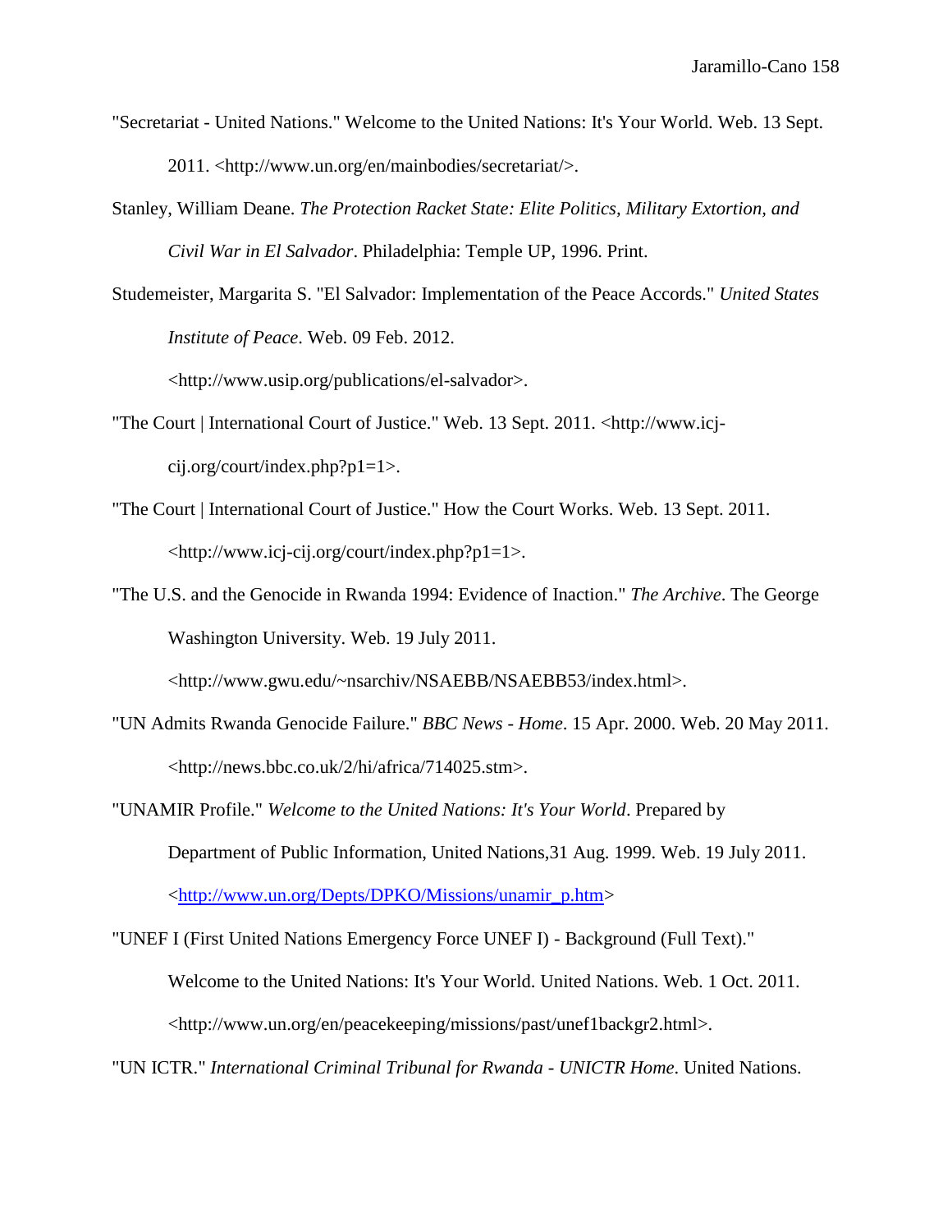"Secretariat - United Nations." Welcome to the United Nations: It's Your World. Web. 13 Sept. 2011. <http://www.un.org/en/mainbodies/secretariat/>.

Stanley, William Deane. *The Protection Racket State: Elite Politics, Military Extortion, and Civil War in El Salvador*. Philadelphia: Temple UP, 1996. Print.

Studemeister, Margarita S. "El Salvador: Implementation of the Peace Accords." *United States Institute of Peace*. Web. 09 Feb. 2012. <http://www.usip.org/publications/el-salvador>.

"The Court | International Court of Justice." Web. 13 Sept. 2011. <http://www.icj-cij.org/court/index.php?p1=1>.

"The Court | International Court of Justice." How the Court Works. Web. 13 Sept. 2011. <http://www.icj-cij.org/court/index.php?p1=1>.

"The U.S. and the Genocide in Rwanda 1994: Evidence of Inaction." *The Archive*. The George Washington University. Web. 19 July 2011. <http://www.gwu.edu/~nsarchiv/NSAEBB/NSAEBB53/index.html>.

"UN Admits Rwanda Genocide Failure." *BBC News - Home*. 15 Apr. 2000. Web. 20 May 2011. <http://news.bbc.co.uk/2/hi/africa/714025.stm>.

"UNAMIR Profile." *Welcome to the United Nations: It's Your World*. Prepared by Department of Public Information, United Nations,31 Aug. 1999. Web. 19 July 2011. <http://www.un.org/Depts/DPKO/Missions/unamir_p.htm>

"UNEF I (First United Nations Emergency Force UNEF I) - Background (Full Text)." Welcome to the United Nations: It's Your World. United Nations. Web. 1 Oct. 2011. <http://www.un.org/en/peacekeeping/missions/past/unef1backgr2.html>.

"UN ICTR." *International Criminal Tribunal for Rwanda - UNICTR Home*. United Nations.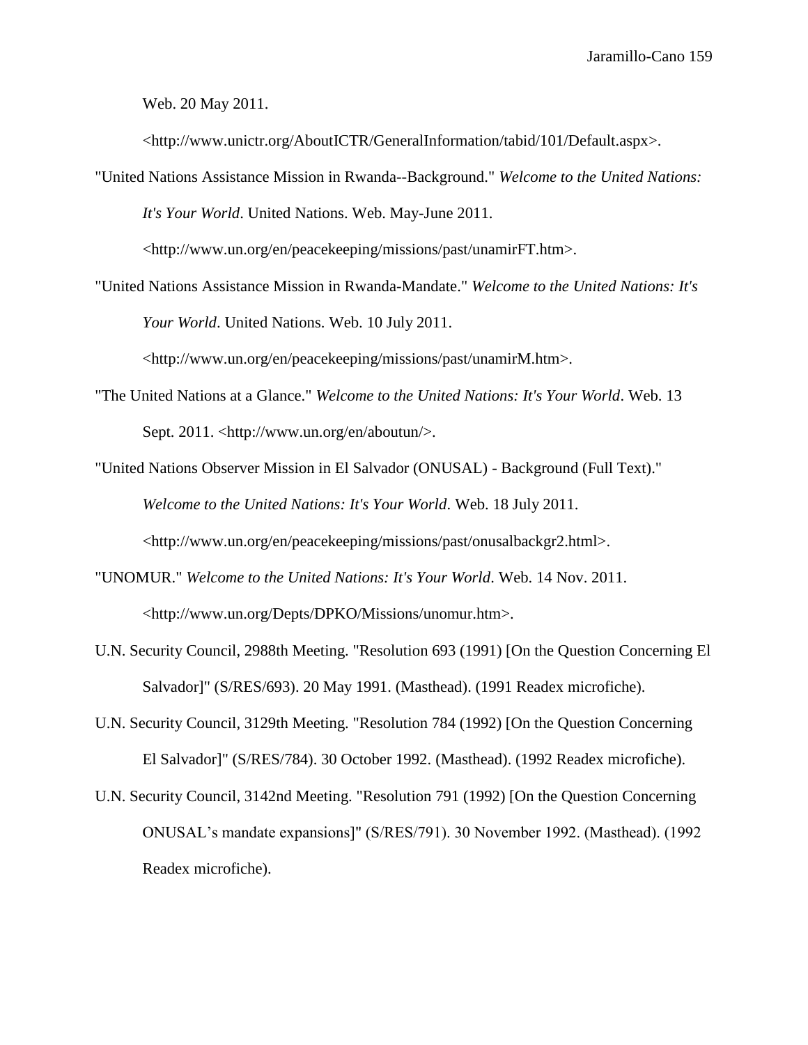Web. 20 May 2011. <http://www.unictr.org/AboutICTR/GeneralInformation/tabid/101/Default.aspx>.

"United Nations Assistance Mission in Rwanda--Background." *Welcome to the United Nations: It's Your World*. United Nations. Web. May-June 2011. <http://www.un.org/en/peacekeeping/missions/past/unamirFT.htm>.

"United Nations Assistance Mission in Rwanda-Mandate." *Welcome to the United Nations: It's Your World*. United Nations. Web. 10 July 2011. <http://www.un.org/en/peacekeeping/missions/past/unamirM.htm>.

"The United Nations at a Glance." *Welcome to the United Nations: It's Your World*. Web. 13 Sept. 2011. <http://www.un.org/en/aboutun/>.

"United Nations Observer Mission in El Salvador (ONUSAL) - Background (Full Text)." *Welcome to the United Nations: It's Your World*. Web. 18 July 2011. <http://www.un.org/en/peacekeeping/missions/past/onusalbackgr2.html>.

"UNOMUR." *Welcome to the United Nations: It's Your World*. Web. 14 Nov. 2011. <http://www.un.org/Depts/DPKO/Missions/unomur.htm>.

U.N. Security Council, 2988th Meeting. "Resolution 693 (1991) [On the Question Concerning El Salvador]" (S/RES/693). 20 May 1991. (Masthead). (1991 Readex microfiche).

U.N. Security Council, 3129th Meeting. "Resolution 784 (1992) [On the Question Concerning El Salvador]" (S/RES/784). 30 October 1992. (Masthead). (1992 Readex microfiche).

U.N. Security Council, 3142nd Meeting. "Resolution 791 (1992) [On the Question Concerning ONUSAL's mandate expansions]" (S/RES/791). 30 November 1992. (Masthead). (1992 Readex microfiche).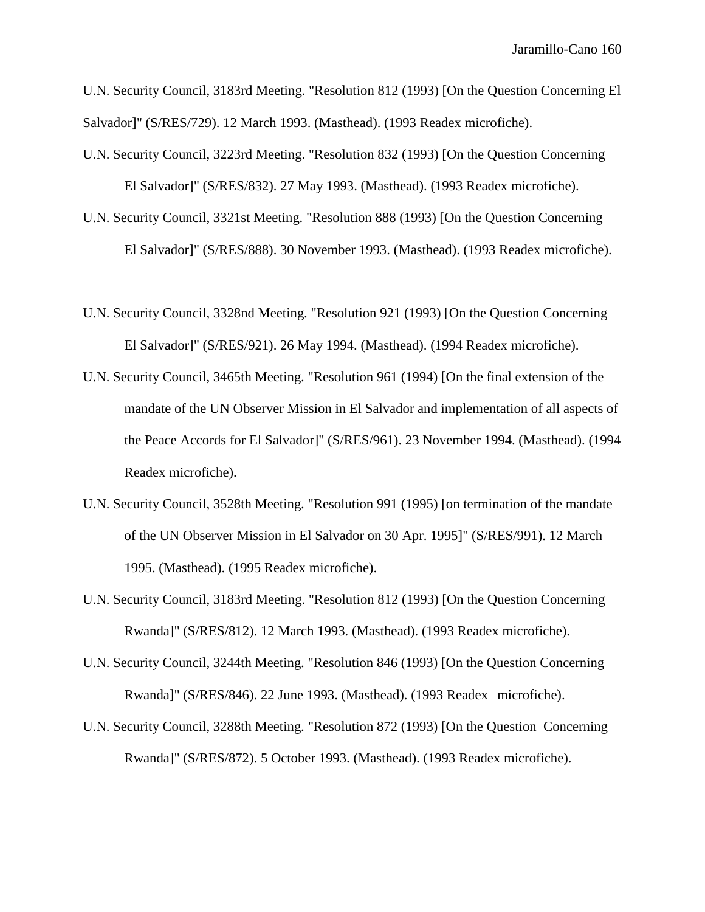U.N. Security Council, 3183rd Meeting. "Resolution 812 (1993) [On the Question Concerning El Salvador]" (S/RES/729). 12 March 1993. (Masthead). (1993 Readex microfiche).

U.N. Security Council, 3223rd Meeting. "Resolution 832 (1993) [On the Question Concerning El Salvador]" (S/RES/832). 27 May 1993. (Masthead). (1993 Readex microfiche).

U.N. Security Council, 3321st Meeting. "Resolution 888 (1993) [On the Question Concerning El Salvador]" (S/RES/888). 30 November 1993. (Masthead). (1993 Readex microfiche).

U.N. Security Council, 3328nd Meeting. "Resolution 921 (1993) [On the Question Concerning El Salvador]" (S/RES/921). 26 May 1994. (Masthead). (1994 Readex microfiche).

U.N. Security Council, 3465th Meeting. "Resolution 961 (1994) [On the final extension of the mandate of the UN Observer Mission in El Salvador and implementation of all aspects of the Peace Accords for El Salvador]" (S/RES/961). 23 November 1994. (Masthead). (1994 Readex microfiche).

U.N. Security Council, 3528th Meeting. "Resolution 991 (1995) [on termination of the mandate of the UN Observer Mission in El Salvador on 30 Apr. 1995]" (S/RES/991). 12 March 1995. (Masthead). (1995 Readex microfiche).

U.N. Security Council, 3183rd Meeting. "Resolution 812 (1993) [On the Question Concerning Rwanda]" (S/RES/812). 12 March 1993. (Masthead). (1993 Readex microfiche).

U.N. Security Council, 3244th Meeting. "Resolution 846 (1993) [On the Question Concerning Rwanda]" (S/RES/846). 22 June 1993. (Masthead). (1993 Readex microfiche).

U.N. Security Council, 3288th Meeting. "Resolution 872 (1993) [On the Question Concerning Rwanda]" (S/RES/872). 5 October 1993. (Masthead). (1993 Readex microfiche).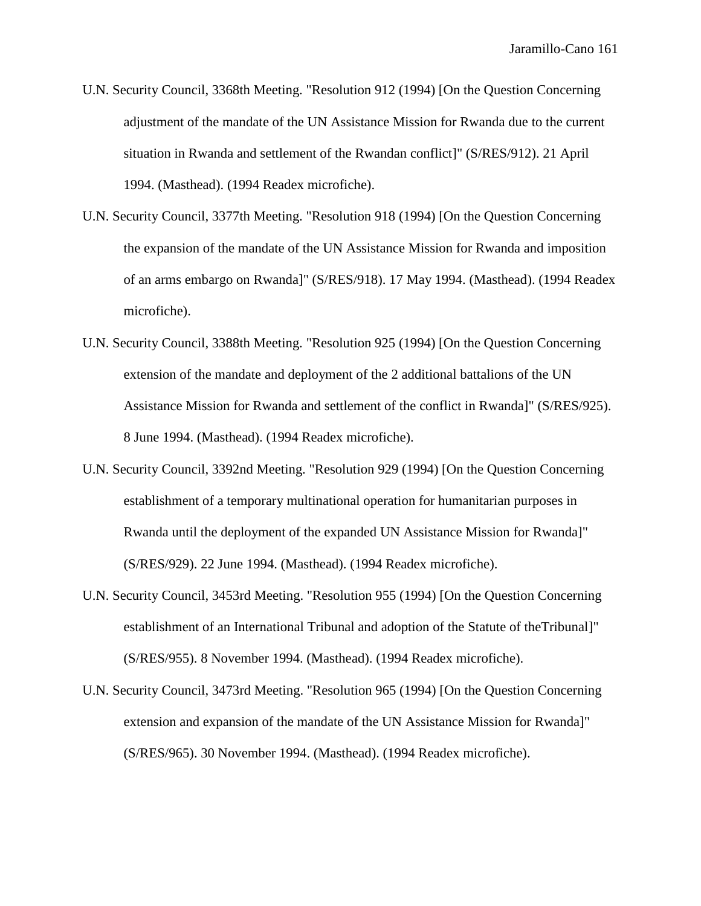U.N. Security Council, 3368th Meeting. "Resolution 912 (1994) [On the Question Concerning adjustment of the mandate of the UN Assistance Mission for Rwanda due to the current situation in Rwanda and settlement of the Rwandan conflict]" (S/RES/912). 21 April 1994. (Masthead). (1994 Readex microfiche).

U.N. Security Council, 3377th Meeting. "Resolution 918 (1994) [On the Question Concerning the expansion of the mandate of the UN Assistance Mission for Rwanda and imposition of an arms embargo on Rwanda]" (S/RES/918). 17 May 1994. (Masthead). (1994 Readex microfiche).

U.N. Security Council, 3388th Meeting. "Resolution 925 (1994) [On the Question Concerning extension of the mandate and deployment of the 2 additional battalions of the UN Assistance Mission for Rwanda and settlement of the conflict in Rwanda]" (S/RES/925). 8 June 1994. (Masthead). (1994 Readex microfiche).

U.N. Security Council, 3392nd Meeting. "Resolution 929 (1994) [On the Question Concerning establishment of a temporary multinational operation for humanitarian purposes in Rwanda until the deployment of the expanded UN Assistance Mission for Rwanda]" (S/RES/929). 22 June 1994. (Masthead). (1994 Readex microfiche).

U.N. Security Council, 3453rd Meeting. "Resolution 955 (1994) [On the Question Concerning establishment of an International Tribunal and adoption of the Statute of theTribunal]" (S/RES/955). 8 November 1994. (Masthead). (1994 Readex microfiche).

U.N. Security Council, 3473rd Meeting. "Resolution 965 (1994) [On the Question Concerning extension and expansion of the mandate of the UN Assistance Mission for Rwanda]" (S/RES/965). 30 November 1994. (Masthead). (1994 Readex microfiche).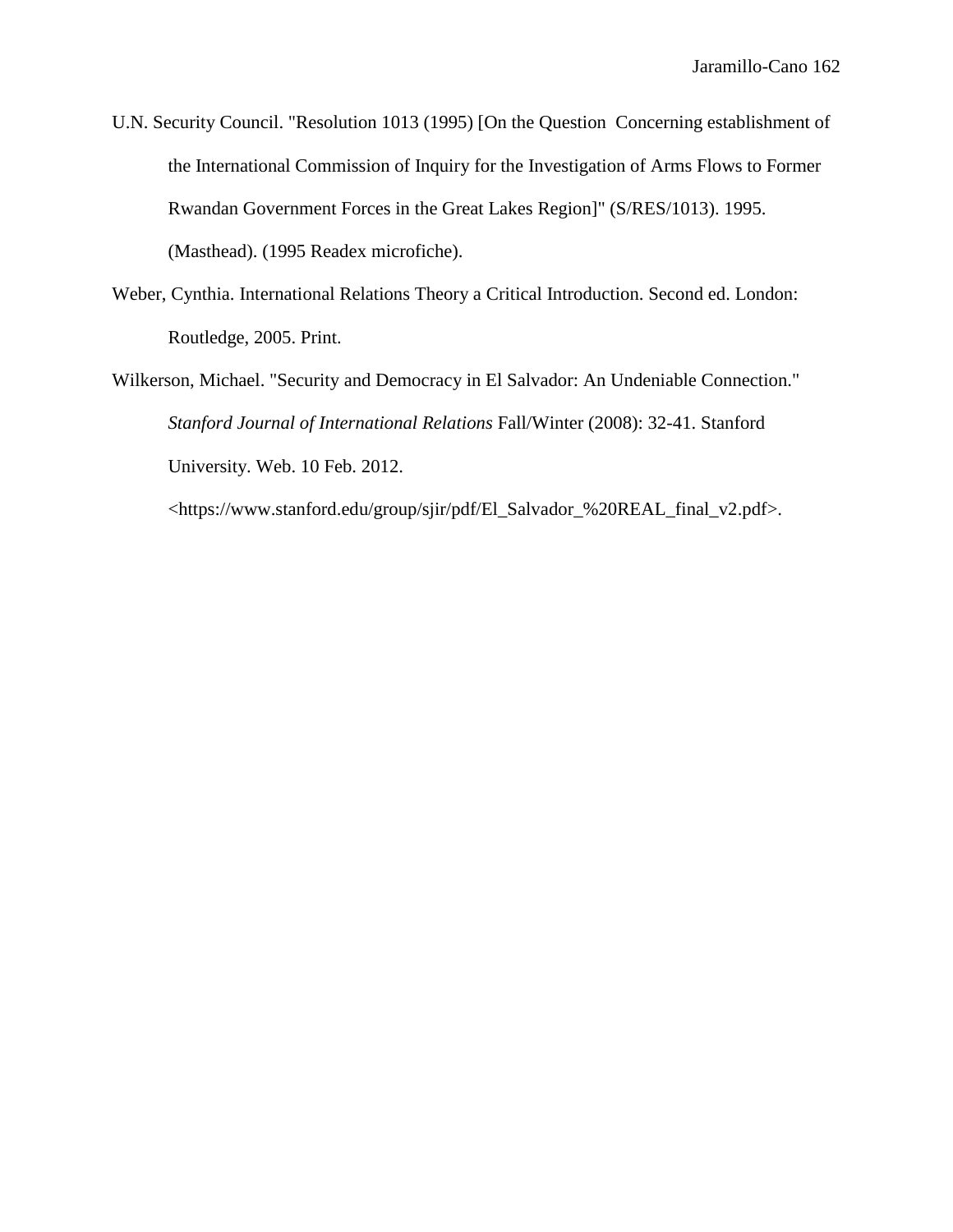U.N. Security Council. "Resolution 1013 (1995) [On the Question Concerning establishment of the International Commission of Inquiry for the Investigation of Arms Flows to Former Rwandan Government Forces in the Great Lakes Region]" (S/RES/1013). 1995. (Masthead). (1995 Readex microfiche).

Weber, Cynthia. International Relations Theory a Critical Introduction. Second ed. London: Routledge, 2005. Print.

Wilkerson, Michael. "Security and Democracy in El Salvador: An Undeniable Connection." *Stanford Journal of International Relations* Fall/Winter (2008): 32-41. Stanford University. Web. 10 Feb. 2012. <https://www.stanford.edu/group/sjir/pdf/El_Salvador_%20REAL_final_v2.pdf>.